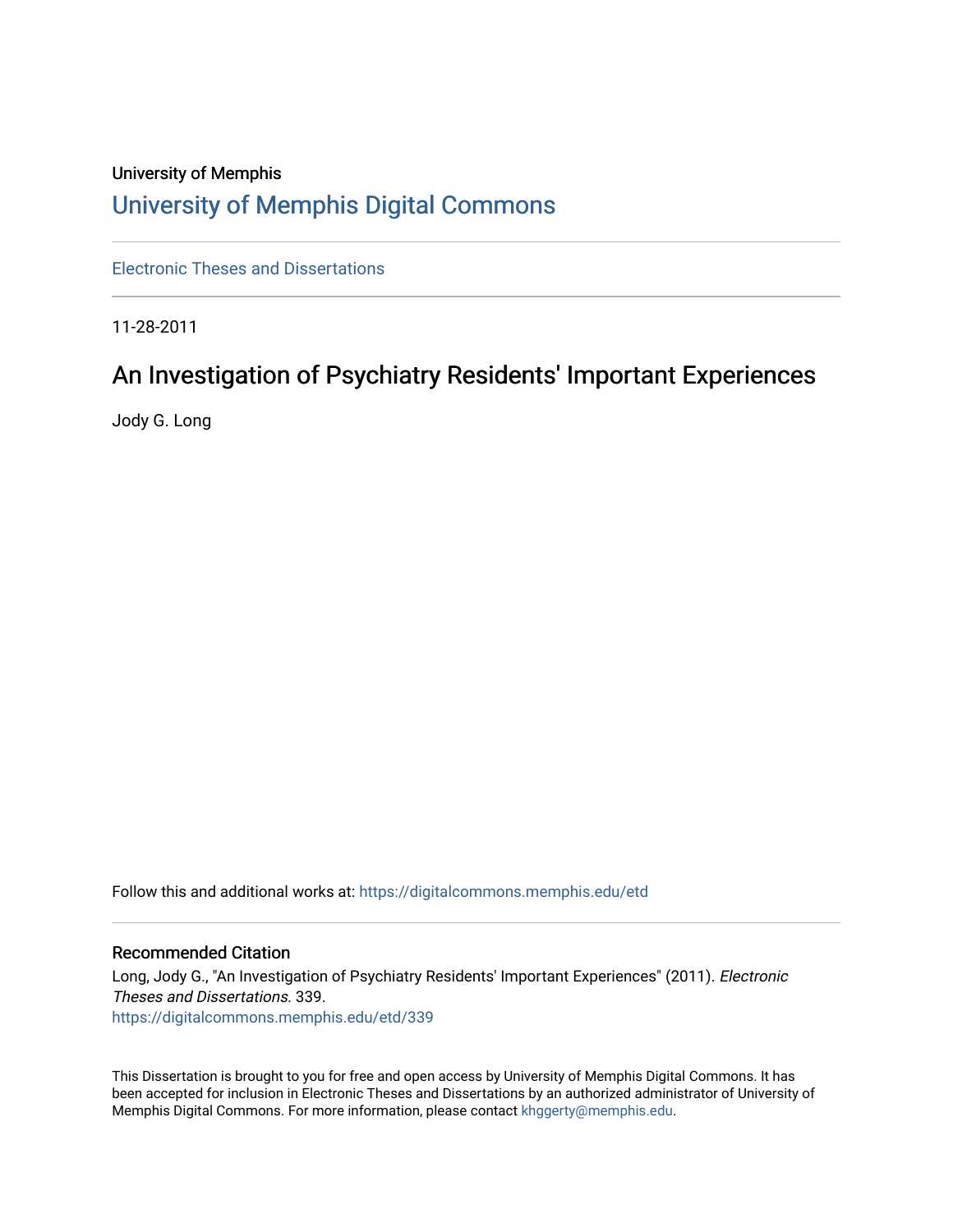University of Memphis

# University of Memphis Digital Commons

Electronic Theses and Dissertations

11-28-2011

## An Investigation of Psychiatry Residents' Important Experiences

Jody G. Long

Follow this and additional works at: https://digitalcommons.memphis.edu/etd

### Recommended Citation

Long, Jody G., "An Investigation of Psychiatry Residents' Important Experiences" (2011). *Electronic Theses and Dissertations*. 339.
https://digitalcommons.memphis.edu/etd/339

This Dissertation is brought to you for free and open access by University of Memphis Digital Commons. It has been accepted for inclusion in Electronic Theses and Dissertations by an authorized administrator of University of Memphis Digital Commons. For more information, please contact khggerty@memphis.edu.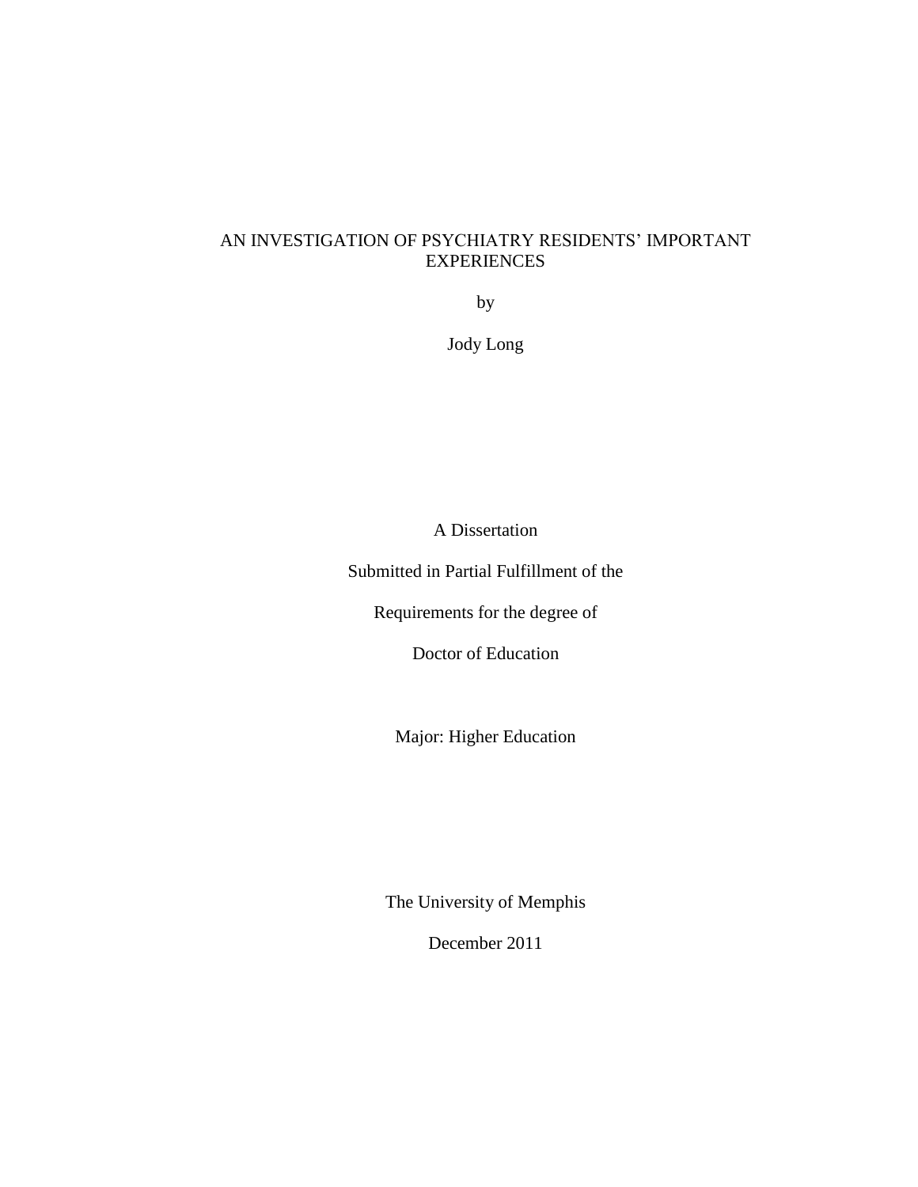# AN INVESTIGATION OF PSYCHIATRY RESIDENTS' IMPORTANT EXPERIENCES

by

Jody Long

A Dissertation

Submitted in Partial Fulfillment of the

Requirements for the degree of

Doctor of Education

Major: Higher Education

The University of Memphis

December 2011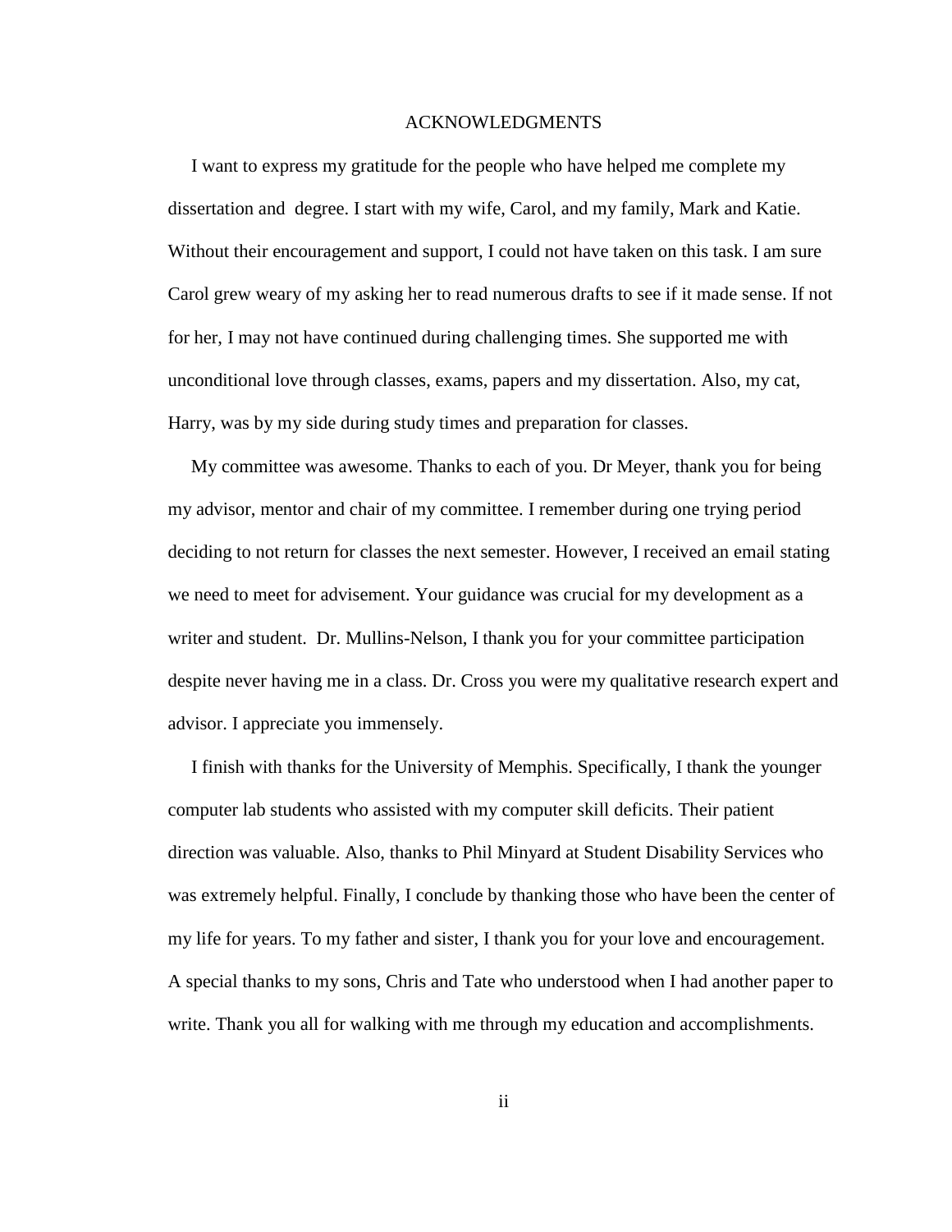# ACKNOWLEDGMENTS

I want to express my gratitude for the people who have helped me complete my dissertation and degree. I start with my wife, Carol, and my family, Mark and Katie. Without their encouragement and support, I could not have taken on this task. I am sure Carol grew weary of my asking her to read numerous drafts to see if it made sense. If not for her, I may not have continued during challenging times. She supported me with unconditional love through classes, exams, papers and my dissertation. Also, my cat, Harry, was by my side during study times and preparation for classes.

My committee was awesome. Thanks to each of you. Dr Meyer, thank you for being my advisor, mentor and chair of my committee. I remember during one trying period deciding to not return for classes the next semester. However, I received an email stating we need to meet for advisement. Your guidance was crucial for my development as a writer and student. Dr. Mullins-Nelson, I thank you for your committee participation despite never having me in a class. Dr. Cross you were my qualitative research expert and advisor. I appreciate you immensely.

I finish with thanks for the University of Memphis. Specifically, I thank the younger computer lab students who assisted with my computer skill deficits. Their patient direction was valuable. Also, thanks to Phil Minyard at Student Disability Services who was extremely helpful. Finally, I conclude by thanking those who have been the center of my life for years. To my father and sister, I thank you for your love and encouragement. A special thanks to my sons, Chris and Tate who understood when I had another paper to write. Thank you all for walking with me through my education and accomplishments.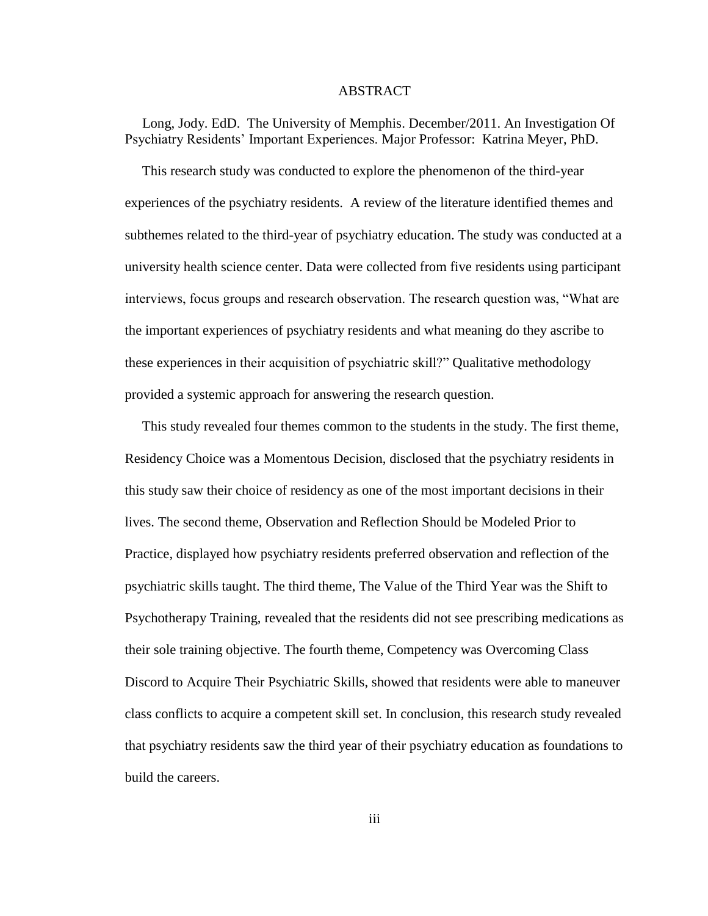# ABSTRACT

Long, Jody. EdD. The University of Memphis. December/2011. An Investigation Of Psychiatry Residents' Important Experiences. Major Professor: Katrina Meyer, PhD.

This research study was conducted to explore the phenomenon of the third-year experiences of the psychiatry residents. A review of the literature identified themes and subthemes related to the third-year of psychiatry education. The study was conducted at a university health science center. Data were collected from five residents using participant interviews, focus groups and research observation. The research question was, "What are the important experiences of psychiatry residents and what meaning do they ascribe to these experiences in their acquisition of psychiatric skill?" Qualitative methodology provided a systemic approach for answering the research question.

This study revealed four themes common to the students in the study. The first theme, Residency Choice was a Momentous Decision, disclosed that the psychiatry residents in this study saw their choice of residency as one of the most important decisions in their lives. The second theme, Observation and Reflection Should be Modeled Prior to Practice, displayed how psychiatry residents preferred observation and reflection of the psychiatric skills taught. The third theme, The Value of the Third Year was the Shift to Psychotherapy Training, revealed that the residents did not see prescribing medications as their sole training objective. The fourth theme, Competency was Overcoming Class Discord to Acquire Their Psychiatric Skills, showed that residents were able to maneuver class conflicts to acquire a competent skill set. In conclusion, this research study revealed that psychiatry residents saw the third year of their psychiatry education as foundations to build the careers.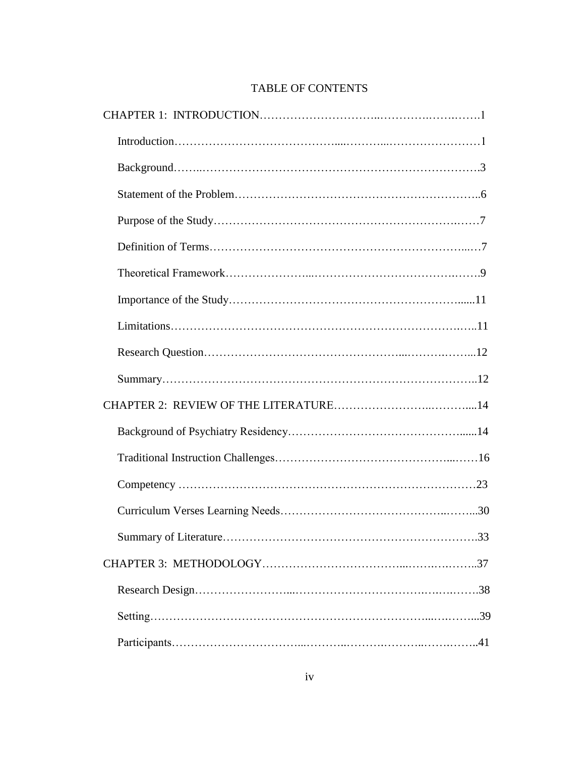# TABLE OF CONTENTS

CHAPTER 1: INTRODUCTION……………………………………………………………1

- Introduction……………………………………………………………………………1
- Background……………………………………………………………………………3
- Statement of the Problem……………………………………………………………..6
- Purpose of the Study…………………………………………………………………7
- Definition of Terms……………………………………………………………………7
- Theoretical Framework……………………………………………………………….9
- Importance of the Study……………………………………………………………..11
- Limitations…………………………………………………………………………….11
- Research Question…………………………………………………………………...12
- Summary……………………………………………………………………………..12

CHAPTER 2: REVIEW OF THE LITERATURE…………………………………....14

- Background of Psychiatry Residency……………………………………………......14
- Traditional Instruction Challenges……………………………………………………16
- Competency ……………………………………………………………………………23
- Curriculum Verses Learning Needs…………………………………………………..30
- Summary of Literature………………………………………………………………..33

CHAPTER 3: METHODOLOGY…………………………………………………….37

- Research Design……………………………………………………………………….38
- Setting…………………………………………………………………………………...39
- Participants……………………………………………………………………………..41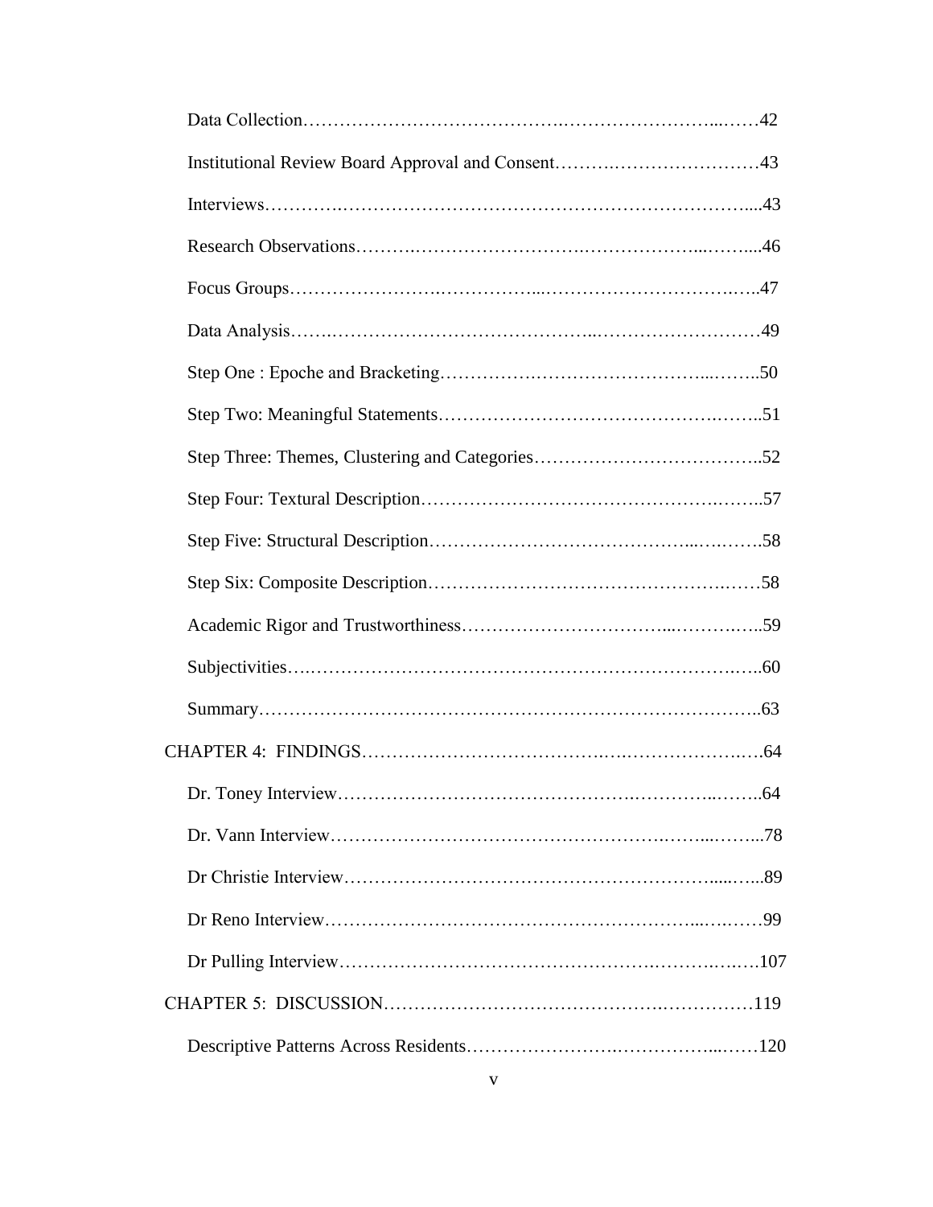Data Collection……………………………………………………………………42

Institutional Review Board Approval and Consent……………………………43

Interviews…………………………………………………………………………43

Research Observations……………………………………………………………46

Focus Groups………………………………………………………………………47

Data Analysis………………………………………………………………………49

Step One : Epoche and Bracketing………………………………………………50

Step Two: Meaningful Statements………………………………………………51

Step Three: Themes, Clustering and Categories………………………………52

Step Four: Textural Description…………………………………………………57

Step Five: Structural Description…………………………………………………58

Step Six: Composite Description…………………………………………………58

Academic Rigor and Trustworthiness……………………………………………59

Subjectivities………………………………………………………………………60

Summary……………………………………………………………………………63

CHAPTER 4: FINDINGS……………………………………………………………64

Dr. Toney Interview…………………………………………………………………64

Dr. Vann Interview…………………………………………………………………78

Dr Christie Interview………………………………………………………………89

Dr Reno Interview…………………………………………………………………99

Dr Pulling Interview………………………………………………………………107

CHAPTER 5: DISCUSSION…………………………………………………………119

Descriptive Patterns Across Residents……………………………………………120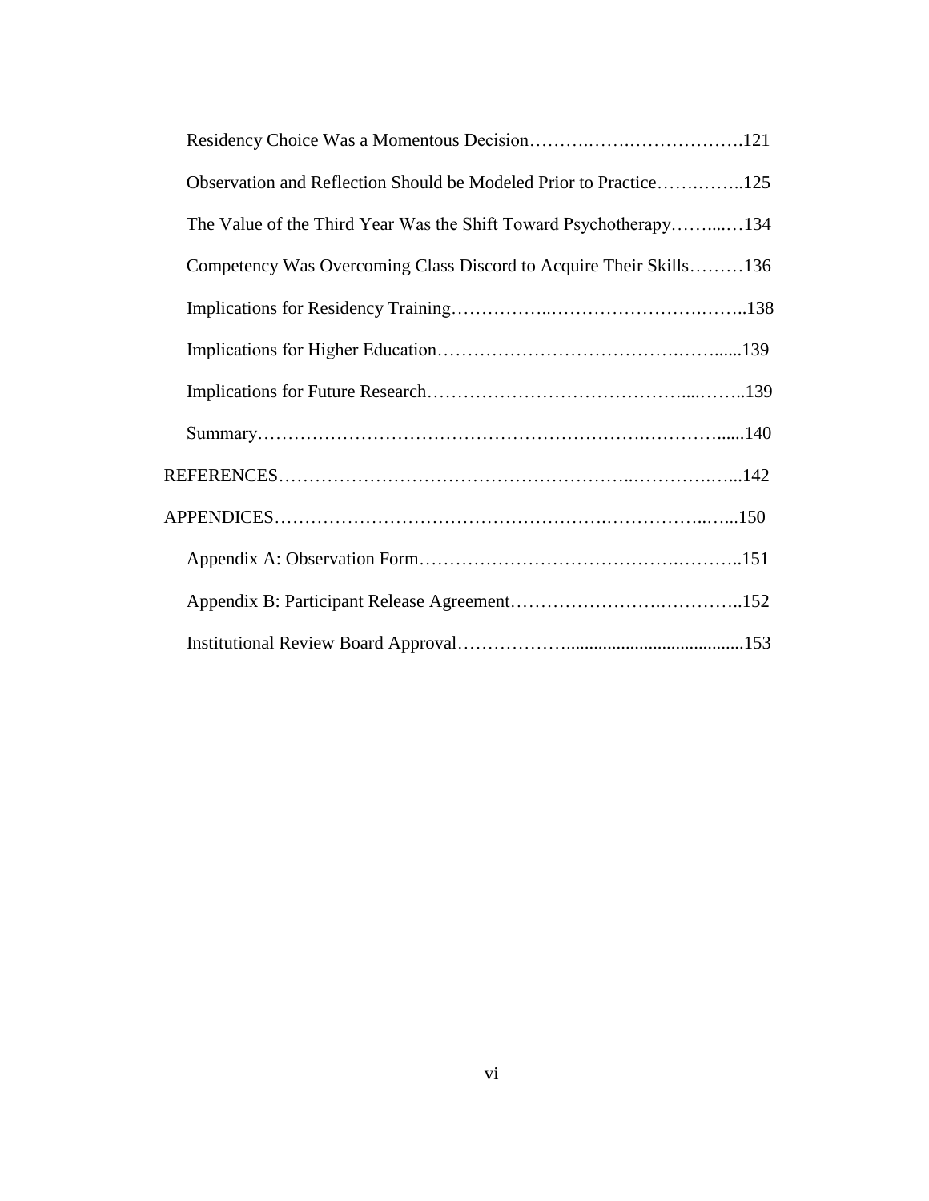Residency Choice Was a Momentous Decision……….…….……………….121

Observation and Reflection Should be Modeled Prior to Practice…….……..125

The Value of the Third Year Was the Shift Toward Psychotherapy……...…134

Competency Was Overcoming Class Discord to Acquire Their Skills………136

Implications for Residency Training……………..……………………….……..138

Implications for Higher Education…………………………………….……......139

Implications for Future Research…………………………………....……..139

Summary……………………….…………………………….……….…......140

REFERENCES………………………………………………..…………….…...142

APPENDICES…………………………………………….……………..…...150

Appendix A: Observation Form……………………………………….………..151

Appendix B: Participant Release Agreement……………………….…………..152

Institutional Review Board Approval………………........................................153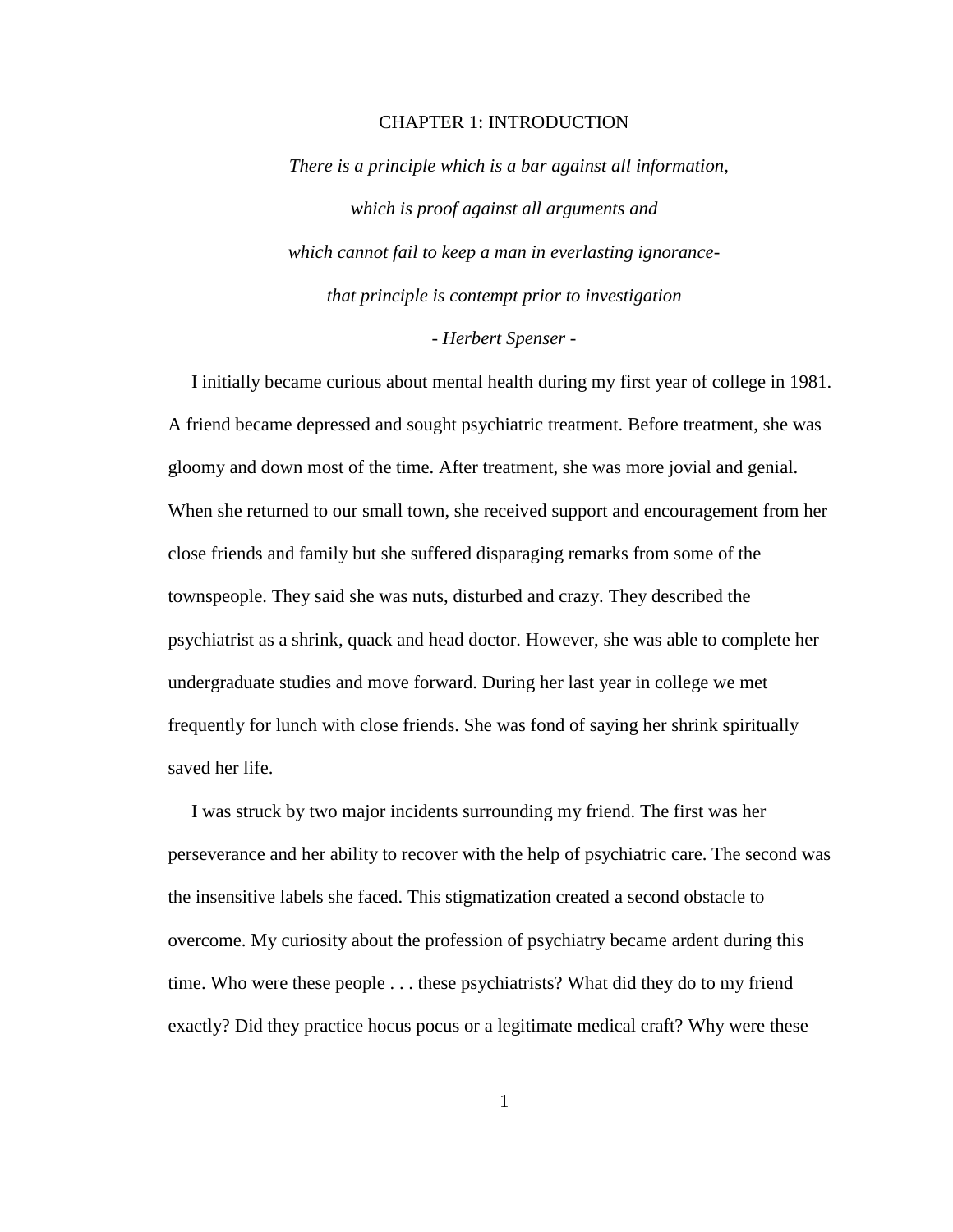# CHAPTER 1: INTRODUCTION

*There is a principle which is a bar against all information,*
*which is proof against all arguments and*
*which cannot fail to keep a man in everlasting ignorance-*
*that principle is contempt prior to investigation*
*- Herbert Spenser -*

I initially became curious about mental health during my first year of college in 1981. A friend became depressed and sought psychiatric treatment. Before treatment, she was gloomy and down most of the time. After treatment, she was more jovial and genial. When she returned to our small town, she received support and encouragement from her close friends and family but she suffered disparaging remarks from some of the townspeople. They said she was nuts, disturbed and crazy. They described the psychiatrist as a shrink, quack and head doctor. However, she was able to complete her undergraduate studies and move forward. During her last year in college we met frequently for lunch with close friends. She was fond of saying her shrink spiritually saved her life.

I was struck by two major incidents surrounding my friend. The first was her perseverance and her ability to recover with the help of psychiatric care. The second was the insensitive labels she faced. This stigmatization created a second obstacle to overcome. My curiosity about the profession of psychiatry became ardent during this time. Who were these people . . . these psychiatrists? What did they do to my friend exactly? Did they practice hocus pocus or a legitimate medical craft? Why were these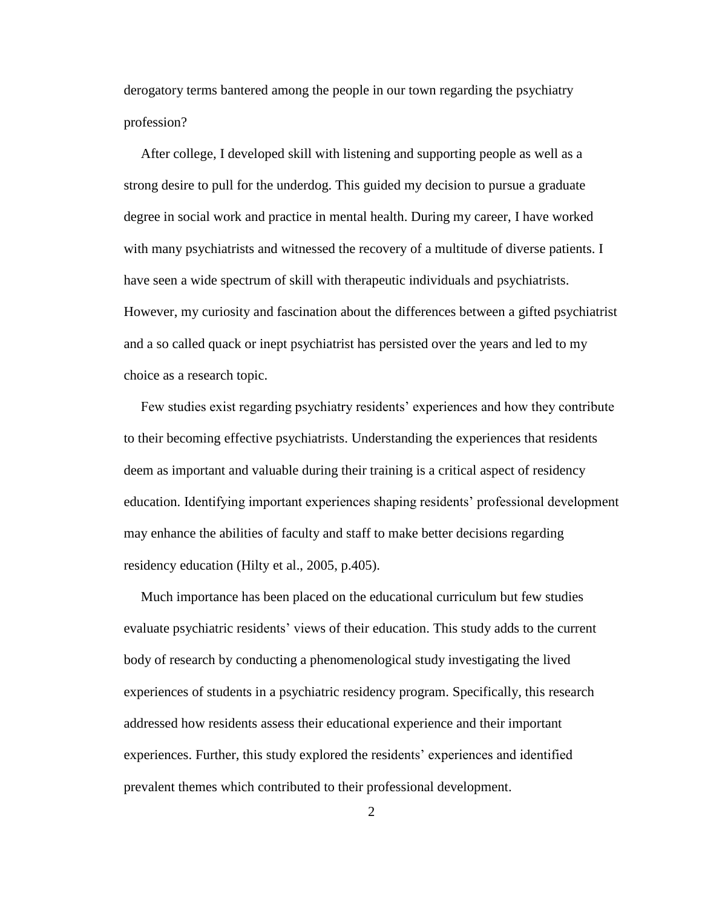derogatory terms bantered among the people in our town regarding the psychiatry profession?

After college, I developed skill with listening and supporting people as well as a strong desire to pull for the underdog. This guided my decision to pursue a graduate degree in social work and practice in mental health. During my career, I have worked with many psychiatrists and witnessed the recovery of a multitude of diverse patients. I have seen a wide spectrum of skill with therapeutic individuals and psychiatrists. However, my curiosity and fascination about the differences between a gifted psychiatrist and a so called quack or inept psychiatrist has persisted over the years and led to my choice as a research topic.

Few studies exist regarding psychiatry residents' experiences and how they contribute to their becoming effective psychiatrists. Understanding the experiences that residents deem as important and valuable during their training is a critical aspect of residency education. Identifying important experiences shaping residents' professional development may enhance the abilities of faculty and staff to make better decisions regarding residency education (Hilty et al., 2005, p.405).

Much importance has been placed on the educational curriculum but few studies evaluate psychiatric residents' views of their education. This study adds to the current body of research by conducting a phenomenological study investigating the lived experiences of students in a psychiatric residency program. Specifically, this research addressed how residents assess their educational experience and their important experiences. Further, this study explored the residents' experiences and identified prevalent themes which contributed to their professional development.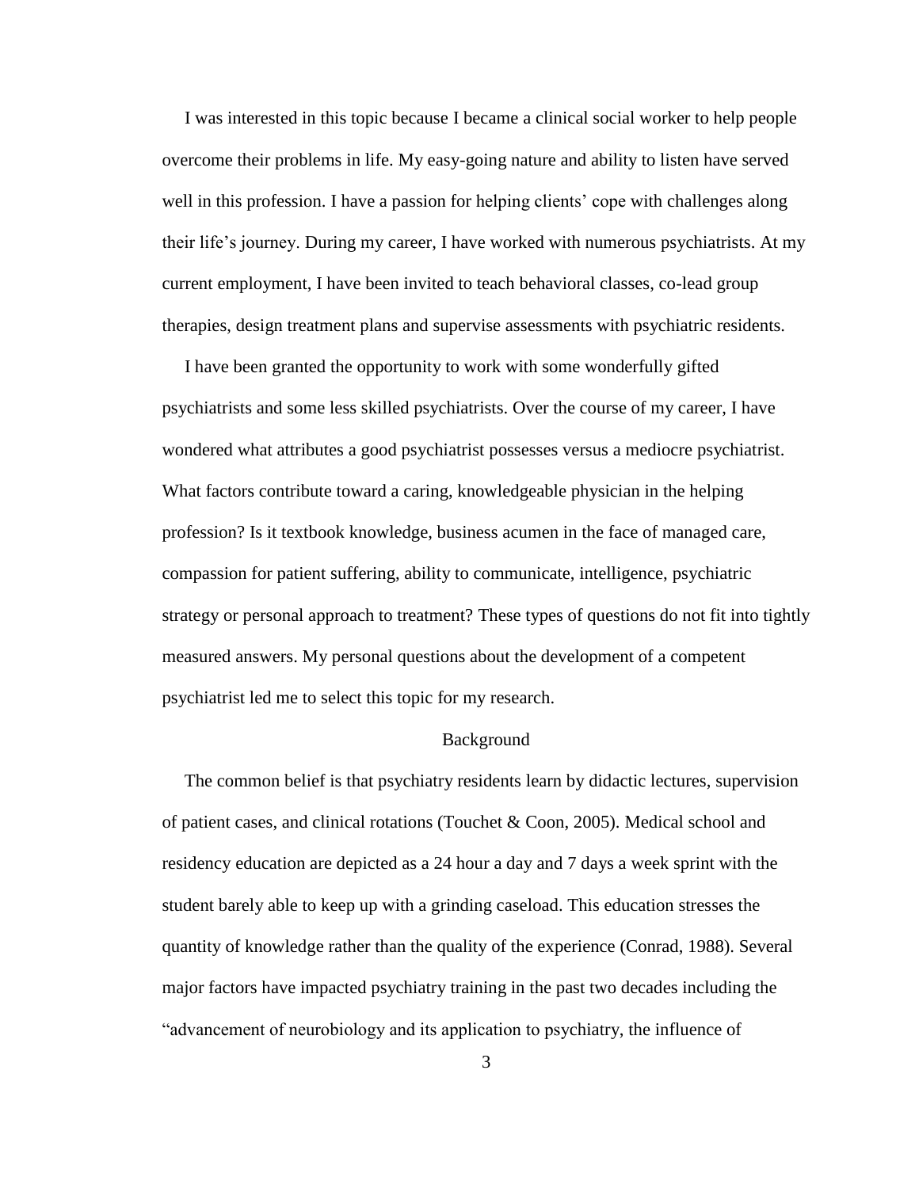I was interested in this topic because I became a clinical social worker to help people overcome their problems in life. My easy-going nature and ability to listen have served well in this profession. I have a passion for helping clients' cope with challenges along their life's journey. During my career, I have worked with numerous psychiatrists. At my current employment, I have been invited to teach behavioral classes, co-lead group therapies, design treatment plans and supervise assessments with psychiatric residents.

I have been granted the opportunity to work with some wonderfully gifted psychiatrists and some less skilled psychiatrists. Over the course of my career, I have wondered what attributes a good psychiatrist possesses versus a mediocre psychiatrist. What factors contribute toward a caring, knowledgeable physician in the helping profession? Is it textbook knowledge, business acumen in the face of managed care, compassion for patient suffering, ability to communicate, intelligence, psychiatric strategy or personal approach to treatment? These types of questions do not fit into tightly measured answers. My personal questions about the development of a competent psychiatrist led me to select this topic for my research.

## Background

The common belief is that psychiatry residents learn by didactic lectures, supervision of patient cases, and clinical rotations (Touchet & Coon, 2005). Medical school and residency education are depicted as a 24 hour a day and 7 days a week sprint with the student barely able to keep up with a grinding caseload. This education stresses the quantity of knowledge rather than the quality of the experience (Conrad, 1988). Several major factors have impacted psychiatry training in the past two decades including the "advancement of neurobiology and its application to psychiatry, the influence of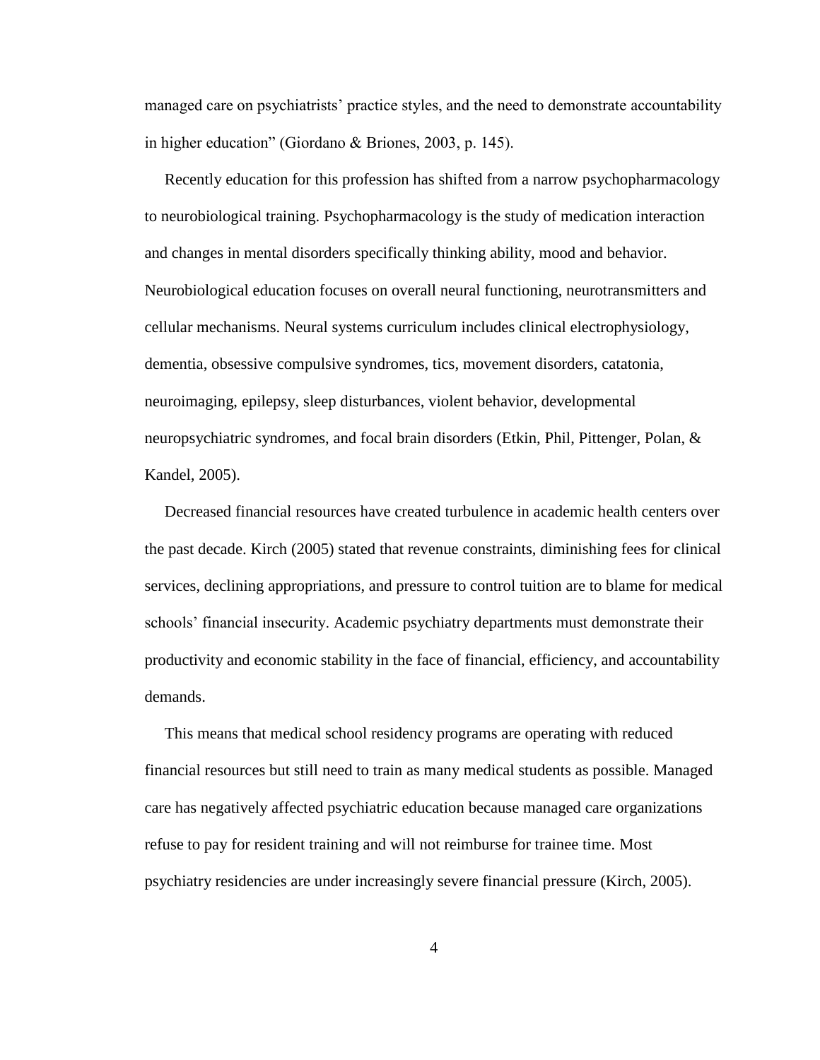managed care on psychiatrists' practice styles, and the need to demonstrate accountability in higher education" (Giordano & Briones, 2003, p. 145).

Recently education for this profession has shifted from a narrow psychopharmacology to neurobiological training. Psychopharmacology is the study of medication interaction and changes in mental disorders specifically thinking ability, mood and behavior. Neurobiological education focuses on overall neural functioning, neurotransmitters and cellular mechanisms. Neural systems curriculum includes clinical electrophysiology, dementia, obsessive compulsive syndromes, tics, movement disorders, catatonia, neuroimaging, epilepsy, sleep disturbances, violent behavior, developmental neuropsychiatric syndromes, and focal brain disorders (Etkin, Phil, Pittenger, Polan, & Kandel, 2005).

Decreased financial resources have created turbulence in academic health centers over the past decade. Kirch (2005) stated that revenue constraints, diminishing fees for clinical services, declining appropriations, and pressure to control tuition are to blame for medical schools' financial insecurity. Academic psychiatry departments must demonstrate their productivity and economic stability in the face of financial, efficiency, and accountability demands.

This means that medical school residency programs are operating with reduced financial resources but still need to train as many medical students as possible. Managed care has negatively affected psychiatric education because managed care organizations refuse to pay for resident training and will not reimburse for trainee time. Most psychiatry residencies are under increasingly severe financial pressure (Kirch, 2005).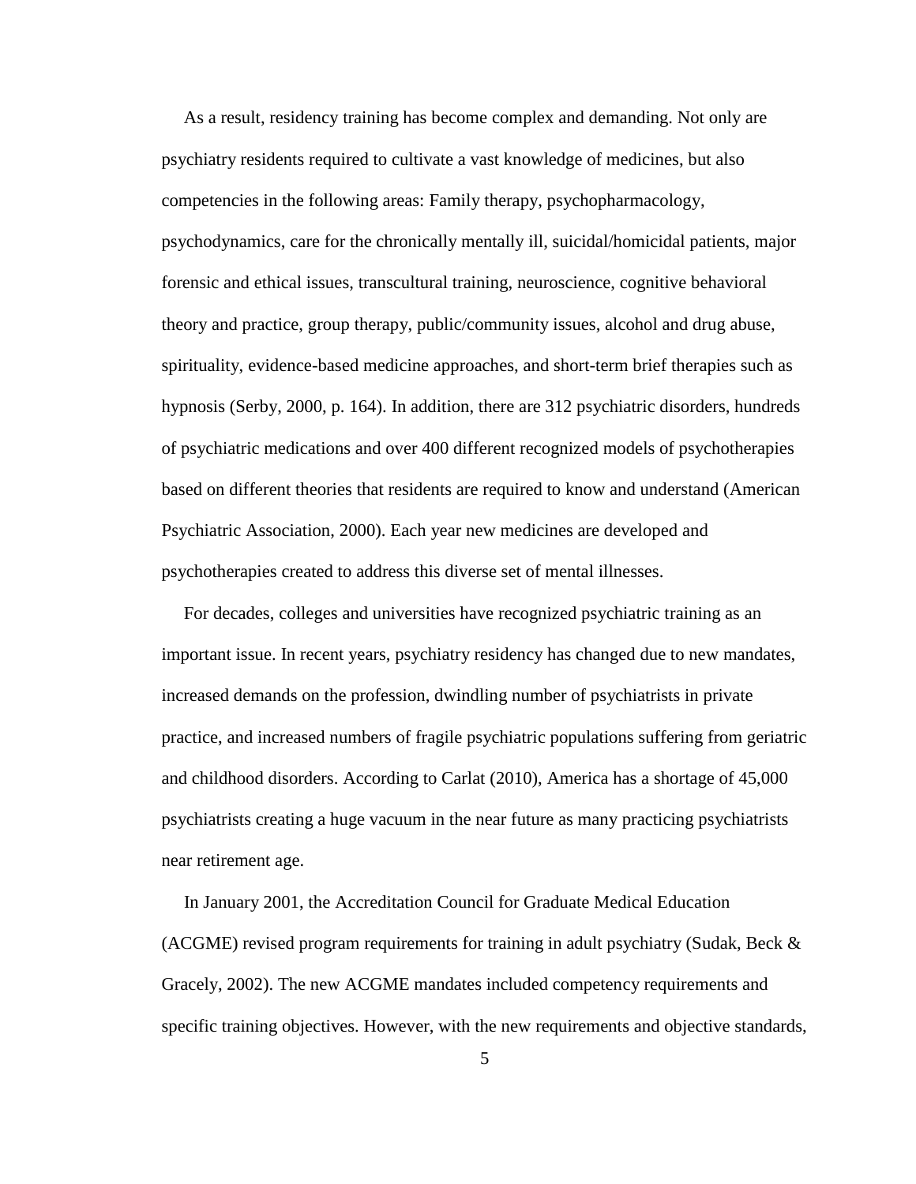As a result, residency training has become complex and demanding. Not only are psychiatry residents required to cultivate a vast knowledge of medicines, but also competencies in the following areas: Family therapy, psychopharmacology, psychodynamics, care for the chronically mentally ill, suicidal/homicidal patients, major forensic and ethical issues, transcultural training, neuroscience, cognitive behavioral theory and practice, group therapy, public/community issues, alcohol and drug abuse, spirituality, evidence-based medicine approaches, and short-term brief therapies such as hypnosis (Serby, 2000, p. 164). In addition, there are 312 psychiatric disorders, hundreds of psychiatric medications and over 400 different recognized models of psychotherapies based on different theories that residents are required to know and understand (American Psychiatric Association, 2000). Each year new medicines are developed and psychotherapies created to address this diverse set of mental illnesses.

For decades, colleges and universities have recognized psychiatric training as an important issue. In recent years, psychiatry residency has changed due to new mandates, increased demands on the profession, dwindling number of psychiatrists in private practice, and increased numbers of fragile psychiatric populations suffering from geriatric and childhood disorders. According to Carlat (2010), America has a shortage of 45,000 psychiatrists creating a huge vacuum in the near future as many practicing psychiatrists near retirement age.

In January 2001, the Accreditation Council for Graduate Medical Education (ACGME) revised program requirements for training in adult psychiatry (Sudak, Beck & Gracely, 2002). The new ACGME mandates included competency requirements and specific training objectives. However, with the new requirements and objective standards,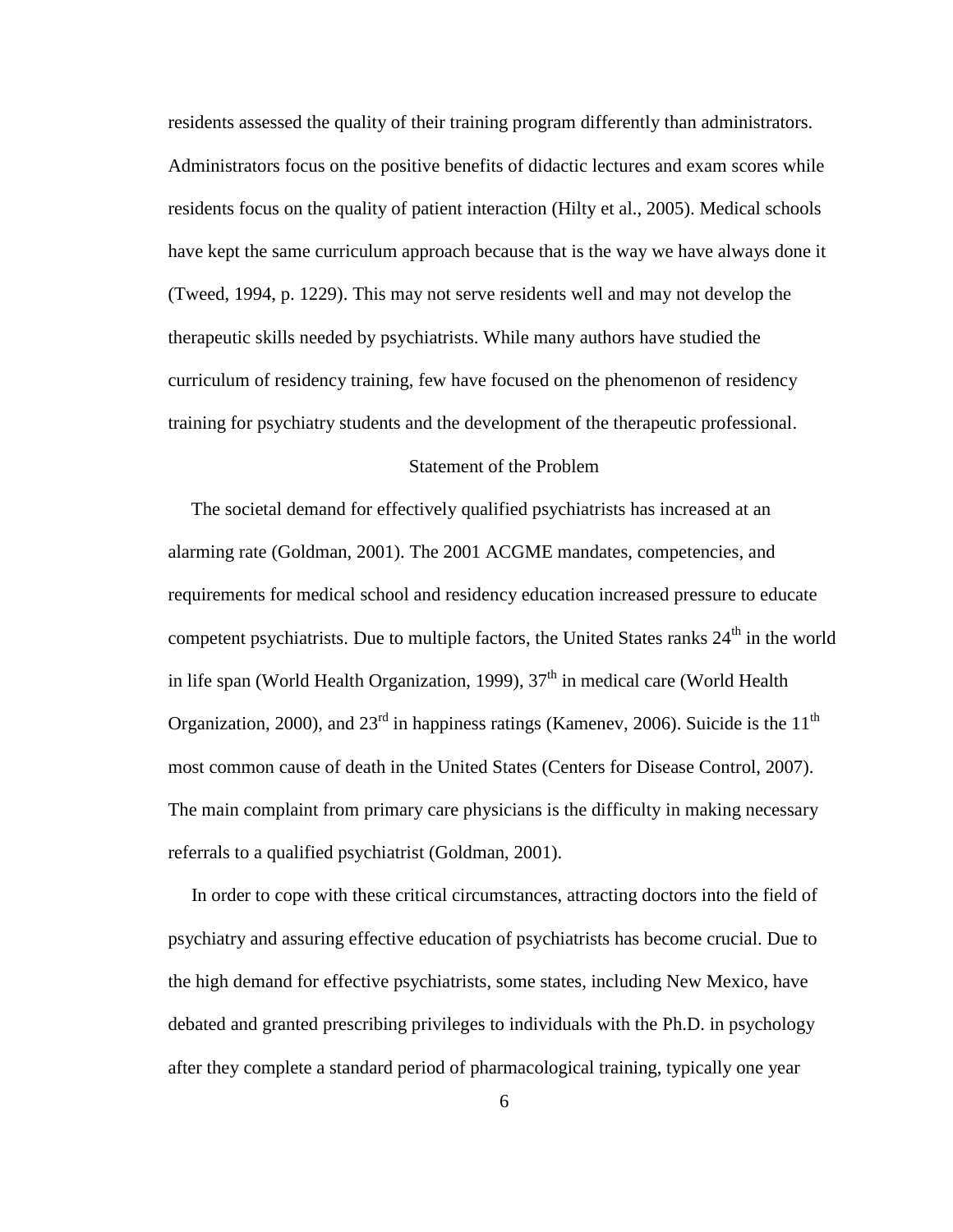residents assessed the quality of their training program differently than administrators. Administrators focus on the positive benefits of didactic lectures and exam scores while residents focus on the quality of patient interaction (Hilty et al., 2005). Medical schools have kept the same curriculum approach because that is the way we have always done it (Tweed, 1994, p. 1229). This may not serve residents well and may not develop the therapeutic skills needed by psychiatrists. While many authors have studied the curriculum of residency training, few have focused on the phenomenon of residency training for psychiatry students and the development of the therapeutic professional.

## Statement of the Problem

The societal demand for effectively qualified psychiatrists has increased at an alarming rate (Goldman, 2001). The 2001 ACGME mandates, competencies, and requirements for medical school and residency education increased pressure to educate competent psychiatrists. Due to multiple factors, the United States ranks 24th in the world in life span (World Health Organization, 1999), 37th in medical care (World Health Organization, 2000), and 23rd in happiness ratings (Kamenev, 2006). Suicide is the 11th most common cause of death in the United States (Centers for Disease Control, 2007). The main complaint from primary care physicians is the difficulty in making necessary referrals to a qualified psychiatrist (Goldman, 2001).

In order to cope with these critical circumstances, attracting doctors into the field of psychiatry and assuring effective education of psychiatrists has become crucial. Due to the high demand for effective psychiatrists, some states, including New Mexico, have debated and granted prescribing privileges to individuals with the Ph.D. in psychology after they complete a standard period of pharmacological training, typically one year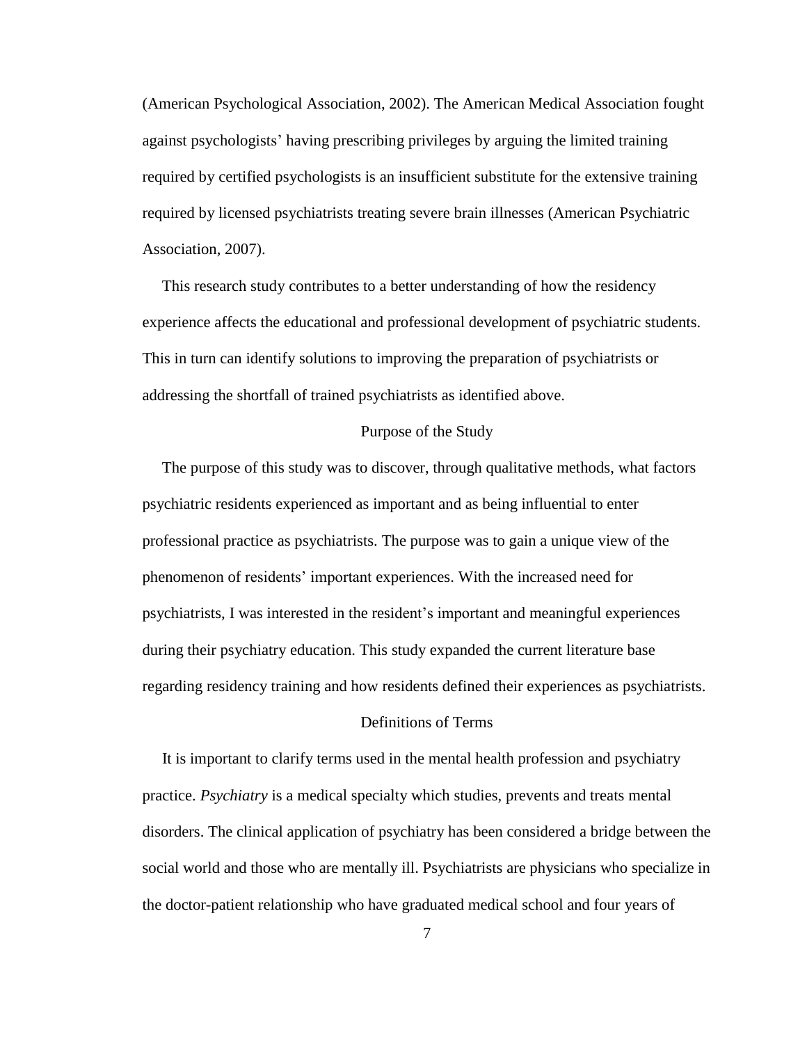(American Psychological Association, 2002). The American Medical Association fought against psychologists' having prescribing privileges by arguing the limited training required by certified psychologists is an insufficient substitute for the extensive training required by licensed psychiatrists treating severe brain illnesses (American Psychiatric Association, 2007).

This research study contributes to a better understanding of how the residency experience affects the educational and professional development of psychiatric students. This in turn can identify solutions to improving the preparation of psychiatrists or addressing the shortfall of trained psychiatrists as identified above.

## Purpose of the Study

The purpose of this study was to discover, through qualitative methods, what factors psychiatric residents experienced as important and as being influential to enter professional practice as psychiatrists. The purpose was to gain a unique view of the phenomenon of residents' important experiences. With the increased need for psychiatrists, I was interested in the resident's important and meaningful experiences during their psychiatry education. This study expanded the current literature base regarding residency training and how residents defined their experiences as psychiatrists.

## Definitions of Terms

It is important to clarify terms used in the mental health profession and psychiatry practice. *Psychiatry* is a medical specialty which studies, prevents and treats mental disorders. The clinical application of psychiatry has been considered a bridge between the social world and those who are mentally ill. Psychiatrists are physicians who specialize in the doctor-patient relationship who have graduated medical school and four years of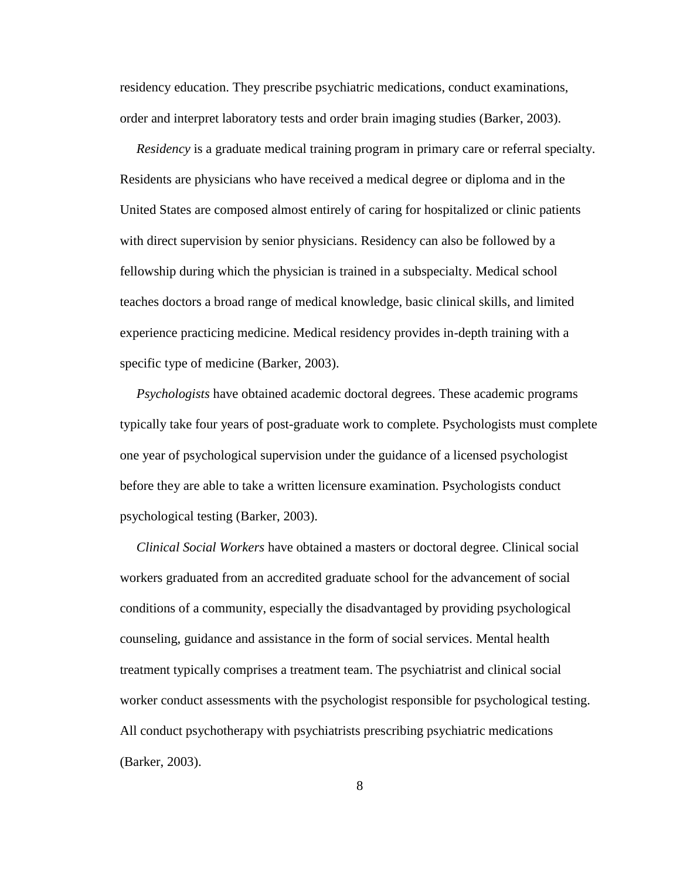residency education. They prescribe psychiatric medications, conduct examinations, order and interpret laboratory tests and order brain imaging studies (Barker, 2003).

*Residency* is a graduate medical training program in primary care or referral specialty. Residents are physicians who have received a medical degree or diploma and in the United States are composed almost entirely of caring for hospitalized or clinic patients with direct supervision by senior physicians. Residency can also be followed by a fellowship during which the physician is trained in a subspecialty. Medical school teaches doctors a broad range of medical knowledge, basic clinical skills, and limited experience practicing medicine. Medical residency provides in-depth training with a specific type of medicine (Barker, 2003).

*Psychologists* have obtained academic doctoral degrees. These academic programs typically take four years of post-graduate work to complete. Psychologists must complete one year of psychological supervision under the guidance of a licensed psychologist before they are able to take a written licensure examination. Psychologists conduct psychological testing (Barker, 2003).

*Clinical Social Workers* have obtained a masters or doctoral degree. Clinical social workers graduated from an accredited graduate school for the advancement of social conditions of a community, especially the disadvantaged by providing psychological counseling, guidance and assistance in the form of social services. Mental health treatment typically comprises a treatment team. The psychiatrist and clinical social worker conduct assessments with the psychologist responsible for psychological testing. All conduct psychotherapy with psychiatrists prescribing psychiatric medications (Barker, 2003).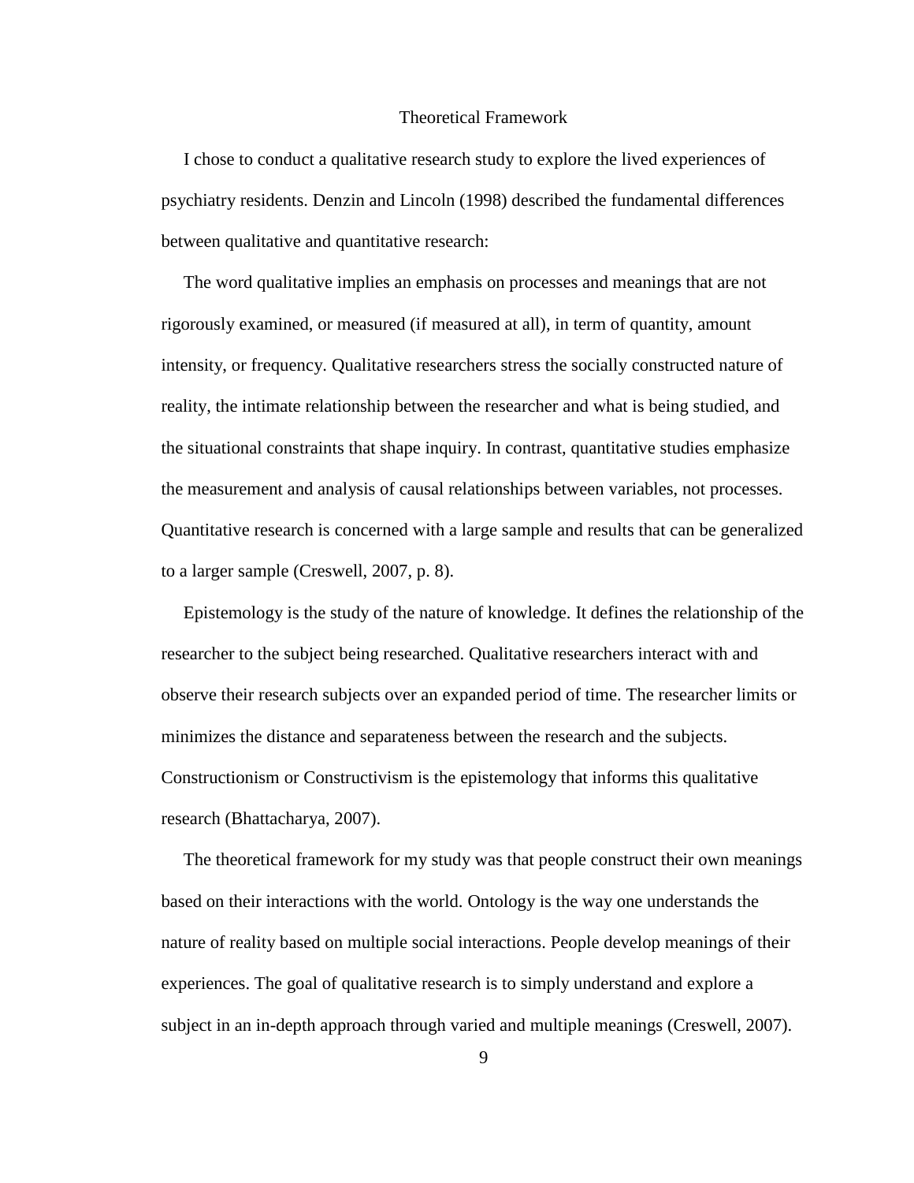## Theoretical Framework

I chose to conduct a qualitative research study to explore the lived experiences of psychiatry residents. Denzin and Lincoln (1998) described the fundamental differences between qualitative and quantitative research:

The word qualitative implies an emphasis on processes and meanings that are not rigorously examined, or measured (if measured at all), in term of quantity, amount intensity, or frequency. Qualitative researchers stress the socially constructed nature of reality, the intimate relationship between the researcher and what is being studied, and the situational constraints that shape inquiry. In contrast, quantitative studies emphasize the measurement and analysis of causal relationships between variables, not processes. Quantitative research is concerned with a large sample and results that can be generalized to a larger sample (Creswell, 2007, p. 8).

Epistemology is the study of the nature of knowledge. It defines the relationship of the researcher to the subject being researched. Qualitative researchers interact with and observe their research subjects over an expanded period of time. The researcher limits or minimizes the distance and separateness between the research and the subjects. Constructionism or Constructivism is the epistemology that informs this qualitative research (Bhattacharya, 2007).

The theoretical framework for my study was that people construct their own meanings based on their interactions with the world. Ontology is the way one understands the nature of reality based on multiple social interactions. People develop meanings of their experiences. The goal of qualitative research is to simply understand and explore a subject in an in-depth approach through varied and multiple meanings (Creswell, 2007).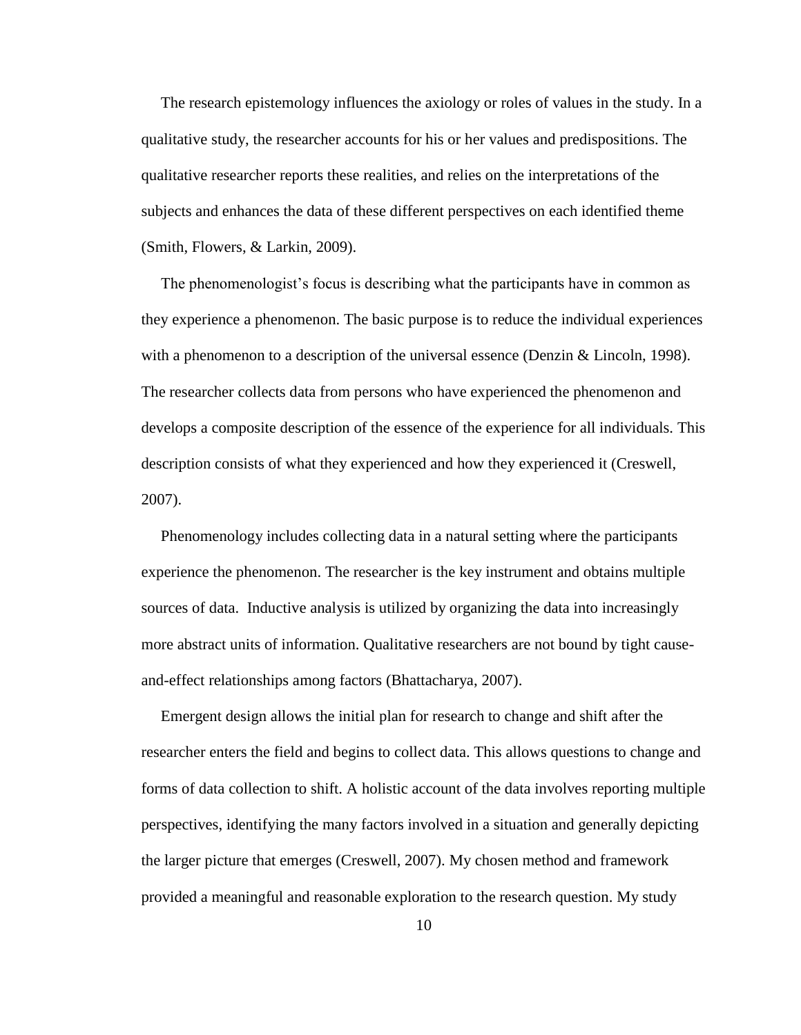The research epistemology influences the axiology or roles of values in the study. In a qualitative study, the researcher accounts for his or her values and predispositions. The qualitative researcher reports these realities, and relies on the interpretations of the subjects and enhances the data of these different perspectives on each identified theme (Smith, Flowers, & Larkin, 2009).

The phenomenologist's focus is describing what the participants have in common as they experience a phenomenon. The basic purpose is to reduce the individual experiences with a phenomenon to a description of the universal essence (Denzin & Lincoln, 1998). The researcher collects data from persons who have experienced the phenomenon and develops a composite description of the essence of the experience for all individuals. This description consists of what they experienced and how they experienced it (Creswell, 2007).

Phenomenology includes collecting data in a natural setting where the participants experience the phenomenon. The researcher is the key instrument and obtains multiple sources of data. Inductive analysis is utilized by organizing the data into increasingly more abstract units of information. Qualitative researchers are not bound by tight cause-and-effect relationships among factors (Bhattacharya, 2007).

Emergent design allows the initial plan for research to change and shift after the researcher enters the field and begins to collect data. This allows questions to change and forms of data collection to shift. A holistic account of the data involves reporting multiple perspectives, identifying the many factors involved in a situation and generally depicting the larger picture that emerges (Creswell, 2007). My chosen method and framework provided a meaningful and reasonable exploration to the research question. My study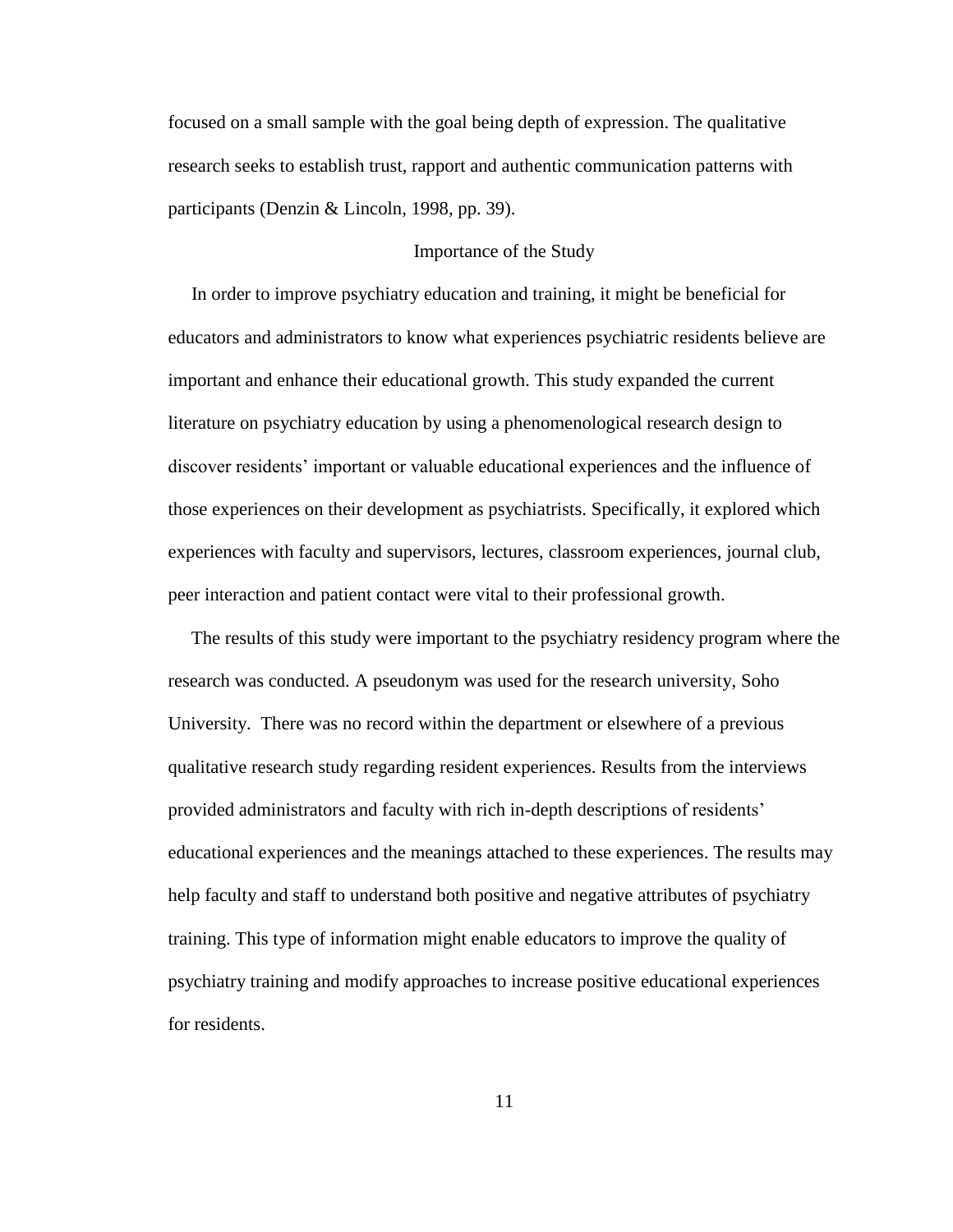focused on a small sample with the goal being depth of expression. The qualitative research seeks to establish trust, rapport and authentic communication patterns with participants (Denzin & Lincoln, 1998, pp. 39).

## Importance of the Study

In order to improve psychiatry education and training, it might be beneficial for educators and administrators to know what experiences psychiatric residents believe are important and enhance their educational growth. This study expanded the current literature on psychiatry education by using a phenomenological research design to discover residents' important or valuable educational experiences and the influence of those experiences on their development as psychiatrists. Specifically, it explored which experiences with faculty and supervisors, lectures, classroom experiences, journal club, peer interaction and patient contact were vital to their professional growth.

The results of this study were important to the psychiatry residency program where the research was conducted. A pseudonym was used for the research university, Soho University. There was no record within the department or elsewhere of a previous qualitative research study regarding resident experiences. Results from the interviews provided administrators and faculty with rich in-depth descriptions of residents' educational experiences and the meanings attached to these experiences. The results may help faculty and staff to understand both positive and negative attributes of psychiatry training. This type of information might enable educators to improve the quality of psychiatry training and modify approaches to increase positive educational experiences for residents.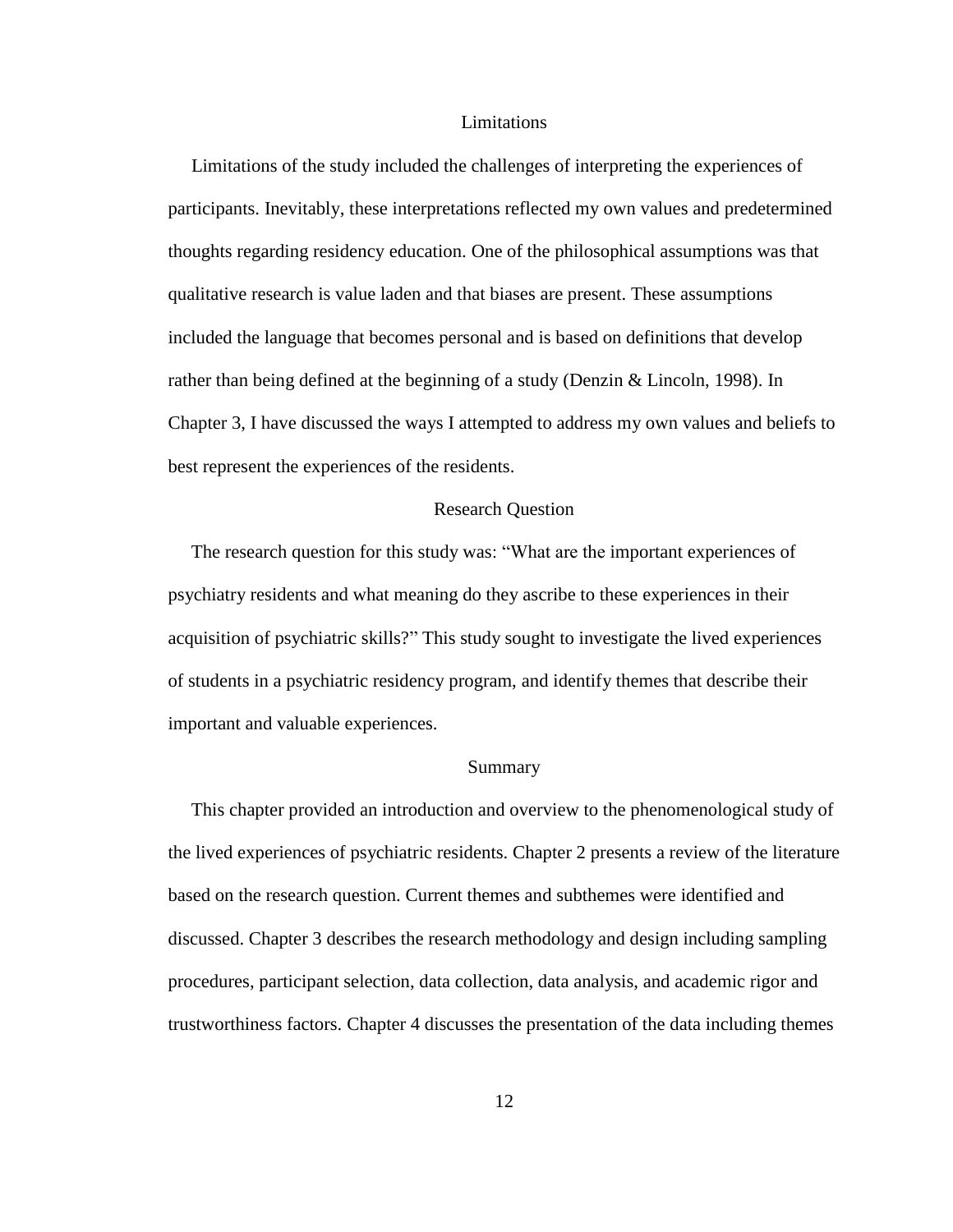## Limitations

Limitations of the study included the challenges of interpreting the experiences of participants. Inevitably, these interpretations reflected my own values and predetermined thoughts regarding residency education. One of the philosophical assumptions was that qualitative research is value laden and that biases are present. These assumptions included the language that becomes personal and is based on definitions that develop rather than being defined at the beginning of a study (Denzin & Lincoln, 1998). In Chapter 3, I have discussed the ways I attempted to address my own values and beliefs to best represent the experiences of the residents.

## Research Question

The research question for this study was: "What are the important experiences of psychiatry residents and what meaning do they ascribe to these experiences in their acquisition of psychiatric skills?" This study sought to investigate the lived experiences of students in a psychiatric residency program, and identify themes that describe their important and valuable experiences.

## Summary

This chapter provided an introduction and overview to the phenomenological study of the lived experiences of psychiatric residents. Chapter 2 presents a review of the literature based on the research question. Current themes and subthemes were identified and discussed. Chapter 3 describes the research methodology and design including sampling procedures, participant selection, data collection, data analysis, and academic rigor and trustworthiness factors. Chapter 4 discusses the presentation of the data including themes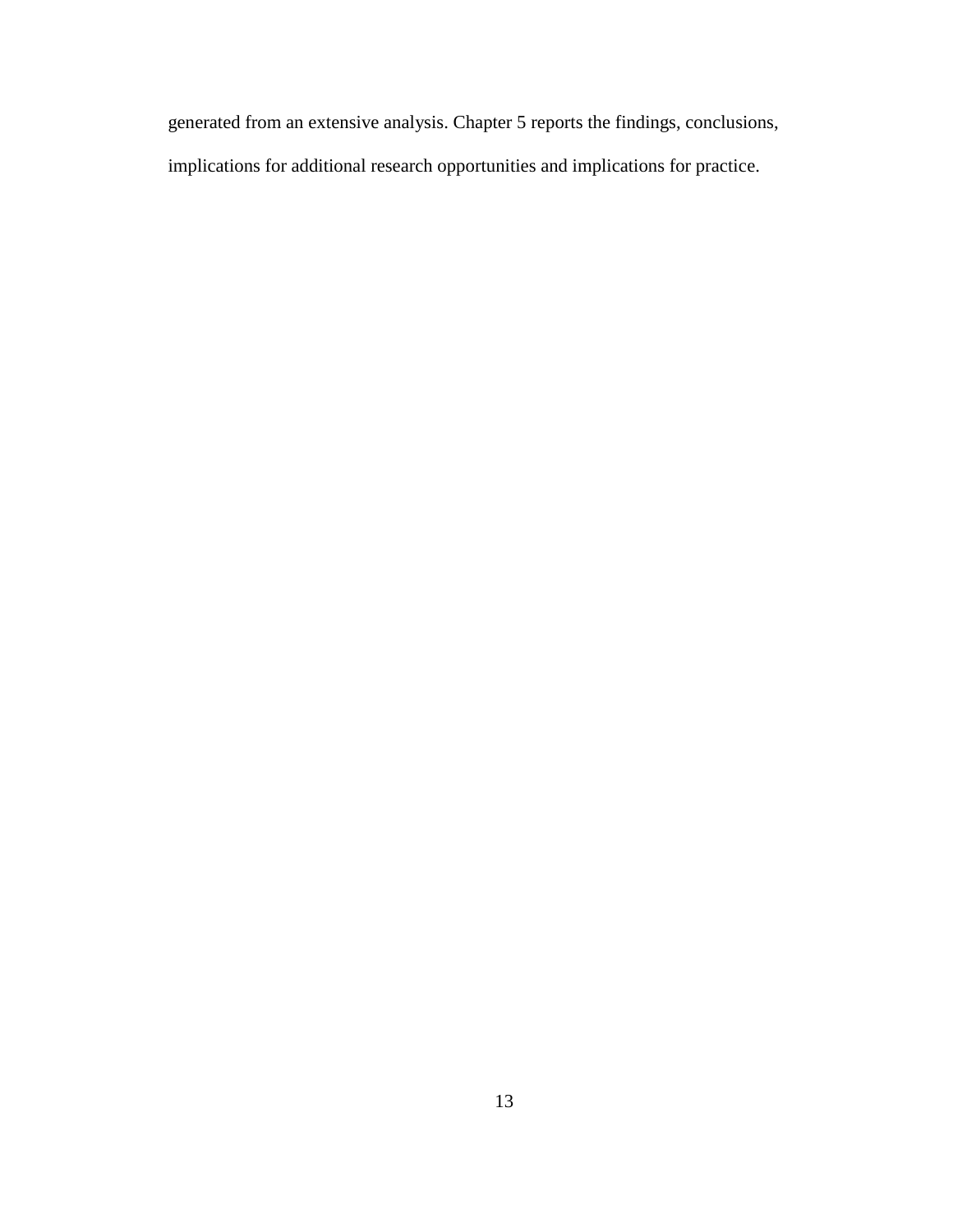generated from an extensive analysis. Chapter 5 reports the findings, conclusions, implications for additional research opportunities and implications for practice.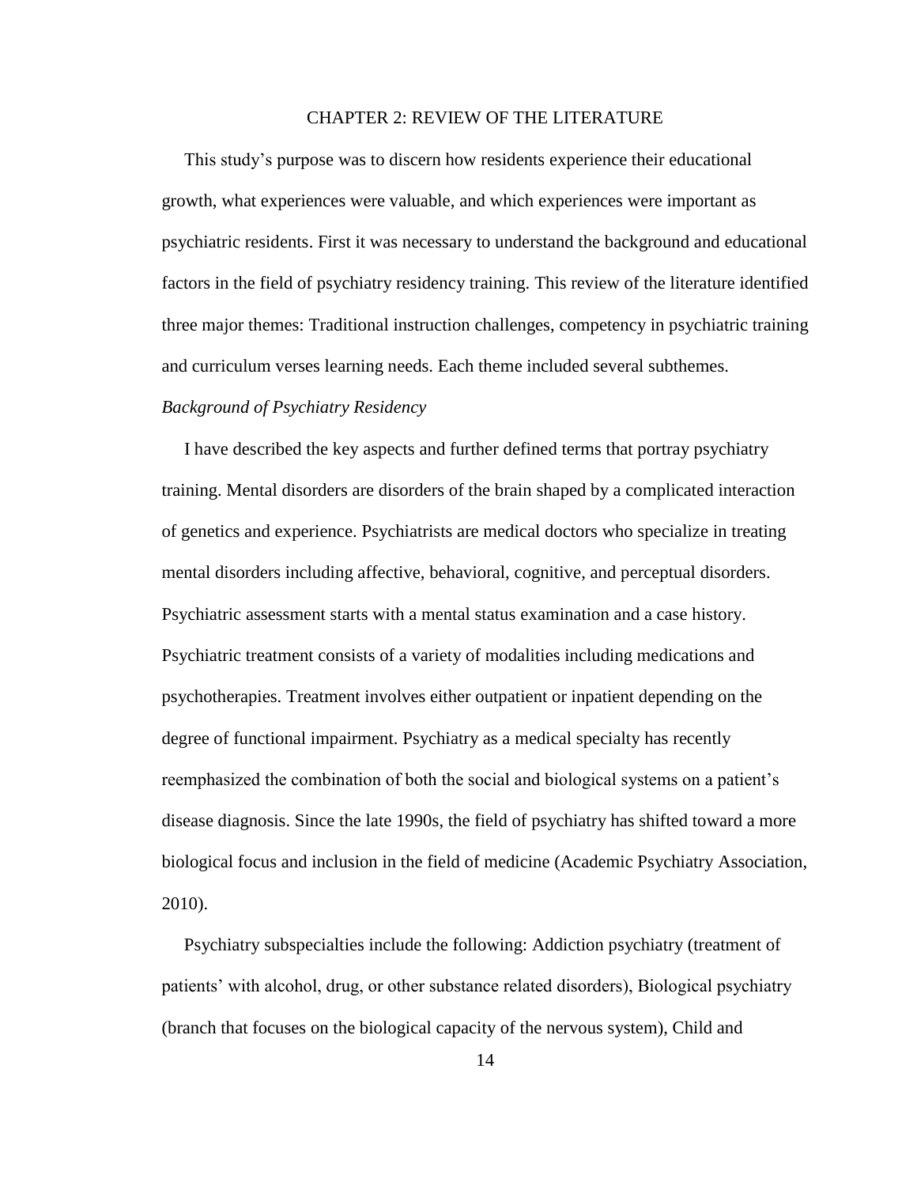# CHAPTER 2: REVIEW OF THE LITERATURE

This study's purpose was to discern how residents experience their educational growth, what experiences were valuable, and which experiences were important as psychiatric residents. First it was necessary to understand the background and educational factors in the field of psychiatry residency training. This review of the literature identified three major themes: Traditional instruction challenges, competency in psychiatric training and curriculum verses learning needs. Each theme included several subthemes.

*Background of Psychiatry Residency*

I have described the key aspects and further defined terms that portray psychiatry training. Mental disorders are disorders of the brain shaped by a complicated interaction of genetics and experience. Psychiatrists are medical doctors who specialize in treating mental disorders including affective, behavioral, cognitive, and perceptual disorders. Psychiatric assessment starts with a mental status examination and a case history. Psychiatric treatment consists of a variety of modalities including medications and psychotherapies. Treatment involves either outpatient or inpatient depending on the degree of functional impairment. Psychiatry as a medical specialty has recently reemphasized the combination of both the social and biological systems on a patient's disease diagnosis. Since the late 1990s, the field of psychiatry has shifted toward a more biological focus and inclusion in the field of medicine (Academic Psychiatry Association, 2010).

Psychiatry subspecialties include the following: Addiction psychiatry (treatment of patients' with alcohol, drug, or other substance related disorders), Biological psychiatry (branch that focuses on the biological capacity of the nervous system), Child and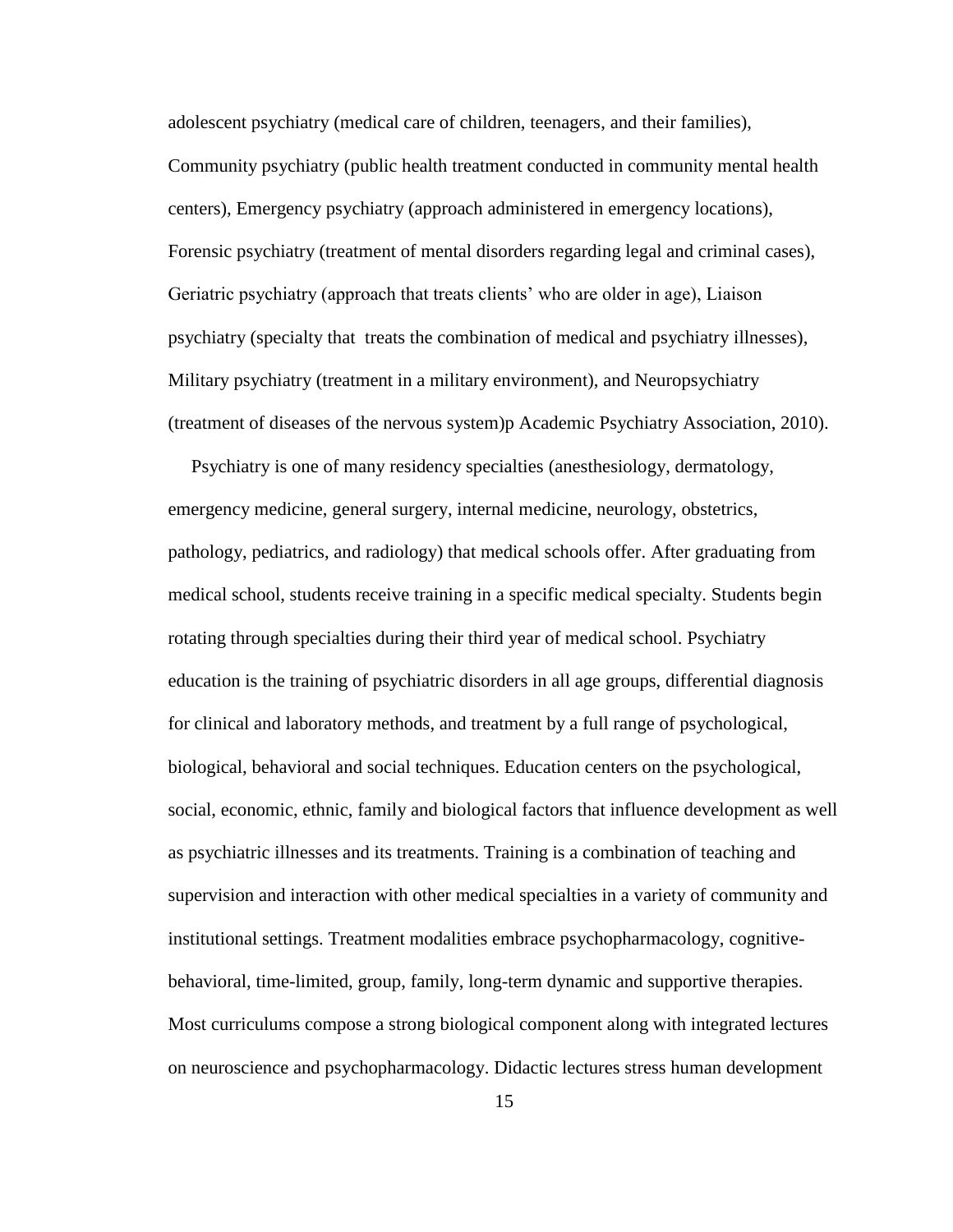adolescent psychiatry (medical care of children, teenagers, and their families), Community psychiatry (public health treatment conducted in community mental health centers), Emergency psychiatry (approach administered in emergency locations), Forensic psychiatry (treatment of mental disorders regarding legal and criminal cases), Geriatric psychiatry (approach that treats clients' who are older in age), Liaison psychiatry (specialty that treats the combination of medical and psychiatry illnesses), Military psychiatry (treatment in a military environment), and Neuropsychiatry (treatment of diseases of the nervous system)p Academic Psychiatry Association, 2010).

Psychiatry is one of many residency specialties (anesthesiology, dermatology, emergency medicine, general surgery, internal medicine, neurology, obstetrics, pathology, pediatrics, and radiology) that medical schools offer. After graduating from medical school, students receive training in a specific medical specialty. Students begin rotating through specialties during their third year of medical school. Psychiatry education is the training of psychiatric disorders in all age groups, differential diagnosis for clinical and laboratory methods, and treatment by a full range of psychological, biological, behavioral and social techniques. Education centers on the psychological, social, economic, ethnic, family and biological factors that influence development as well as psychiatric illnesses and its treatments. Training is a combination of teaching and supervision and interaction with other medical specialties in a variety of community and institutional settings. Treatment modalities embrace psychopharmacology, cognitive-behavioral, time-limited, group, family, long-term dynamic and supportive therapies. Most curriculums compose a strong biological component along with integrated lectures on neuroscience and psychopharmacology. Didactic lectures stress human development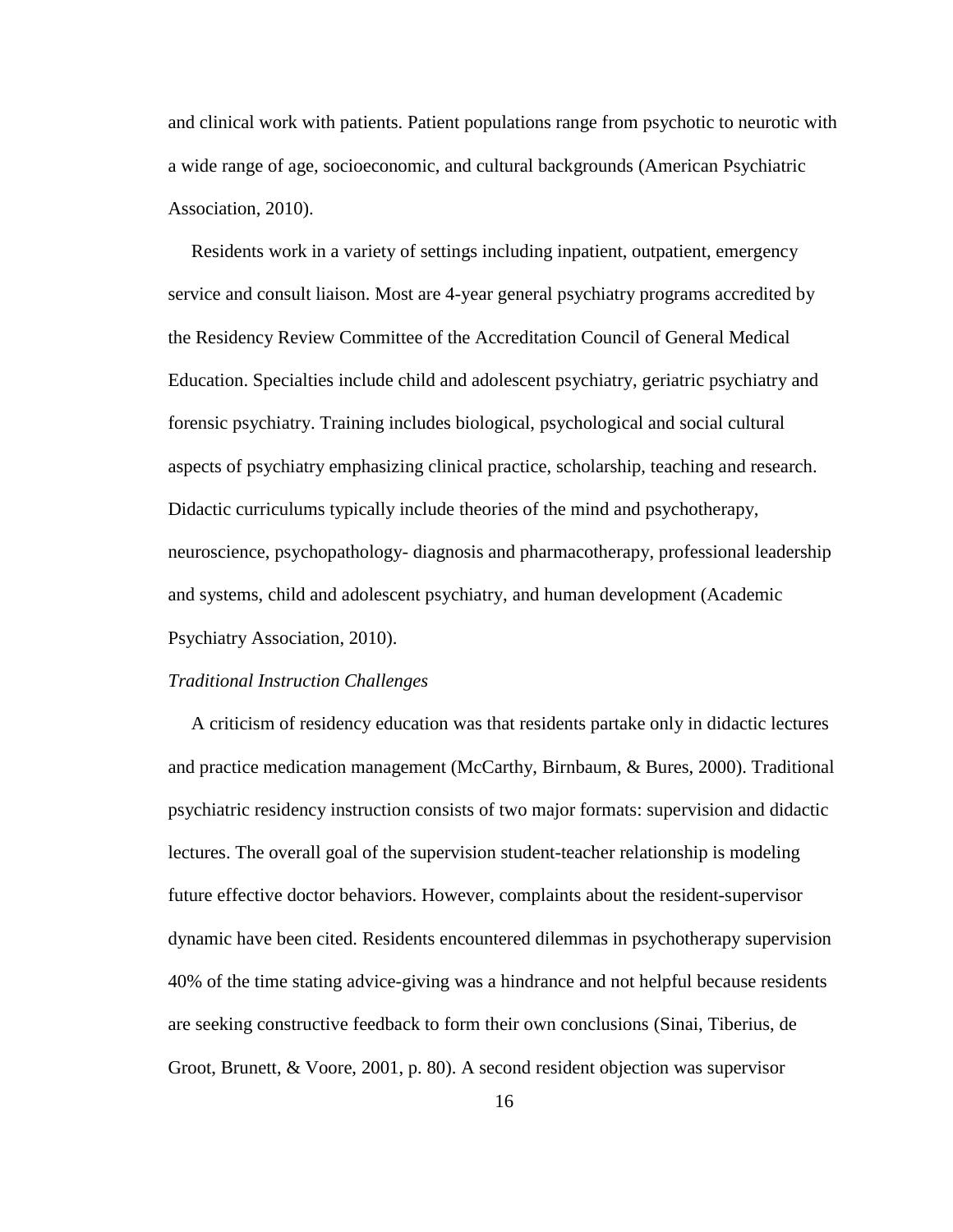and clinical work with patients. Patient populations range from psychotic to neurotic with a wide range of age, socioeconomic, and cultural backgrounds (American Psychiatric Association, 2010).

Residents work in a variety of settings including inpatient, outpatient, emergency service and consult liaison. Most are 4-year general psychiatry programs accredited by the Residency Review Committee of the Accreditation Council of General Medical Education. Specialties include child and adolescent psychiatry, geriatric psychiatry and forensic psychiatry. Training includes biological, psychological and social cultural aspects of psychiatry emphasizing clinical practice, scholarship, teaching and research. Didactic curriculums typically include theories of the mind and psychotherapy, neuroscience, psychopathology- diagnosis and pharmacotherapy, professional leadership and systems, child and adolescent psychiatry, and human development (Academic Psychiatry Association, 2010).

*Traditional Instruction Challenges*

A criticism of residency education was that residents partake only in didactic lectures and practice medication management (McCarthy, Birnbaum, & Bures, 2000). Traditional psychiatric residency instruction consists of two major formats: supervision and didactic lectures. The overall goal of the supervision student-teacher relationship is modeling future effective doctor behaviors. However, complaints about the resident-supervisor dynamic have been cited. Residents encountered dilemmas in psychotherapy supervision 40% of the time stating advice-giving was a hindrance and not helpful because residents are seeking constructive feedback to form their own conclusions (Sinai, Tiberius, de Groot, Brunett, & Voore, 2001, p. 80). A second resident objection was supervisor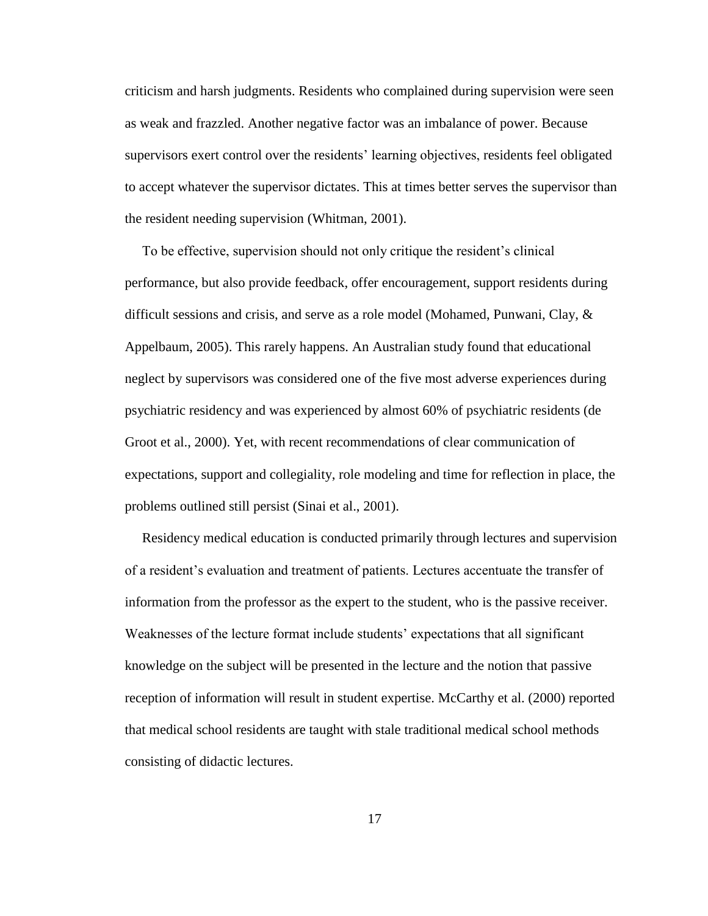criticism and harsh judgments. Residents who complained during supervision were seen as weak and frazzled. Another negative factor was an imbalance of power. Because supervisors exert control over the residents' learning objectives, residents feel obligated to accept whatever the supervisor dictates. This at times better serves the supervisor than the resident needing supervision (Whitman, 2001).

To be effective, supervision should not only critique the resident's clinical performance, but also provide feedback, offer encouragement, support residents during difficult sessions and crisis, and serve as a role model (Mohamed, Punwani, Clay, & Appelbaum, 2005). This rarely happens. An Australian study found that educational neglect by supervisors was considered one of the five most adverse experiences during psychiatric residency and was experienced by almost 60% of psychiatric residents (de Groot et al., 2000). Yet, with recent recommendations of clear communication of expectations, support and collegiality, role modeling and time for reflection in place, the problems outlined still persist (Sinai et al., 2001).

Residency medical education is conducted primarily through lectures and supervision of a resident's evaluation and treatment of patients. Lectures accentuate the transfer of information from the professor as the expert to the student, who is the passive receiver. Weaknesses of the lecture format include students' expectations that all significant knowledge on the subject will be presented in the lecture and the notion that passive reception of information will result in student expertise. McCarthy et al. (2000) reported that medical school residents are taught with stale traditional medical school methods consisting of didactic lectures.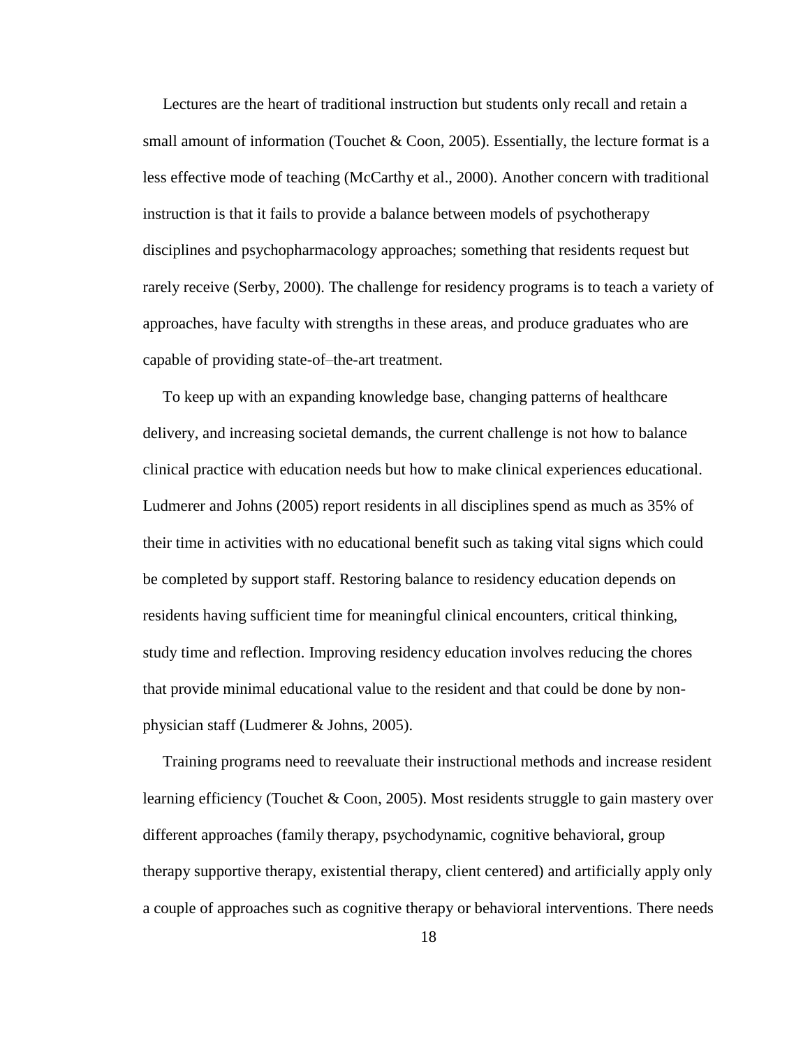Lectures are the heart of traditional instruction but students only recall and retain a small amount of information (Touchet & Coon, 2005). Essentially, the lecture format is a less effective mode of teaching (McCarthy et al., 2000). Another concern with traditional instruction is that it fails to provide a balance between models of psychotherapy disciplines and psychopharmacology approaches; something that residents request but rarely receive (Serby, 2000). The challenge for residency programs is to teach a variety of approaches, have faculty with strengths in these areas, and produce graduates who are capable of providing state-of–the-art treatment.

To keep up with an expanding knowledge base, changing patterns of healthcare delivery, and increasing societal demands, the current challenge is not how to balance clinical practice with education needs but how to make clinical experiences educational. Ludmerer and Johns (2005) report residents in all disciplines spend as much as 35% of their time in activities with no educational benefit such as taking vital signs which could be completed by support staff. Restoring balance to residency education depends on residents having sufficient time for meaningful clinical encounters, critical thinking, study time and reflection. Improving residency education involves reducing the chores that provide minimal educational value to the resident and that could be done by non-physician staff (Ludmerer & Johns, 2005).

Training programs need to reevaluate their instructional methods and increase resident learning efficiency (Touchet & Coon, 2005). Most residents struggle to gain mastery over different approaches (family therapy, psychodynamic, cognitive behavioral, group therapy supportive therapy, existential therapy, client centered) and artificially apply only a couple of approaches such as cognitive therapy or behavioral interventions. There needs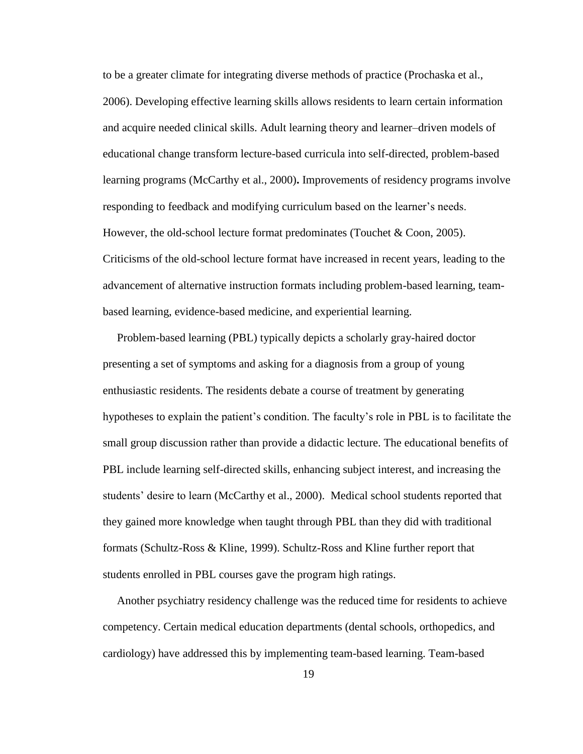to be a greater climate for integrating diverse methods of practice (Prochaska et al., 2006). Developing effective learning skills allows residents to learn certain information and acquire needed clinical skills. Adult learning theory and learner–driven models of educational change transform lecture-based curricula into self-directed, problem-based learning programs (McCarthy et al., 2000)**.** Improvements of residency programs involve responding to feedback and modifying curriculum based on the learner's needs. However, the old-school lecture format predominates (Touchet & Coon, 2005). Criticisms of the old-school lecture format have increased in recent years, leading to the advancement of alternative instruction formats including problem-based learning, team-based learning, evidence-based medicine, and experiential learning.

Problem-based learning (PBL) typically depicts a scholarly gray-haired doctor presenting a set of symptoms and asking for a diagnosis from a group of young enthusiastic residents. The residents debate a course of treatment by generating hypotheses to explain the patient's condition. The faculty's role in PBL is to facilitate the small group discussion rather than provide a didactic lecture. The educational benefits of PBL include learning self-directed skills, enhancing subject interest, and increasing the students' desire to learn (McCarthy et al., 2000). Medical school students reported that they gained more knowledge when taught through PBL than they did with traditional formats (Schultz-Ross & Kline, 1999). Schultz-Ross and Kline further report that students enrolled in PBL courses gave the program high ratings.

Another psychiatry residency challenge was the reduced time for residents to achieve competency. Certain medical education departments (dental schools, orthopedics, and cardiology) have addressed this by implementing team-based learning. Team-based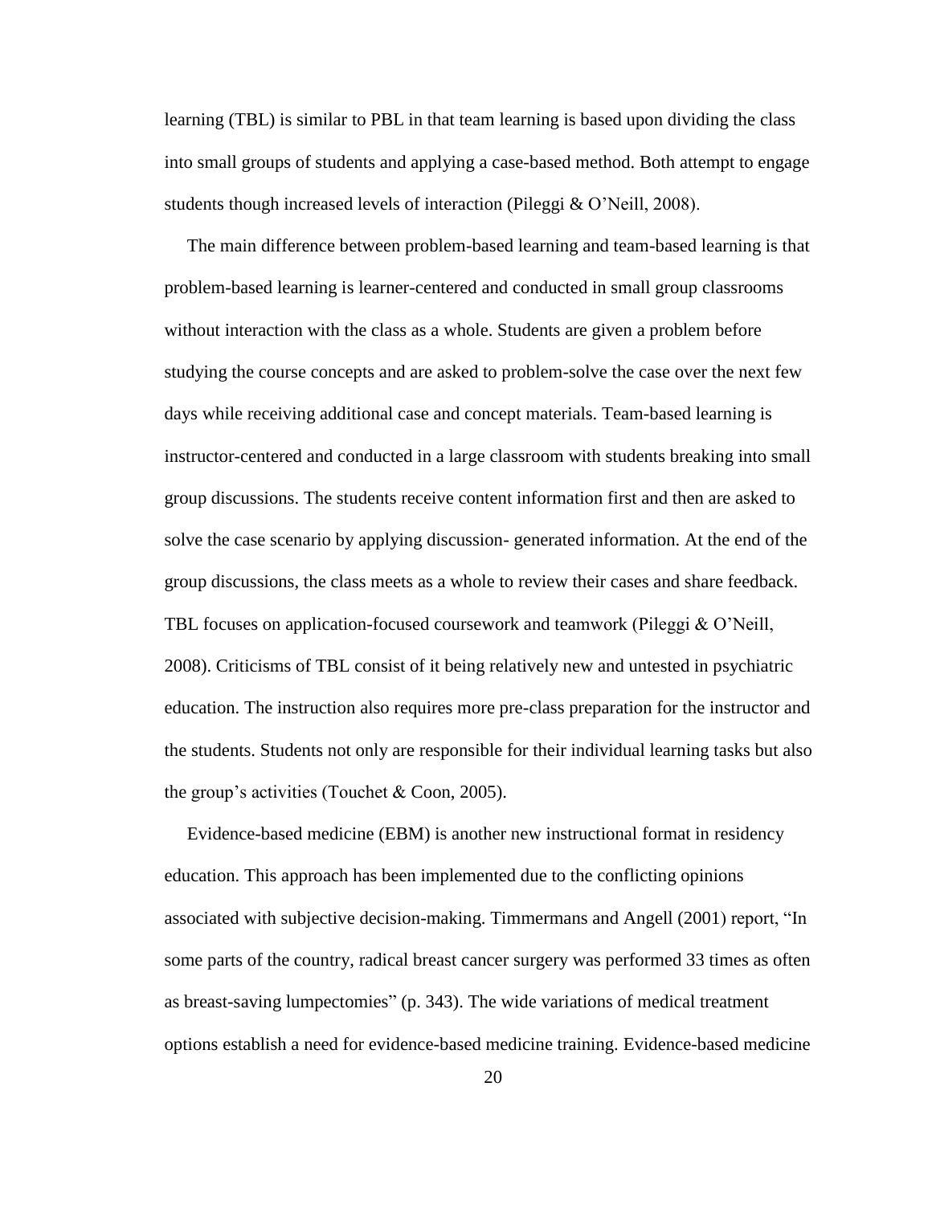learning (TBL) is similar to PBL in that team learning is based upon dividing the class into small groups of students and applying a case-based method. Both attempt to engage students though increased levels of interaction (Pileggi & O'Neill, 2008).

The main difference between problem-based learning and team-based learning is that problem-based learning is learner-centered and conducted in small group classrooms without interaction with the class as a whole. Students are given a problem before studying the course concepts and are asked to problem-solve the case over the next few days while receiving additional case and concept materials. Team-based learning is instructor-centered and conducted in a large classroom with students breaking into small group discussions. The students receive content information first and then are asked to solve the case scenario by applying discussion- generated information. At the end of the group discussions, the class meets as a whole to review their cases and share feedback. TBL focuses on application-focused coursework and teamwork (Pileggi & O'Neill, 2008). Criticisms of TBL consist of it being relatively new and untested in psychiatric education. The instruction also requires more pre-class preparation for the instructor and the students. Students not only are responsible for their individual learning tasks but also the group's activities (Touchet & Coon, 2005).

Evidence-based medicine (EBM) is another new instructional format in residency education. This approach has been implemented due to the conflicting opinions associated with subjective decision-making. Timmermans and Angell (2001) report, "In some parts of the country, radical breast cancer surgery was performed 33 times as often as breast-saving lumpectomies" (p. 343). The wide variations of medical treatment options establish a need for evidence-based medicine training. Evidence-based medicine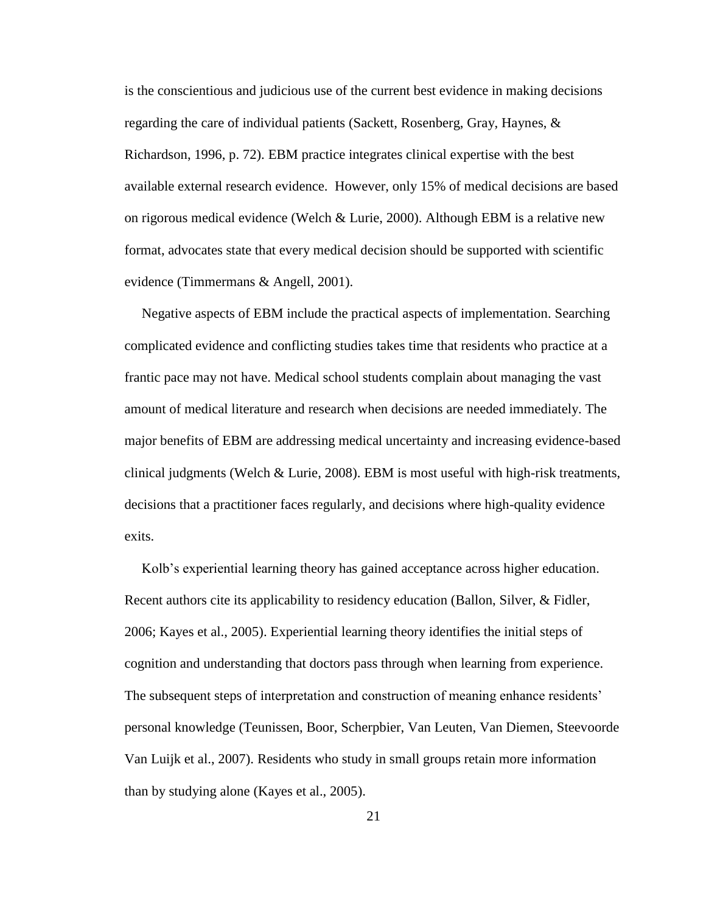is the conscientious and judicious use of the current best evidence in making decisions regarding the care of individual patients (Sackett, Rosenberg, Gray, Haynes, & Richardson, 1996, p. 72). EBM practice integrates clinical expertise with the best available external research evidence. However, only 15% of medical decisions are based on rigorous medical evidence (Welch & Lurie, 2000). Although EBM is a relative new format, advocates state that every medical decision should be supported with scientific evidence (Timmermans & Angell, 2001).

Negative aspects of EBM include the practical aspects of implementation. Searching complicated evidence and conflicting studies takes time that residents who practice at a frantic pace may not have. Medical school students complain about managing the vast amount of medical literature and research when decisions are needed immediately. The major benefits of EBM are addressing medical uncertainty and increasing evidence-based clinical judgments (Welch & Lurie, 2008). EBM is most useful with high-risk treatments, decisions that a practitioner faces regularly, and decisions where high-quality evidence exits.

Kolb's experiential learning theory has gained acceptance across higher education. Recent authors cite its applicability to residency education (Ballon, Silver, & Fidler, 2006; Kayes et al., 2005). Experiential learning theory identifies the initial steps of cognition and understanding that doctors pass through when learning from experience. The subsequent steps of interpretation and construction of meaning enhance residents' personal knowledge (Teunissen, Boor, Scherpbier, Van Leuten, Van Diemen, Steevoorde Van Luijk et al., 2007). Residents who study in small groups retain more information than by studying alone (Kayes et al., 2005).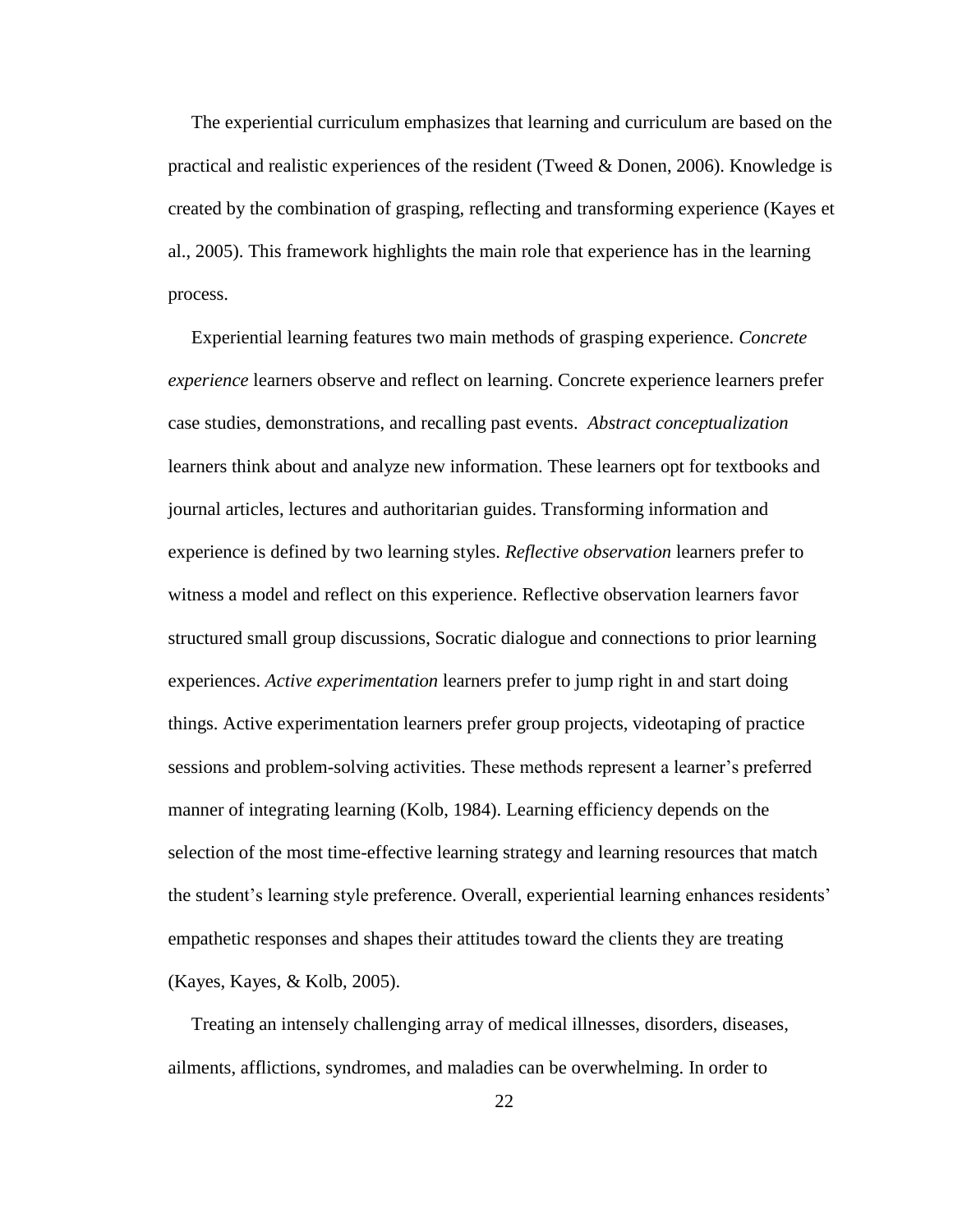The experiential curriculum emphasizes that learning and curriculum are based on the practical and realistic experiences of the resident (Tweed & Donen, 2006). Knowledge is created by the combination of grasping, reflecting and transforming experience (Kayes et al., 2005). This framework highlights the main role that experience has in the learning process.

Experiential learning features two main methods of grasping experience. *Concrete experience* learners observe and reflect on learning. Concrete experience learners prefer case studies, demonstrations, and recalling past events. *Abstract conceptualization* learners think about and analyze new information. These learners opt for textbooks and journal articles, lectures and authoritarian guides. Transforming information and experience is defined by two learning styles. *Reflective observation* learners prefer to witness a model and reflect on this experience. Reflective observation learners favor structured small group discussions, Socratic dialogue and connections to prior learning experiences. *Active experimentation* learners prefer to jump right in and start doing things. Active experimentation learners prefer group projects, videotaping of practice sessions and problem-solving activities. These methods represent a learner's preferred manner of integrating learning (Kolb, 1984). Learning efficiency depends on the selection of the most time-effective learning strategy and learning resources that match the student's learning style preference. Overall, experiential learning enhances residents' empathetic responses and shapes their attitudes toward the clients they are treating (Kayes, Kayes, & Kolb, 2005).

Treating an intensely challenging array of medical illnesses, disorders, diseases, ailments, afflictions, syndromes, and maladies can be overwhelming. In order to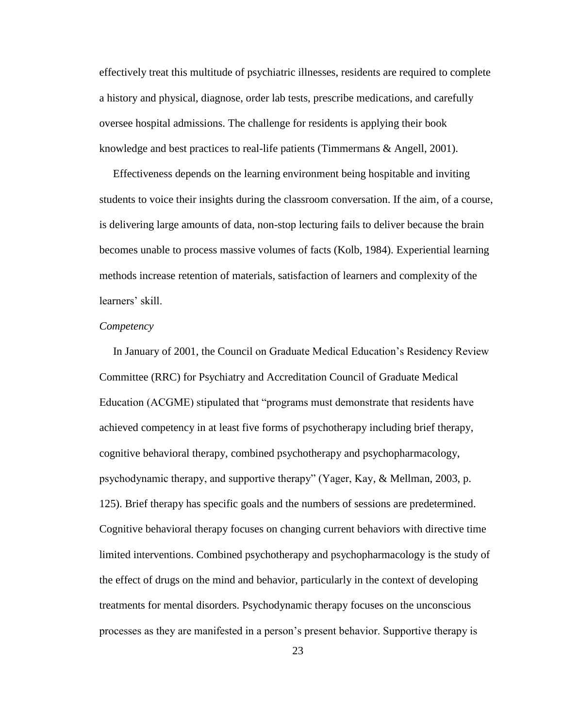effectively treat this multitude of psychiatric illnesses, residents are required to complete a history and physical, diagnose, order lab tests, prescribe medications, and carefully oversee hospital admissions. The challenge for residents is applying their book knowledge and best practices to real-life patients (Timmermans & Angell, 2001).

Effectiveness depends on the learning environment being hospitable and inviting students to voice their insights during the classroom conversation. If the aim, of a course, is delivering large amounts of data, non-stop lecturing fails to deliver because the brain becomes unable to process massive volumes of facts (Kolb, 1984). Experiential learning methods increase retention of materials, satisfaction of learners and complexity of the learners' skill.

*Competency*

In January of 2001, the Council on Graduate Medical Education's Residency Review Committee (RRC) for Psychiatry and Accreditation Council of Graduate Medical Education (ACGME) stipulated that "programs must demonstrate that residents have achieved competency in at least five forms of psychotherapy including brief therapy, cognitive behavioral therapy, combined psychotherapy and psychopharmacology, psychodynamic therapy, and supportive therapy" (Yager, Kay, & Mellman, 2003, p. 125). Brief therapy has specific goals and the numbers of sessions are predetermined. Cognitive behavioral therapy focuses on changing current behaviors with directive time limited interventions. Combined psychotherapy and psychopharmacology is the study of the effect of drugs on the mind and behavior, particularly in the context of developing treatments for mental disorders. Psychodynamic therapy focuses on the unconscious processes as they are manifested in a person's present behavior. Supportive therapy is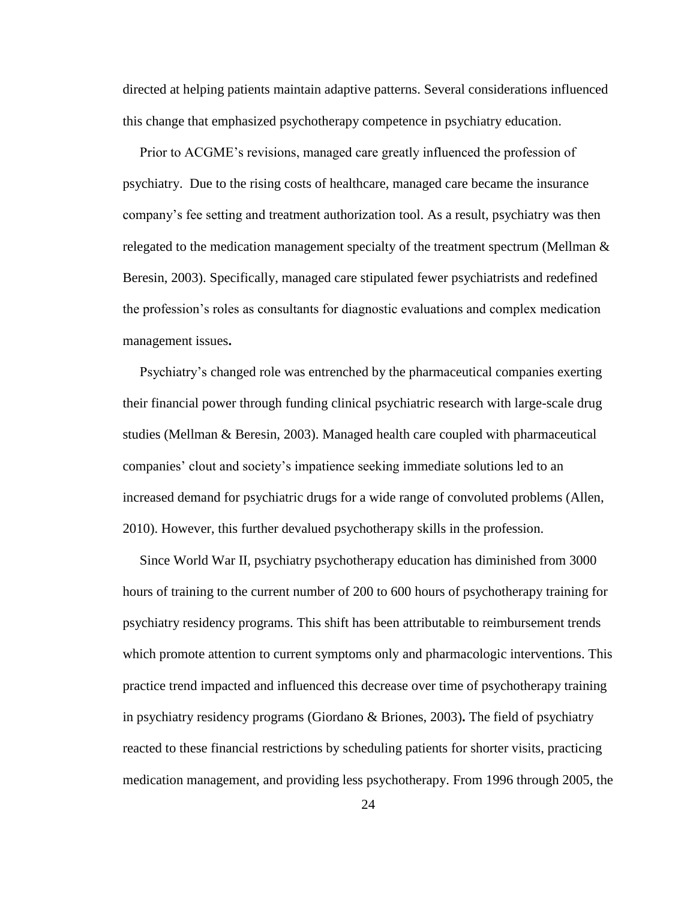directed at helping patients maintain adaptive patterns. Several considerations influenced this change that emphasized psychotherapy competence in psychiatry education.

Prior to ACGME's revisions, managed care greatly influenced the profession of psychiatry. Due to the rising costs of healthcare, managed care became the insurance company's fee setting and treatment authorization tool. As a result, psychiatry was then relegated to the medication management specialty of the treatment spectrum (Mellman & Beresin, 2003). Specifically, managed care stipulated fewer psychiatrists and redefined the profession's roles as consultants for diagnostic evaluations and complex medication management issues**.**

Psychiatry's changed role was entrenched by the pharmaceutical companies exerting their financial power through funding clinical psychiatric research with large-scale drug studies (Mellman & Beresin, 2003). Managed health care coupled with pharmaceutical companies' clout and society's impatience seeking immediate solutions led to an increased demand for psychiatric drugs for a wide range of convoluted problems (Allen, 2010). However, this further devalued psychotherapy skills in the profession.

Since World War II, psychiatry psychotherapy education has diminished from 3000 hours of training to the current number of 200 to 600 hours of psychotherapy training for psychiatry residency programs. This shift has been attributable to reimbursement trends which promote attention to current symptoms only and pharmacologic interventions. This practice trend impacted and influenced this decrease over time of psychotherapy training in psychiatry residency programs (Giordano & Briones, 2003)**.** The field of psychiatry reacted to these financial restrictions by scheduling patients for shorter visits, practicing medication management, and providing less psychotherapy. From 1996 through 2005, the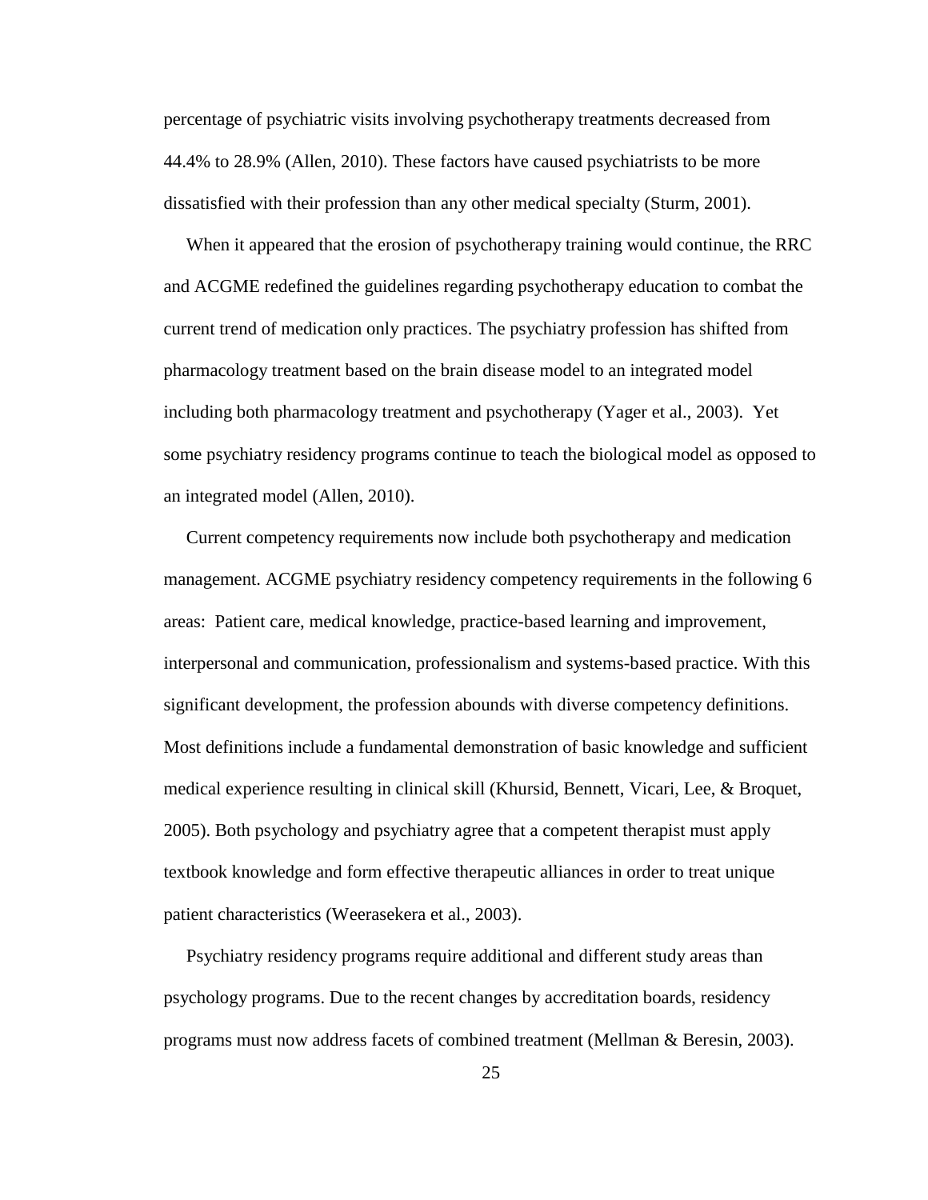percentage of psychiatric visits involving psychotherapy treatments decreased from 44.4% to 28.9% (Allen, 2010). These factors have caused psychiatrists to be more dissatisfied with their profession than any other medical specialty (Sturm, 2001).

When it appeared that the erosion of psychotherapy training would continue, the RRC and ACGME redefined the guidelines regarding psychotherapy education to combat the current trend of medication only practices. The psychiatry profession has shifted from pharmacology treatment based on the brain disease model to an integrated model including both pharmacology treatment and psychotherapy (Yager et al., 2003). Yet some psychiatry residency programs continue to teach the biological model as opposed to an integrated model (Allen, 2010).

Current competency requirements now include both psychotherapy and medication management. ACGME psychiatry residency competency requirements in the following 6 areas: Patient care, medical knowledge, practice-based learning and improvement, interpersonal and communication, professionalism and systems-based practice. With this significant development, the profession abounds with diverse competency definitions. Most definitions include a fundamental demonstration of basic knowledge and sufficient medical experience resulting in clinical skill (Khursid, Bennett, Vicari, Lee, & Broquet, 2005). Both psychology and psychiatry agree that a competent therapist must apply textbook knowledge and form effective therapeutic alliances in order to treat unique patient characteristics (Weerasekera et al., 2003).

Psychiatry residency programs require additional and different study areas than psychology programs. Due to the recent changes by accreditation boards, residency programs must now address facets of combined treatment (Mellman & Beresin, 2003).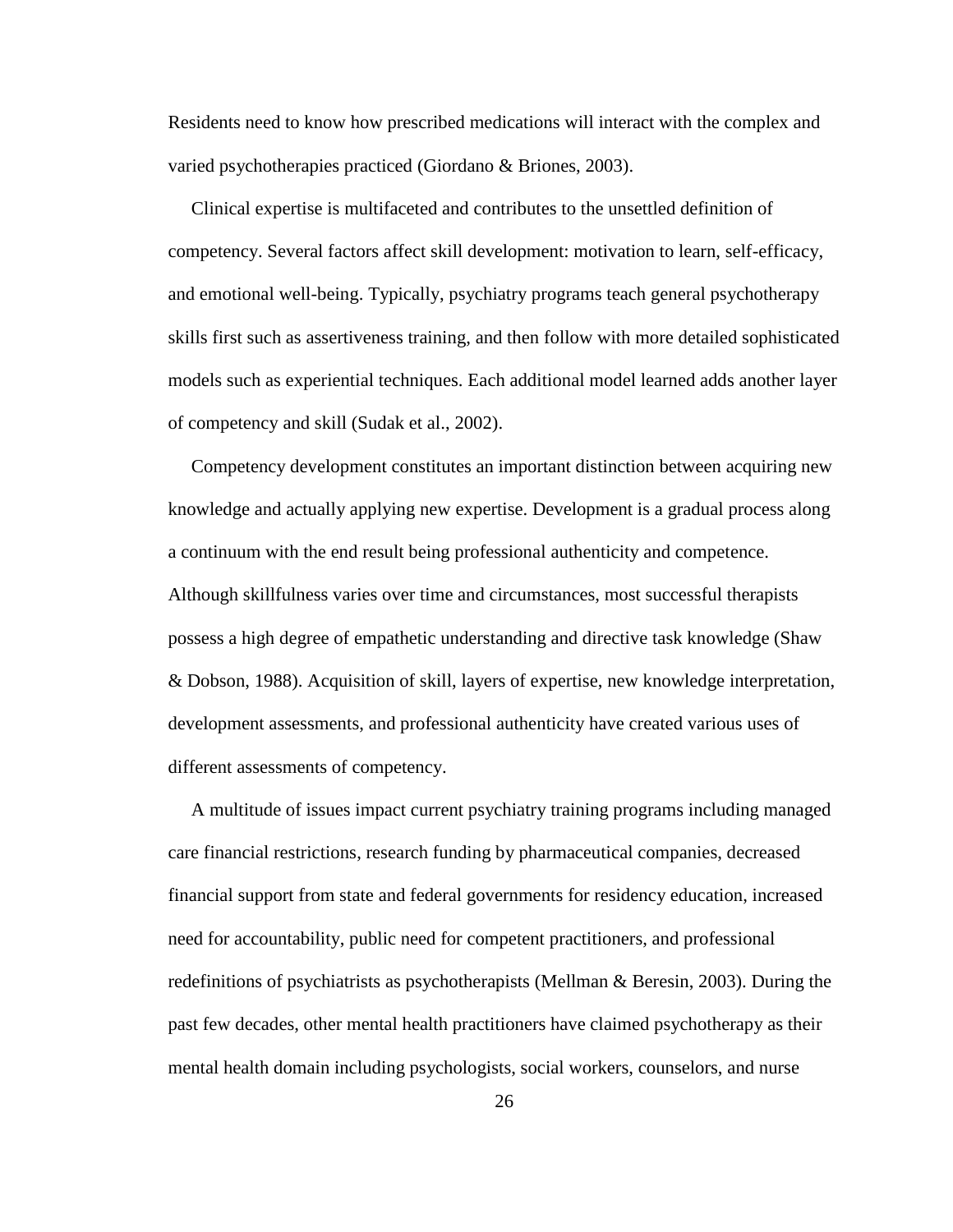Residents need to know how prescribed medications will interact with the complex and varied psychotherapies practiced (Giordano & Briones, 2003).

Clinical expertise is multifaceted and contributes to the unsettled definition of competency. Several factors affect skill development: motivation to learn, self-efficacy, and emotional well-being. Typically, psychiatry programs teach general psychotherapy skills first such as assertiveness training, and then follow with more detailed sophisticated models such as experiential techniques. Each additional model learned adds another layer of competency and skill (Sudak et al., 2002).

Competency development constitutes an important distinction between acquiring new knowledge and actually applying new expertise. Development is a gradual process along a continuum with the end result being professional authenticity and competence. Although skillfulness varies over time and circumstances, most successful therapists possess a high degree of empathetic understanding and directive task knowledge (Shaw & Dobson, 1988). Acquisition of skill, layers of expertise, new knowledge interpretation, development assessments, and professional authenticity have created various uses of different assessments of competency.

A multitude of issues impact current psychiatry training programs including managed care financial restrictions, research funding by pharmaceutical companies, decreased financial support from state and federal governments for residency education, increased need for accountability, public need for competent practitioners, and professional redefinitions of psychiatrists as psychotherapists (Mellman & Beresin, 2003). During the past few decades, other mental health practitioners have claimed psychotherapy as their mental health domain including psychologists, social workers, counselors, and nurse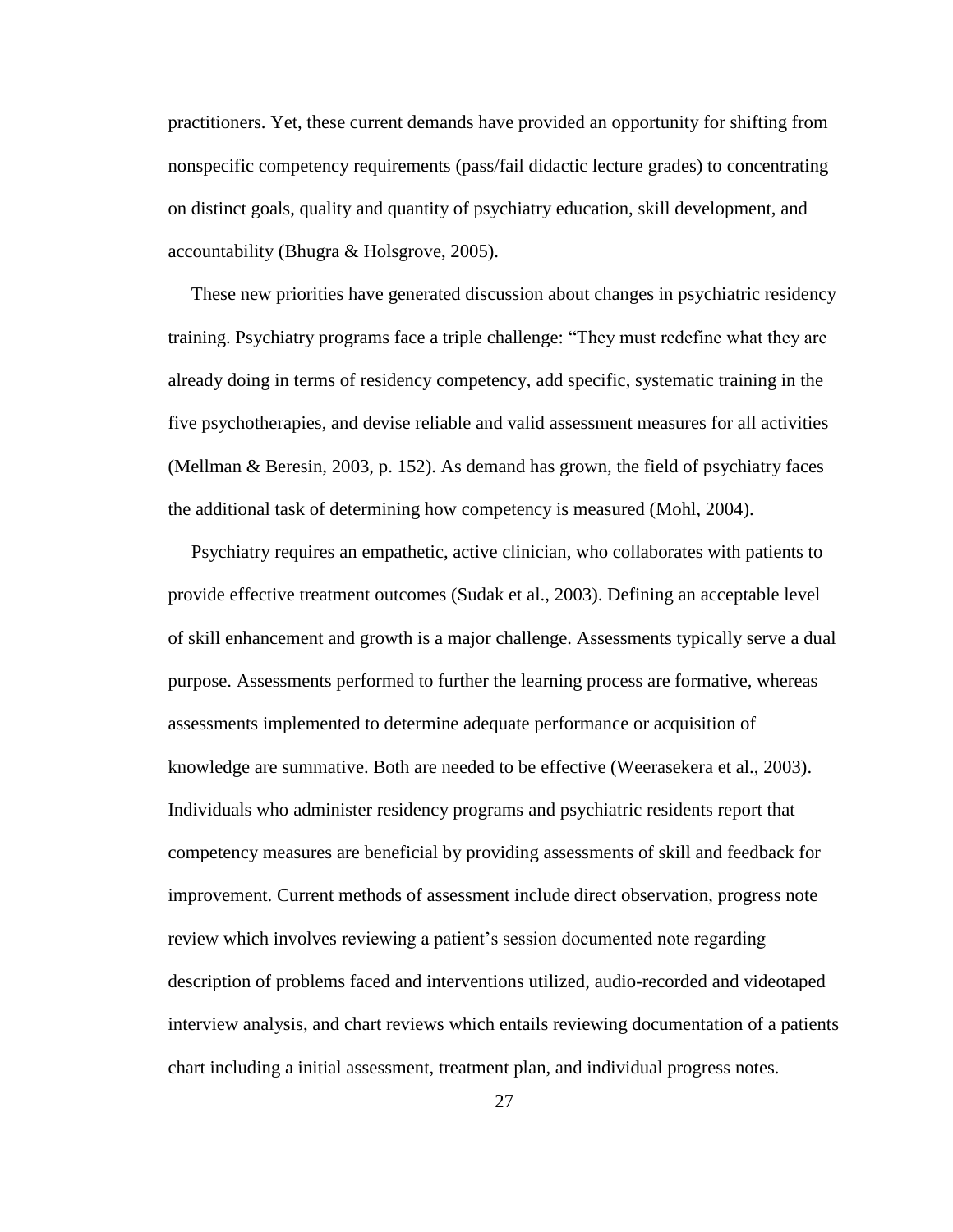practitioners. Yet, these current demands have provided an opportunity for shifting from nonspecific competency requirements (pass/fail didactic lecture grades) to concentrating on distinct goals, quality and quantity of psychiatry education, skill development, and accountability (Bhugra & Holsgrove, 2005).

These new priorities have generated discussion about changes in psychiatric residency training. Psychiatry programs face a triple challenge: "They must redefine what they are already doing in terms of residency competency, add specific, systematic training in the five psychotherapies, and devise reliable and valid assessment measures for all activities (Mellman & Beresin, 2003, p. 152). As demand has grown, the field of psychiatry faces the additional task of determining how competency is measured (Mohl, 2004).

Psychiatry requires an empathetic, active clinician, who collaborates with patients to provide effective treatment outcomes (Sudak et al., 2003). Defining an acceptable level of skill enhancement and growth is a major challenge. Assessments typically serve a dual purpose. Assessments performed to further the learning process are formative, whereas assessments implemented to determine adequate performance or acquisition of knowledge are summative. Both are needed to be effective (Weerasekera et al., 2003). Individuals who administer residency programs and psychiatric residents report that competency measures are beneficial by providing assessments of skill and feedback for improvement. Current methods of assessment include direct observation, progress note review which involves reviewing a patient's session documented note regarding description of problems faced and interventions utilized, audio-recorded and videotaped interview analysis, and chart reviews which entails reviewing documentation of a patients chart including a initial assessment, treatment plan, and individual progress notes.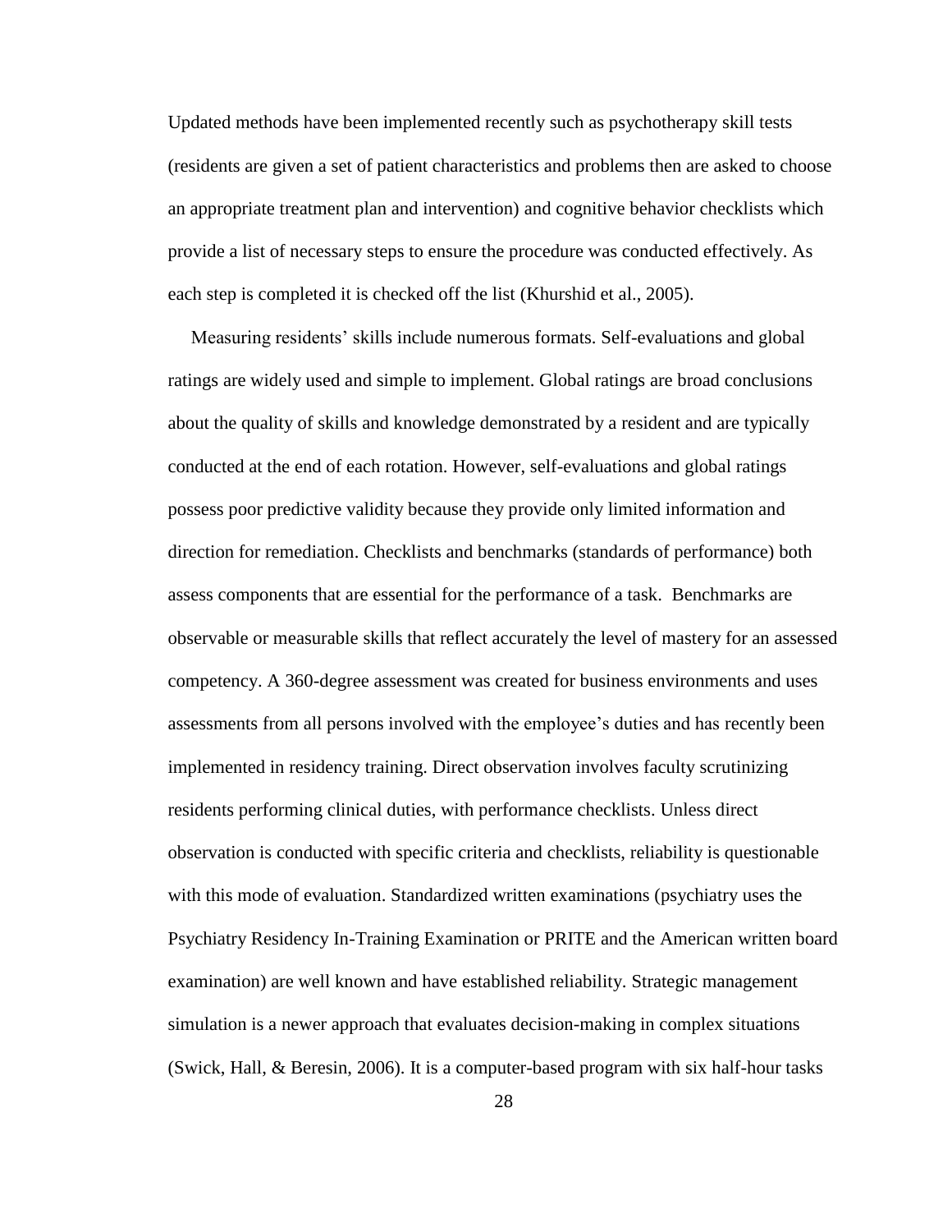Updated methods have been implemented recently such as psychotherapy skill tests (residents are given a set of patient characteristics and problems then are asked to choose an appropriate treatment plan and intervention) and cognitive behavior checklists which provide a list of necessary steps to ensure the procedure was conducted effectively. As each step is completed it is checked off the list (Khurshid et al., 2005).

Measuring residents' skills include numerous formats. Self-evaluations and global ratings are widely used and simple to implement. Global ratings are broad conclusions about the quality of skills and knowledge demonstrated by a resident and are typically conducted at the end of each rotation. However, self-evaluations and global ratings possess poor predictive validity because they provide only limited information and direction for remediation. Checklists and benchmarks (standards of performance) both assess components that are essential for the performance of a task. Benchmarks are observable or measurable skills that reflect accurately the level of mastery for an assessed competency. A 360-degree assessment was created for business environments and uses assessments from all persons involved with the employee's duties and has recently been implemented in residency training. Direct observation involves faculty scrutinizing residents performing clinical duties, with performance checklists. Unless direct observation is conducted with specific criteria and checklists, reliability is questionable with this mode of evaluation. Standardized written examinations (psychiatry uses the Psychiatry Residency In-Training Examination or PRITE and the American written board examination) are well known and have established reliability. Strategic management simulation is a newer approach that evaluates decision-making in complex situations (Swick, Hall, & Beresin, 2006). It is a computer-based program with six half-hour tasks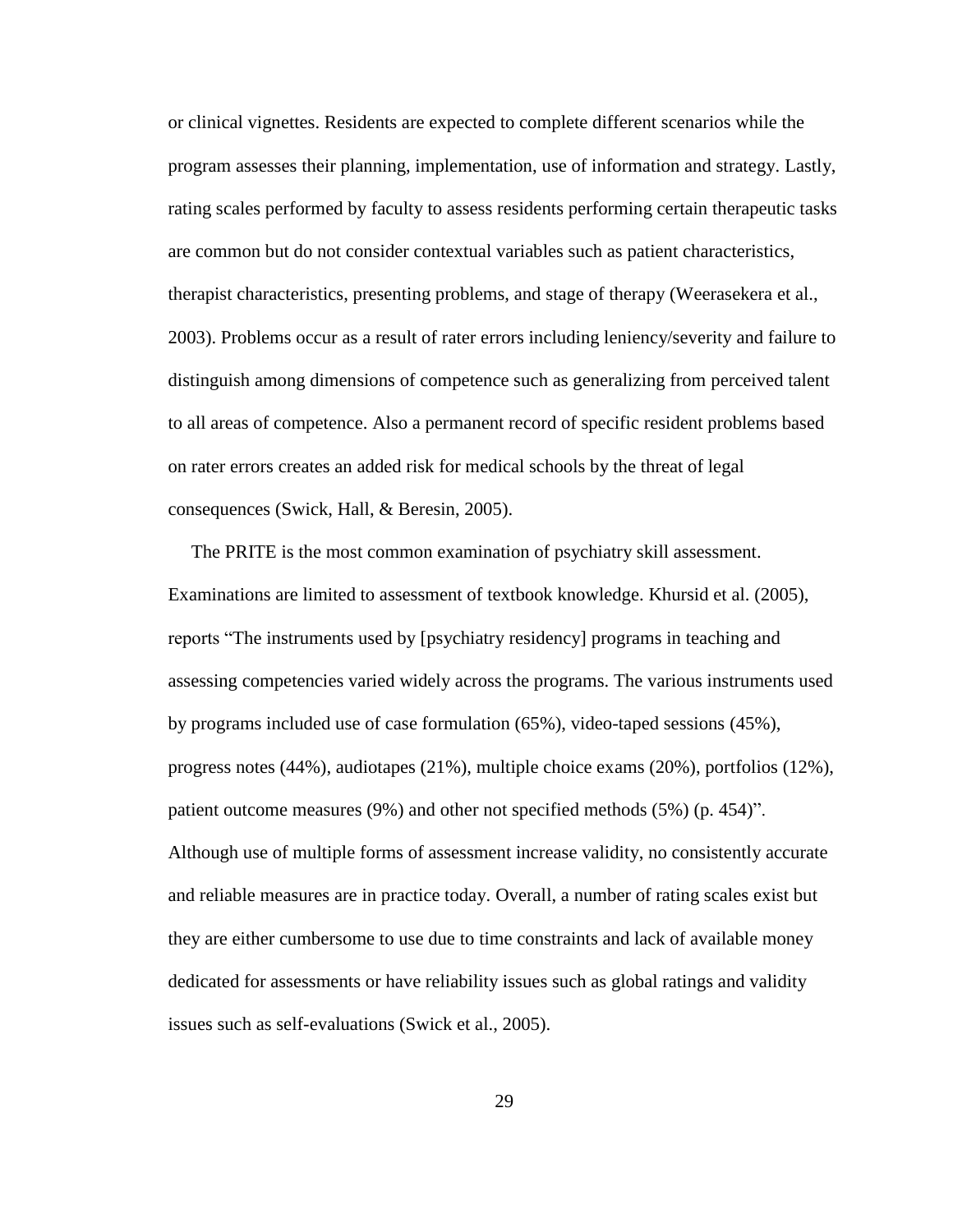or clinical vignettes. Residents are expected to complete different scenarios while the program assesses their planning, implementation, use of information and strategy. Lastly, rating scales performed by faculty to assess residents performing certain therapeutic tasks are common but do not consider contextual variables such as patient characteristics, therapist characteristics, presenting problems, and stage of therapy (Weerasekera et al., 2003). Problems occur as a result of rater errors including leniency/severity and failure to distinguish among dimensions of competence such as generalizing from perceived talent to all areas of competence. Also a permanent record of specific resident problems based on rater errors creates an added risk for medical schools by the threat of legal consequences (Swick, Hall, & Beresin, 2005).

The PRITE is the most common examination of psychiatry skill assessment. Examinations are limited to assessment of textbook knowledge. Khursid et al. (2005), reports "The instruments used by [psychiatry residency] programs in teaching and assessing competencies varied widely across the programs. The various instruments used by programs included use of case formulation (65%), video-taped sessions (45%), progress notes (44%), audiotapes (21%), multiple choice exams (20%), portfolios (12%), patient outcome measures (9%) and other not specified methods (5%) (p. 454)". Although use of multiple forms of assessment increase validity, no consistently accurate and reliable measures are in practice today. Overall, a number of rating scales exist but they are either cumbersome to use due to time constraints and lack of available money dedicated for assessments or have reliability issues such as global ratings and validity issues such as self-evaluations (Swick et al., 2005).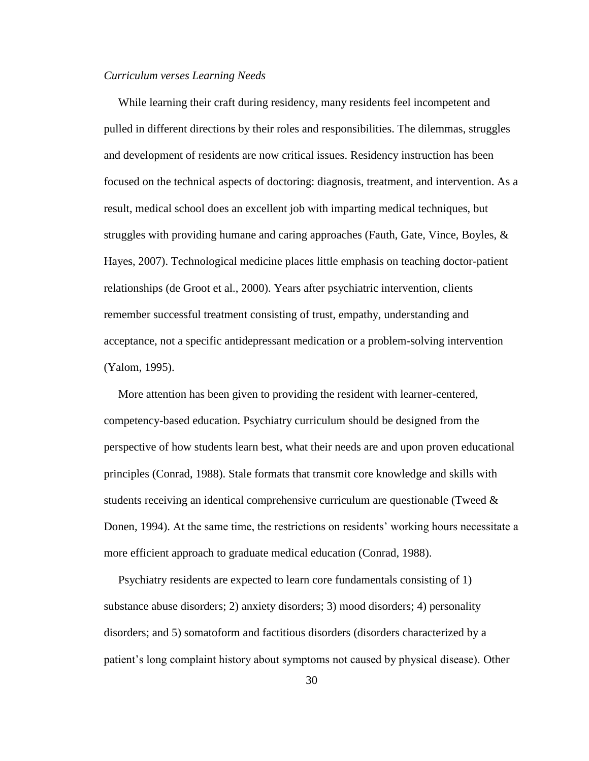*Curriculum verses Learning Needs*

While learning their craft during residency, many residents feel incompetent and pulled in different directions by their roles and responsibilities. The dilemmas, struggles and development of residents are now critical issues. Residency instruction has been focused on the technical aspects of doctoring: diagnosis, treatment, and intervention. As a result, medical school does an excellent job with imparting medical techniques, but struggles with providing humane and caring approaches (Fauth, Gate, Vince, Boyles, & Hayes, 2007). Technological medicine places little emphasis on teaching doctor-patient relationships (de Groot et al., 2000). Years after psychiatric intervention, clients remember successful treatment consisting of trust, empathy, understanding and acceptance, not a specific antidepressant medication or a problem-solving intervention (Yalom, 1995).

More attention has been given to providing the resident with learner-centered, competency-based education. Psychiatry curriculum should be designed from the perspective of how students learn best, what their needs are and upon proven educational principles (Conrad, 1988). Stale formats that transmit core knowledge and skills with students receiving an identical comprehensive curriculum are questionable (Tweed & Donen, 1994). At the same time, the restrictions on residents' working hours necessitate a more efficient approach to graduate medical education (Conrad, 1988).

Psychiatry residents are expected to learn core fundamentals consisting of 1) substance abuse disorders; 2) anxiety disorders; 3) mood disorders; 4) personality disorders; and 5) somatoform and factitious disorders (disorders characterized by a patient's long complaint history about symptoms not caused by physical disease). Other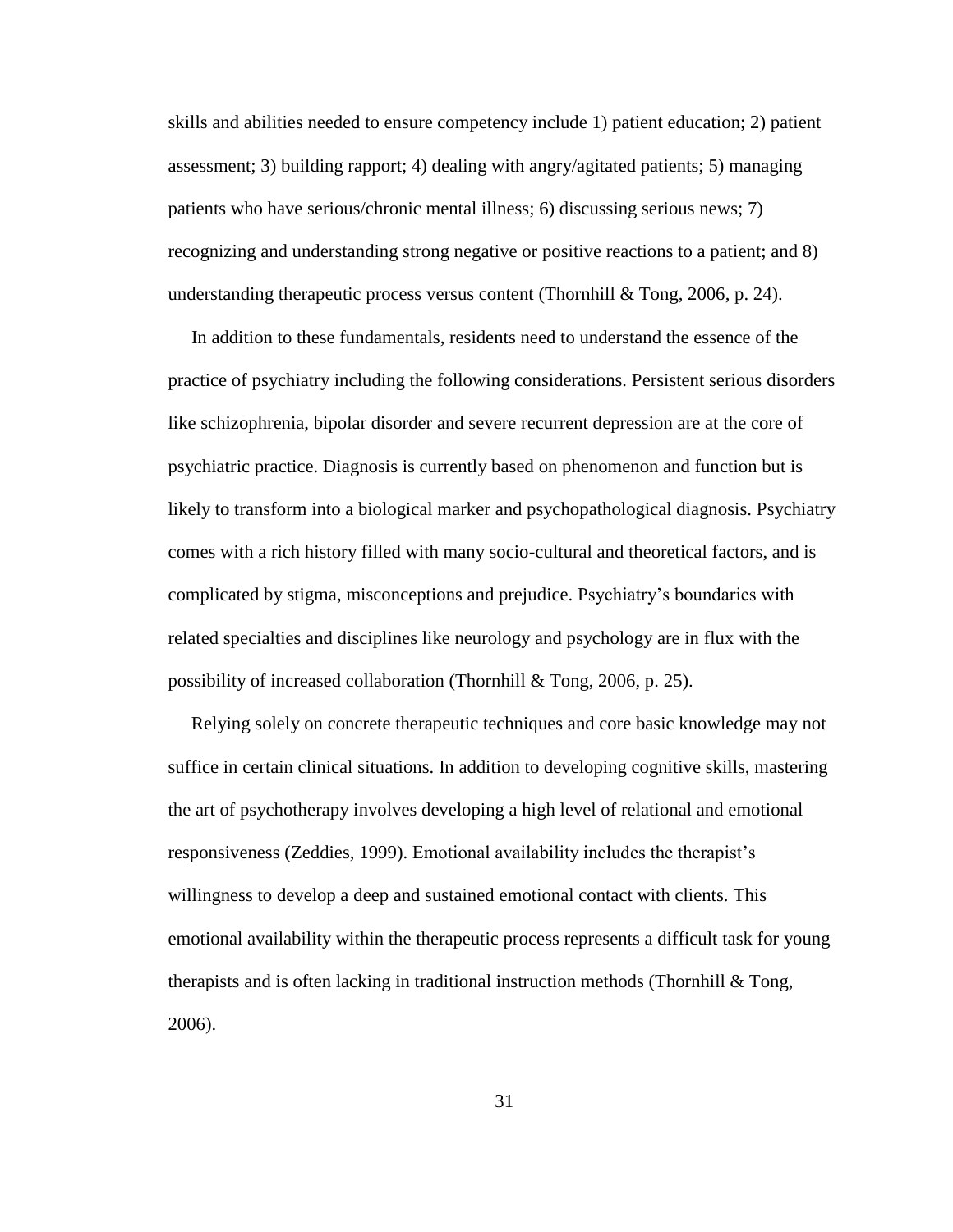skills and abilities needed to ensure competency include 1) patient education; 2) patient assessment; 3) building rapport; 4) dealing with angry/agitated patients; 5) managing patients who have serious/chronic mental illness; 6) discussing serious news; 7) recognizing and understanding strong negative or positive reactions to a patient; and 8) understanding therapeutic process versus content (Thornhill & Tong, 2006, p. 24).

In addition to these fundamentals, residents need to understand the essence of the practice of psychiatry including the following considerations. Persistent serious disorders like schizophrenia, bipolar disorder and severe recurrent depression are at the core of psychiatric practice. Diagnosis is currently based on phenomenon and function but is likely to transform into a biological marker and psychopathological diagnosis. Psychiatry comes with a rich history filled with many socio-cultural and theoretical factors, and is complicated by stigma, misconceptions and prejudice. Psychiatry's boundaries with related specialties and disciplines like neurology and psychology are in flux with the possibility of increased collaboration (Thornhill & Tong, 2006, p. 25).

Relying solely on concrete therapeutic techniques and core basic knowledge may not suffice in certain clinical situations. In addition to developing cognitive skills, mastering the art of psychotherapy involves developing a high level of relational and emotional responsiveness (Zeddies, 1999). Emotional availability includes the therapist's willingness to develop a deep and sustained emotional contact with clients. This emotional availability within the therapeutic process represents a difficult task for young therapists and is often lacking in traditional instruction methods (Thornhill & Tong, 2006).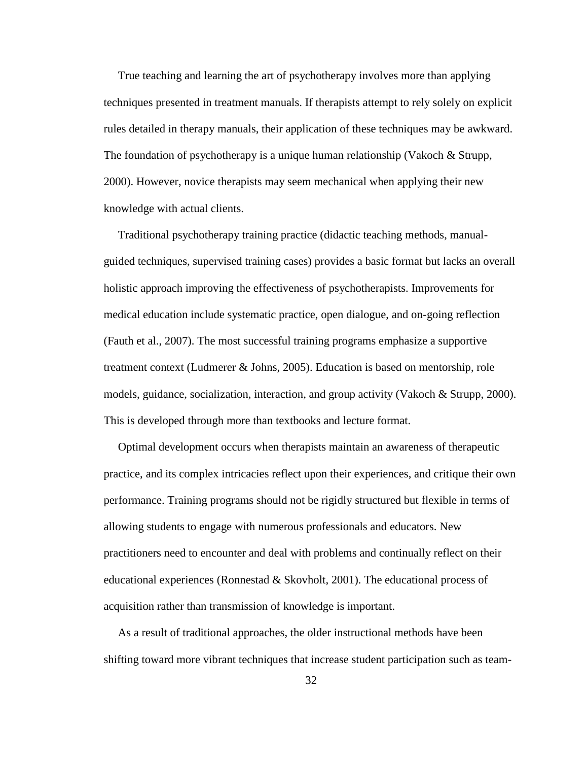True teaching and learning the art of psychotherapy involves more than applying techniques presented in treatment manuals. If therapists attempt to rely solely on explicit rules detailed in therapy manuals, their application of these techniques may be awkward. The foundation of psychotherapy is a unique human relationship (Vakoch & Strupp, 2000). However, novice therapists may seem mechanical when applying their new knowledge with actual clients.

Traditional psychotherapy training practice (didactic teaching methods, manual-guided techniques, supervised training cases) provides a basic format but lacks an overall holistic approach improving the effectiveness of psychotherapists. Improvements for medical education include systematic practice, open dialogue, and on-going reflection (Fauth et al., 2007). The most successful training programs emphasize a supportive treatment context (Ludmerer & Johns, 2005). Education is based on mentorship, role models, guidance, socialization, interaction, and group activity (Vakoch & Strupp, 2000). This is developed through more than textbooks and lecture format.

Optimal development occurs when therapists maintain an awareness of therapeutic practice, and its complex intricacies reflect upon their experiences, and critique their own performance. Training programs should not be rigidly structured but flexible in terms of allowing students to engage with numerous professionals and educators. New practitioners need to encounter and deal with problems and continually reflect on their educational experiences (Ronnestad & Skovholt, 2001). The educational process of acquisition rather than transmission of knowledge is important.

As a result of traditional approaches, the older instructional methods have been shifting toward more vibrant techniques that increase student participation such as team-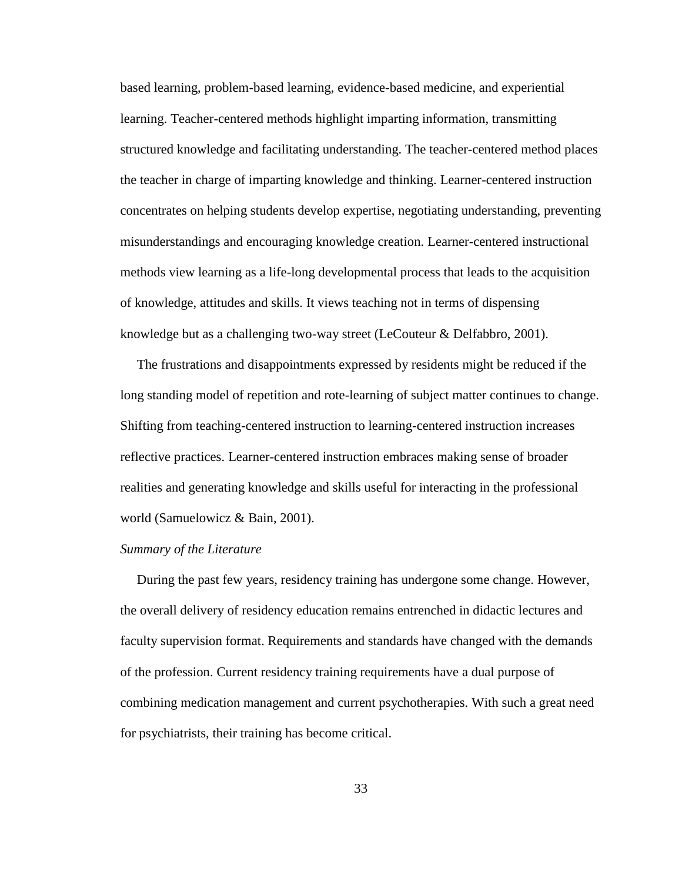based learning, problem-based learning, evidence-based medicine, and experiential learning. Teacher-centered methods highlight imparting information, transmitting structured knowledge and facilitating understanding. The teacher-centered method places the teacher in charge of imparting knowledge and thinking. Learner-centered instruction concentrates on helping students develop expertise, negotiating understanding, preventing misunderstandings and encouraging knowledge creation. Learner-centered instructional methods view learning as a life-long developmental process that leads to the acquisition of knowledge, attitudes and skills. It views teaching not in terms of dispensing knowledge but as a challenging two-way street (LeCouteur & Delfabbro, 2001).

The frustrations and disappointments expressed by residents might be reduced if the long standing model of repetition and rote-learning of subject matter continues to change. Shifting from teaching-centered instruction to learning-centered instruction increases reflective practices. Learner-centered instruction embraces making sense of broader realities and generating knowledge and skills useful for interacting in the professional world (Samuelowicz & Bain, 2001).

*Summary of the Literature*

During the past few years, residency training has undergone some change. However, the overall delivery of residency education remains entrenched in didactic lectures and faculty supervision format. Requirements and standards have changed with the demands of the profession. Current residency training requirements have a dual purpose of combining medication management and current psychotherapies. With such a great need for psychiatrists, their training has become critical.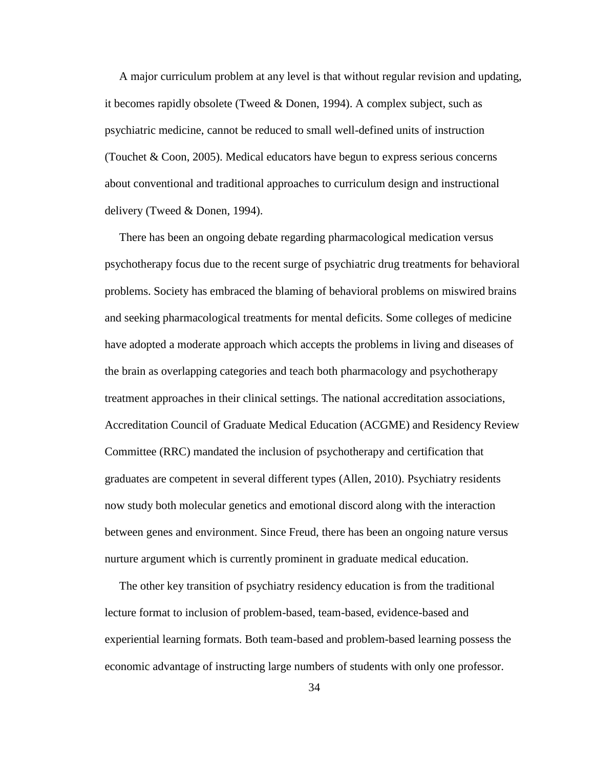A major curriculum problem at any level is that without regular revision and updating, it becomes rapidly obsolete (Tweed & Donen, 1994). A complex subject, such as psychiatric medicine, cannot be reduced to small well-defined units of instruction (Touchet & Coon, 2005). Medical educators have begun to express serious concerns about conventional and traditional approaches to curriculum design and instructional delivery (Tweed & Donen, 1994).

There has been an ongoing debate regarding pharmacological medication versus psychotherapy focus due to the recent surge of psychiatric drug treatments for behavioral problems. Society has embraced the blaming of behavioral problems on miswired brains and seeking pharmacological treatments for mental deficits. Some colleges of medicine have adopted a moderate approach which accepts the problems in living and diseases of the brain as overlapping categories and teach both pharmacology and psychotherapy treatment approaches in their clinical settings. The national accreditation associations, Accreditation Council of Graduate Medical Education (ACGME) and Residency Review Committee (RRC) mandated the inclusion of psychotherapy and certification that graduates are competent in several different types (Allen, 2010). Psychiatry residents now study both molecular genetics and emotional discord along with the interaction between genes and environment. Since Freud, there has been an ongoing nature versus nurture argument which is currently prominent in graduate medical education.

The other key transition of psychiatry residency education is from the traditional lecture format to inclusion of problem-based, team-based, evidence-based and experiential learning formats. Both team-based and problem-based learning possess the economic advantage of instructing large numbers of students with only one professor.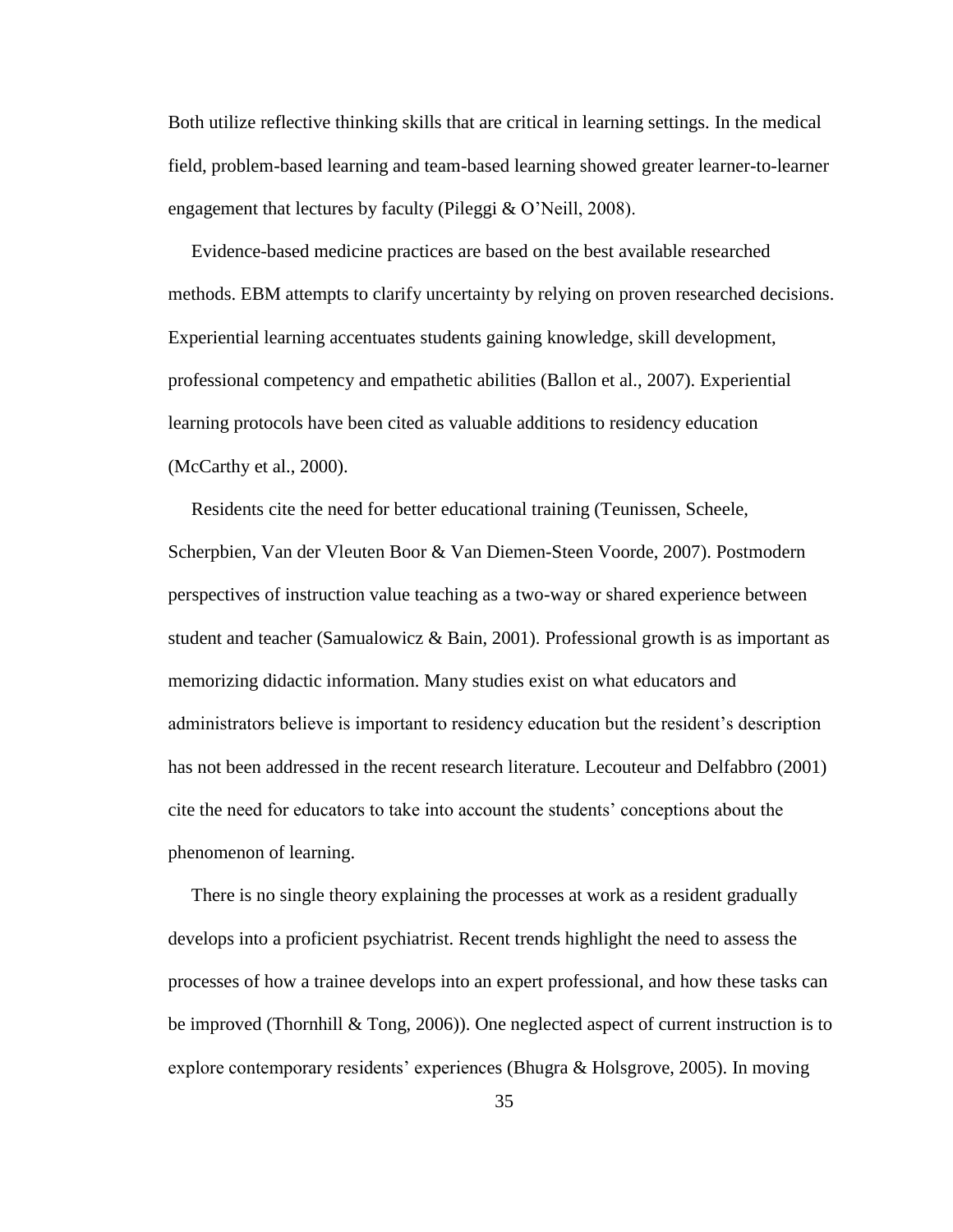Both utilize reflective thinking skills that are critical in learning settings. In the medical field, problem-based learning and team-based learning showed greater learner-to-learner engagement that lectures by faculty (Pileggi & O'Neill, 2008).

Evidence-based medicine practices are based on the best available researched methods. EBM attempts to clarify uncertainty by relying on proven researched decisions. Experiential learning accentuates students gaining knowledge, skill development, professional competency and empathetic abilities (Ballon et al., 2007). Experiential learning protocols have been cited as valuable additions to residency education (McCarthy et al., 2000).

Residents cite the need for better educational training (Teunissen, Scheele, Scherpbien, Van der Vleuten Boor & Van Diemen-Steen Voorde, 2007). Postmodern perspectives of instruction value teaching as a two-way or shared experience between student and teacher (Samualowicz & Bain, 2001). Professional growth is as important as memorizing didactic information. Many studies exist on what educators and administrators believe is important to residency education but the resident's description has not been addressed in the recent research literature. Lecouteur and Delfabbro (2001) cite the need for educators to take into account the students' conceptions about the phenomenon of learning.

There is no single theory explaining the processes at work as a resident gradually develops into a proficient psychiatrist. Recent trends highlight the need to assess the processes of how a trainee develops into an expert professional, and how these tasks can be improved (Thornhill & Tong, 2006)). One neglected aspect of current instruction is to explore contemporary residents' experiences (Bhugra & Holsgrove, 2005). In moving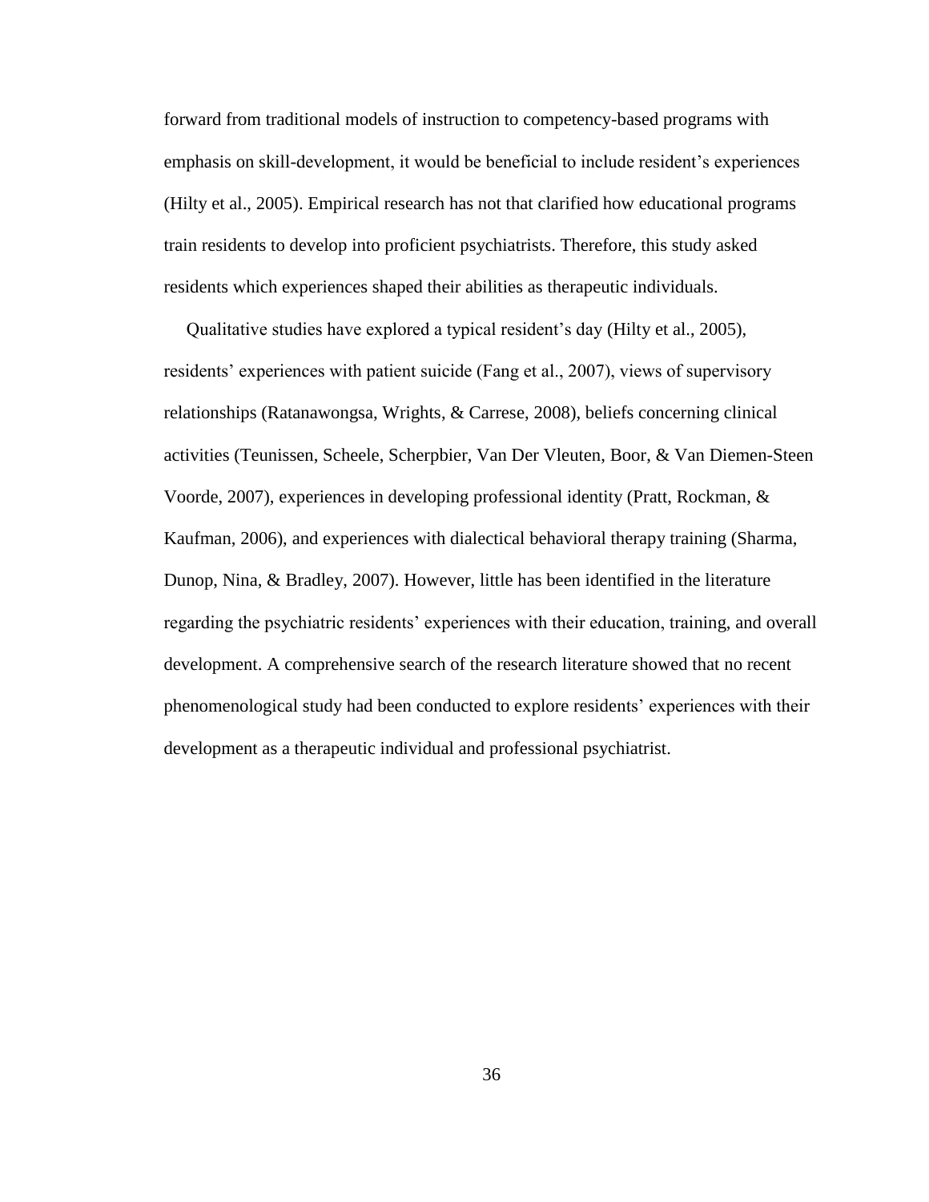forward from traditional models of instruction to competency-based programs with emphasis on skill-development, it would be beneficial to include resident's experiences (Hilty et al., 2005). Empirical research has not that clarified how educational programs train residents to develop into proficient psychiatrists. Therefore, this study asked residents which experiences shaped their abilities as therapeutic individuals.

Qualitative studies have explored a typical resident's day (Hilty et al., 2005), residents' experiences with patient suicide (Fang et al., 2007), views of supervisory relationships (Ratanawongsa, Wrights, & Carrese, 2008), beliefs concerning clinical activities (Teunissen, Scheele, Scherpbier, Van Der Vleuten, Boor, & Van Diemen-Steen Voorde, 2007), experiences in developing professional identity (Pratt, Rockman, & Kaufman, 2006), and experiences with dialectical behavioral therapy training (Sharma, Dunop, Nina, & Bradley, 2007). However, little has been identified in the literature regarding the psychiatric residents' experiences with their education, training, and overall development. A comprehensive search of the research literature showed that no recent phenomenological study had been conducted to explore residents' experiences with their development as a therapeutic individual and professional psychiatrist.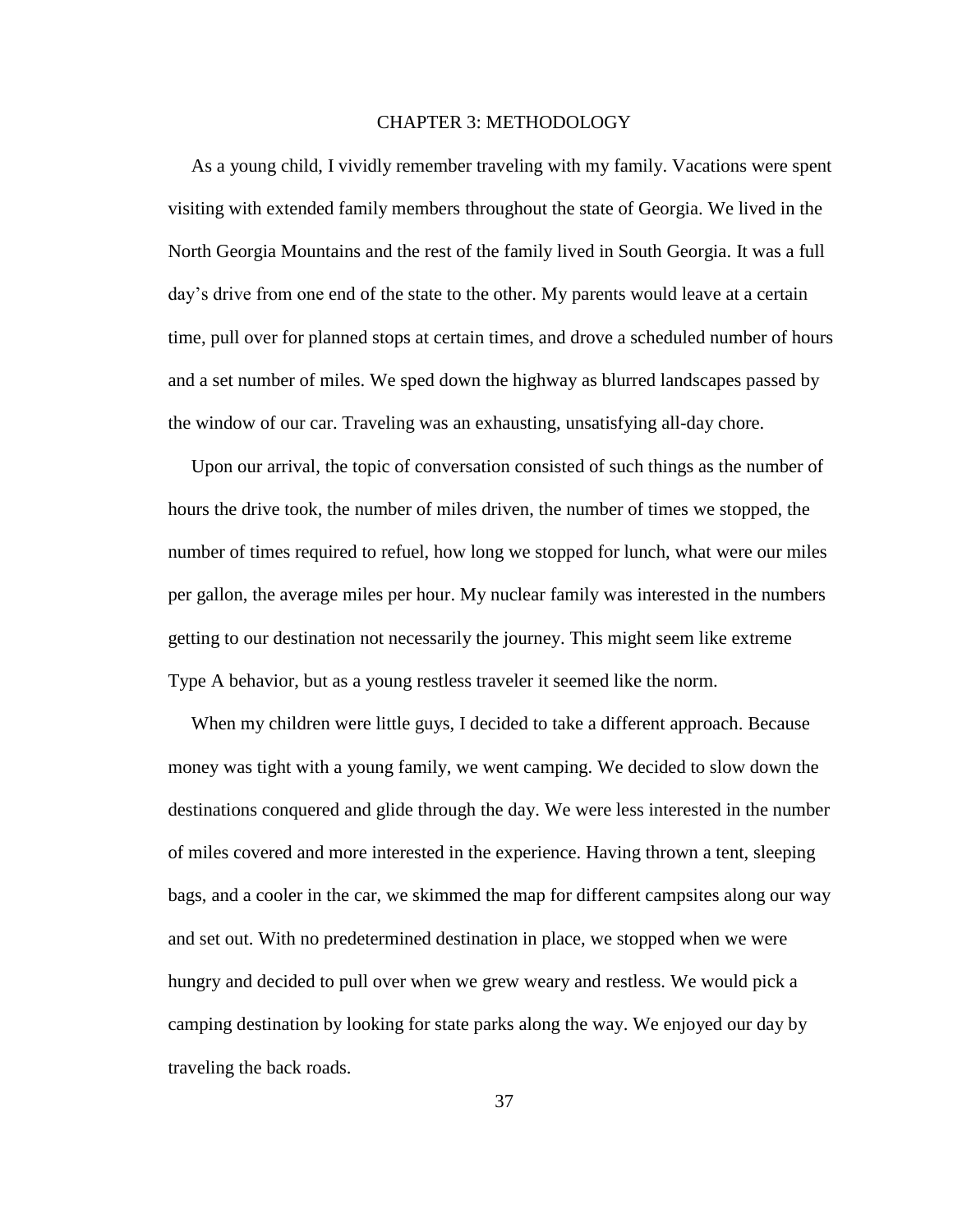# CHAPTER 3: METHODOLOGY

As a young child, I vividly remember traveling with my family. Vacations were spent visiting with extended family members throughout the state of Georgia. We lived in the North Georgia Mountains and the rest of the family lived in South Georgia. It was a full day's drive from one end of the state to the other. My parents would leave at a certain time, pull over for planned stops at certain times, and drove a scheduled number of hours and a set number of miles. We sped down the highway as blurred landscapes passed by the window of our car. Traveling was an exhausting, unsatisfying all-day chore.

Upon our arrival, the topic of conversation consisted of such things as the number of hours the drive took, the number of miles driven, the number of times we stopped, the number of times required to refuel, how long we stopped for lunch, what were our miles per gallon, the average miles per hour. My nuclear family was interested in the numbers getting to our destination not necessarily the journey. This might seem like extreme Type A behavior, but as a young restless traveler it seemed like the norm.

When my children were little guys, I decided to take a different approach. Because money was tight with a young family, we went camping. We decided to slow down the destinations conquered and glide through the day. We were less interested in the number of miles covered and more interested in the experience. Having thrown a tent, sleeping bags, and a cooler in the car, we skimmed the map for different campsites along our way and set out. With no predetermined destination in place, we stopped when we were hungry and decided to pull over when we grew weary and restless. We would pick a camping destination by looking for state parks along the way. We enjoyed our day by traveling the back roads.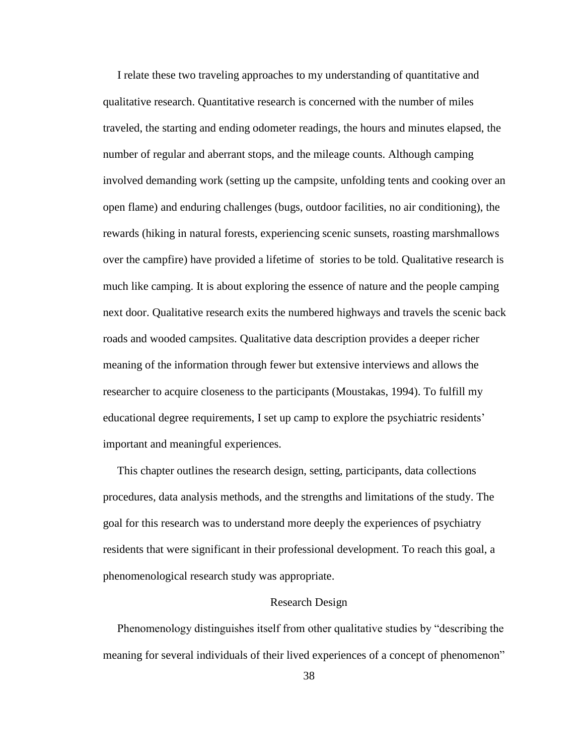I relate these two traveling approaches to my understanding of quantitative and qualitative research. Quantitative research is concerned with the number of miles traveled, the starting and ending odometer readings, the hours and minutes elapsed, the number of regular and aberrant stops, and the mileage counts. Although camping involved demanding work (setting up the campsite, unfolding tents and cooking over an open flame) and enduring challenges (bugs, outdoor facilities, no air conditioning), the rewards (hiking in natural forests, experiencing scenic sunsets, roasting marshmallows over the campfire) have provided a lifetime of stories to be told. Qualitative research is much like camping. It is about exploring the essence of nature and the people camping next door. Qualitative research exits the numbered highways and travels the scenic back roads and wooded campsites. Qualitative data description provides a deeper richer meaning of the information through fewer but extensive interviews and allows the researcher to acquire closeness to the participants (Moustakas, 1994). To fulfill my educational degree requirements, I set up camp to explore the psychiatric residents' important and meaningful experiences.

This chapter outlines the research design, setting, participants, data collections procedures, data analysis methods, and the strengths and limitations of the study. The goal for this research was to understand more deeply the experiences of psychiatry residents that were significant in their professional development. To reach this goal, a phenomenological research study was appropriate.

## Research Design

Phenomenology distinguishes itself from other qualitative studies by "describing the meaning for several individuals of their lived experiences of a concept of phenomenon"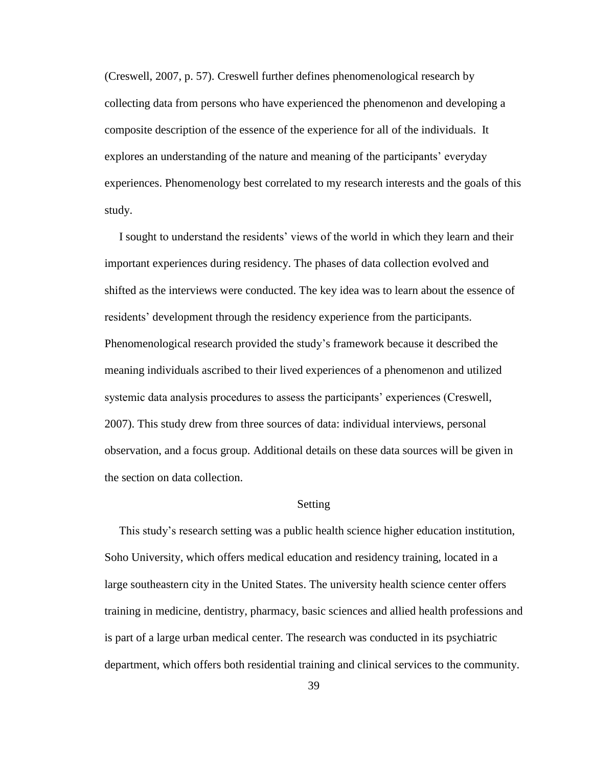(Creswell, 2007, p. 57). Creswell further defines phenomenological research by collecting data from persons who have experienced the phenomenon and developing a composite description of the essence of the experience for all of the individuals. It explores an understanding of the nature and meaning of the participants' everyday experiences. Phenomenology best correlated to my research interests and the goals of this study.

I sought to understand the residents' views of the world in which they learn and their important experiences during residency. The phases of data collection evolved and shifted as the interviews were conducted. The key idea was to learn about the essence of residents' development through the residency experience from the participants. Phenomenological research provided the study's framework because it described the meaning individuals ascribed to their lived experiences of a phenomenon and utilized systemic data analysis procedures to assess the participants' experiences (Creswell, 2007). This study drew from three sources of data: individual interviews, personal observation, and a focus group. Additional details on these data sources will be given in the section on data collection.

## Setting

This study's research setting was a public health science higher education institution, Soho University, which offers medical education and residency training, located in a large southeastern city in the United States. The university health science center offers training in medicine, dentistry, pharmacy, basic sciences and allied health professions and is part of a large urban medical center. The research was conducted in its psychiatric department, which offers both residential training and clinical services to the community.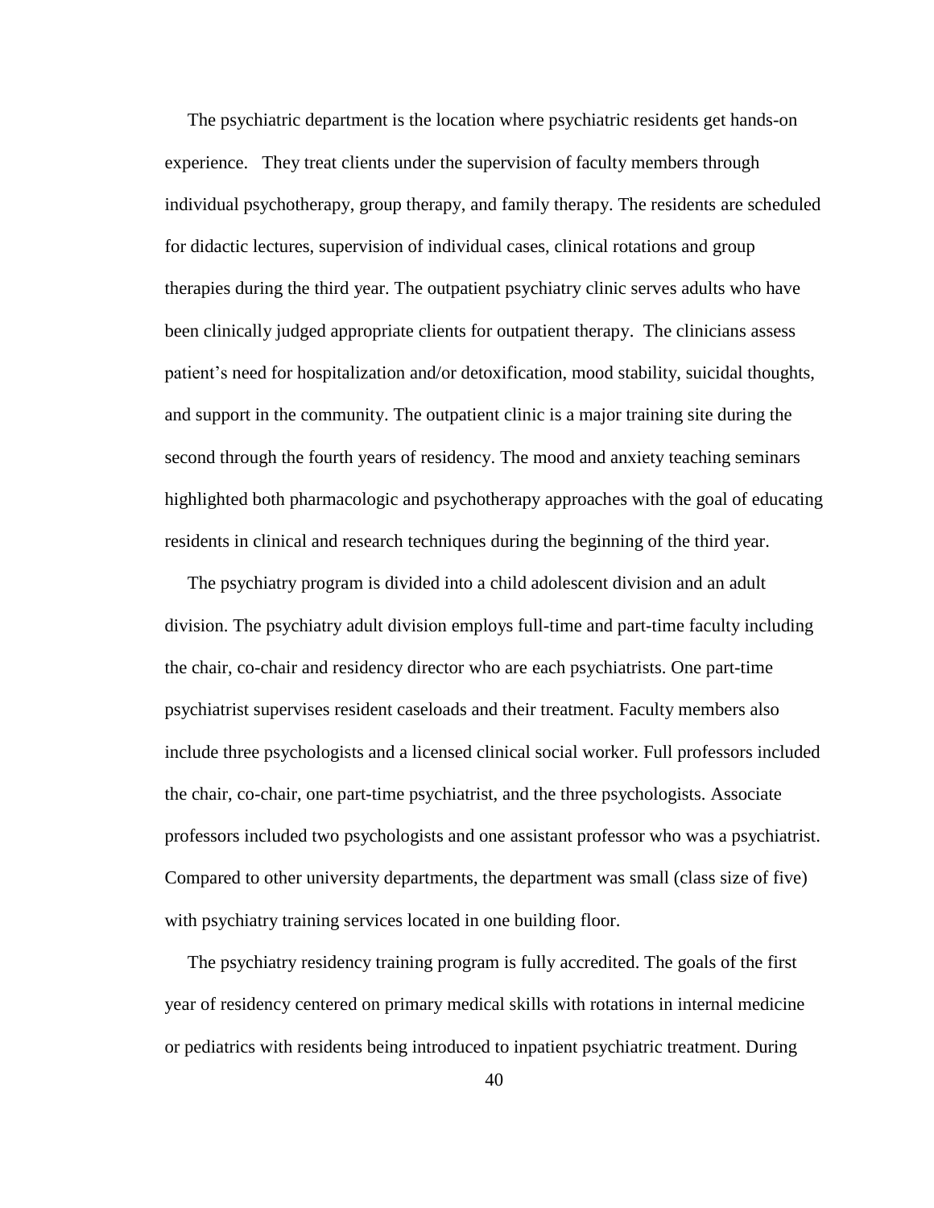The psychiatric department is the location where psychiatric residents get hands-on experience. They treat clients under the supervision of faculty members through individual psychotherapy, group therapy, and family therapy. The residents are scheduled for didactic lectures, supervision of individual cases, clinical rotations and group therapies during the third year. The outpatient psychiatry clinic serves adults who have been clinically judged appropriate clients for outpatient therapy. The clinicians assess patient's need for hospitalization and/or detoxification, mood stability, suicidal thoughts, and support in the community. The outpatient clinic is a major training site during the second through the fourth years of residency. The mood and anxiety teaching seminars highlighted both pharmacologic and psychotherapy approaches with the goal of educating residents in clinical and research techniques during the beginning of the third year.

The psychiatry program is divided into a child adolescent division and an adult division. The psychiatry adult division employs full-time and part-time faculty including the chair, co-chair and residency director who are each psychiatrists. One part-time psychiatrist supervises resident caseloads and their treatment. Faculty members also include three psychologists and a licensed clinical social worker. Full professors included the chair, co-chair, one part-time psychiatrist, and the three psychologists. Associate professors included two psychologists and one assistant professor who was a psychiatrist. Compared to other university departments, the department was small (class size of five) with psychiatry training services located in one building floor.

The psychiatry residency training program is fully accredited. The goals of the first year of residency centered on primary medical skills with rotations in internal medicine or pediatrics with residents being introduced to inpatient psychiatric treatment. During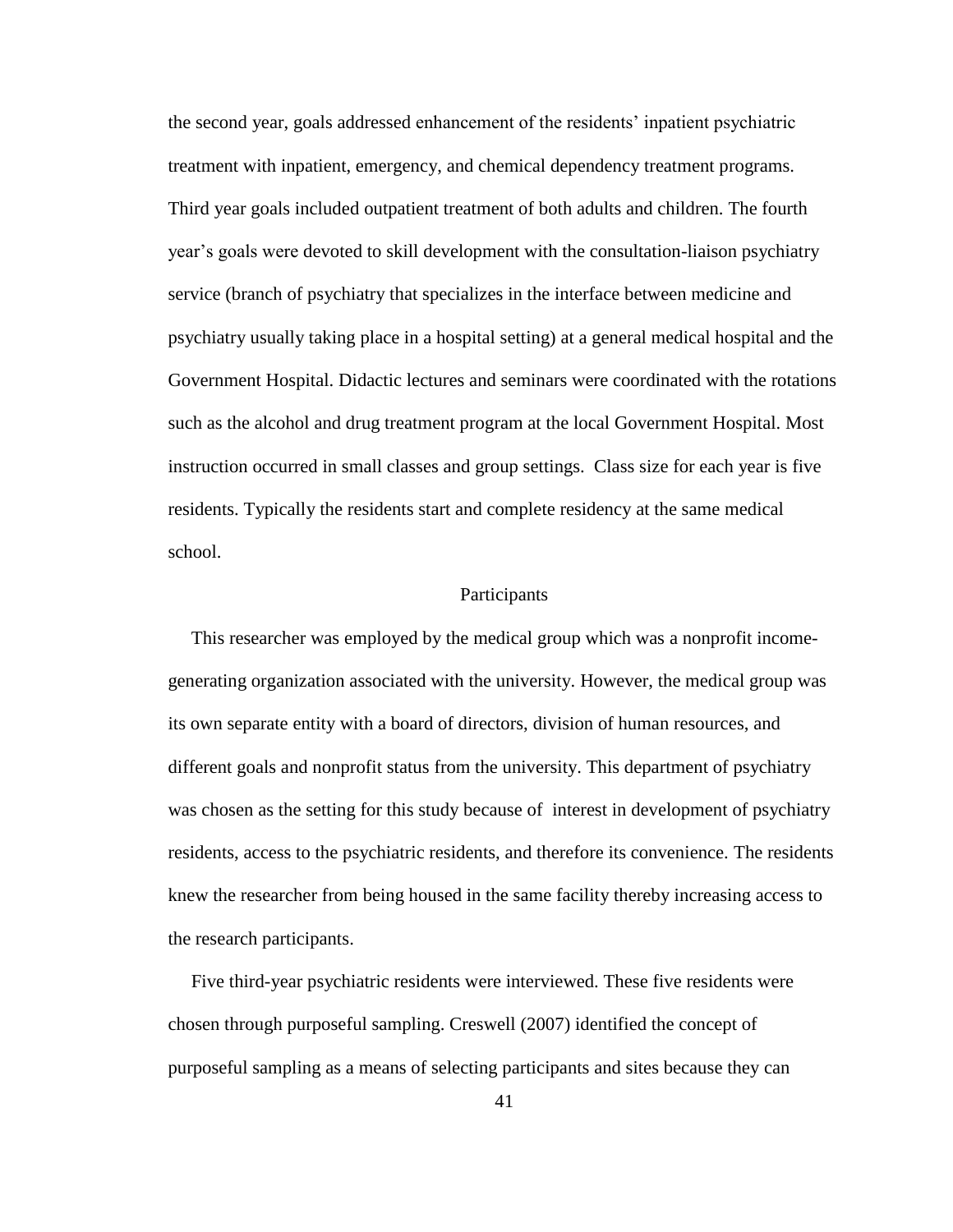the second year, goals addressed enhancement of the residents' inpatient psychiatric treatment with inpatient, emergency, and chemical dependency treatment programs. Third year goals included outpatient treatment of both adults and children. The fourth year's goals were devoted to skill development with the consultation-liaison psychiatry service (branch of psychiatry that specializes in the interface between medicine and psychiatry usually taking place in a hospital setting) at a general medical hospital and the Government Hospital. Didactic lectures and seminars were coordinated with the rotations such as the alcohol and drug treatment program at the local Government Hospital. Most instruction occurred in small classes and group settings. Class size for each year is five residents. Typically the residents start and complete residency at the same medical school.

## Participants

This researcher was employed by the medical group which was a nonprofit income-generating organization associated with the university. However, the medical group was its own separate entity with a board of directors, division of human resources, and different goals and nonprofit status from the university. This department of psychiatry was chosen as the setting for this study because of interest in development of psychiatry residents, access to the psychiatric residents, and therefore its convenience. The residents knew the researcher from being housed in the same facility thereby increasing access to the research participants.

Five third-year psychiatric residents were interviewed. These five residents were chosen through purposeful sampling. Creswell (2007) identified the concept of purposeful sampling as a means of selecting participants and sites because they can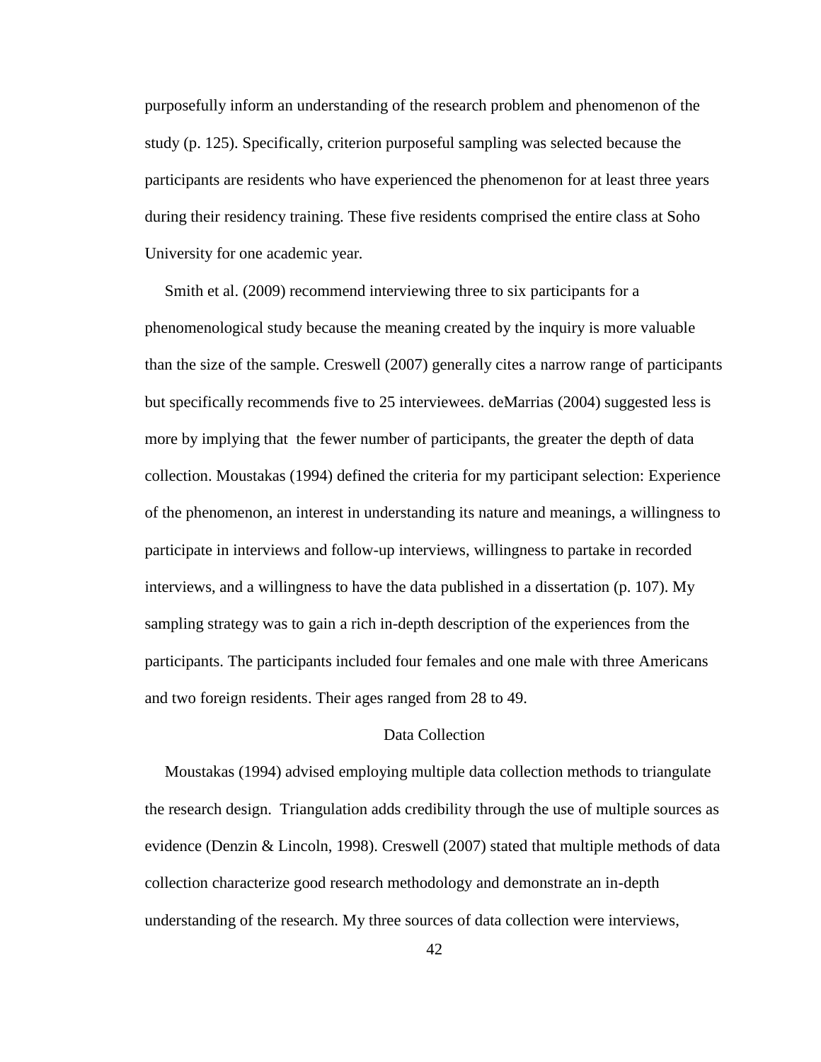purposefully inform an understanding of the research problem and phenomenon of the study (p. 125). Specifically, criterion purposeful sampling was selected because the participants are residents who have experienced the phenomenon for at least three years during their residency training. These five residents comprised the entire class at Soho University for one academic year.

Smith et al. (2009) recommend interviewing three to six participants for a phenomenological study because the meaning created by the inquiry is more valuable than the size of the sample. Creswell (2007) generally cites a narrow range of participants but specifically recommends five to 25 interviewees. deMarrias (2004) suggested less is more by implying that the fewer number of participants, the greater the depth of data collection. Moustakas (1994) defined the criteria for my participant selection: Experience of the phenomenon, an interest in understanding its nature and meanings, a willingness to participate in interviews and follow-up interviews, willingness to partake in recorded interviews, and a willingness to have the data published in a dissertation (p. 107). My sampling strategy was to gain a rich in-depth description of the experiences from the participants. The participants included four females and one male with three Americans and two foreign residents. Their ages ranged from 28 to 49.

## Data Collection

Moustakas (1994) advised employing multiple data collection methods to triangulate the research design. Triangulation adds credibility through the use of multiple sources as evidence (Denzin & Lincoln, 1998). Creswell (2007) stated that multiple methods of data collection characterize good research methodology and demonstrate an in-depth understanding of the research. My three sources of data collection were interviews,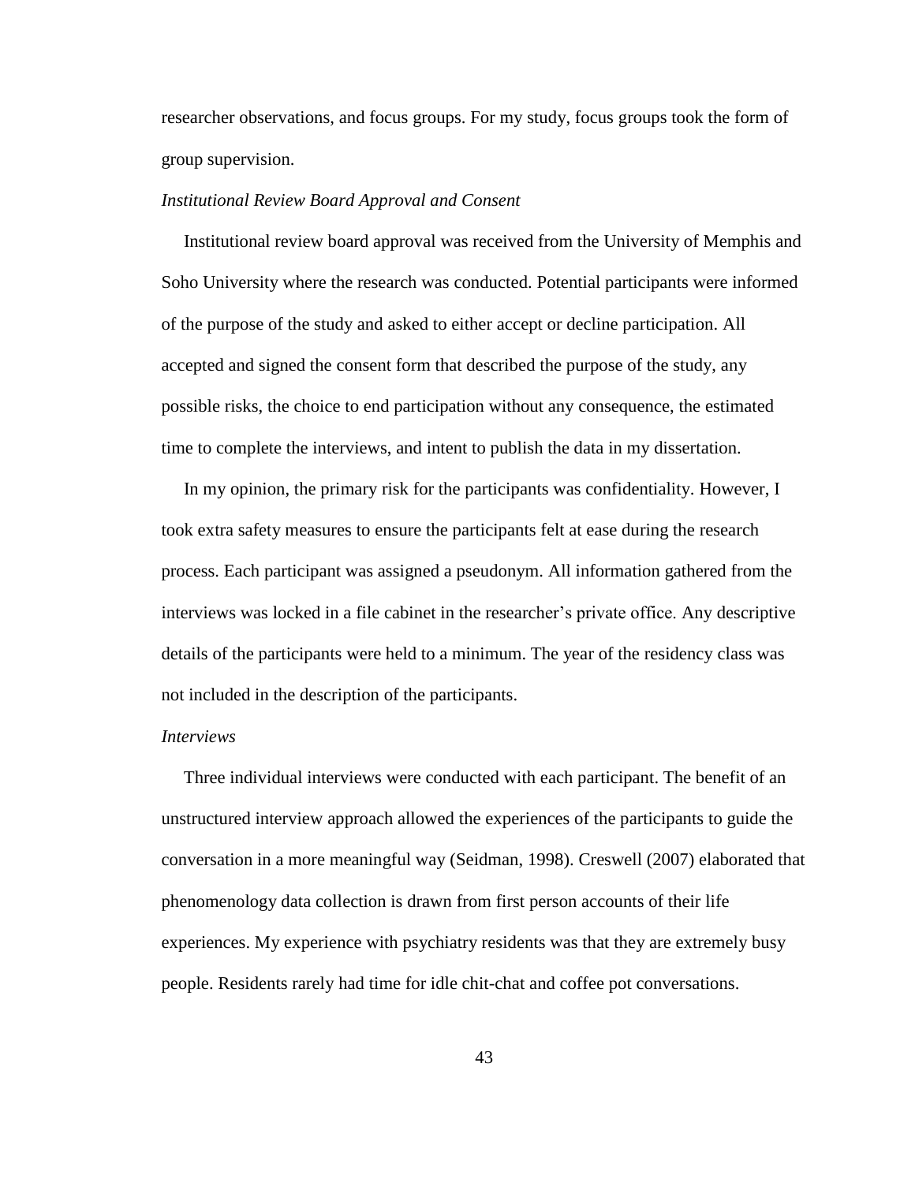researcher observations, and focus groups. For my study, focus groups took the form of group supervision.

### *Institutional Review Board Approval and Consent*

Institutional review board approval was received from the University of Memphis and Soho University where the research was conducted. Potential participants were informed of the purpose of the study and asked to either accept or decline participation. All accepted and signed the consent form that described the purpose of the study, any possible risks, the choice to end participation without any consequence, the estimated time to complete the interviews, and intent to publish the data in my dissertation.

In my opinion, the primary risk for the participants was confidentiality. However, I took extra safety measures to ensure the participants felt at ease during the research process. Each participant was assigned a pseudonym. All information gathered from the interviews was locked in a file cabinet in the researcher's private office. Any descriptive details of the participants were held to a minimum. The year of the residency class was not included in the description of the participants.

### *Interviews*

Three individual interviews were conducted with each participant. The benefit of an unstructured interview approach allowed the experiences of the participants to guide the conversation in a more meaningful way (Seidman, 1998). Creswell (2007) elaborated that phenomenology data collection is drawn from first person accounts of their life experiences. My experience with psychiatry residents was that they are extremely busy people. Residents rarely had time for idle chit-chat and coffee pot conversations.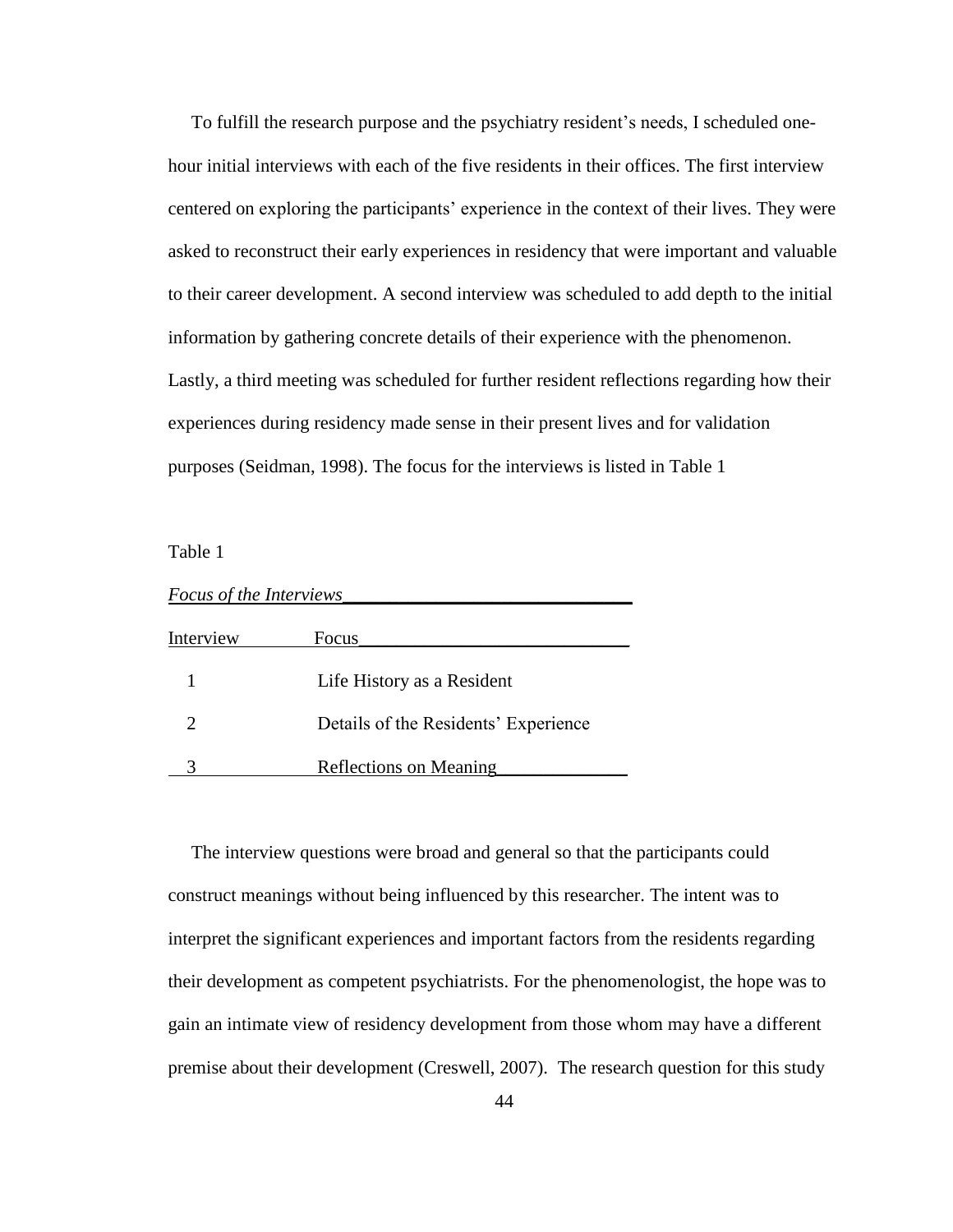To fulfill the research purpose and the psychiatry resident's needs, I scheduled one-hour initial interviews with each of the five residents in their offices. The first interview centered on exploring the participants' experience in the context of their lives. They were asked to reconstruct their early experiences in residency that were important and valuable to their career development. A second interview was scheduled to add depth to the initial information by gathering concrete details of their experience with the phenomenon. Lastly, a third meeting was scheduled for further resident reflections regarding how their experiences during residency made sense in their present lives and for validation purposes (Seidman, 1998). The focus for the interviews is listed in Table 1

Table 1

*Focus of the Interviews*

| Interview | Focus |
|---|---|
| 1 | Life History as a Resident |
| 2 | Details of the Residents' Experience |
| 3 | Reflections on Meaning |

The interview questions were broad and general so that the participants could construct meanings without being influenced by this researcher. The intent was to interpret the significant experiences and important factors from the residents regarding their development as competent psychiatrists. For the phenomenologist, the hope was to gain an intimate view of residency development from those whom may have a different premise about their development (Creswell, 2007). The research question for this study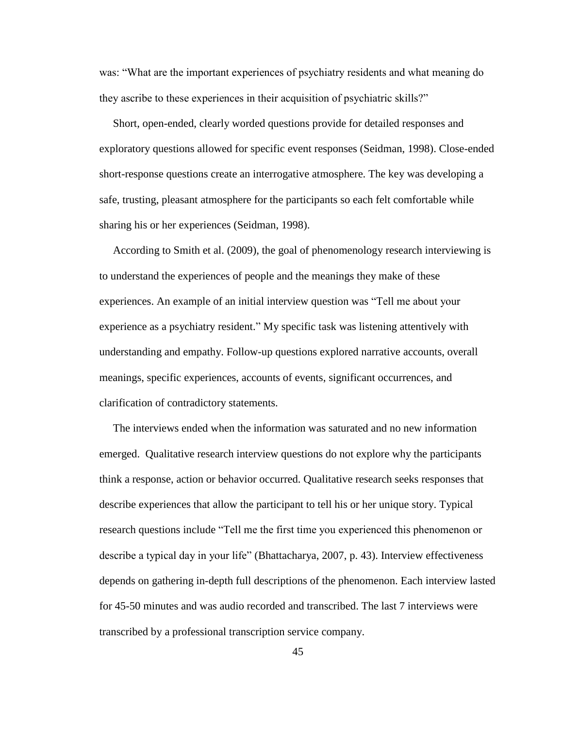was: "What are the important experiences of psychiatry residents and what meaning do they ascribe to these experiences in their acquisition of psychiatric skills?"

Short, open-ended, clearly worded questions provide for detailed responses and exploratory questions allowed for specific event responses (Seidman, 1998). Close-ended short-response questions create an interrogative atmosphere. The key was developing a safe, trusting, pleasant atmosphere for the participants so each felt comfortable while sharing his or her experiences (Seidman, 1998).

According to Smith et al. (2009), the goal of phenomenology research interviewing is to understand the experiences of people and the meanings they make of these experiences. An example of an initial interview question was "Tell me about your experience as a psychiatry resident." My specific task was listening attentively with understanding and empathy. Follow-up questions explored narrative accounts, overall meanings, specific experiences, accounts of events, significant occurrences, and clarification of contradictory statements.

The interviews ended when the information was saturated and no new information emerged. Qualitative research interview questions do not explore why the participants think a response, action or behavior occurred. Qualitative research seeks responses that describe experiences that allow the participant to tell his or her unique story. Typical research questions include "Tell me the first time you experienced this phenomenon or describe a typical day in your life" (Bhattacharya, 2007, p. 43). Interview effectiveness depends on gathering in-depth full descriptions of the phenomenon. Each interview lasted for 45-50 minutes and was audio recorded and transcribed. The last 7 interviews were transcribed by a professional transcription service company.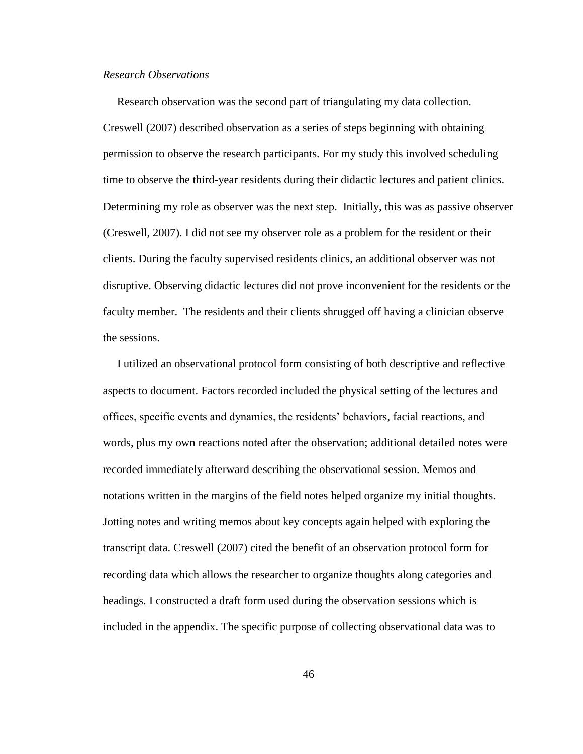*Research Observations*

Research observation was the second part of triangulating my data collection. Creswell (2007) described observation as a series of steps beginning with obtaining permission to observe the research participants. For my study this involved scheduling time to observe the third-year residents during their didactic lectures and patient clinics. Determining my role as observer was the next step. Initially, this was as passive observer (Creswell, 2007). I did not see my observer role as a problem for the resident or their clients. During the faculty supervised residents clinics, an additional observer was not disruptive. Observing didactic lectures did not prove inconvenient for the residents or the faculty member. The residents and their clients shrugged off having a clinician observe the sessions.

I utilized an observational protocol form consisting of both descriptive and reflective aspects to document. Factors recorded included the physical setting of the lectures and offices, specific events and dynamics, the residents' behaviors, facial reactions, and words, plus my own reactions noted after the observation; additional detailed notes were recorded immediately afterward describing the observational session. Memos and notations written in the margins of the field notes helped organize my initial thoughts. Jotting notes and writing memos about key concepts again helped with exploring the transcript data. Creswell (2007) cited the benefit of an observation protocol form for recording data which allows the researcher to organize thoughts along categories and headings. I constructed a draft form used during the observation sessions which is included in the appendix. The specific purpose of collecting observational data was to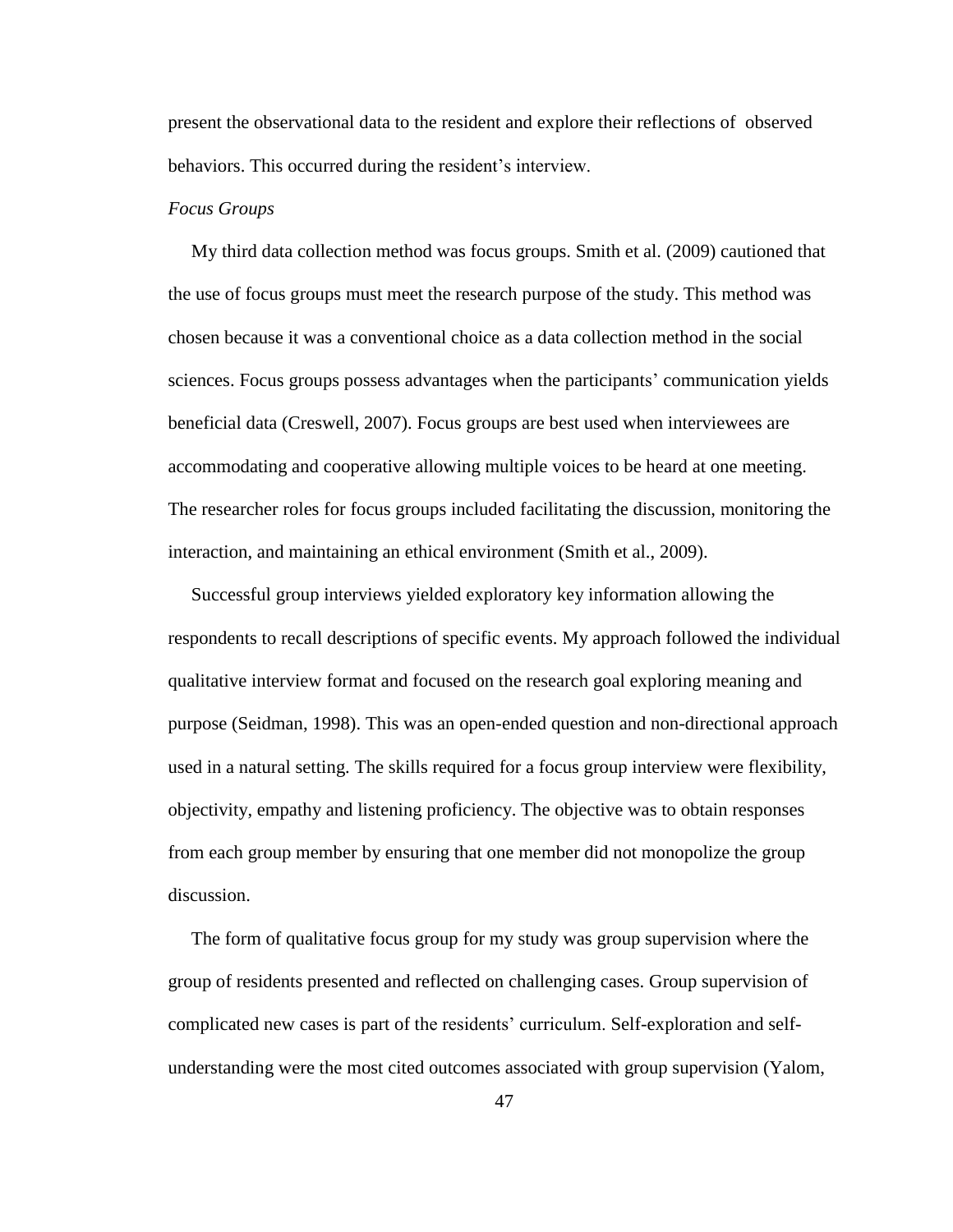present the observational data to the resident and explore their reflections of observed behaviors. This occurred during the resident's interview.

*Focus Groups*

My third data collection method was focus groups. Smith et al. (2009) cautioned that the use of focus groups must meet the research purpose of the study. This method was chosen because it was a conventional choice as a data collection method in the social sciences. Focus groups possess advantages when the participants' communication yields beneficial data (Creswell, 2007). Focus groups are best used when interviewees are accommodating and cooperative allowing multiple voices to be heard at one meeting. The researcher roles for focus groups included facilitating the discussion, monitoring the interaction, and maintaining an ethical environment (Smith et al., 2009).

Successful group interviews yielded exploratory key information allowing the respondents to recall descriptions of specific events. My approach followed the individual qualitative interview format and focused on the research goal exploring meaning and purpose (Seidman, 1998). This was an open-ended question and non-directional approach used in a natural setting. The skills required for a focus group interview were flexibility, objectivity, empathy and listening proficiency. The objective was to obtain responses from each group member by ensuring that one member did not monopolize the group discussion.

The form of qualitative focus group for my study was group supervision where the group of residents presented and reflected on challenging cases. Group supervision of complicated new cases is part of the residents' curriculum. Self-exploration and self-understanding were the most cited outcomes associated with group supervision (Yalom,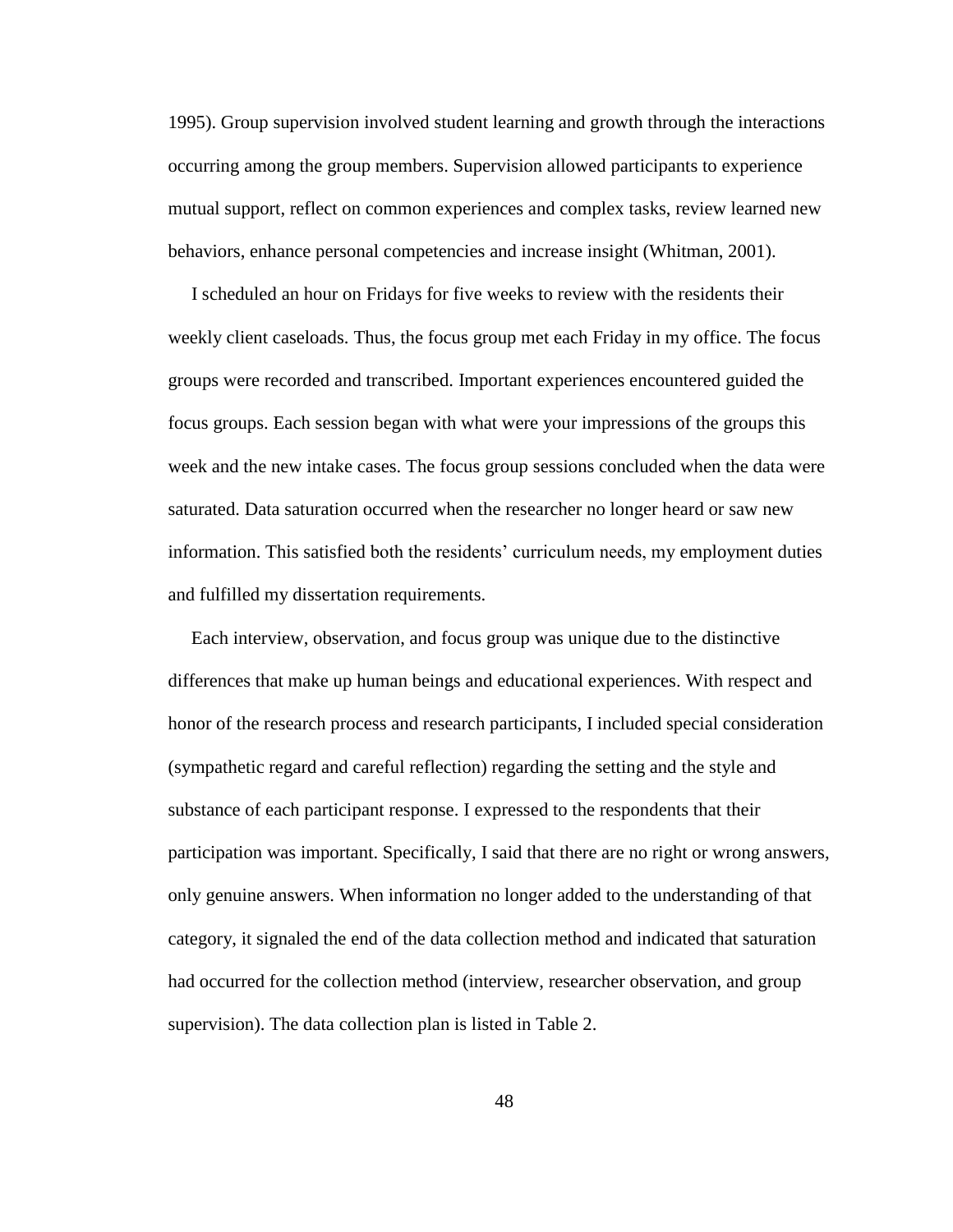1995). Group supervision involved student learning and growth through the interactions occurring among the group members. Supervision allowed participants to experience mutual support, reflect on common experiences and complex tasks, review learned new behaviors, enhance personal competencies and increase insight (Whitman, 2001).

I scheduled an hour on Fridays for five weeks to review with the residents their weekly client caseloads. Thus, the focus group met each Friday in my office. The focus groups were recorded and transcribed. Important experiences encountered guided the focus groups. Each session began with what were your impressions of the groups this week and the new intake cases. The focus group sessions concluded when the data were saturated. Data saturation occurred when the researcher no longer heard or saw new information. This satisfied both the residents' curriculum needs, my employment duties and fulfilled my dissertation requirements.

Each interview, observation, and focus group was unique due to the distinctive differences that make up human beings and educational experiences. With respect and honor of the research process and research participants, I included special consideration (sympathetic regard and careful reflection) regarding the setting and the style and substance of each participant response. I expressed to the respondents that their participation was important. Specifically, I said that there are no right or wrong answers, only genuine answers. When information no longer added to the understanding of that category, it signaled the end of the data collection method and indicated that saturation had occurred for the collection method (interview, researcher observation, and group supervision). The data collection plan is listed in Table 2.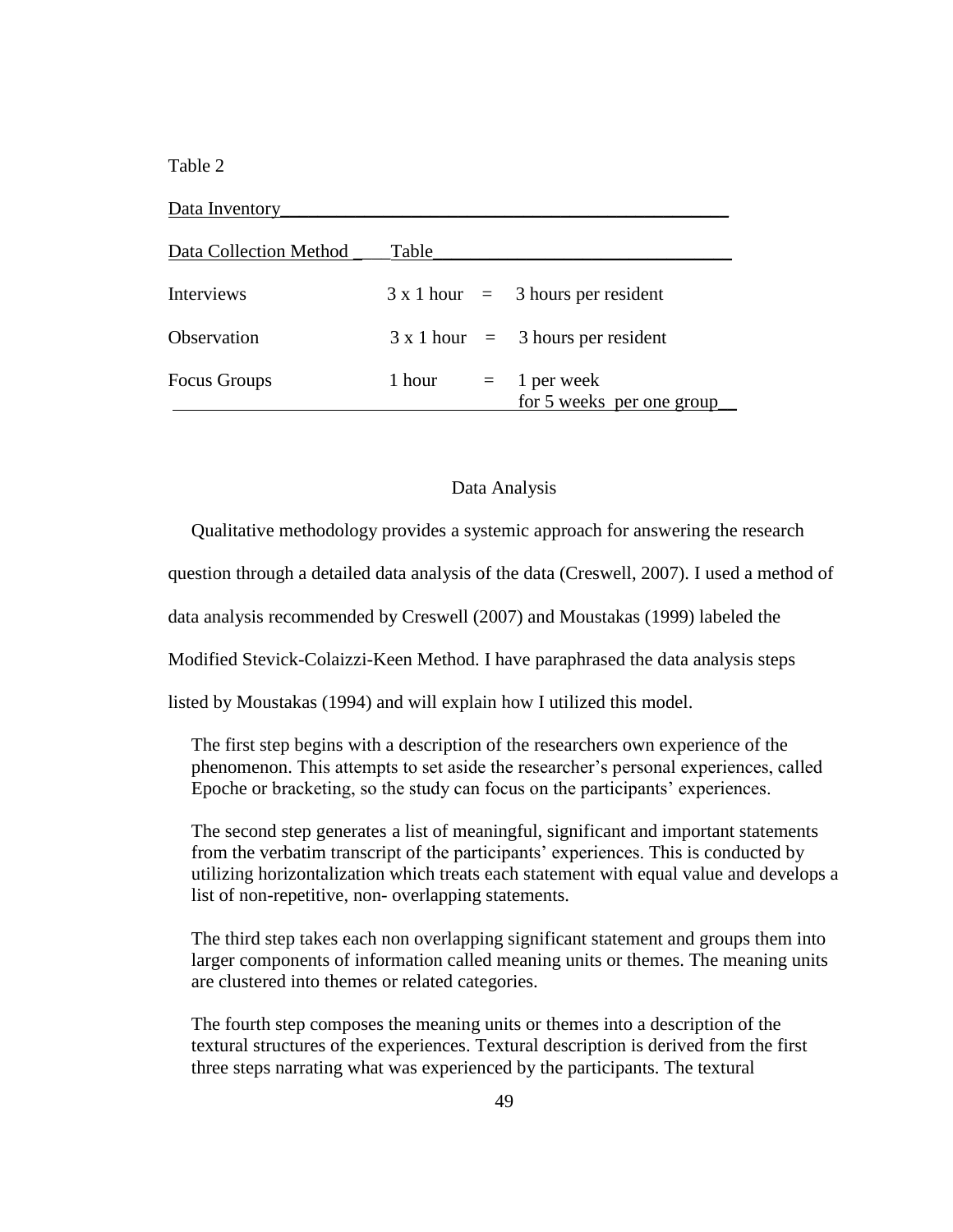Table 2

Data Inventory

| Data Collection Method | Table | | |
|---|---|---|---|
| Interviews | 3 x 1 hour | = | 3 hours per resident |
| Observation | 3 x 1 hour | = | 3 hours per resident |
| Focus Groups | 1 hour | = | 1 per week for 5 weeks per one group |

## Data Analysis

Qualitative methodology provides a systemic approach for answering the research question through a detailed data analysis of the data (Creswell, 2007). I used a method of data analysis recommended by Creswell (2007) and Moustakas (1999) labeled the Modified Stevick-Colaizzi-Keen Method. I have paraphrased the data analysis steps listed by Moustakas (1994) and will explain how I utilized this model.

> The first step begins with a description of the researchers own experience of the phenomenon. This attempts to set aside the researcher's personal experiences, called Epoche or bracketing, so the study can focus on the participants' experiences.
>
> The second step generates a list of meaningful, significant and important statements from the verbatim transcript of the participants' experiences. This is conducted by utilizing horizontalization which treats each statement with equal value and develops a list of non-repetitive, non- overlapping statements.
>
> The third step takes each non overlapping significant statement and groups them into larger components of information called meaning units or themes. The meaning units are clustered into themes or related categories.
>
> The fourth step composes the meaning units or themes into a description of the textural structures of the experiences. Textural description is derived from the first three steps narrating what was experienced by the participants. The textural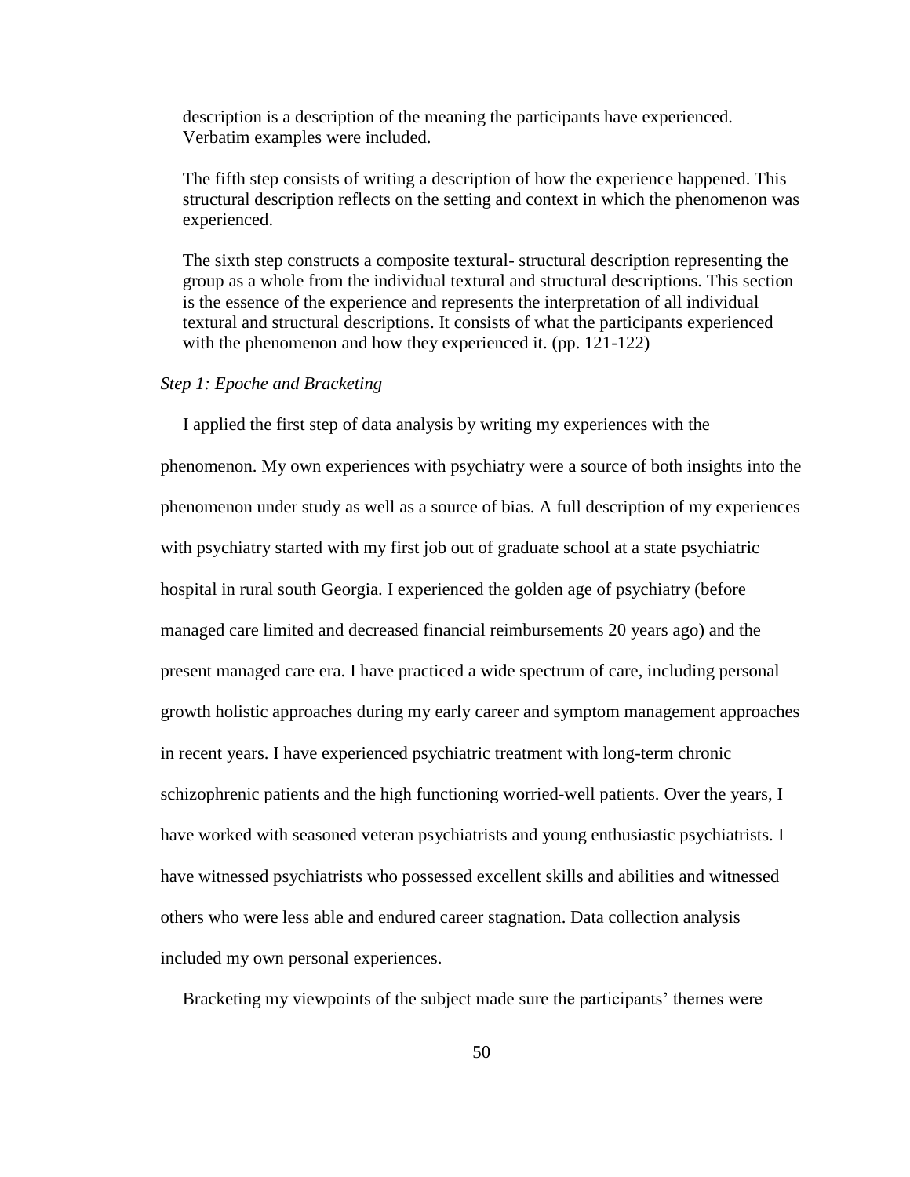description is a description of the meaning the participants have experienced. Verbatim examples were included.

The fifth step consists of writing a description of how the experience happened. This structural description reflects on the setting and context in which the phenomenon was experienced.

The sixth step constructs a composite textural- structural description representing the group as a whole from the individual textural and structural descriptions. This section is the essence of the experience and represents the interpretation of all individual textural and structural descriptions. It consists of what the participants experienced with the phenomenon and how they experienced it. (pp. 121-122)

*Step 1: Epoche and Bracketing*

I applied the first step of data analysis by writing my experiences with the phenomenon. My own experiences with psychiatry were a source of both insights into the phenomenon under study as well as a source of bias. A full description of my experiences with psychiatry started with my first job out of graduate school at a state psychiatric hospital in rural south Georgia. I experienced the golden age of psychiatry (before managed care limited and decreased financial reimbursements 20 years ago) and the present managed care era. I have practiced a wide spectrum of care, including personal growth holistic approaches during my early career and symptom management approaches in recent years. I have experienced psychiatric treatment with long-term chronic schizophrenic patients and the high functioning worried-well patients. Over the years, I have worked with seasoned veteran psychiatrists and young enthusiastic psychiatrists. I have witnessed psychiatrists who possessed excellent skills and abilities and witnessed others who were less able and endured career stagnation. Data collection analysis included my own personal experiences.

Bracketing my viewpoints of the subject made sure the participants' themes were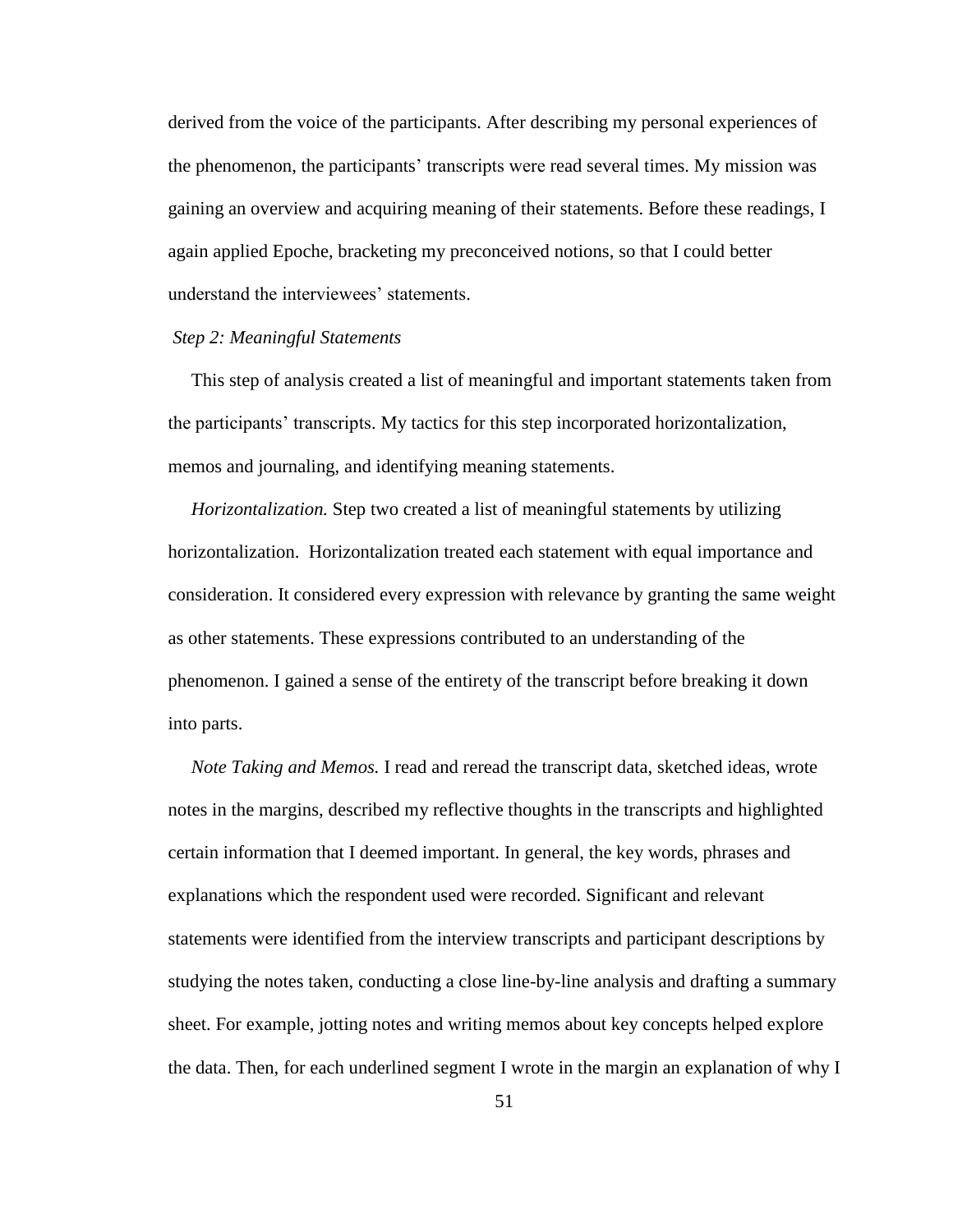derived from the voice of the participants. After describing my personal experiences of the phenomenon, the participants' transcripts were read several times. My mission was gaining an overview and acquiring meaning of their statements. Before these readings, I again applied Epoche, bracketing my preconceived notions, so that I could better understand the interviewees' statements.

*Step 2: Meaningful Statements*

This step of analysis created a list of meaningful and important statements taken from the participants' transcripts. My tactics for this step incorporated horizontalization, memos and journaling, and identifying meaning statements.

*Horizontalization.* Step two created a list of meaningful statements by utilizing horizontalization. Horizontalization treated each statement with equal importance and consideration. It considered every expression with relevance by granting the same weight as other statements. These expressions contributed to an understanding of the phenomenon. I gained a sense of the entirety of the transcript before breaking it down into parts.

*Note Taking and Memos.* I read and reread the transcript data, sketched ideas, wrote notes in the margins, described my reflective thoughts in the transcripts and highlighted certain information that I deemed important. In general, the key words, phrases and explanations which the respondent used were recorded. Significant and relevant statements were identified from the interview transcripts and participant descriptions by studying the notes taken, conducting a close line-by-line analysis and drafting a summary sheet. For example, jotting notes and writing memos about key concepts helped explore the data. Then, for each underlined segment I wrote in the margin an explanation of why I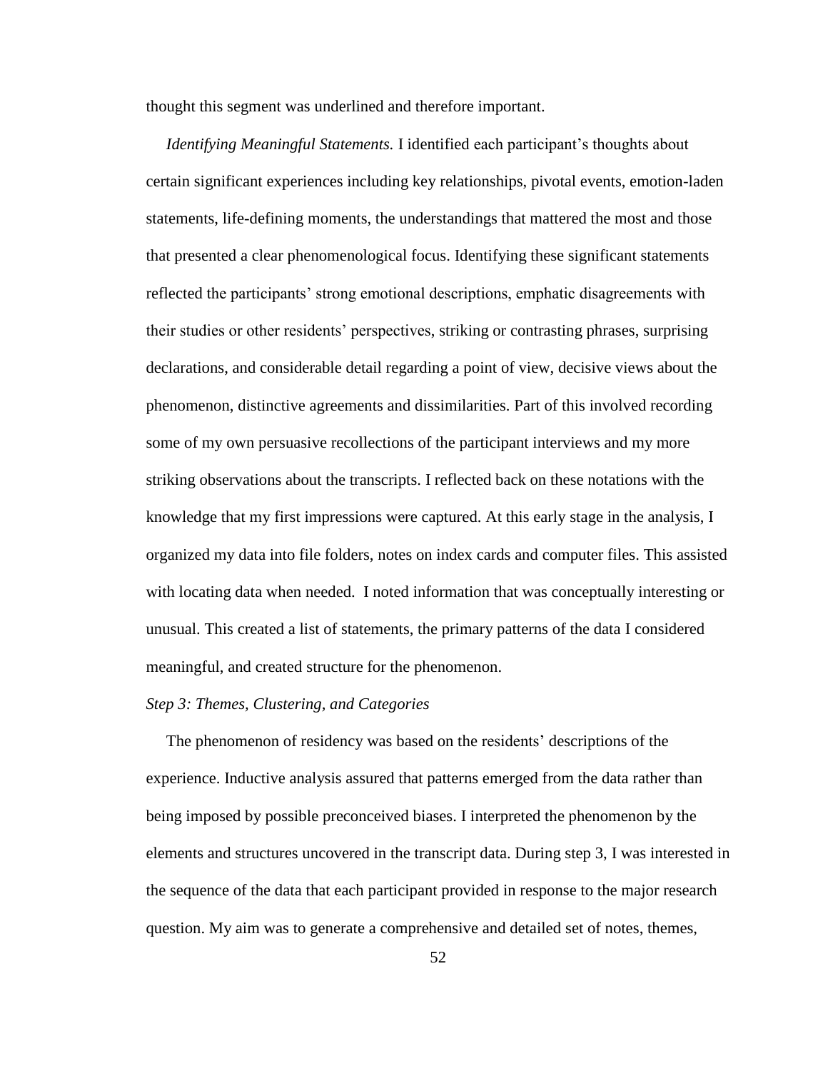thought this segment was underlined and therefore important.

*Identifying Meaningful Statements.* I identified each participant's thoughts about certain significant experiences including key relationships, pivotal events, emotion-laden statements, life-defining moments, the understandings that mattered the most and those that presented a clear phenomenological focus. Identifying these significant statements reflected the participants' strong emotional descriptions, emphatic disagreements with their studies or other residents' perspectives, striking or contrasting phrases, surprising declarations, and considerable detail regarding a point of view, decisive views about the phenomenon, distinctive agreements and dissimilarities. Part of this involved recording some of my own persuasive recollections of the participant interviews and my more striking observations about the transcripts. I reflected back on these notations with the knowledge that my first impressions were captured. At this early stage in the analysis, I organized my data into file folders, notes on index cards and computer files. This assisted with locating data when needed. I noted information that was conceptually interesting or unusual. This created a list of statements, the primary patterns of the data I considered meaningful, and created structure for the phenomenon.

*Step 3: Themes, Clustering, and Categories*

The phenomenon of residency was based on the residents' descriptions of the experience. Inductive analysis assured that patterns emerged from the data rather than being imposed by possible preconceived biases. I interpreted the phenomenon by the elements and structures uncovered in the transcript data. During step 3, I was interested in the sequence of the data that each participant provided in response to the major research question. My aim was to generate a comprehensive and detailed set of notes, themes,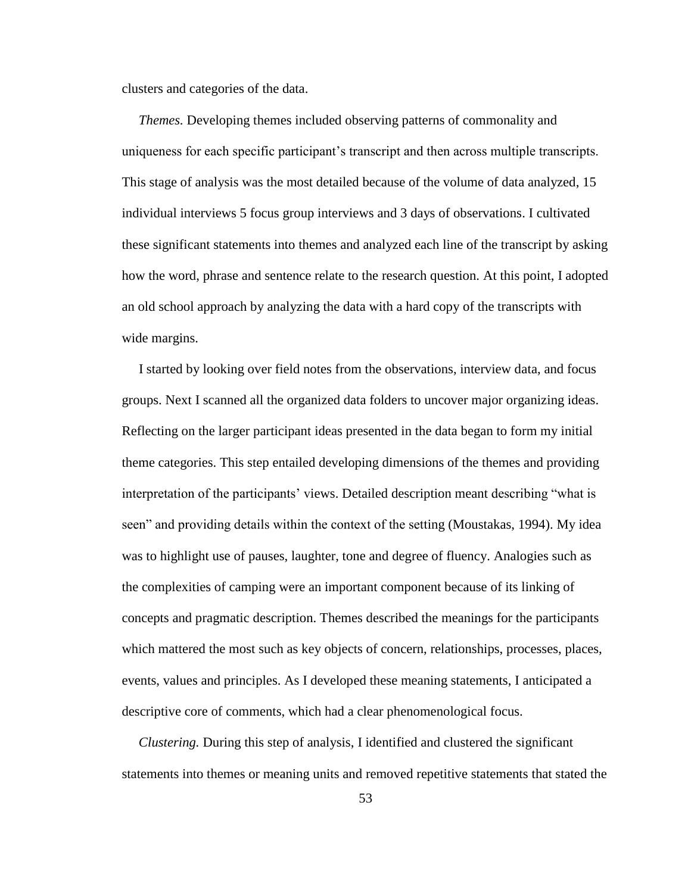clusters and categories of the data.

*Themes.* Developing themes included observing patterns of commonality and uniqueness for each specific participant's transcript and then across multiple transcripts. This stage of analysis was the most detailed because of the volume of data analyzed, 15 individual interviews 5 focus group interviews and 3 days of observations. I cultivated these significant statements into themes and analyzed each line of the transcript by asking how the word, phrase and sentence relate to the research question. At this point, I adopted an old school approach by analyzing the data with a hard copy of the transcripts with wide margins.

I started by looking over field notes from the observations, interview data, and focus groups. Next I scanned all the organized data folders to uncover major organizing ideas. Reflecting on the larger participant ideas presented in the data began to form my initial theme categories. This step entailed developing dimensions of the themes and providing interpretation of the participants' views. Detailed description meant describing "what is seen" and providing details within the context of the setting (Moustakas, 1994). My idea was to highlight use of pauses, laughter, tone and degree of fluency. Analogies such as the complexities of camping were an important component because of its linking of concepts and pragmatic description. Themes described the meanings for the participants which mattered the most such as key objects of concern, relationships, processes, places, events, values and principles. As I developed these meaning statements, I anticipated a descriptive core of comments, which had a clear phenomenological focus.

*Clustering.* During this step of analysis, I identified and clustered the significant statements into themes or meaning units and removed repetitive statements that stated the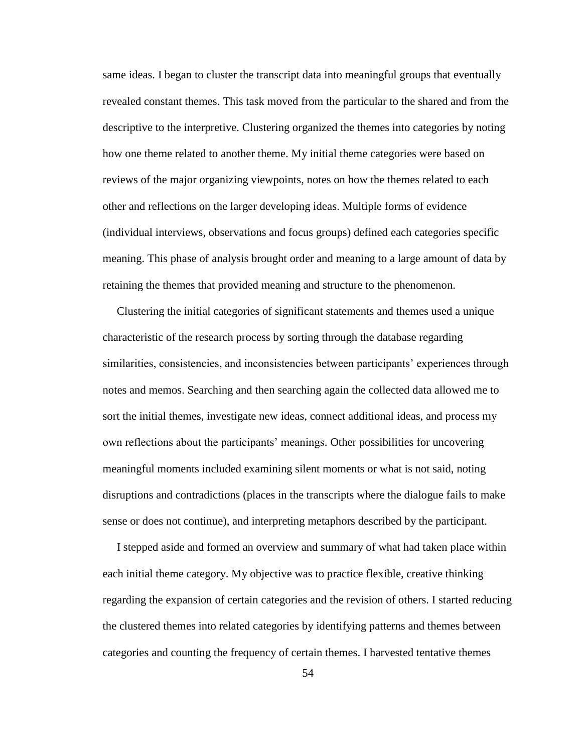same ideas. I began to cluster the transcript data into meaningful groups that eventually revealed constant themes. This task moved from the particular to the shared and from the descriptive to the interpretive. Clustering organized the themes into categories by noting how one theme related to another theme. My initial theme categories were based on reviews of the major organizing viewpoints, notes on how the themes related to each other and reflections on the larger developing ideas. Multiple forms of evidence (individual interviews, observations and focus groups) defined each categories specific meaning. This phase of analysis brought order and meaning to a large amount of data by retaining the themes that provided meaning and structure to the phenomenon.

Clustering the initial categories of significant statements and themes used a unique characteristic of the research process by sorting through the database regarding similarities, consistencies, and inconsistencies between participants' experiences through notes and memos. Searching and then searching again the collected data allowed me to sort the initial themes, investigate new ideas, connect additional ideas, and process my own reflections about the participants' meanings. Other possibilities for uncovering meaningful moments included examining silent moments or what is not said, noting disruptions and contradictions (places in the transcripts where the dialogue fails to make sense or does not continue), and interpreting metaphors described by the participant.

I stepped aside and formed an overview and summary of what had taken place within each initial theme category. My objective was to practice flexible, creative thinking regarding the expansion of certain categories and the revision of others. I started reducing the clustered themes into related categories by identifying patterns and themes between categories and counting the frequency of certain themes. I harvested tentative themes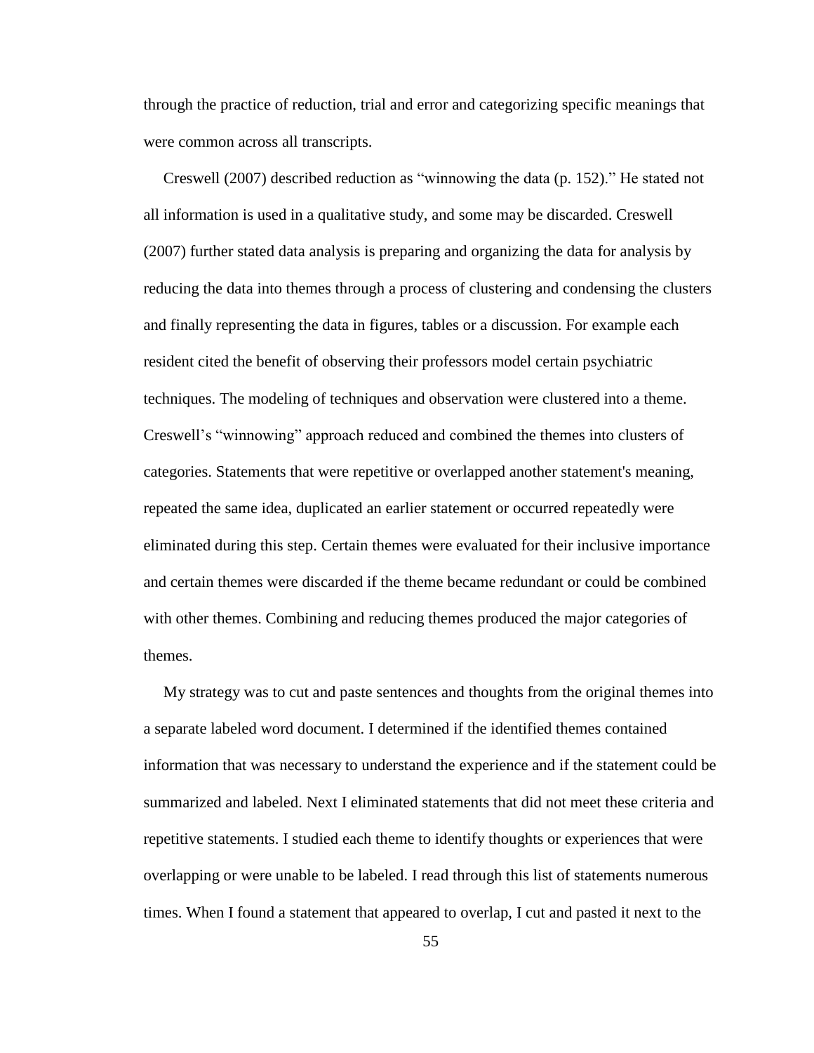through the practice of reduction, trial and error and categorizing specific meanings that were common across all transcripts.

Creswell (2007) described reduction as "winnowing the data (p. 152)." He stated not all information is used in a qualitative study, and some may be discarded. Creswell (2007) further stated data analysis is preparing and organizing the data for analysis by reducing the data into themes through a process of clustering and condensing the clusters and finally representing the data in figures, tables or a discussion. For example each resident cited the benefit of observing their professors model certain psychiatric techniques. The modeling of techniques and observation were clustered into a theme. Creswell's "winnowing" approach reduced and combined the themes into clusters of categories. Statements that were repetitive or overlapped another statement's meaning, repeated the same idea, duplicated an earlier statement or occurred repeatedly were eliminated during this step. Certain themes were evaluated for their inclusive importance and certain themes were discarded if the theme became redundant or could be combined with other themes. Combining and reducing themes produced the major categories of themes.

My strategy was to cut and paste sentences and thoughts from the original themes into a separate labeled word document. I determined if the identified themes contained information that was necessary to understand the experience and if the statement could be summarized and labeled. Next I eliminated statements that did not meet these criteria and repetitive statements. I studied each theme to identify thoughts or experiences that were overlapping or were unable to be labeled. I read through this list of statements numerous times. When I found a statement that appeared to overlap, I cut and pasted it next to the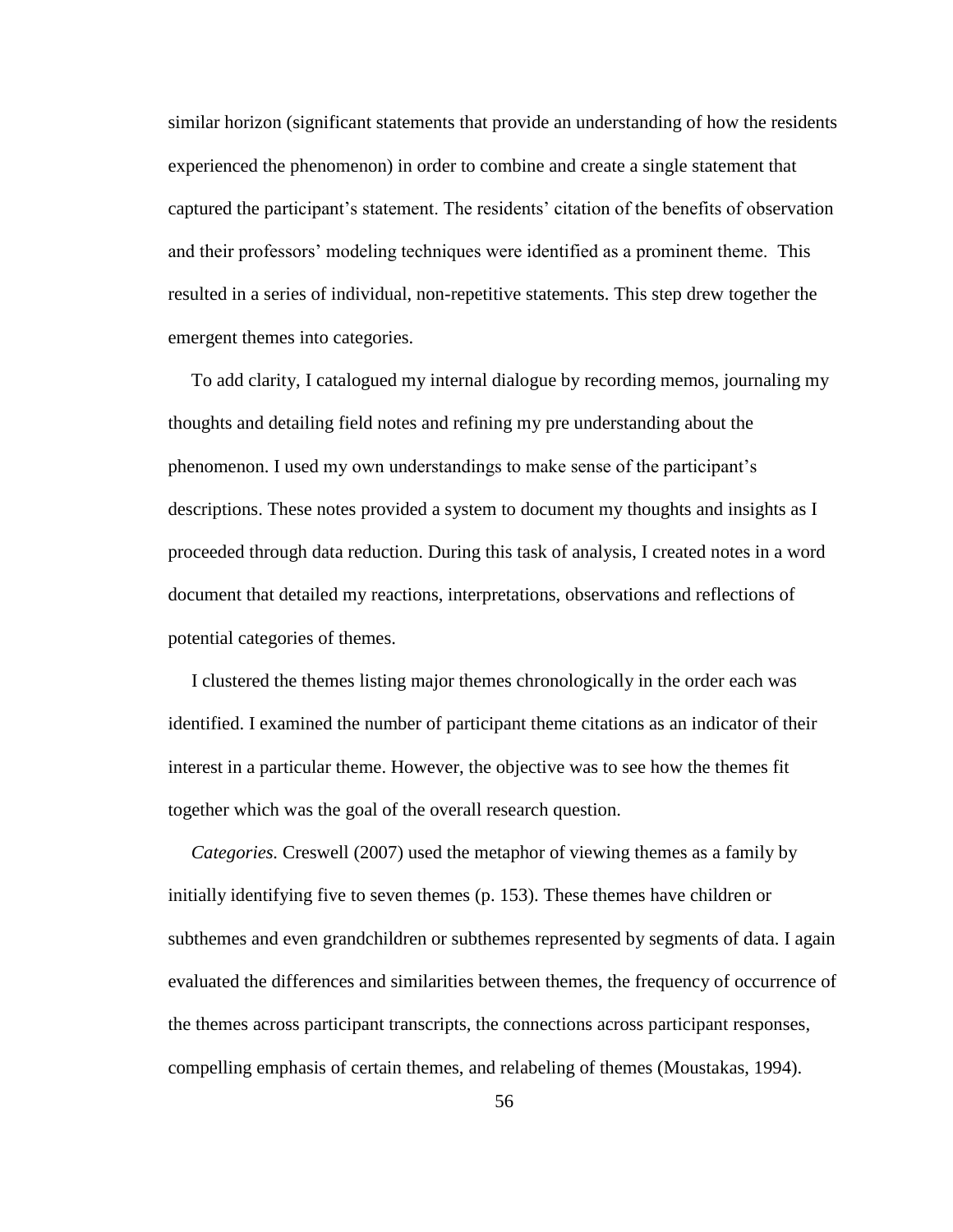similar horizon (significant statements that provide an understanding of how the residents experienced the phenomenon) in order to combine and create a single statement that captured the participant's statement. The residents' citation of the benefits of observation and their professors' modeling techniques were identified as a prominent theme. This resulted in a series of individual, non-repetitive statements. This step drew together the emergent themes into categories.

To add clarity, I catalogued my internal dialogue by recording memos, journaling my thoughts and detailing field notes and refining my pre understanding about the phenomenon. I used my own understandings to make sense of the participant's descriptions. These notes provided a system to document my thoughts and insights as I proceeded through data reduction. During this task of analysis, I created notes in a word document that detailed my reactions, interpretations, observations and reflections of potential categories of themes.

I clustered the themes listing major themes chronologically in the order each was identified. I examined the number of participant theme citations as an indicator of their interest in a particular theme. However, the objective was to see how the themes fit together which was the goal of the overall research question.

*Categories.* Creswell (2007) used the metaphor of viewing themes as a family by initially identifying five to seven themes (p. 153). These themes have children or subthemes and even grandchildren or subthemes represented by segments of data. I again evaluated the differences and similarities between themes, the frequency of occurrence of the themes across participant transcripts, the connections across participant responses, compelling emphasis of certain themes, and relabeling of themes (Moustakas, 1994).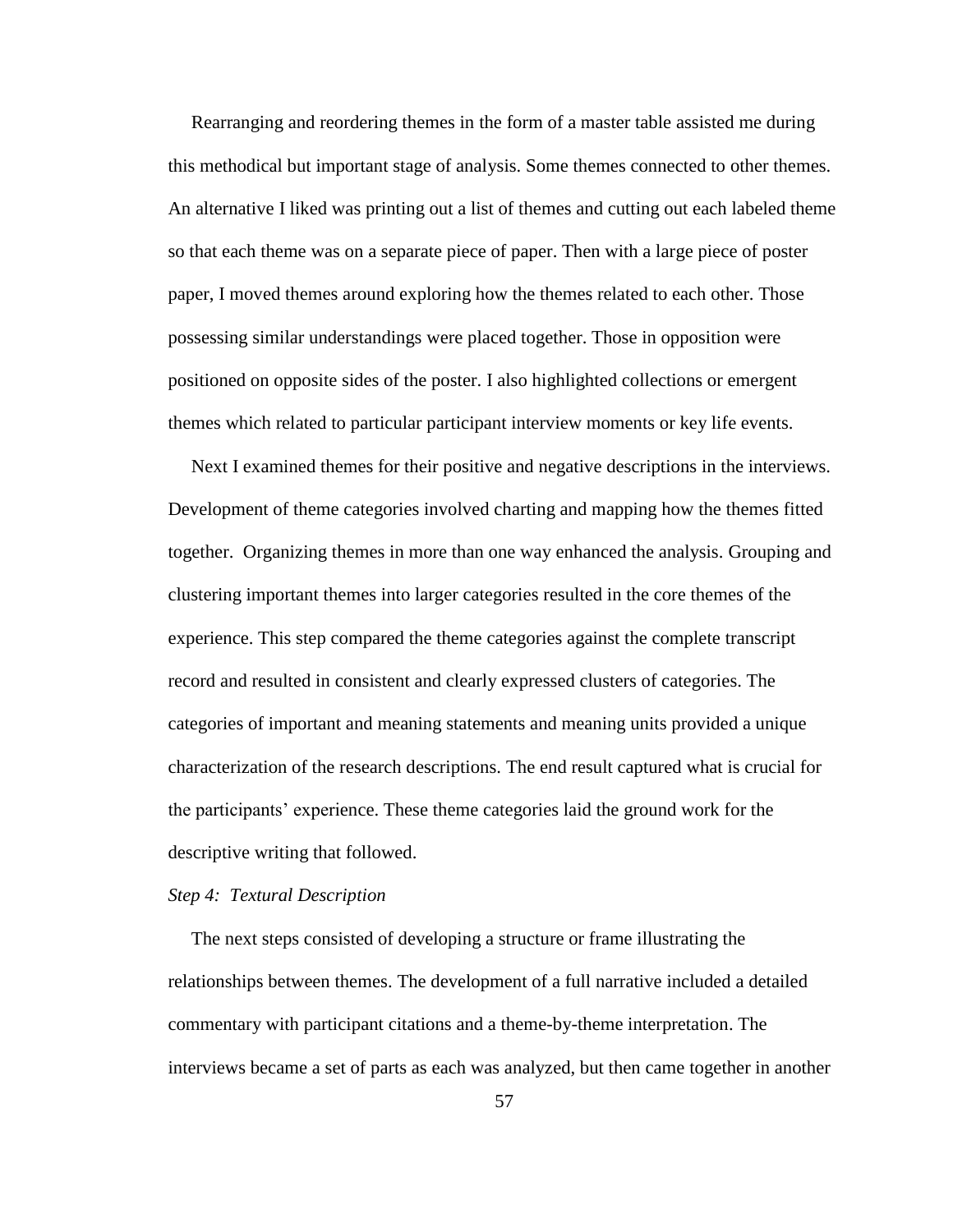Rearranging and reordering themes in the form of a master table assisted me during this methodical but important stage of analysis. Some themes connected to other themes. An alternative I liked was printing out a list of themes and cutting out each labeled theme so that each theme was on a separate piece of paper. Then with a large piece of poster paper, I moved themes around exploring how the themes related to each other. Those possessing similar understandings were placed together. Those in opposition were positioned on opposite sides of the poster. I also highlighted collections or emergent themes which related to particular participant interview moments or key life events.

Next I examined themes for their positive and negative descriptions in the interviews. Development of theme categories involved charting and mapping how the themes fitted together. Organizing themes in more than one way enhanced the analysis. Grouping and clustering important themes into larger categories resulted in the core themes of the experience. This step compared the theme categories against the complete transcript record and resulted in consistent and clearly expressed clusters of categories. The categories of important and meaning statements and meaning units provided a unique characterization of the research descriptions. The end result captured what is crucial for the participants' experience. These theme categories laid the ground work for the descriptive writing that followed.

*Step 4: Textural Description*

The next steps consisted of developing a structure or frame illustrating the relationships between themes. The development of a full narrative included a detailed commentary with participant citations and a theme-by-theme interpretation. The interviews became a set of parts as each was analyzed, but then came together in another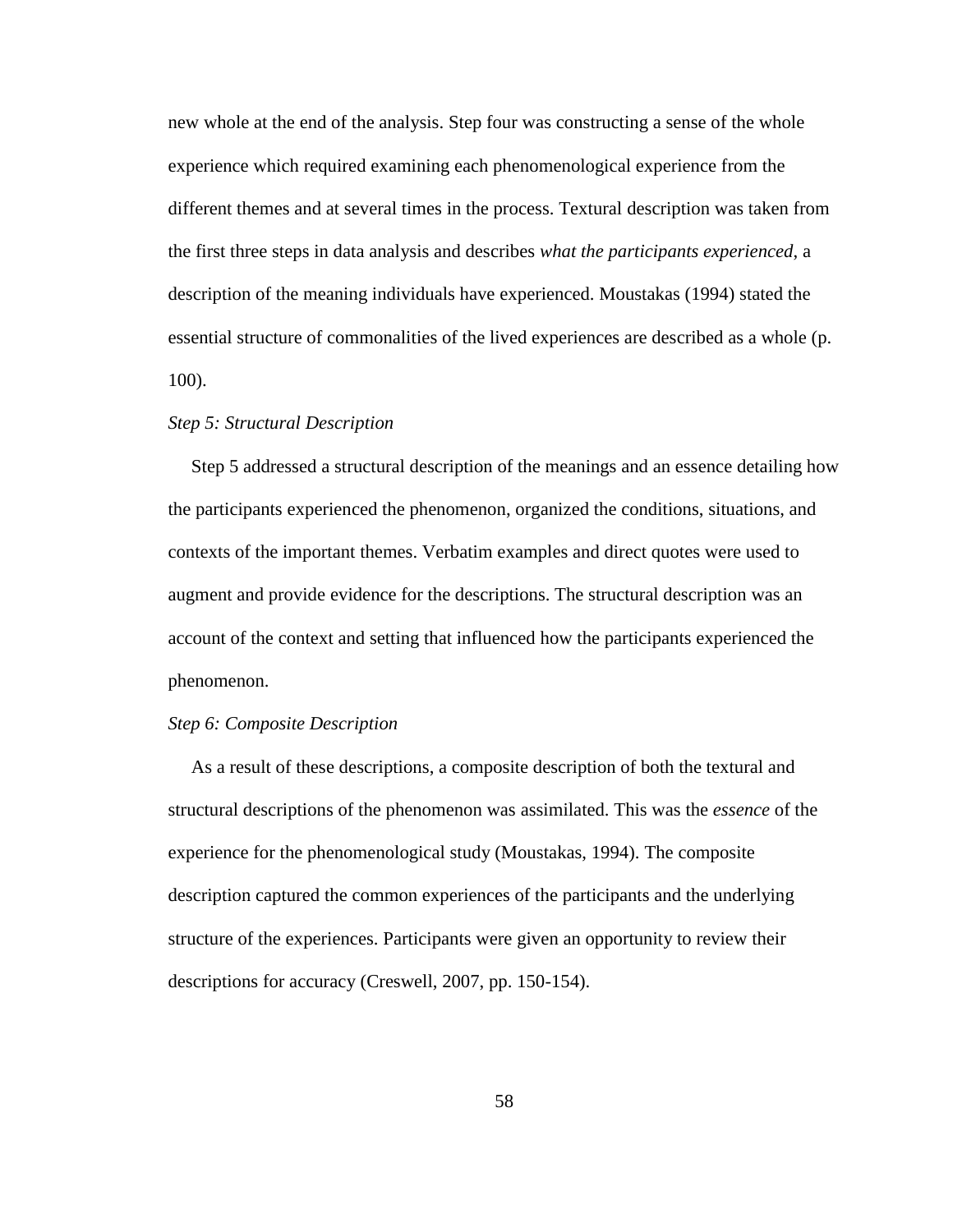new whole at the end of the analysis. Step four was constructing a sense of the whole experience which required examining each phenomenological experience from the different themes and at several times in the process. Textural description was taken from the first three steps in data analysis and describes *what the participants experienced*, a description of the meaning individuals have experienced. Moustakas (1994) stated the essential structure of commonalities of the lived experiences are described as a whole (p. 100).

*Step 5: Structural Description*

Step 5 addressed a structural description of the meanings and an essence detailing how the participants experienced the phenomenon, organized the conditions, situations, and contexts of the important themes. Verbatim examples and direct quotes were used to augment and provide evidence for the descriptions. The structural description was an account of the context and setting that influenced how the participants experienced the phenomenon.

*Step 6: Composite Description*

As a result of these descriptions, a composite description of both the textural and structural descriptions of the phenomenon was assimilated. This was the *essence* of the experience for the phenomenological study (Moustakas, 1994). The composite description captured the common experiences of the participants and the underlying structure of the experiences. Participants were given an opportunity to review their descriptions for accuracy (Creswell, 2007, pp. 150-154).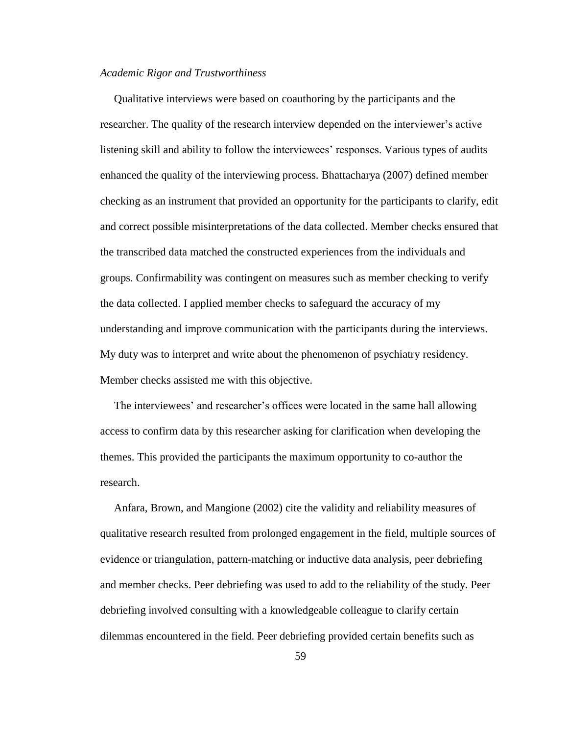*Academic Rigor and Trustworthiness*

Qualitative interviews were based on coauthoring by the participants and the researcher. The quality of the research interview depended on the interviewer's active listening skill and ability to follow the interviewees' responses. Various types of audits enhanced the quality of the interviewing process. Bhattacharya (2007) defined member checking as an instrument that provided an opportunity for the participants to clarify, edit and correct possible misinterpretations of the data collected. Member checks ensured that the transcribed data matched the constructed experiences from the individuals and groups. Confirmability was contingent on measures such as member checking to verify the data collected. I applied member checks to safeguard the accuracy of my understanding and improve communication with the participants during the interviews. My duty was to interpret and write about the phenomenon of psychiatry residency. Member checks assisted me with this objective.

The interviewees' and researcher's offices were located in the same hall allowing access to confirm data by this researcher asking for clarification when developing the themes. This provided the participants the maximum opportunity to co-author the research.

Anfara, Brown, and Mangione (2002) cite the validity and reliability measures of qualitative research resulted from prolonged engagement in the field, multiple sources of evidence or triangulation, pattern-matching or inductive data analysis, peer debriefing and member checks. Peer debriefing was used to add to the reliability of the study. Peer debriefing involved consulting with a knowledgeable colleague to clarify certain dilemmas encountered in the field. Peer debriefing provided certain benefits such as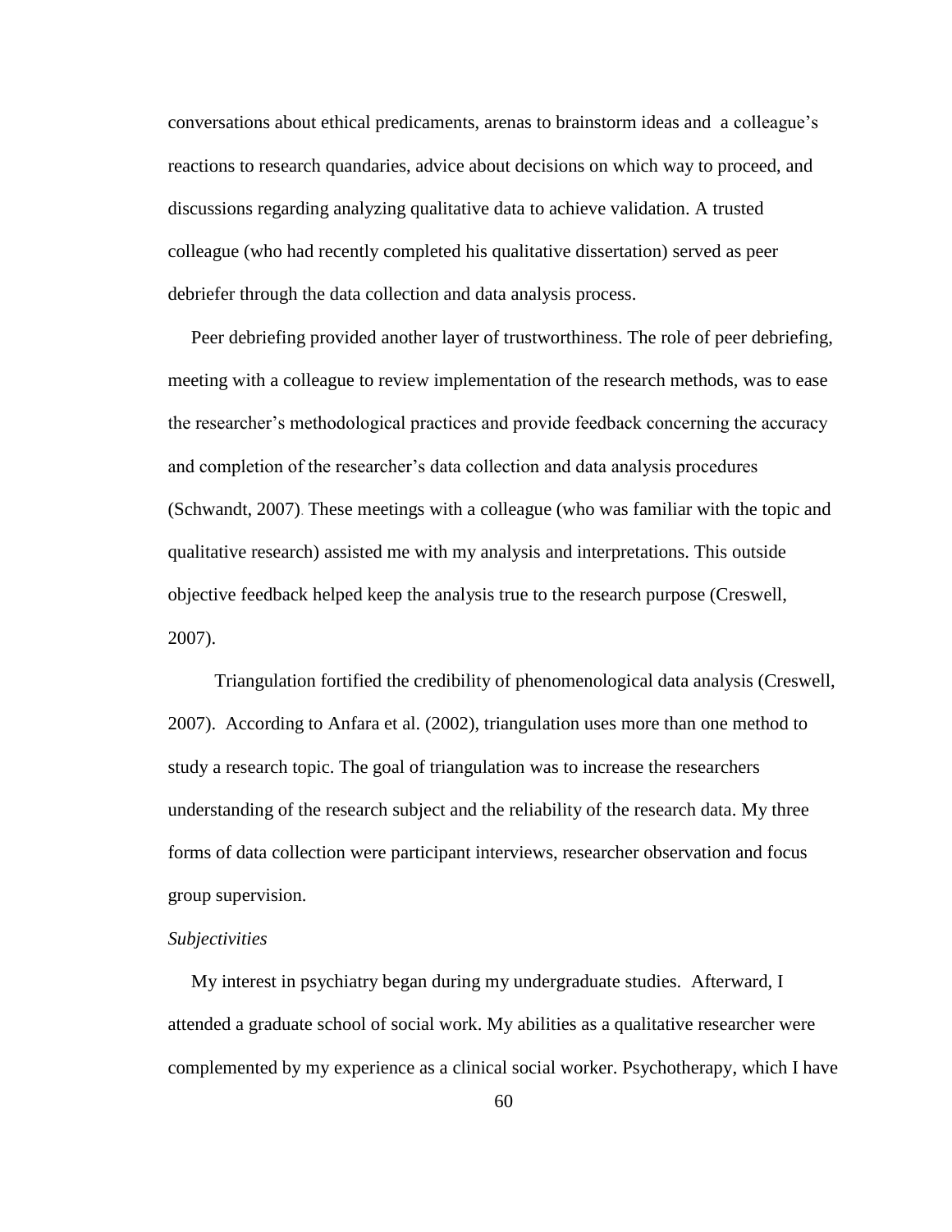conversations about ethical predicaments, arenas to brainstorm ideas and a colleague's reactions to research quandaries, advice about decisions on which way to proceed, and discussions regarding analyzing qualitative data to achieve validation. A trusted colleague (who had recently completed his qualitative dissertation) served as peer debriefer through the data collection and data analysis process.

Peer debriefing provided another layer of trustworthiness. The role of peer debriefing, meeting with a colleague to review implementation of the research methods, was to ease the researcher's methodological practices and provide feedback concerning the accuracy and completion of the researcher's data collection and data analysis procedures (Schwandt, 2007). These meetings with a colleague (who was familiar with the topic and qualitative research) assisted me with my analysis and interpretations. This outside objective feedback helped keep the analysis true to the research purpose (Creswell, 2007).

Triangulation fortified the credibility of phenomenological data analysis (Creswell, 2007). According to Anfara et al. (2002), triangulation uses more than one method to study a research topic. The goal of triangulation was to increase the researchers understanding of the research subject and the reliability of the research data. My three forms of data collection were participant interviews, researcher observation and focus group supervision.

*Subjectivities*

My interest in psychiatry began during my undergraduate studies. Afterward, I attended a graduate school of social work. My abilities as a qualitative researcher were complemented by my experience as a clinical social worker. Psychotherapy, which I have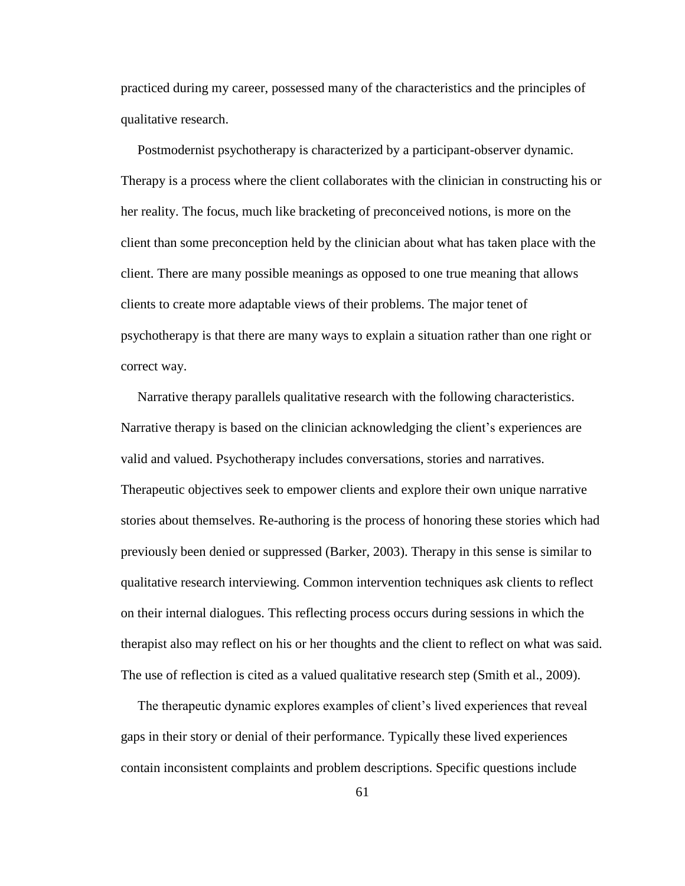practiced during my career, possessed many of the characteristics and the principles of qualitative research.

Postmodernist psychotherapy is characterized by a participant-observer dynamic. Therapy is a process where the client collaborates with the clinician in constructing his or her reality. The focus, much like bracketing of preconceived notions, is more on the client than some preconception held by the clinician about what has taken place with the client. There are many possible meanings as opposed to one true meaning that allows clients to create more adaptable views of their problems. The major tenet of psychotherapy is that there are many ways to explain a situation rather than one right or correct way.

Narrative therapy parallels qualitative research with the following characteristics. Narrative therapy is based on the clinician acknowledging the client's experiences are valid and valued. Psychotherapy includes conversations, stories and narratives. Therapeutic objectives seek to empower clients and explore their own unique narrative stories about themselves. Re-authoring is the process of honoring these stories which had previously been denied or suppressed (Barker, 2003). Therapy in this sense is similar to qualitative research interviewing. Common intervention techniques ask clients to reflect on their internal dialogues. This reflecting process occurs during sessions in which the therapist also may reflect on his or her thoughts and the client to reflect on what was said. The use of reflection is cited as a valued qualitative research step (Smith et al., 2009).

The therapeutic dynamic explores examples of client's lived experiences that reveal gaps in their story or denial of their performance. Typically these lived experiences contain inconsistent complaints and problem descriptions. Specific questions include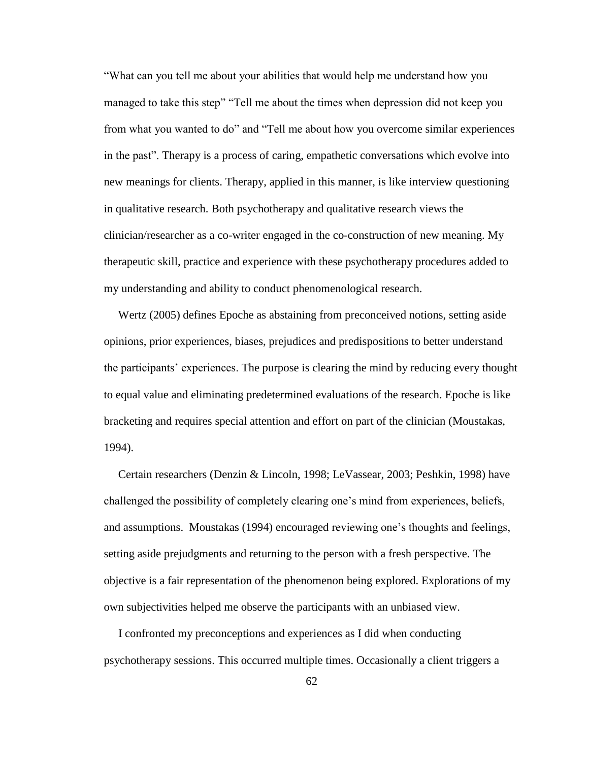"What can you tell me about your abilities that would help me understand how you managed to take this step" "Tell me about the times when depression did not keep you from what you wanted to do" and "Tell me about how you overcome similar experiences in the past". Therapy is a process of caring, empathetic conversations which evolve into new meanings for clients. Therapy, applied in this manner, is like interview questioning in qualitative research. Both psychotherapy and qualitative research views the clinician/researcher as a co-writer engaged in the co-construction of new meaning. My therapeutic skill, practice and experience with these psychotherapy procedures added to my understanding and ability to conduct phenomenological research.

Wertz (2005) defines Epoche as abstaining from preconceived notions, setting aside opinions, prior experiences, biases, prejudices and predispositions to better understand the participants' experiences. The purpose is clearing the mind by reducing every thought to equal value and eliminating predetermined evaluations of the research. Epoche is like bracketing and requires special attention and effort on part of the clinician (Moustakas, 1994).

Certain researchers (Denzin & Lincoln, 1998; LeVassear, 2003; Peshkin, 1998) have challenged the possibility of completely clearing one's mind from experiences, beliefs, and assumptions. Moustakas (1994) encouraged reviewing one's thoughts and feelings, setting aside prejudgments and returning to the person with a fresh perspective. The objective is a fair representation of the phenomenon being explored. Explorations of my own subjectivities helped me observe the participants with an unbiased view.

I confronted my preconceptions and experiences as I did when conducting psychotherapy sessions. This occurred multiple times. Occasionally a client triggers a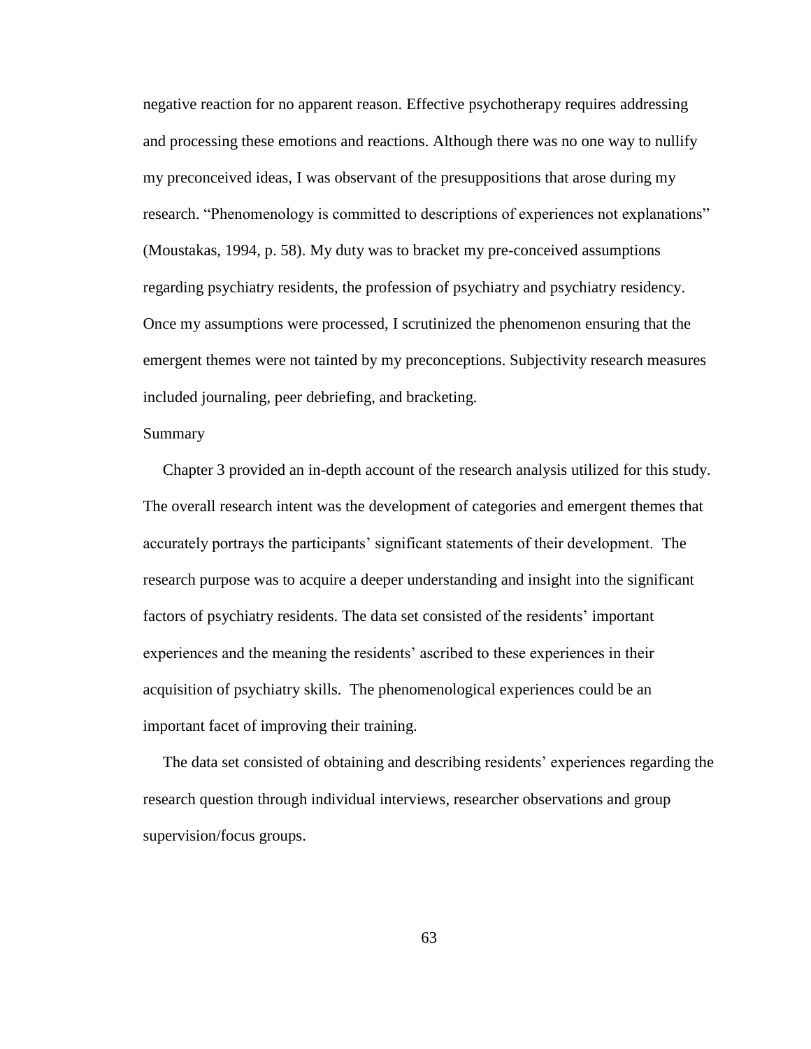negative reaction for no apparent reason. Effective psychotherapy requires addressing and processing these emotions and reactions. Although there was no one way to nullify my preconceived ideas, I was observant of the presuppositions that arose during my research. "Phenomenology is committed to descriptions of experiences not explanations" (Moustakas, 1994, p. 58). My duty was to bracket my pre-conceived assumptions regarding psychiatry residents, the profession of psychiatry and psychiatry residency. Once my assumptions were processed, I scrutinized the phenomenon ensuring that the emergent themes were not tainted by my preconceptions. Subjectivity research measures included journaling, peer debriefing, and bracketing.

## Summary

Chapter 3 provided an in-depth account of the research analysis utilized for this study. The overall research intent was the development of categories and emergent themes that accurately portrays the participants' significant statements of their development. The research purpose was to acquire a deeper understanding and insight into the significant factors of psychiatry residents. The data set consisted of the residents' important experiences and the meaning the residents' ascribed to these experiences in their acquisition of psychiatry skills. The phenomenological experiences could be an important facet of improving their training.

The data set consisted of obtaining and describing residents' experiences regarding the research question through individual interviews, researcher observations and group supervision/focus groups.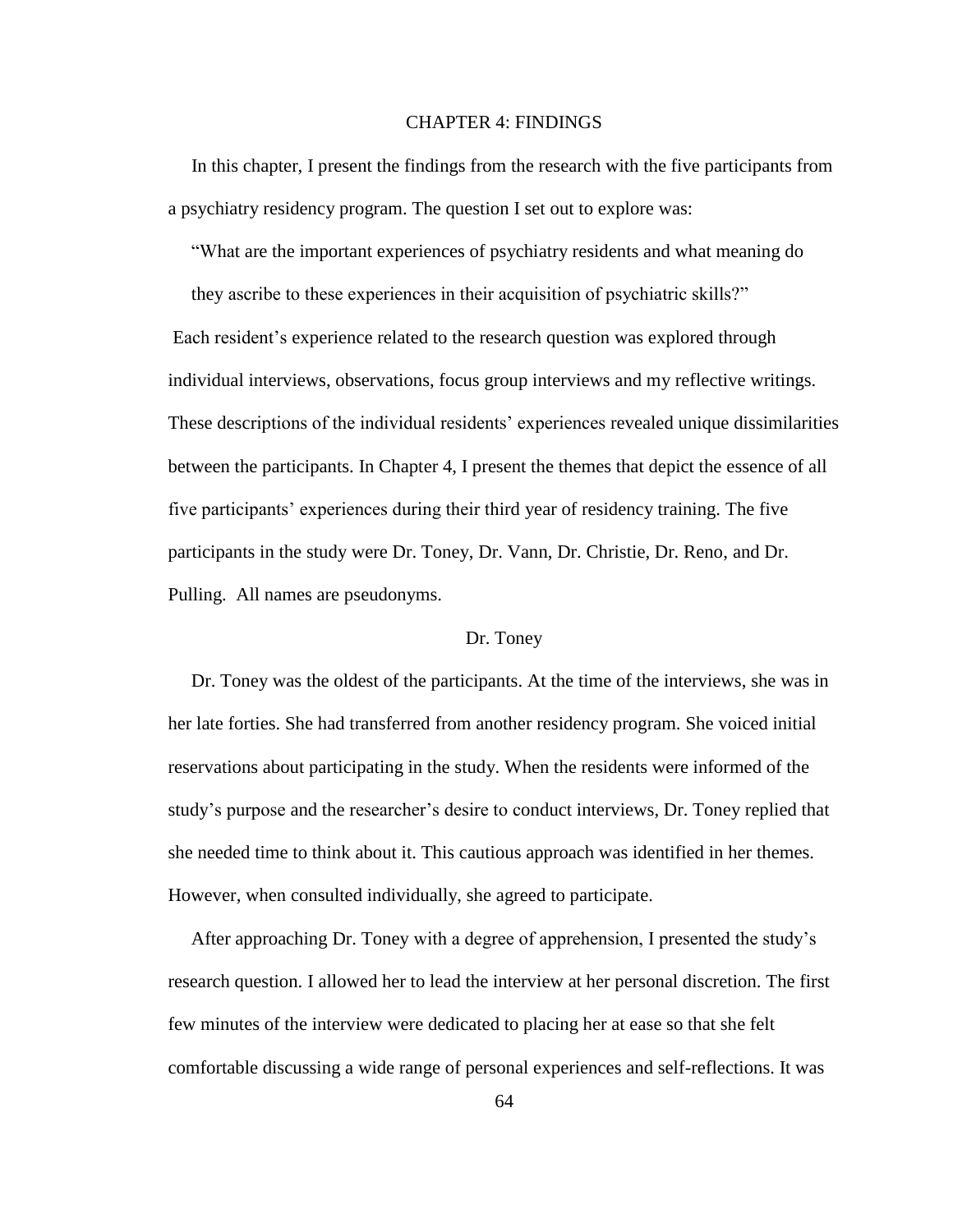# CHAPTER 4: FINDINGS

In this chapter, I present the findings from the research with the five participants from a psychiatry residency program. The question I set out to explore was:

> "What are the important experiences of psychiatry residents and what meaning do they ascribe to these experiences in their acquisition of psychiatric skills?"

Each resident's experience related to the research question was explored through individual interviews, observations, focus group interviews and my reflective writings. These descriptions of the individual residents' experiences revealed unique dissimilarities between the participants. In Chapter 4, I present the themes that depict the essence of all five participants' experiences during their third year of residency training. The five participants in the study were Dr. Toney, Dr. Vann, Dr. Christie, Dr. Reno, and Dr. Pulling. All names are pseudonyms.

## Dr. Toney

Dr. Toney was the oldest of the participants. At the time of the interviews, she was in her late forties. She had transferred from another residency program. She voiced initial reservations about participating in the study. When the residents were informed of the study's purpose and the researcher's desire to conduct interviews, Dr. Toney replied that she needed time to think about it. This cautious approach was identified in her themes. However, when consulted individually, she agreed to participate.

After approaching Dr. Toney with a degree of apprehension, I presented the study's research question. I allowed her to lead the interview at her personal discretion. The first few minutes of the interview were dedicated to placing her at ease so that she felt comfortable discussing a wide range of personal experiences and self-reflections. It was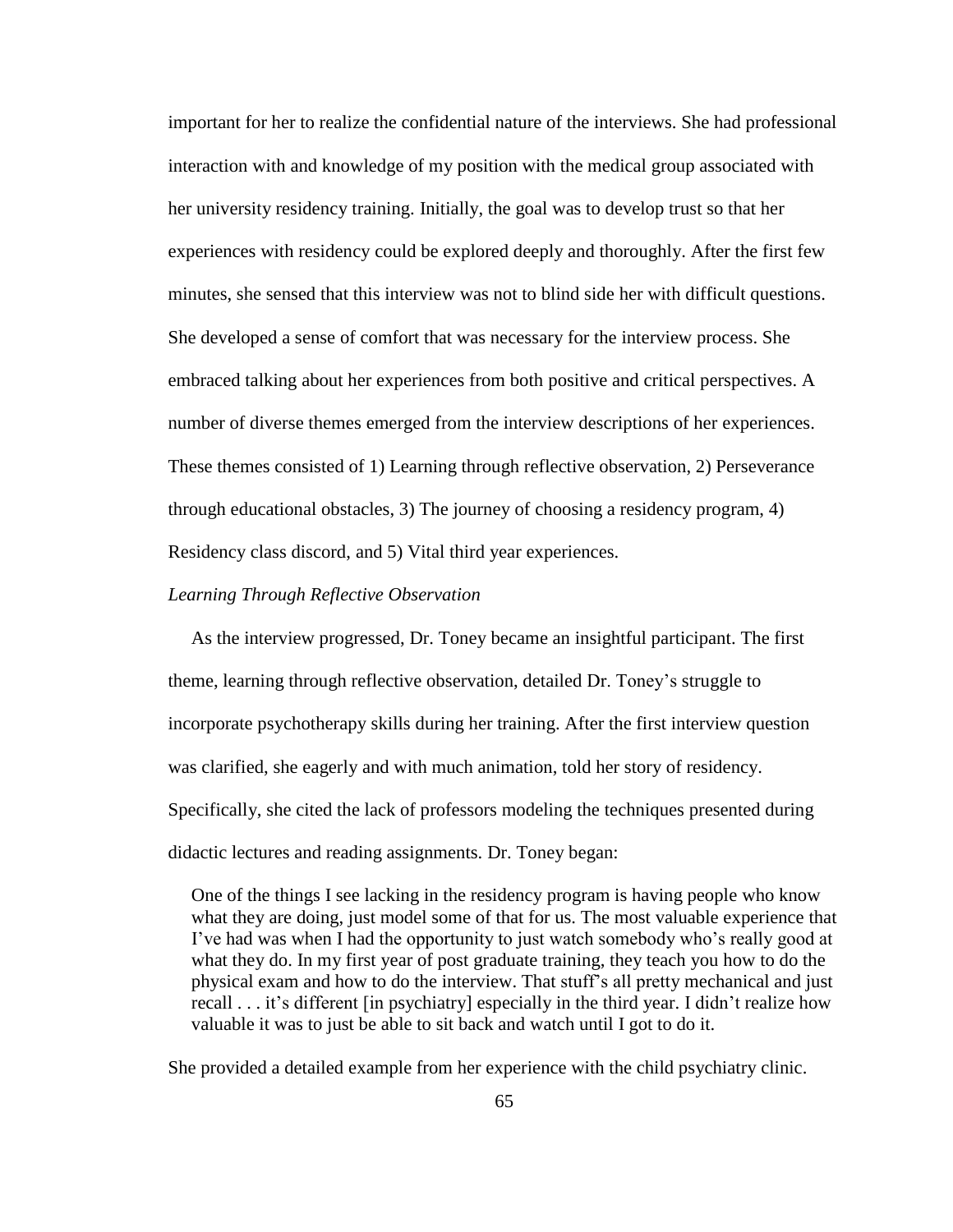important for her to realize the confidential nature of the interviews. She had professional interaction with and knowledge of my position with the medical group associated with her university residency training. Initially, the goal was to develop trust so that her experiences with residency could be explored deeply and thoroughly. After the first few minutes, she sensed that this interview was not to blind side her with difficult questions. She developed a sense of comfort that was necessary for the interview process. She embraced talking about her experiences from both positive and critical perspectives. A number of diverse themes emerged from the interview descriptions of her experiences. These themes consisted of 1) Learning through reflective observation, 2) Perseverance through educational obstacles, 3) The journey of choosing a residency program, 4) Residency class discord, and 5) Vital third year experiences.

*Learning Through Reflective Observation*

As the interview progressed, Dr. Toney became an insightful participant. The first theme, learning through reflective observation, detailed Dr. Toney's struggle to incorporate psychotherapy skills during her training. After the first interview question was clarified, she eagerly and with much animation, told her story of residency. Specifically, she cited the lack of professors modeling the techniques presented during didactic lectures and reading assignments. Dr. Toney began:

> One of the things I see lacking in the residency program is having people who know what they are doing, just model some of that for us. The most valuable experience that I've had was when I had the opportunity to just watch somebody who's really good at what they do. In my first year of post graduate training, they teach you how to do the physical exam and how to do the interview. That stuff's all pretty mechanical and just recall . . . it's different [in psychiatry] especially in the third year. I didn't realize how valuable it was to just be able to sit back and watch until I got to do it.

She provided a detailed example from her experience with the child psychiatry clinic.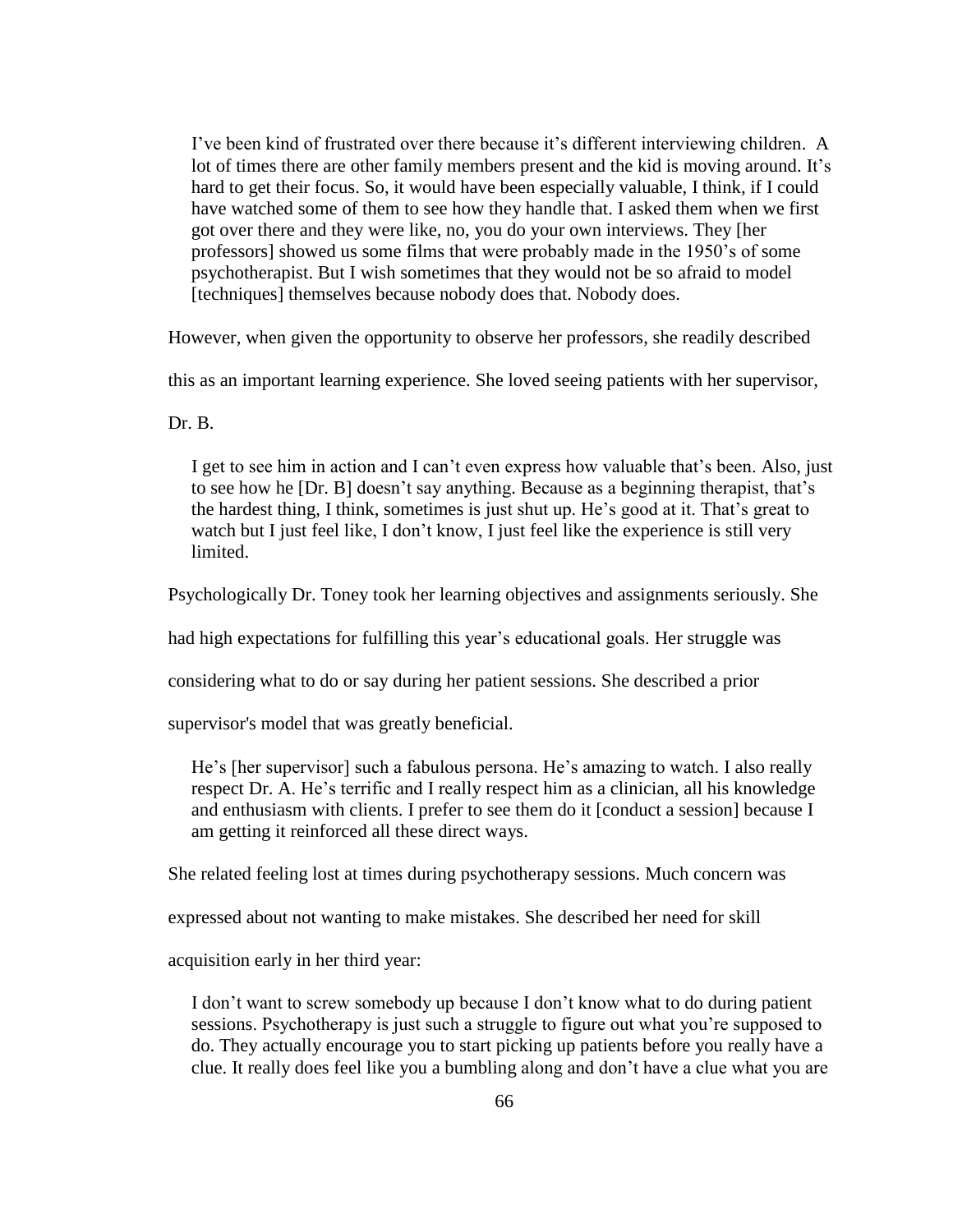> I've been kind of frustrated over there because it's different interviewing children. A lot of times there are other family members present and the kid is moving around. It's hard to get their focus. So, it would have been especially valuable, I think, if I could have watched some of them to see how they handle that. I asked them when we first got over there and they were like, no, you do your own interviews. They [her professors] showed us some films that were probably made in the 1950's of some psychotherapist. But I wish sometimes that they would not be so afraid to model [techniques] themselves because nobody does that. Nobody does.

However, when given the opportunity to observe her professors, she readily described this as an important learning experience. She loved seeing patients with her supervisor, Dr. B.

> I get to see him in action and I can't even express how valuable that's been. Also, just to see how he [Dr. B] doesn't say anything. Because as a beginning therapist, that's the hardest thing, I think, sometimes is just shut up. He's good at it. That's great to watch but I just feel like, I don't know, I just feel like the experience is still very limited.

Psychologically Dr. Toney took her learning objectives and assignments seriously. She had high expectations for fulfilling this year's educational goals. Her struggle was considering what to do or say during her patient sessions. She described a prior supervisor's model that was greatly beneficial.

> He's [her supervisor] such a fabulous persona. He's amazing to watch. I also really respect Dr. A. He's terrific and I really respect him as a clinician, all his knowledge and enthusiasm with clients. I prefer to see them do it [conduct a session] because I am getting it reinforced all these direct ways.

She related feeling lost at times during psychotherapy sessions. Much concern was expressed about not wanting to make mistakes. She described her need for skill acquisition early in her third year:

> I don't want to screw somebody up because I don't know what to do during patient sessions. Psychotherapy is just such a struggle to figure out what you're supposed to do. They actually encourage you to start picking up patients before you really have a clue. It really does feel like you a bumbling along and don't have a clue what you are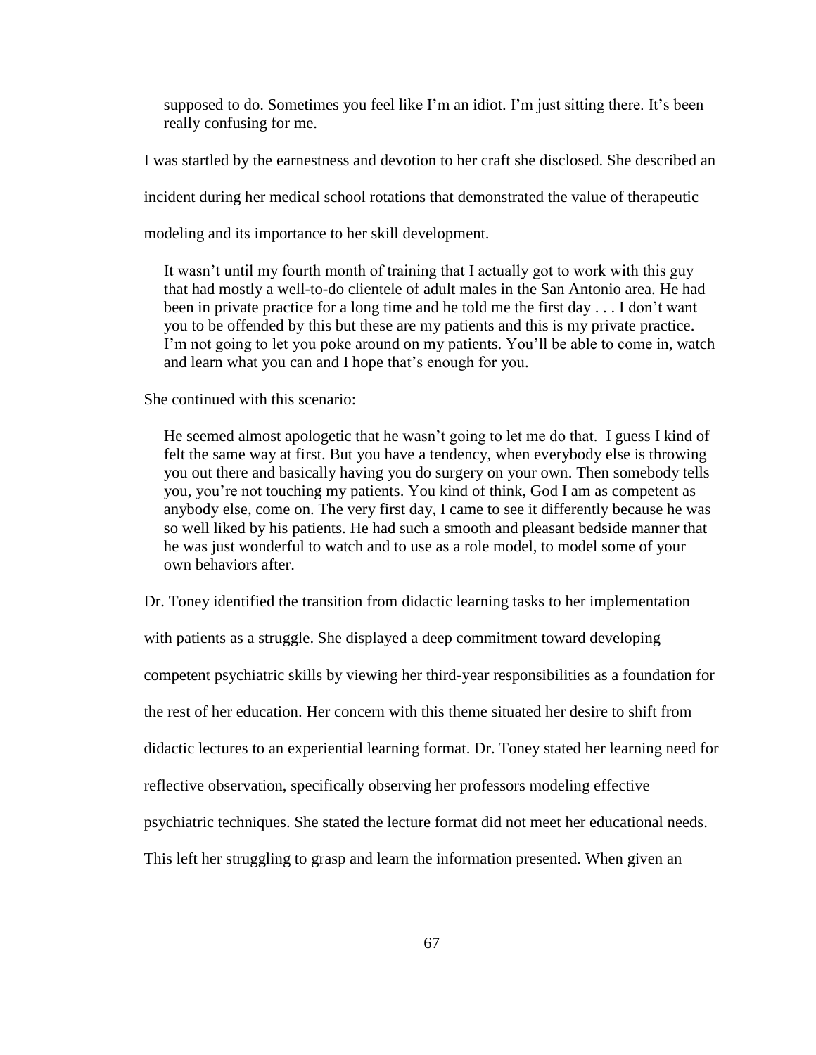> supposed to do. Sometimes you feel like I'm an idiot. I'm just sitting there. It's been really confusing for me.

I was startled by the earnestness and devotion to her craft she disclosed. She described an incident during her medical school rotations that demonstrated the value of therapeutic modeling and its importance to her skill development.

> It wasn't until my fourth month of training that I actually got to work with this guy that had mostly a well-to-do clientele of adult males in the San Antonio area. He had been in private practice for a long time and he told me the first day . . . I don't want you to be offended by this but these are my patients and this is my private practice. I'm not going to let you poke around on my patients. You'll be able to come in, watch and learn what you can and I hope that's enough for you.

She continued with this scenario:

> He seemed almost apologetic that he wasn't going to let me do that. I guess I kind of felt the same way at first. But you have a tendency, when everybody else is throwing you out there and basically having you do surgery on your own. Then somebody tells you, you're not touching my patients. You kind of think, God I am as competent as anybody else, come on. The very first day, I came to see it differently because he was so well liked by his patients. He had such a smooth and pleasant bedside manner that he was just wonderful to watch and to use as a role model, to model some of your own behaviors after.

Dr. Toney identified the transition from didactic learning tasks to her implementation with patients as a struggle. She displayed a deep commitment toward developing competent psychiatric skills by viewing her third-year responsibilities as a foundation for the rest of her education. Her concern with this theme situated her desire to shift from didactic lectures to an experiential learning format. Dr. Toney stated her learning need for reflective observation, specifically observing her professors modeling effective psychiatric techniques. She stated the lecture format did not meet her educational needs. This left her struggling to grasp and learn the information presented. When given an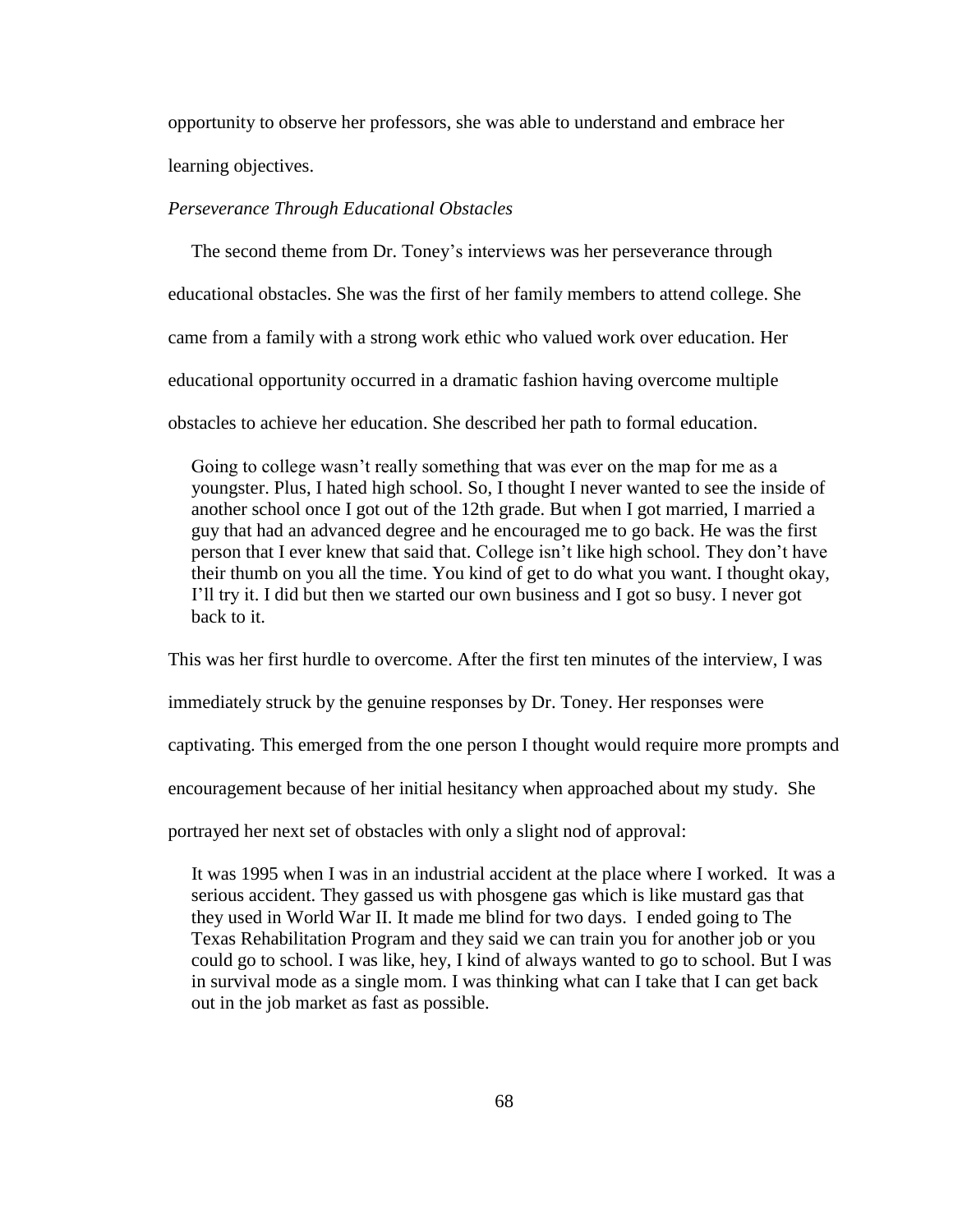opportunity to observe her professors, she was able to understand and embrace her learning objectives.

*Perseverance Through Educational Obstacles*

The second theme from Dr. Toney's interviews was her perseverance through educational obstacles. She was the first of her family members to attend college. She came from a family with a strong work ethic who valued work over education. Her educational opportunity occurred in a dramatic fashion having overcome multiple obstacles to achieve her education. She described her path to formal education.

> Going to college wasn't really something that was ever on the map for me as a youngster. Plus, I hated high school. So, I thought I never wanted to see the inside of another school once I got out of the 12th grade. But when I got married, I married a guy that had an advanced degree and he encouraged me to go back. He was the first person that I ever knew that said that. College isn't like high school. They don't have their thumb on you all the time. You kind of get to do what you want. I thought okay, I'll try it. I did but then we started our own business and I got so busy. I never got back to it.

This was her first hurdle to overcome. After the first ten minutes of the interview, I was immediately struck by the genuine responses by Dr. Toney. Her responses were captivating. This emerged from the one person I thought would require more prompts and encouragement because of her initial hesitancy when approached about my study. She portrayed her next set of obstacles with only a slight nod of approval:

> It was 1995 when I was in an industrial accident at the place where I worked. It was a serious accident. They gassed us with phosgene gas which is like mustard gas that they used in World War II. It made me blind for two days. I ended going to The Texas Rehabilitation Program and they said we can train you for another job or you could go to school. I was like, hey, I kind of always wanted to go to school. But I was in survival mode as a single mom. I was thinking what can I take that I can get back out in the job market as fast as possible.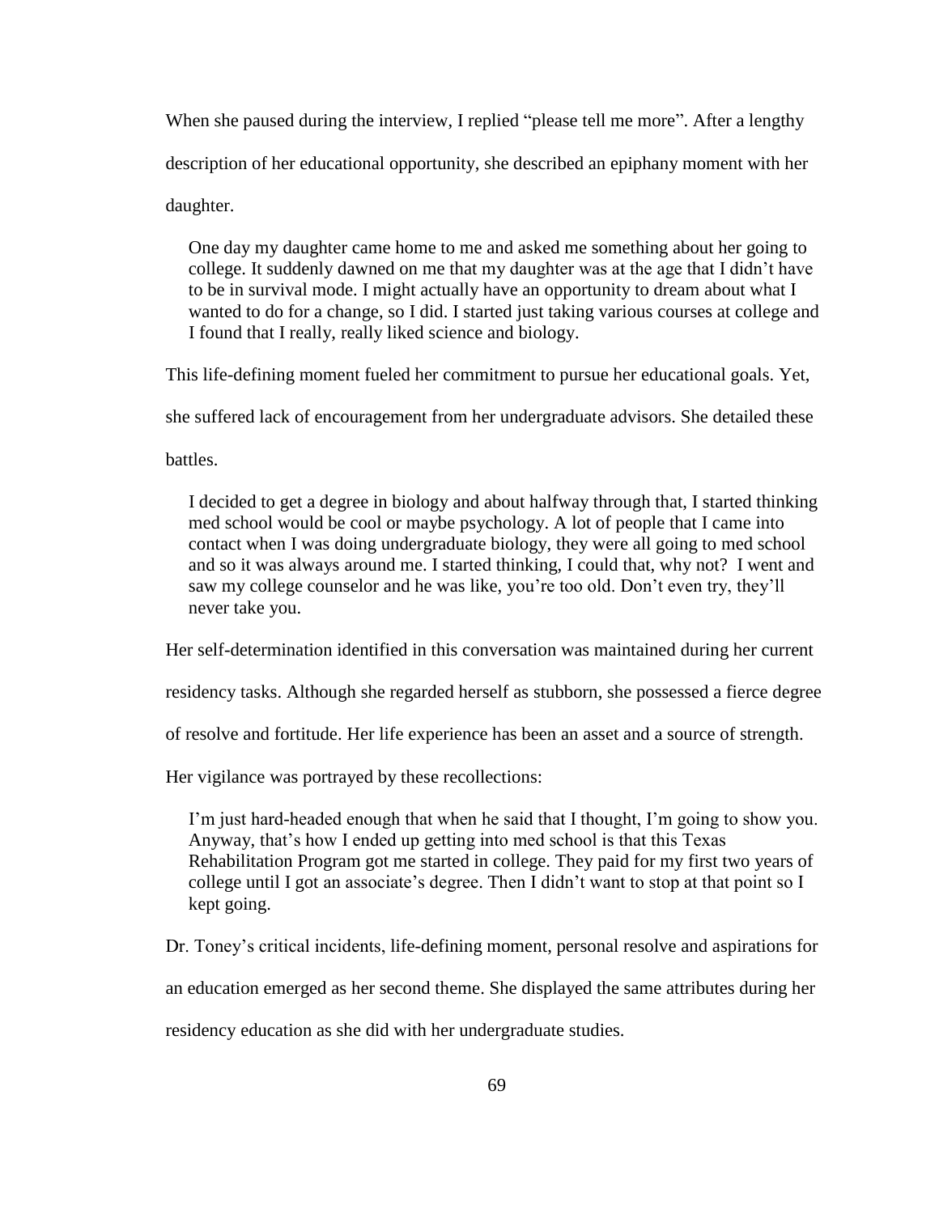When she paused during the interview, I replied "please tell me more". After a lengthy description of her educational opportunity, she described an epiphany moment with her daughter.

> One day my daughter came home to me and asked me something about her going to college. It suddenly dawned on me that my daughter was at the age that I didn't have to be in survival mode. I might actually have an opportunity to dream about what I wanted to do for a change, so I did. I started just taking various courses at college and I found that I really, really liked science and biology.

This life-defining moment fueled her commitment to pursue her educational goals. Yet, she suffered lack of encouragement from her undergraduate advisors. She detailed these battles.

> I decided to get a degree in biology and about halfway through that, I started thinking med school would be cool or maybe psychology. A lot of people that I came into contact when I was doing undergraduate biology, they were all going to med school and so it was always around me. I started thinking, I could that, why not? I went and saw my college counselor and he was like, you're too old. Don't even try, they'll never take you.

Her self-determination identified in this conversation was maintained during her current residency tasks. Although she regarded herself as stubborn, she possessed a fierce degree of resolve and fortitude. Her life experience has been an asset and a source of strength. Her vigilance was portrayed by these recollections:

> I'm just hard-headed enough that when he said that I thought, I'm going to show you. Anyway, that's how I ended up getting into med school is that this Texas Rehabilitation Program got me started in college. They paid for my first two years of college until I got an associate's degree. Then I didn't want to stop at that point so I kept going.

Dr. Toney's critical incidents, life-defining moment, personal resolve and aspirations for an education emerged as her second theme. She displayed the same attributes during her residency education as she did with her undergraduate studies.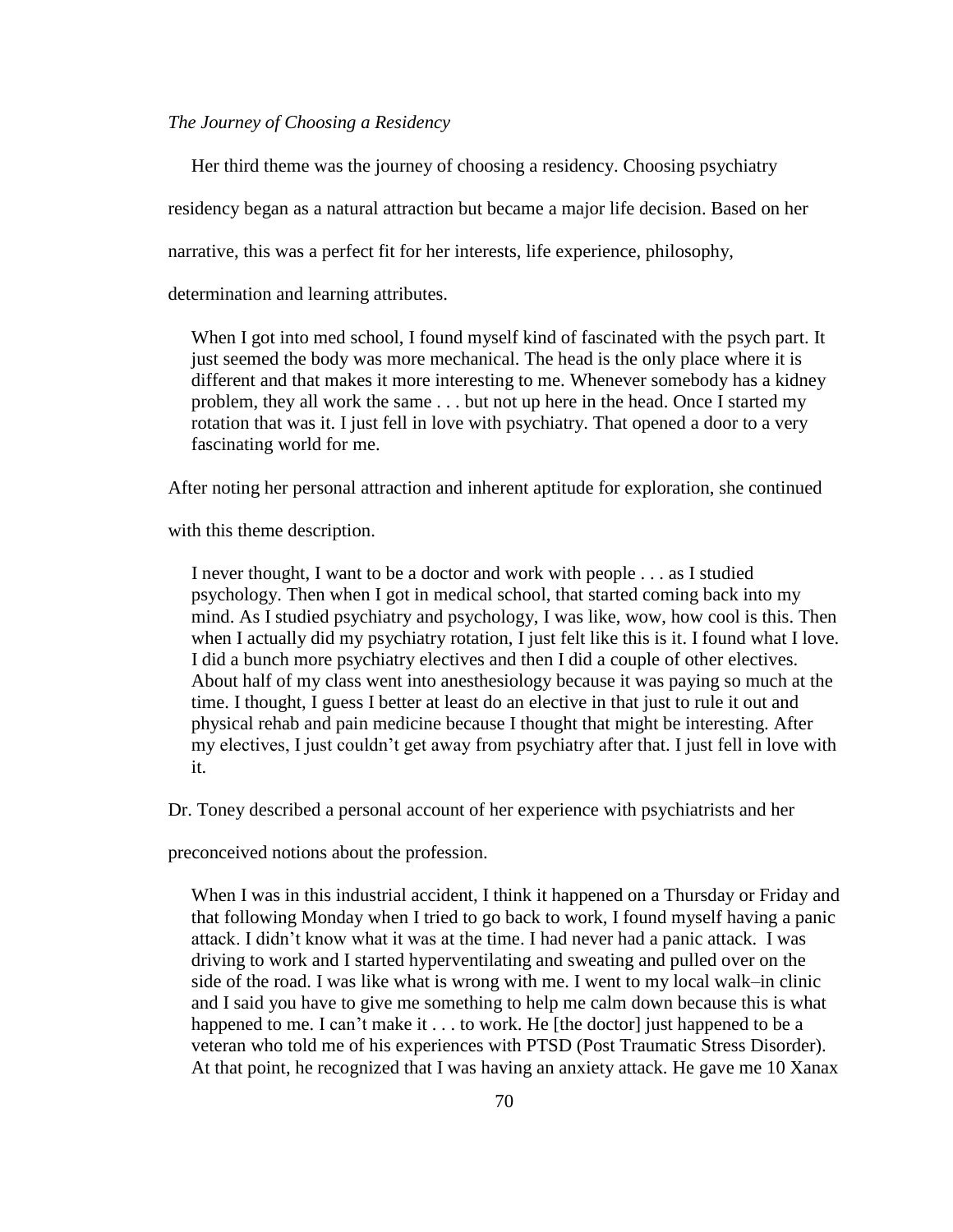*The Journey of Choosing a Residency*

Her third theme was the journey of choosing a residency. Choosing psychiatry residency began as a natural attraction but became a major life decision. Based on her narrative, this was a perfect fit for her interests, life experience, philosophy, determination and learning attributes.

> When I got into med school, I found myself kind of fascinated with the psych part. It just seemed the body was more mechanical. The head is the only place where it is different and that makes it more interesting to me. Whenever somebody has a kidney problem, they all work the same . . . but not up here in the head. Once I started my rotation that was it. I just fell in love with psychiatry. That opened a door to a very fascinating world for me.

After noting her personal attraction and inherent aptitude for exploration, she continued with this theme description.

> I never thought, I want to be a doctor and work with people . . . as I studied psychology. Then when I got in medical school, that started coming back into my mind. As I studied psychiatry and psychology, I was like, wow, how cool is this. Then when I actually did my psychiatry rotation, I just felt like this is it. I found what I love. I did a bunch more psychiatry electives and then I did a couple of other electives. About half of my class went into anesthesiology because it was paying so much at the time. I thought, I guess I better at least do an elective in that just to rule it out and physical rehab and pain medicine because I thought that might be interesting. After my electives, I just couldn't get away from psychiatry after that. I just fell in love with it.

Dr. Toney described a personal account of her experience with psychiatrists and her preconceived notions about the profession.

> When I was in this industrial accident, I think it happened on a Thursday or Friday and that following Monday when I tried to go back to work, I found myself having a panic attack. I didn't know what it was at the time. I had never had a panic attack. I was driving to work and I started hyperventilating and sweating and pulled over on the side of the road. I was like what is wrong with me. I went to my local walk–in clinic and I said you have to give me something to help me calm down because this is what happened to me. I can't make it . . . to work. He [the doctor] just happened to be a veteran who told me of his experiences with PTSD (Post Traumatic Stress Disorder). At that point, he recognized that I was having an anxiety attack. He gave me 10 Xanax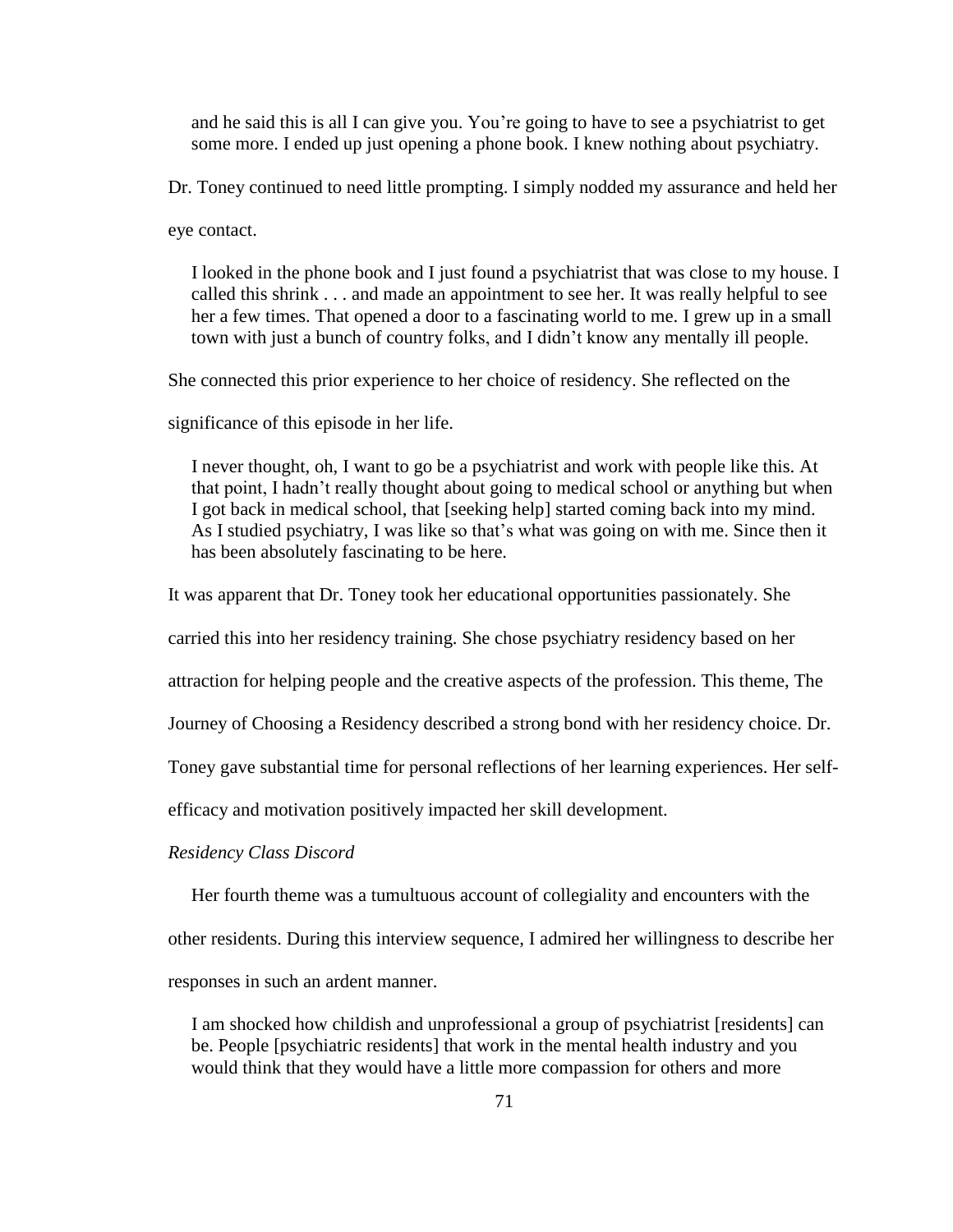> and he said this is all I can give you. You're going to have to see a psychiatrist to get some more. I ended up just opening a phone book. I knew nothing about psychiatry.

Dr. Toney continued to need little prompting. I simply nodded my assurance and held her eye contact.

> I looked in the phone book and I just found a psychiatrist that was close to my house. I called this shrink . . . and made an appointment to see her. It was really helpful to see her a few times. That opened a door to a fascinating world to me. I grew up in a small town with just a bunch of country folks, and I didn't know any mentally ill people.

She connected this prior experience to her choice of residency. She reflected on the significance of this episode in her life.

> I never thought, oh, I want to go be a psychiatrist and work with people like this. At that point, I hadn't really thought about going to medical school or anything but when I got back in medical school, that [seeking help] started coming back into my mind. As I studied psychiatry, I was like so that's what was going on with me. Since then it has been absolutely fascinating to be here.

It was apparent that Dr. Toney took her educational opportunities passionately. She carried this into her residency training. She chose psychiatry residency based on her attraction for helping people and the creative aspects of the profession. This theme, The Journey of Choosing a Residency described a strong bond with her residency choice. Dr. Toney gave substantial time for personal reflections of her learning experiences. Her self-efficacy and motivation positively impacted her skill development.

*Residency Class Discord*

Her fourth theme was a tumultuous account of collegiality and encounters with the other residents. During this interview sequence, I admired her willingness to describe her responses in such an ardent manner.

> I am shocked how childish and unprofessional a group of psychiatrist [residents] can be. People [psychiatric residents] that work in the mental health industry and you would think that they would have a little more compassion for others and more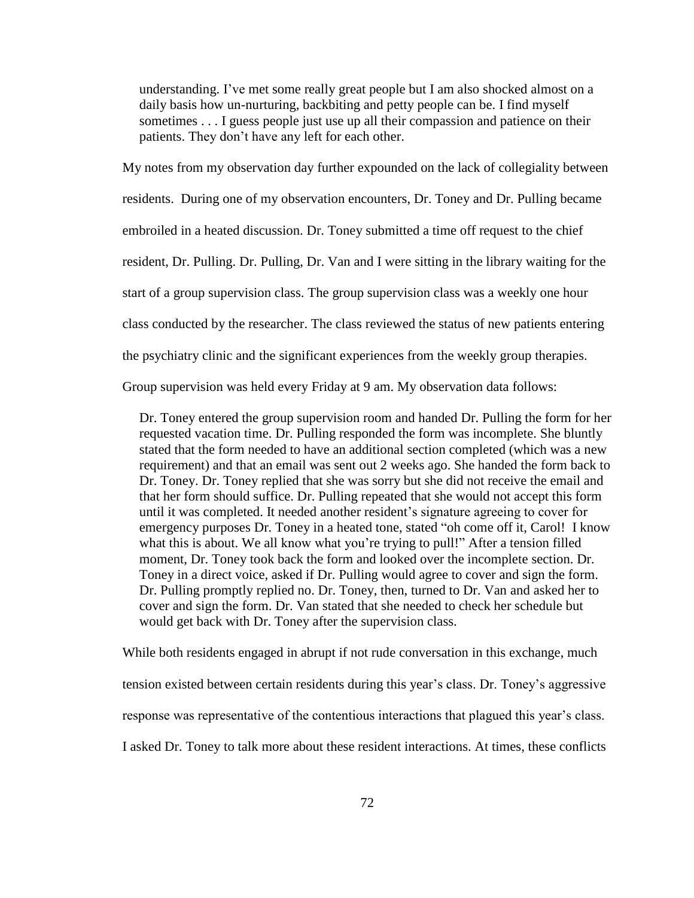> understanding. I've met some really great people but I am also shocked almost on a daily basis how un-nurturing, backbiting and petty people can be. I find myself sometimes . . . I guess people just use up all their compassion and patience on their patients. They don't have any left for each other.

My notes from my observation day further expounded on the lack of collegiality between residents. During one of my observation encounters, Dr. Toney and Dr. Pulling became embroiled in a heated discussion. Dr. Toney submitted a time off request to the chief resident, Dr. Pulling. Dr. Pulling, Dr. Van and I were sitting in the library waiting for the start of a group supervision class. The group supervision class was a weekly one hour class conducted by the researcher. The class reviewed the status of new patients entering the psychiatry clinic and the significant experiences from the weekly group therapies. Group supervision was held every Friday at 9 am. My observation data follows:

> Dr. Toney entered the group supervision room and handed Dr. Pulling the form for her requested vacation time. Dr. Pulling responded the form was incomplete. She bluntly stated that the form needed to have an additional section completed (which was a new requirement) and that an email was sent out 2 weeks ago. She handed the form back to Dr. Toney. Dr. Toney replied that she was sorry but she did not receive the email and that her form should suffice. Dr. Pulling repeated that she would not accept this form until it was completed. It needed another resident's signature agreeing to cover for emergency purposes Dr. Toney in a heated tone, stated "oh come off it, Carol! I know what this is about. We all know what you're trying to pull!" After a tension filled moment, Dr. Toney took back the form and looked over the incomplete section. Dr. Toney in a direct voice, asked if Dr. Pulling would agree to cover and sign the form. Dr. Pulling promptly replied no. Dr. Toney, then, turned to Dr. Van and asked her to cover and sign the form. Dr. Van stated that she needed to check her schedule but would get back with Dr. Toney after the supervision class.

While both residents engaged in abrupt if not rude conversation in this exchange, much tension existed between certain residents during this year's class. Dr. Toney's aggressive response was representative of the contentious interactions that plagued this year's class. I asked Dr. Toney to talk more about these resident interactions. At times, these conflicts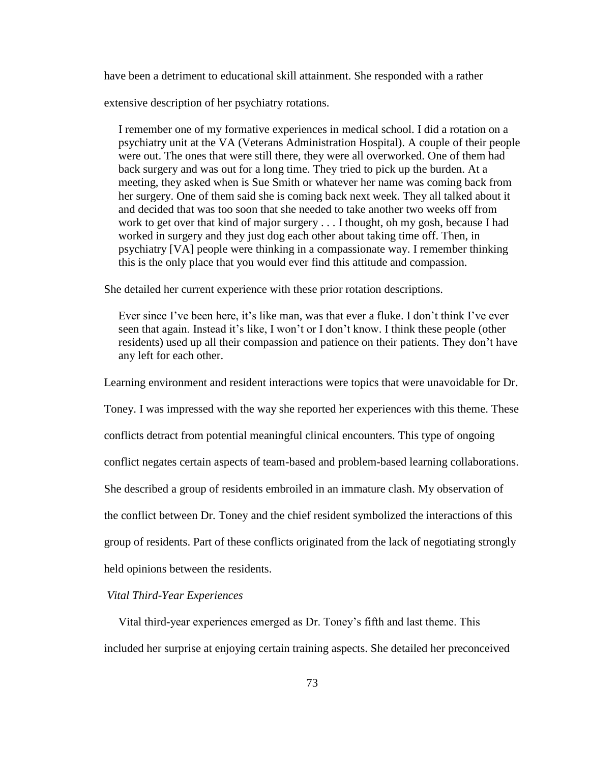have been a detriment to educational skill attainment. She responded with a rather extensive description of her psychiatry rotations.

> I remember one of my formative experiences in medical school. I did a rotation on a psychiatry unit at the VA (Veterans Administration Hospital). A couple of their people were out. The ones that were still there, they were all overworked. One of them had back surgery and was out for a long time. They tried to pick up the burden. At a meeting, they asked when is Sue Smith or whatever her name was coming back from her surgery. One of them said she is coming back next week. They all talked about it and decided that was too soon that she needed to take another two weeks off from work to get over that kind of major surgery . . . I thought, oh my gosh, because I had worked in surgery and they just dog each other about taking time off. Then, in psychiatry [VA] people were thinking in a compassionate way. I remember thinking this is the only place that you would ever find this attitude and compassion.

She detailed her current experience with these prior rotation descriptions.

> Ever since I've been here, it's like man, was that ever a fluke. I don't think I've ever seen that again. Instead it's like, I won't or I don't know. I think these people (other residents) used up all their compassion and patience on their patients. They don't have any left for each other.

Learning environment and resident interactions were topics that were unavoidable for Dr. Toney. I was impressed with the way she reported her experiences with this theme. These conflicts detract from potential meaningful clinical encounters. This type of ongoing conflict negates certain aspects of team-based and problem-based learning collaborations. She described a group of residents embroiled in an immature clash. My observation of the conflict between Dr. Toney and the chief resident symbolized the interactions of this group of residents. Part of these conflicts originated from the lack of negotiating strongly held opinions between the residents.

*Vital Third-Year Experiences*

Vital third-year experiences emerged as Dr. Toney's fifth and last theme. This included her surprise at enjoying certain training aspects. She detailed her preconceived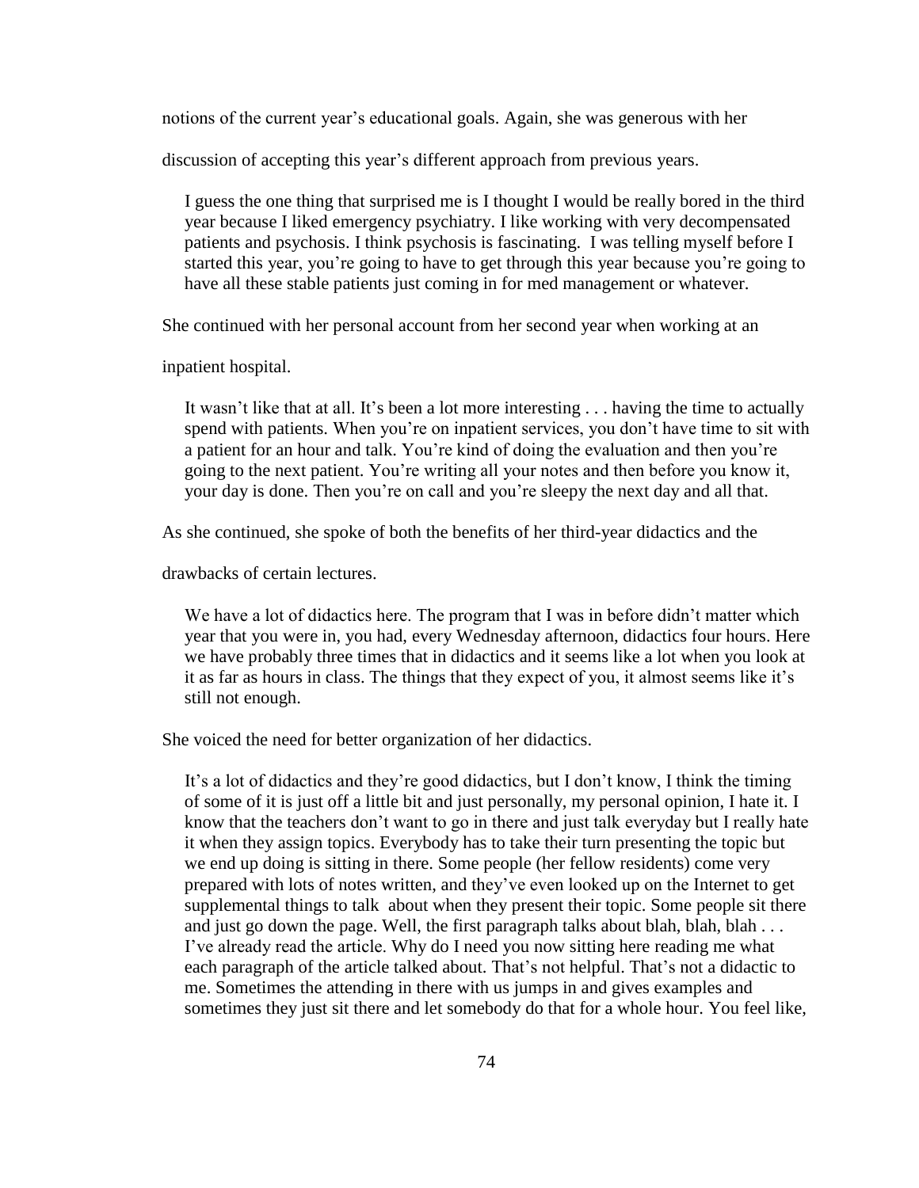notions of the current year's educational goals. Again, she was generous with her discussion of accepting this year's different approach from previous years.

> I guess the one thing that surprised me is I thought I would be really bored in the third year because I liked emergency psychiatry. I like working with very decompensated patients and psychosis. I think psychosis is fascinating. I was telling myself before I started this year, you're going to have to get through this year because you're going to have all these stable patients just coming in for med management or whatever.

She continued with her personal account from her second year when working at an inpatient hospital.

> It wasn't like that at all. It's been a lot more interesting . . . having the time to actually spend with patients. When you're on inpatient services, you don't have time to sit with a patient for an hour and talk. You're kind of doing the evaluation and then you're going to the next patient. You're writing all your notes and then before you know it, your day is done. Then you're on call and you're sleepy the next day and all that.

As she continued, she spoke of both the benefits of her third-year didactics and the drawbacks of certain lectures.

> We have a lot of didactics here. The program that I was in before didn't matter which year that you were in, you had, every Wednesday afternoon, didactics four hours. Here we have probably three times that in didactics and it seems like a lot when you look at it as far as hours in class. The things that they expect of you, it almost seems like it's still not enough.

She voiced the need for better organization of her didactics.

> It's a lot of didactics and they're good didactics, but I don't know, I think the timing of some of it is just off a little bit and just personally, my personal opinion, I hate it. I know that the teachers don't want to go in there and just talk everyday but I really hate it when they assign topics. Everybody has to take their turn presenting the topic but we end up doing is sitting in there. Some people (her fellow residents) come very prepared with lots of notes written, and they've even looked up on the Internet to get supplemental things to talk about when they present their topic. Some people sit there and just go down the page. Well, the first paragraph talks about blah, blah, blah . . . I've already read the article. Why do I need you now sitting here reading me what each paragraph of the article talked about. That's not helpful. That's not a didactic to me. Sometimes the attending in there with us jumps in and gives examples and sometimes they just sit there and let somebody do that for a whole hour. You feel like,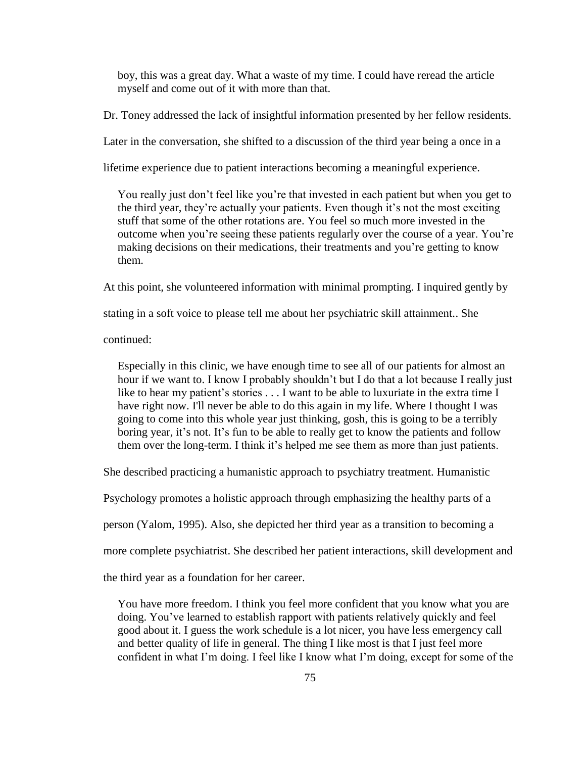> boy, this was a great day. What a waste of my time. I could have reread the article myself and come out of it with more than that.

Dr. Toney addressed the lack of insightful information presented by her fellow residents. Later in the conversation, she shifted to a discussion of the third year being a once in a lifetime experience due to patient interactions becoming a meaningful experience.

> You really just don't feel like you're that invested in each patient but when you get to the third year, they're actually your patients. Even though it's not the most exciting stuff that some of the other rotations are. You feel so much more invested in the outcome when you're seeing these patients regularly over the course of a year. You're making decisions on their medications, their treatments and you're getting to know them.

At this point, she volunteered information with minimal prompting. I inquired gently by stating in a soft voice to please tell me about her psychiatric skill attainment.. She continued:

> Especially in this clinic, we have enough time to see all of our patients for almost an hour if we want to. I know I probably shouldn't but I do that a lot because I really just like to hear my patient's stories . . . I want to be able to luxuriate in the extra time I have right now. I'll never be able to do this again in my life. Where I thought I was going to come into this whole year just thinking, gosh, this is going to be a terribly boring year, it's not. It's fun to be able to really get to know the patients and follow them over the long-term. I think it's helped me see them as more than just patients.

She described practicing a humanistic approach to psychiatry treatment. Humanistic Psychology promotes a holistic approach through emphasizing the healthy parts of a person (Yalom, 1995). Also, she depicted her third year as a transition to becoming a more complete psychiatrist. She described her patient interactions, skill development and the third year as a foundation for her career.

> You have more freedom. I think you feel more confident that you know what you are doing. You've learned to establish rapport with patients relatively quickly and feel good about it. I guess the work schedule is a lot nicer, you have less emergency call and better quality of life in general. The thing I like most is that I just feel more confident in what I'm doing. I feel like I know what I'm doing, except for some of the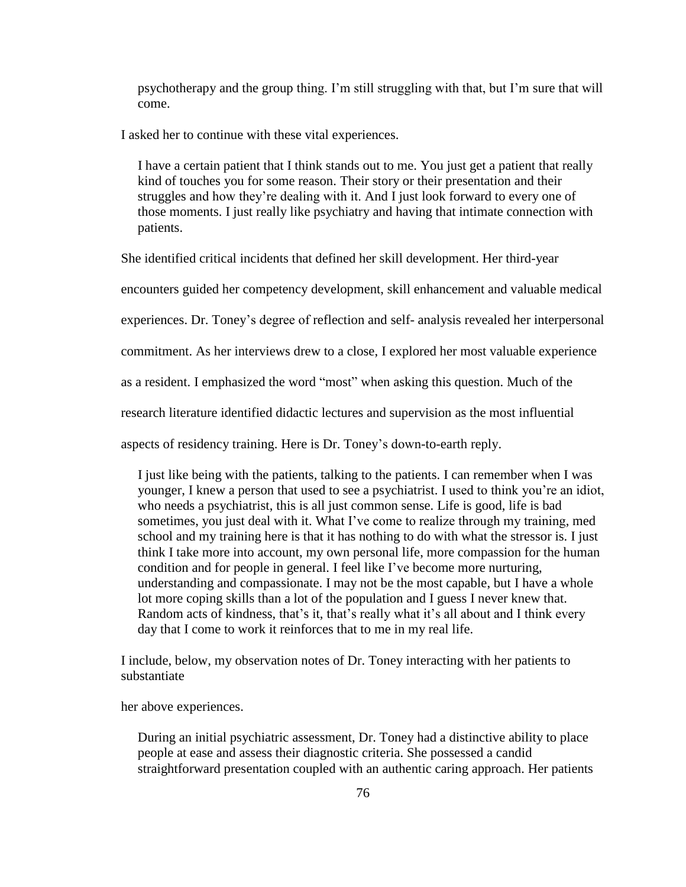> psychotherapy and the group thing. I'm still struggling with that, but I'm sure that will come.

I asked her to continue with these vital experiences.

> I have a certain patient that I think stands out to me. You just get a patient that really kind of touches you for some reason. Their story or their presentation and their struggles and how they're dealing with it. And I just look forward to every one of those moments. I just really like psychiatry and having that intimate connection with patients.

She identified critical incidents that defined her skill development. Her third-year encounters guided her competency development, skill enhancement and valuable medical experiences. Dr. Toney's degree of reflection and self- analysis revealed her interpersonal commitment. As her interviews drew to a close, I explored her most valuable experience as a resident. I emphasized the word "most" when asking this question. Much of the research literature identified didactic lectures and supervision as the most influential aspects of residency training. Here is Dr. Toney's down-to-earth reply.

> I just like being with the patients, talking to the patients. I can remember when I was younger, I knew a person that used to see a psychiatrist. I used to think you're an idiot, who needs a psychiatrist, this is all just common sense. Life is good, life is bad sometimes, you just deal with it. What I've come to realize through my training, med school and my training here is that it has nothing to do with what the stressor is. I just think I take more into account, my own personal life, more compassion for the human condition and for people in general. I feel like I've become more nurturing, understanding and compassionate. I may not be the most capable, but I have a whole lot more coping skills than a lot of the population and I guess I never knew that. Random acts of kindness, that's it, that's really what it's all about and I think every day that I come to work it reinforces that to me in my real life.

I include, below, my observation notes of Dr. Toney interacting with her patients to substantiate

her above experiences.

> During an initial psychiatric assessment, Dr. Toney had a distinctive ability to place people at ease and assess their diagnostic criteria. She possessed a candid straightforward presentation coupled with an authentic caring approach. Her patients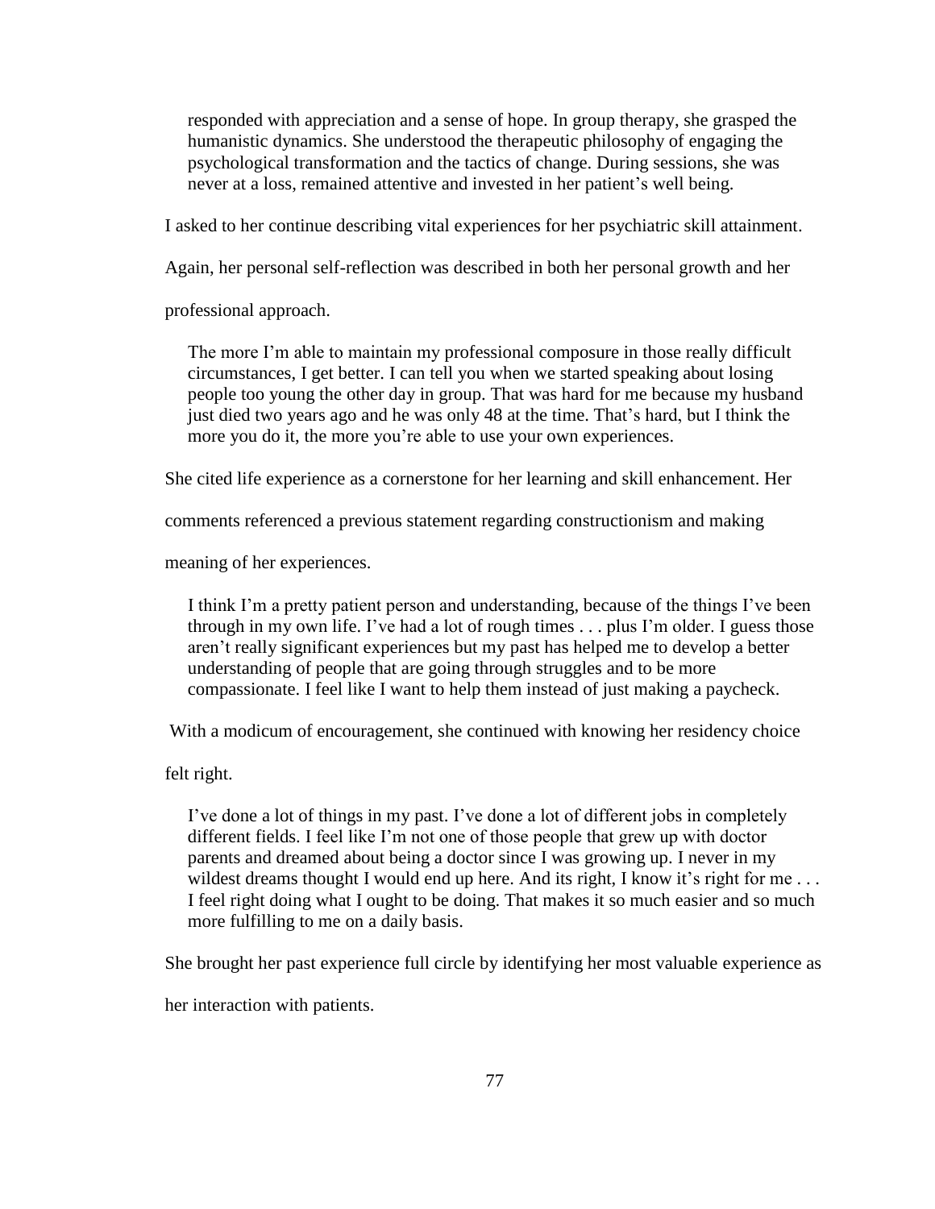> responded with appreciation and a sense of hope. In group therapy, she grasped the humanistic dynamics. She understood the therapeutic philosophy of engaging the psychological transformation and the tactics of change. During sessions, she was never at a loss, remained attentive and invested in her patient's well being.

I asked to her continue describing vital experiences for her psychiatric skill attainment. Again, her personal self-reflection was described in both her personal growth and her professional approach.

> The more I'm able to maintain my professional composure in those really difficult circumstances, I get better. I can tell you when we started speaking about losing people too young the other day in group. That was hard for me because my husband just died two years ago and he was only 48 at the time. That's hard, but I think the more you do it, the more you're able to use your own experiences.

She cited life experience as a cornerstone for her learning and skill enhancement. Her comments referenced a previous statement regarding constructionism and making meaning of her experiences.

> I think I'm a pretty patient person and understanding, because of the things I've been through in my own life. I've had a lot of rough times . . . plus I'm older. I guess those aren't really significant experiences but my past has helped me to develop a better understanding of people that are going through struggles and to be more compassionate. I feel like I want to help them instead of just making a paycheck.

With a modicum of encouragement, she continued with knowing her residency choice felt right.

> I've done a lot of things in my past. I've done a lot of different jobs in completely different fields. I feel like I'm not one of those people that grew up with doctor parents and dreamed about being a doctor since I was growing up. I never in my wildest dreams thought I would end up here. And its right, I know it's right for me . . . I feel right doing what I ought to be doing. That makes it so much easier and so much more fulfilling to me on a daily basis.

She brought her past experience full circle by identifying her most valuable experience as her interaction with patients.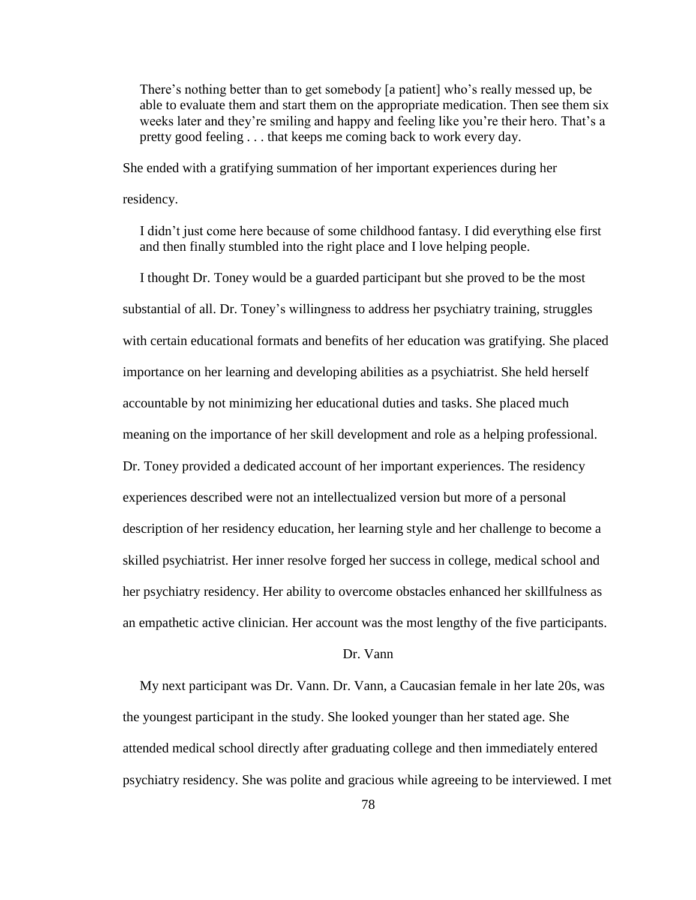> There's nothing better than to get somebody [a patient] who's really messed up, be able to evaluate them and start them on the appropriate medication. Then see them six weeks later and they're smiling and happy and feeling like you're their hero. That's a pretty good feeling . . . that keeps me coming back to work every day.

She ended with a gratifying summation of her important experiences during her residency.

> I didn't just come here because of some childhood fantasy. I did everything else first and then finally stumbled into the right place and I love helping people.

I thought Dr. Toney would be a guarded participant but she proved to be the most substantial of all. Dr. Toney's willingness to address her psychiatry training, struggles with certain educational formats and benefits of her education was gratifying. She placed importance on her learning and developing abilities as a psychiatrist. She held herself accountable by not minimizing her educational duties and tasks. She placed much meaning on the importance of her skill development and role as a helping professional. Dr. Toney provided a dedicated account of her important experiences. The residency experiences described were not an intellectualized version but more of a personal description of her residency education, her learning style and her challenge to become a skilled psychiatrist. Her inner resolve forged her success in college, medical school and her psychiatry residency. Her ability to overcome obstacles enhanced her skillfulness as an empathetic active clinician. Her account was the most lengthy of the five participants.

### Dr. Vann

My next participant was Dr. Vann. Dr. Vann, a Caucasian female in her late 20s, was the youngest participant in the study. She looked younger than her stated age. She attended medical school directly after graduating college and then immediately entered psychiatry residency. She was polite and gracious while agreeing to be interviewed. I met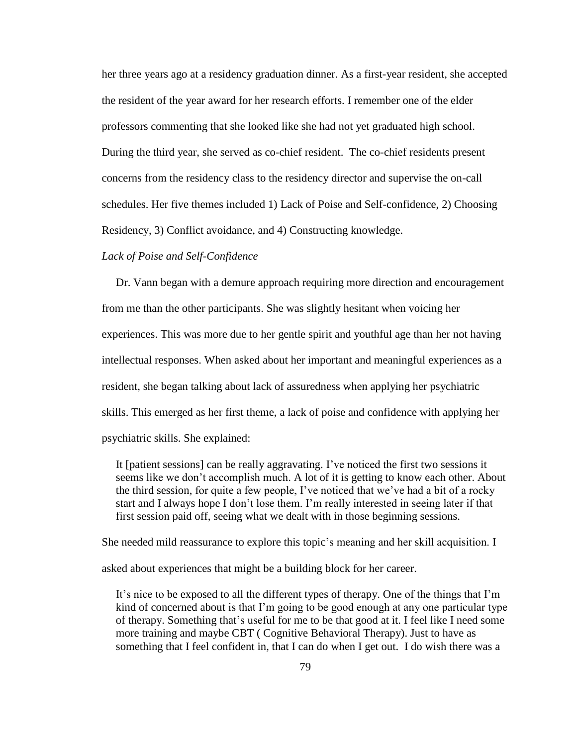her three years ago at a residency graduation dinner. As a first-year resident, she accepted the resident of the year award for her research efforts. I remember one of the elder professors commenting that she looked like she had not yet graduated high school. During the third year, she served as co-chief resident. The co-chief residents present concerns from the residency class to the residency director and supervise the on-call schedules. Her five themes included 1) Lack of Poise and Self-confidence, 2) Choosing Residency, 3) Conflict avoidance, and 4) Constructing knowledge.

*Lack of Poise and Self-Confidence*

Dr. Vann began with a demure approach requiring more direction and encouragement from me than the other participants. She was slightly hesitant when voicing her experiences. This was more due to her gentle spirit and youthful age than her not having intellectual responses. When asked about her important and meaningful experiences as a resident, she began talking about lack of assuredness when applying her psychiatric skills. This emerged as her first theme, a lack of poise and confidence with applying her psychiatric skills. She explained:

> It [patient sessions] can be really aggravating. I've noticed the first two sessions it seems like we don't accomplish much. A lot of it is getting to know each other. About the third session, for quite a few people, I've noticed that we've had a bit of a rocky start and I always hope I don't lose them. I'm really interested in seeing later if that first session paid off, seeing what we dealt with in those beginning sessions.

She needed mild reassurance to explore this topic's meaning and her skill acquisition. I asked about experiences that might be a building block for her career.

> It's nice to be exposed to all the different types of therapy. One of the things that I'm kind of concerned about is that I'm going to be good enough at any one particular type of therapy. Something that's useful for me to be that good at it. I feel like I need some more training and maybe CBT ( Cognitive Behavioral Therapy). Just to have as something that I feel confident in, that I can do when I get out. I do wish there was a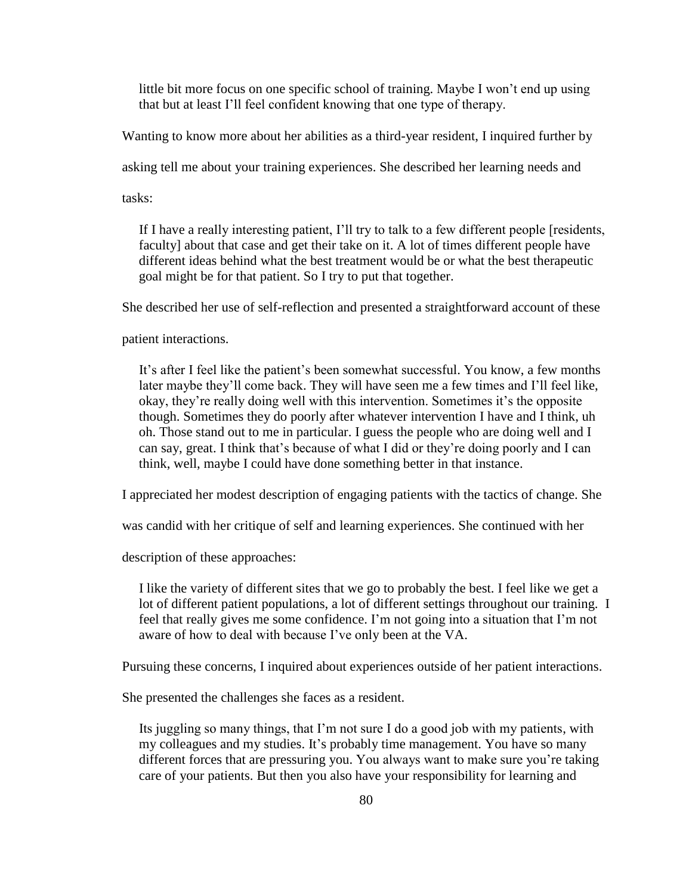> little bit more focus on one specific school of training. Maybe I won't end up using that but at least I'll feel confident knowing that one type of therapy.

Wanting to know more about her abilities as a third-year resident, I inquired further by asking tell me about your training experiences. She described her learning needs and tasks:

> If I have a really interesting patient, I'll try to talk to a few different people [residents, faculty] about that case and get their take on it. A lot of times different people have different ideas behind what the best treatment would be or what the best therapeutic goal might be for that patient. So I try to put that together.

She described her use of self-reflection and presented a straightforward account of these patient interactions.

> It's after I feel like the patient's been somewhat successful. You know, a few months later maybe they'll come back. They will have seen me a few times and I'll feel like, okay, they're really doing well with this intervention. Sometimes it's the opposite though. Sometimes they do poorly after whatever intervention I have and I think, uh oh. Those stand out to me in particular. I guess the people who are doing well and I can say, great. I think that's because of what I did or they're doing poorly and I can think, well, maybe I could have done something better in that instance.

I appreciated her modest description of engaging patients with the tactics of change. She was candid with her critique of self and learning experiences. She continued with her description of these approaches:

> I like the variety of different sites that we go to probably the best. I feel like we get a lot of different patient populations, a lot of different settings throughout our training. I feel that really gives me some confidence. I'm not going into a situation that I'm not aware of how to deal with because I've only been at the VA.

Pursuing these concerns, I inquired about experiences outside of her patient interactions. She presented the challenges she faces as a resident.

> Its juggling so many things, that I'm not sure I do a good job with my patients, with my colleagues and my studies. It's probably time management. You have so many different forces that are pressuring you. You always want to make sure you're taking care of your patients. But then you also have your responsibility for learning and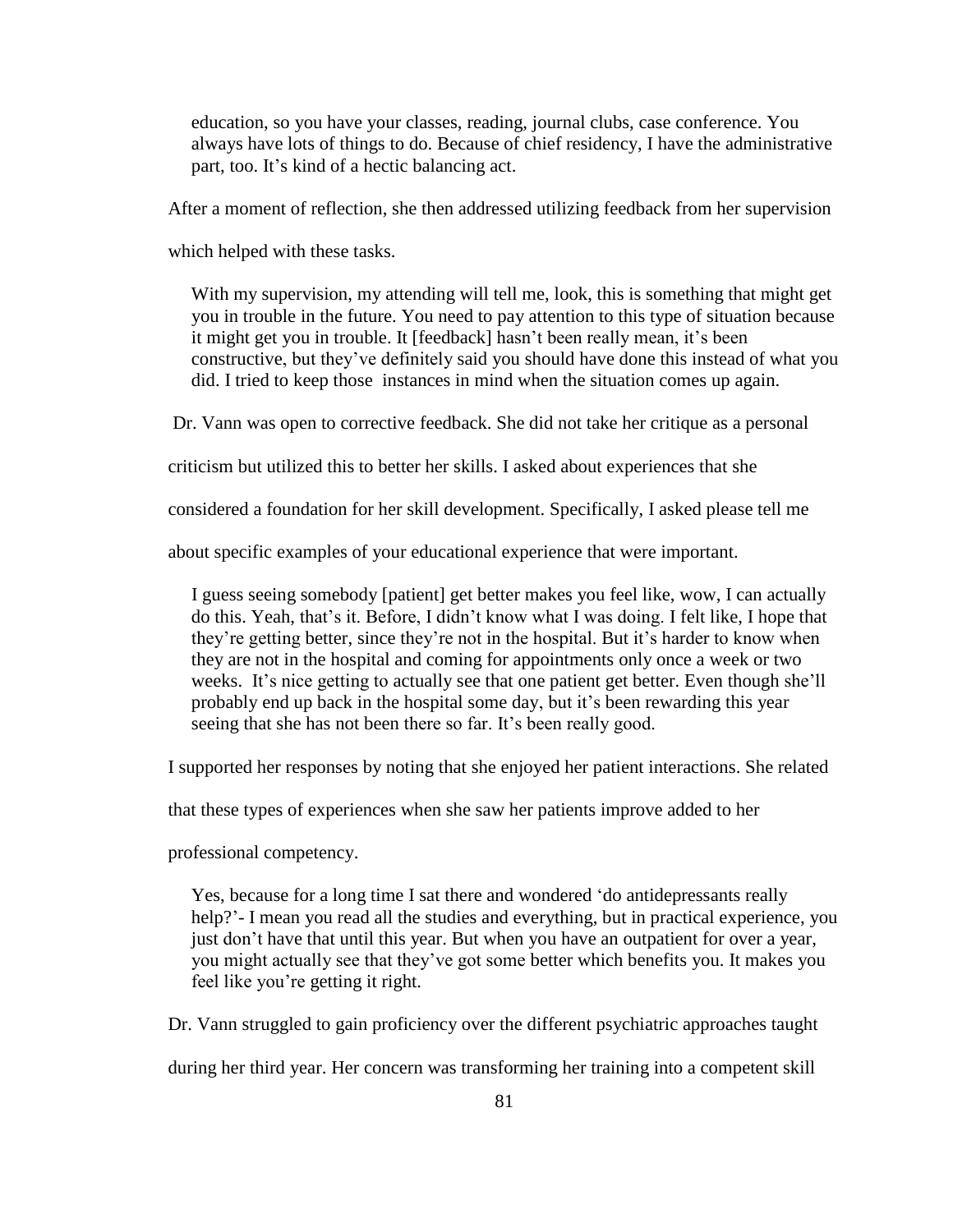> education, so you have your classes, reading, journal clubs, case conference. You always have lots of things to do. Because of chief residency, I have the administrative part, too. It's kind of a hectic balancing act.

After a moment of reflection, she then addressed utilizing feedback from her supervision which helped with these tasks.

> With my supervision, my attending will tell me, look, this is something that might get you in trouble in the future. You need to pay attention to this type of situation because it might get you in trouble. It [feedback] hasn't been really mean, it's been constructive, but they've definitely said you should have done this instead of what you did. I tried to keep those instances in mind when the situation comes up again.

Dr. Vann was open to corrective feedback. She did not take her critique as a personal criticism but utilized this to better her skills. I asked about experiences that she considered a foundation for her skill development. Specifically, I asked please tell me about specific examples of your educational experience that were important.

> I guess seeing somebody [patient] get better makes you feel like, wow, I can actually do this. Yeah, that's it. Before, I didn't know what I was doing. I felt like, I hope that they're getting better, since they're not in the hospital. But it's harder to know when they are not in the hospital and coming for appointments only once a week or two weeks. It's nice getting to actually see that one patient get better. Even though she'll probably end up back in the hospital some day, but it's been rewarding this year seeing that she has not been there so far. It's been really good.

I supported her responses by noting that she enjoyed her patient interactions. She related that these types of experiences when she saw her patients improve added to her professional competency.

> Yes, because for a long time I sat there and wondered 'do antidepressants really help?'- I mean you read all the studies and everything, but in practical experience, you just don't have that until this year. But when you have an outpatient for over a year, you might actually see that they've got some better which benefits you. It makes you feel like you're getting it right.

Dr. Vann struggled to gain proficiency over the different psychiatric approaches taught during her third year. Her concern was transforming her training into a competent skill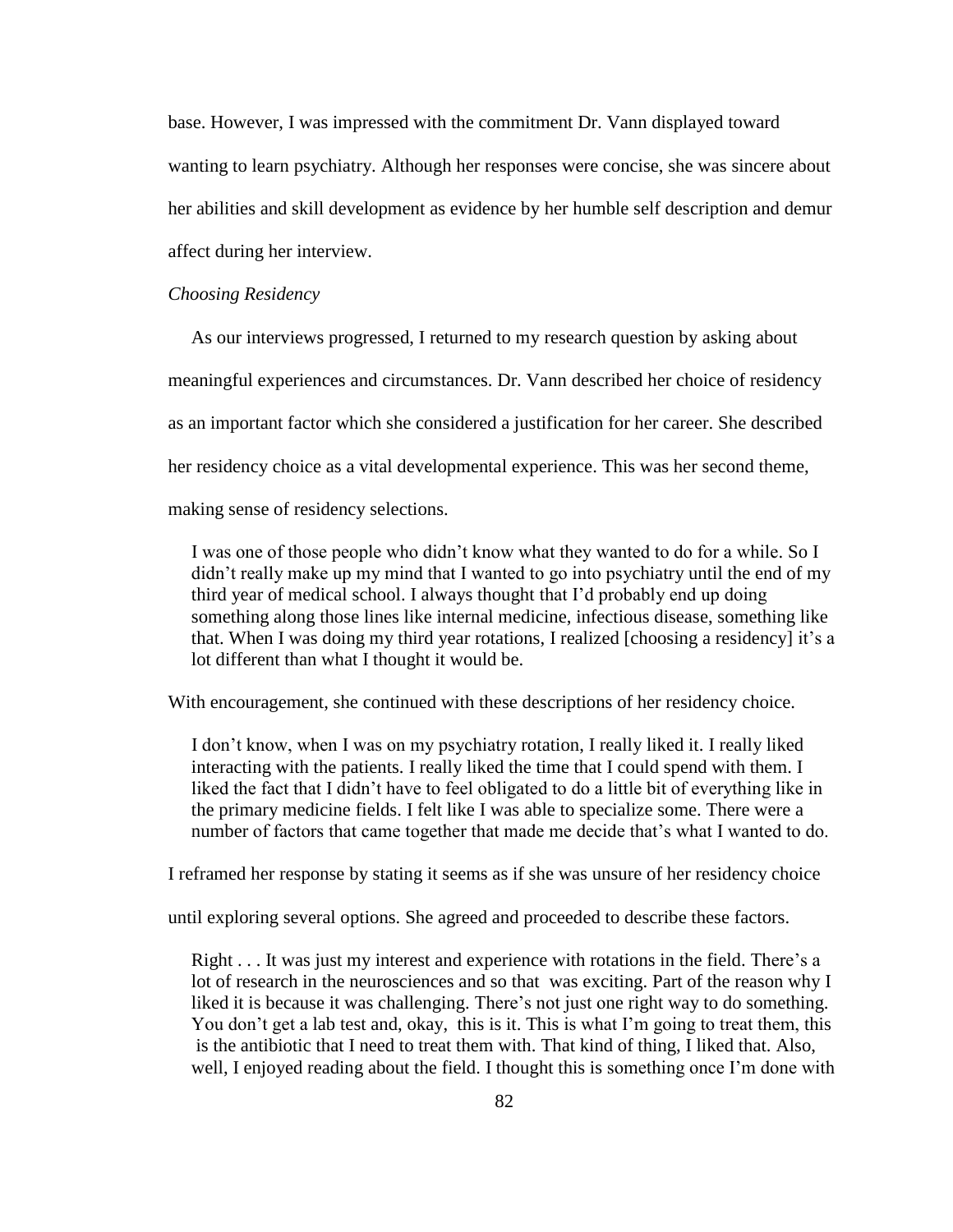base. However, I was impressed with the commitment Dr. Vann displayed toward wanting to learn psychiatry. Although her responses were concise, she was sincere about her abilities and skill development as evidence by her humble self description and demur affect during her interview.

*Choosing Residency*

As our interviews progressed, I returned to my research question by asking about meaningful experiences and circumstances. Dr. Vann described her choice of residency as an important factor which she considered a justification for her career. She described her residency choice as a vital developmental experience. This was her second theme, making sense of residency selections.

> I was one of those people who didn't know what they wanted to do for a while. So I didn't really make up my mind that I wanted to go into psychiatry until the end of my third year of medical school. I always thought that I'd probably end up doing something along those lines like internal medicine, infectious disease, something like that. When I was doing my third year rotations, I realized [choosing a residency] it's a lot different than what I thought it would be.

With encouragement, she continued with these descriptions of her residency choice.

> I don't know, when I was on my psychiatry rotation, I really liked it. I really liked interacting with the patients. I really liked the time that I could spend with them. I liked the fact that I didn't have to feel obligated to do a little bit of everything like in the primary medicine fields. I felt like I was able to specialize some. There were a number of factors that came together that made me decide that's what I wanted to do.

I reframed her response by stating it seems as if she was unsure of her residency choice until exploring several options. She agreed and proceeded to describe these factors.

> Right . . . It was just my interest and experience with rotations in the field. There's a lot of research in the neurosciences and so that was exciting. Part of the reason why I liked it is because it was challenging. There's not just one right way to do something. You don't get a lab test and, okay, this is it. This is what I'm going to treat them, this is the antibiotic that I need to treat them with. That kind of thing, I liked that. Also, well, I enjoyed reading about the field. I thought this is something once I'm done with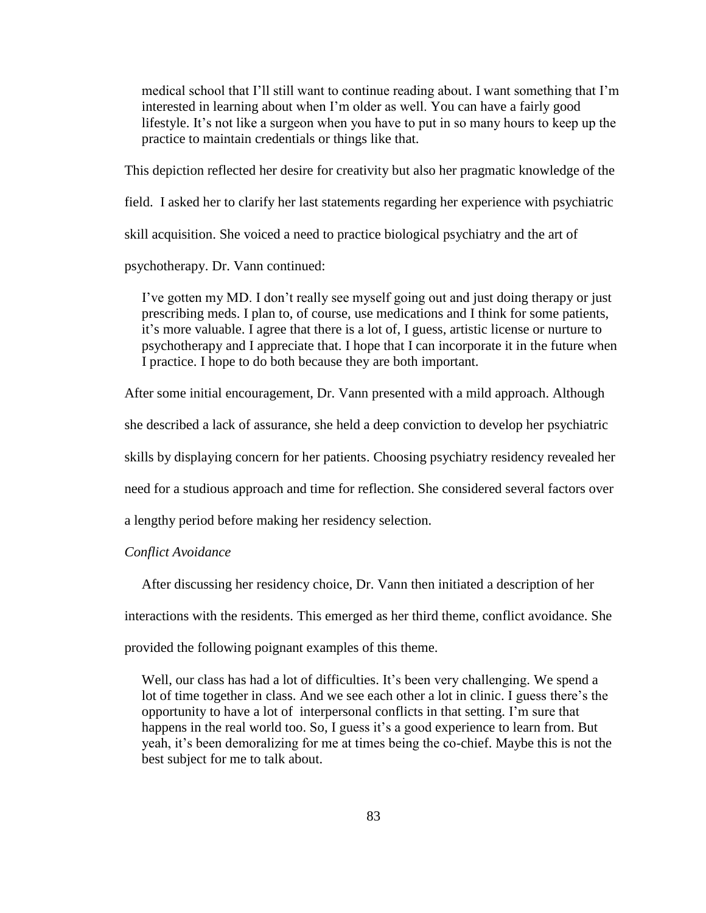> medical school that I'll still want to continue reading about. I want something that I'm interested in learning about when I'm older as well. You can have a fairly good lifestyle. It's not like a surgeon when you have to put in so many hours to keep up the practice to maintain credentials or things like that.

This depiction reflected her desire for creativity but also her pragmatic knowledge of the field. I asked her to clarify her last statements regarding her experience with psychiatric skill acquisition. She voiced a need to practice biological psychiatry and the art of psychotherapy. Dr. Vann continued:

> I've gotten my MD. I don't really see myself going out and just doing therapy or just prescribing meds. I plan to, of course, use medications and I think for some patients, it's more valuable. I agree that there is a lot of, I guess, artistic license or nurture to psychotherapy and I appreciate that. I hope that I can incorporate it in the future when I practice. I hope to do both because they are both important.

After some initial encouragement, Dr. Vann presented with a mild approach. Although she described a lack of assurance, she held a deep conviction to develop her psychiatric skills by displaying concern for her patients. Choosing psychiatry residency revealed her need for a studious approach and time for reflection. She considered several factors over a lengthy period before making her residency selection.

*Conflict Avoidance*

After discussing her residency choice, Dr. Vann then initiated a description of her interactions with the residents. This emerged as her third theme, conflict avoidance. She provided the following poignant examples of this theme.

> Well, our class has had a lot of difficulties. It's been very challenging. We spend a lot of time together in class. And we see each other a lot in clinic. I guess there's the opportunity to have a lot of interpersonal conflicts in that setting. I'm sure that happens in the real world too. So, I guess it's a good experience to learn from. But yeah, it's been demoralizing for me at times being the co-chief. Maybe this is not the best subject for me to talk about.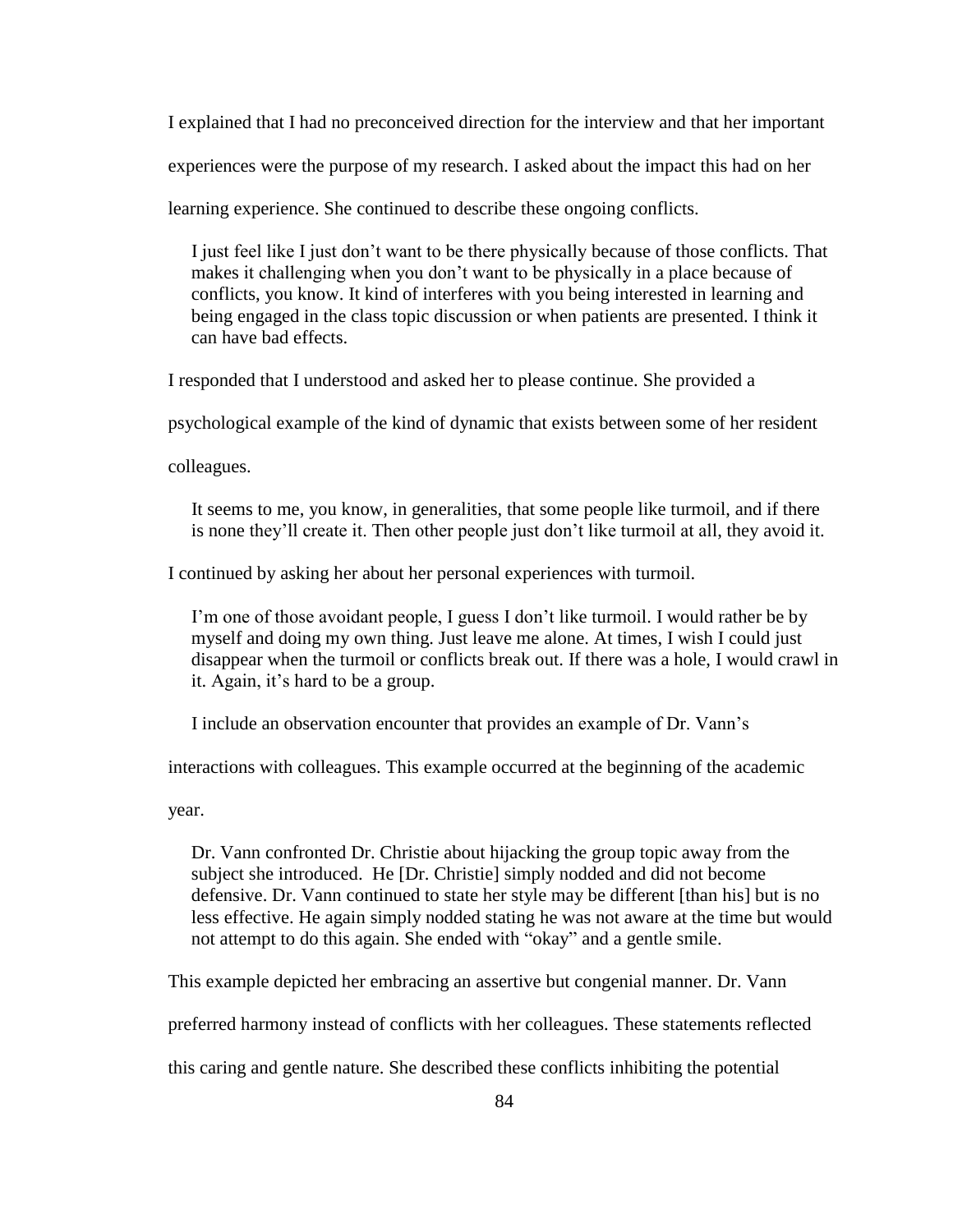I explained that I had no preconceived direction for the interview and that her important experiences were the purpose of my research. I asked about the impact this had on her learning experience. She continued to describe these ongoing conflicts.

> I just feel like I just don't want to be there physically because of those conflicts. That makes it challenging when you don't want to be physically in a place because of conflicts, you know. It kind of interferes with you being interested in learning and being engaged in the class topic discussion or when patients are presented. I think it can have bad effects.

I responded that I understood and asked her to please continue. She provided a psychological example of the kind of dynamic that exists between some of her resident colleagues.

> It seems to me, you know, in generalities, that some people like turmoil, and if there is none they'll create it. Then other people just don't like turmoil at all, they avoid it.

I continued by asking her about her personal experiences with turmoil.

> I'm one of those avoidant people, I guess I don't like turmoil. I would rather be by myself and doing my own thing. Just leave me alone. At times, I wish I could just disappear when the turmoil or conflicts break out. If there was a hole, I would crawl in it. Again, it's hard to be a group.

I include an observation encounter that provides an example of Dr. Vann's interactions with colleagues. This example occurred at the beginning of the academic year.

> Dr. Vann confronted Dr. Christie about hijacking the group topic away from the subject she introduced. He [Dr. Christie] simply nodded and did not become defensive. Dr. Vann continued to state her style may be different [than his] but is no less effective. He again simply nodded stating he was not aware at the time but would not attempt to do this again. She ended with "okay" and a gentle smile.

This example depicted her embracing an assertive but congenial manner. Dr. Vann preferred harmony instead of conflicts with her colleagues. These statements reflected this caring and gentle nature. She described these conflicts inhibiting the potential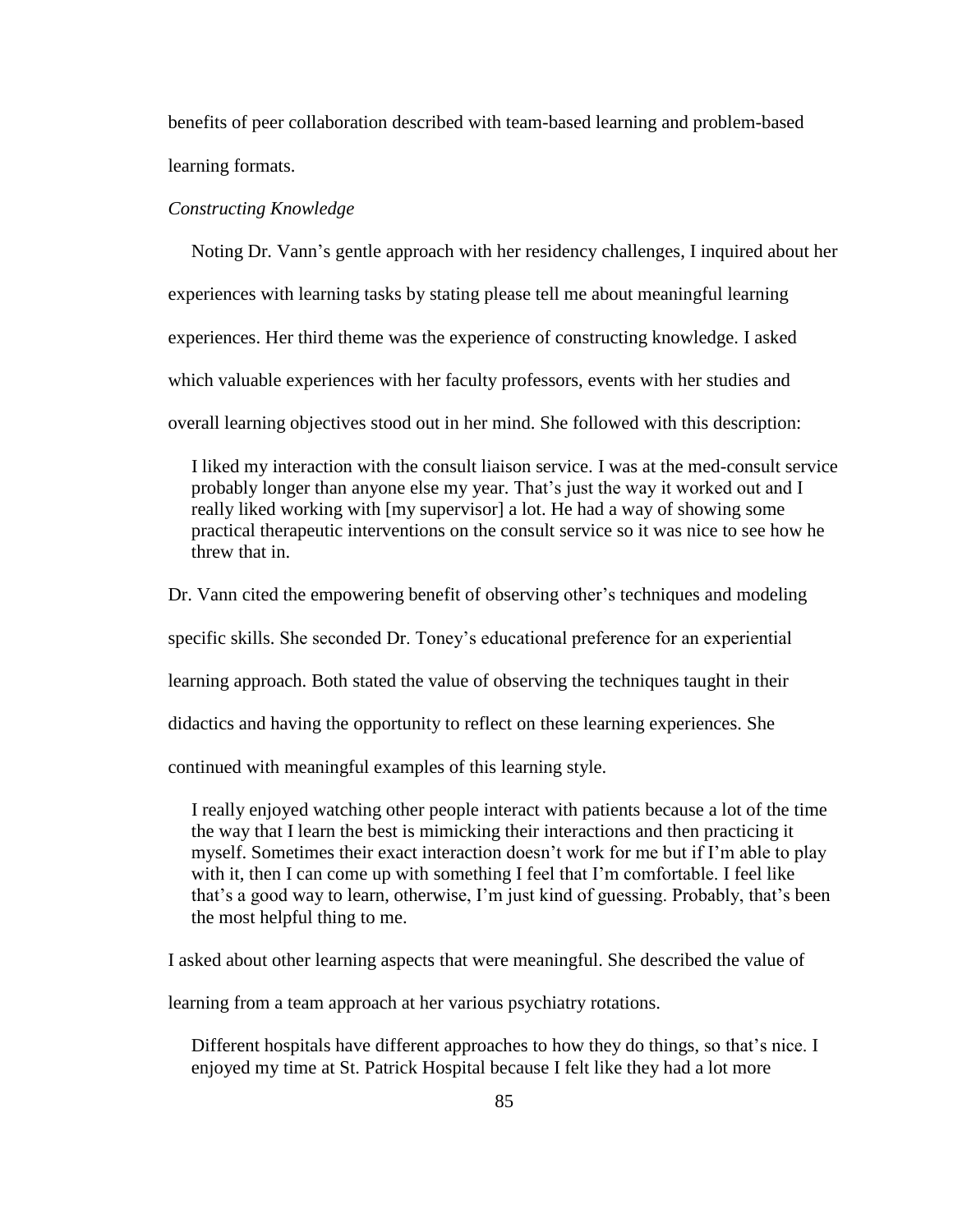benefits of peer collaboration described with team-based learning and problem-based learning formats.

*Constructing Knowledge*

Noting Dr. Vann's gentle approach with her residency challenges, I inquired about her experiences with learning tasks by stating please tell me about meaningful learning experiences. Her third theme was the experience of constructing knowledge. I asked which valuable experiences with her faculty professors, events with her studies and overall learning objectives stood out in her mind. She followed with this description:

> I liked my interaction with the consult liaison service. I was at the med-consult service probably longer than anyone else my year. That's just the way it worked out and I really liked working with [my supervisor] a lot. He had a way of showing some practical therapeutic interventions on the consult service so it was nice to see how he threw that in.

Dr. Vann cited the empowering benefit of observing other's techniques and modeling specific skills. She seconded Dr. Toney's educational preference for an experiential learning approach. Both stated the value of observing the techniques taught in their didactics and having the opportunity to reflect on these learning experiences. She continued with meaningful examples of this learning style.

> I really enjoyed watching other people interact with patients because a lot of the time the way that I learn the best is mimicking their interactions and then practicing it myself. Sometimes their exact interaction doesn't work for me but if I'm able to play with it, then I can come up with something I feel that I'm comfortable. I feel like that's a good way to learn, otherwise, I'm just kind of guessing. Probably, that's been the most helpful thing to me.

I asked about other learning aspects that were meaningful. She described the value of learning from a team approach at her various psychiatry rotations.

> Different hospitals have different approaches to how they do things, so that's nice. I enjoyed my time at St. Patrick Hospital because I felt like they had a lot more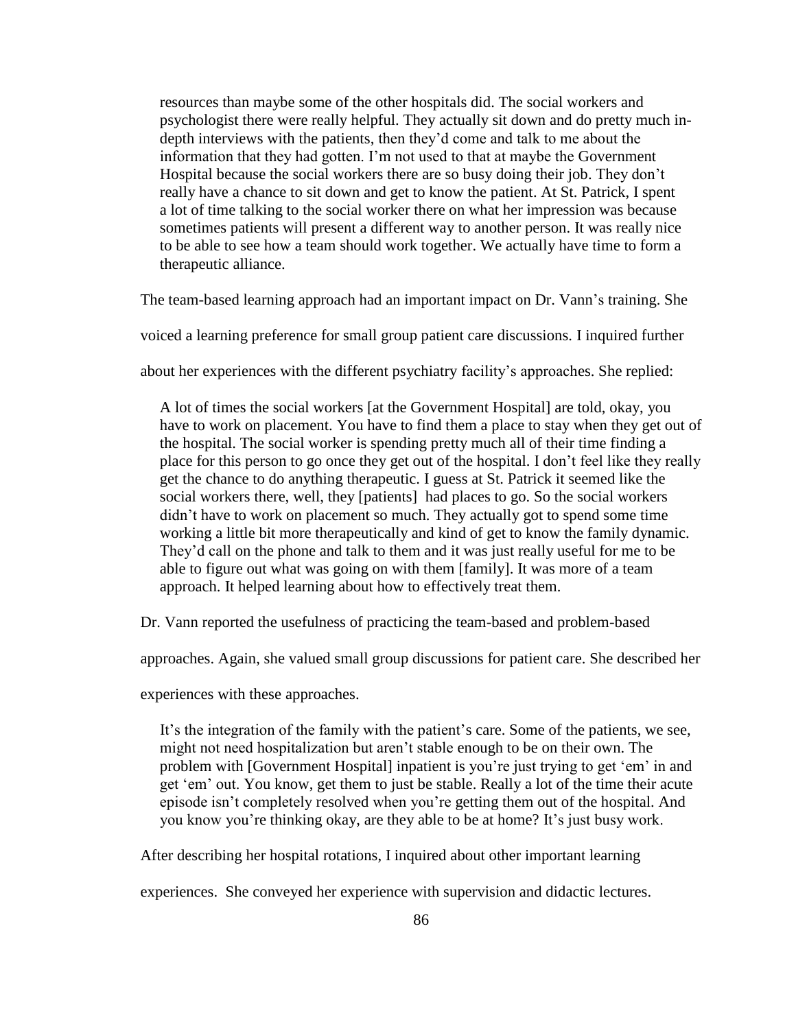> resources than maybe some of the other hospitals did. The social workers and psychologist there were really helpful. They actually sit down and do pretty much in-depth interviews with the patients, then they'd come and talk to me about the information that they had gotten. I'm not used to that at maybe the Government Hospital because the social workers there are so busy doing their job. They don't really have a chance to sit down and get to know the patient. At St. Patrick, I spent a lot of time talking to the social worker there on what her impression was because sometimes patients will present a different way to another person. It was really nice to be able to see how a team should work together. We actually have time to form a therapeutic alliance.

The team-based learning approach had an important impact on Dr. Vann's training. She voiced a learning preference for small group patient care discussions. I inquired further about her experiences with the different psychiatry facility's approaches. She replied:

> A lot of times the social workers [at the Government Hospital] are told, okay, you have to work on placement. You have to find them a place to stay when they get out of the hospital. The social worker is spending pretty much all of their time finding a place for this person to go once they get out of the hospital. I don't feel like they really get the chance to do anything therapeutic. I guess at St. Patrick it seemed like the social workers there, well, they [patients] had places to go. So the social workers didn't have to work on placement so much. They actually got to spend some time working a little bit more therapeutically and kind of get to know the family dynamic. They'd call on the phone and talk to them and it was just really useful for me to be able to figure out what was going on with them [family]. It was more of a team approach. It helped learning about how to effectively treat them.

Dr. Vann reported the usefulness of practicing the team-based and problem-based approaches. Again, she valued small group discussions for patient care. She described her experiences with these approaches.

> It's the integration of the family with the patient's care. Some of the patients, we see, might not need hospitalization but aren't stable enough to be on their own. The problem with [Government Hospital] inpatient is you're just trying to get 'em' in and get 'em' out. You know, get them to just be stable. Really a lot of the time their acute episode isn't completely resolved when you're getting them out of the hospital. And you know you're thinking okay, are they able to be at home? It's just busy work.

After describing her hospital rotations, I inquired about other important learning experiences. She conveyed her experience with supervision and didactic lectures.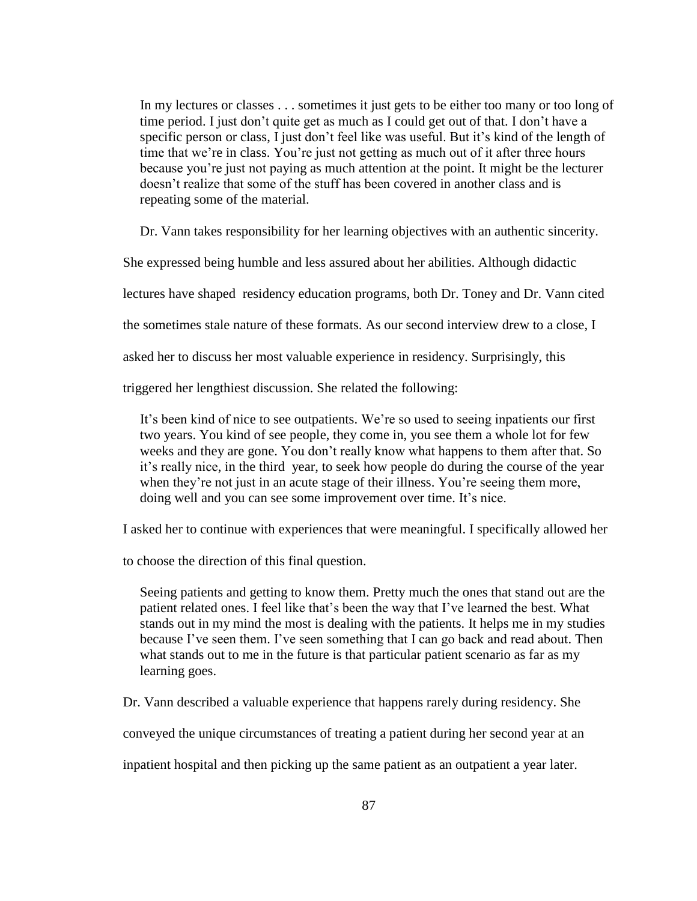> In my lectures or classes . . . sometimes it just gets to be either too many or too long of time period. I just don't quite get as much as I could get out of that. I don't have a specific person or class, I just don't feel like was useful. But it's kind of the length of time that we're in class. You're just not getting as much out of it after three hours because you're just not paying as much attention at the point. It might be the lecturer doesn't realize that some of the stuff has been covered in another class and is repeating some of the material.

Dr. Vann takes responsibility for her learning objectives with an authentic sincerity. She expressed being humble and less assured about her abilities. Although didactic lectures have shaped residency education programs, both Dr. Toney and Dr. Vann cited the sometimes stale nature of these formats. As our second interview drew to a close, I asked her to discuss her most valuable experience in residency. Surprisingly, this triggered her lengthiest discussion. She related the following:

> It's been kind of nice to see outpatients. We're so used to seeing inpatients our first two years. You kind of see people, they come in, you see them a whole lot for few weeks and they are gone. You don't really know what happens to them after that. So it's really nice, in the third year, to seek how people do during the course of the year when they're not just in an acute stage of their illness. You're seeing them more, doing well and you can see some improvement over time. It's nice.

I asked her to continue with experiences that were meaningful. I specifically allowed her to choose the direction of this final question.

> Seeing patients and getting to know them. Pretty much the ones that stand out are the patient related ones. I feel like that's been the way that I've learned the best. What stands out in my mind the most is dealing with the patients. It helps me in my studies because I've seen them. I've seen something that I can go back and read about. Then what stands out to me in the future is that particular patient scenario as far as my learning goes.

Dr. Vann described a valuable experience that happens rarely during residency. She conveyed the unique circumstances of treating a patient during her second year at an inpatient hospital and then picking up the same patient as an outpatient a year later.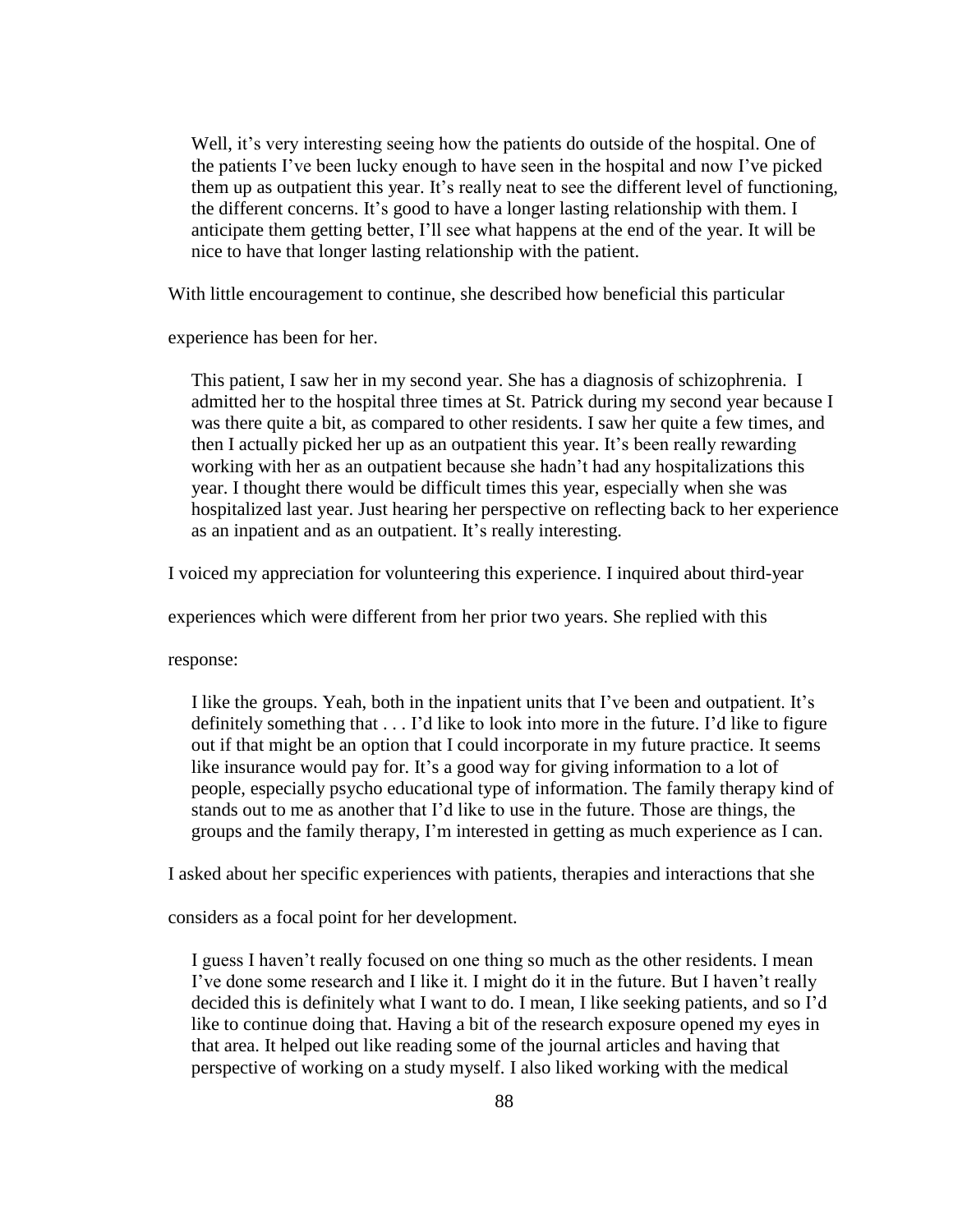> Well, it's very interesting seeing how the patients do outside of the hospital. One of the patients I've been lucky enough to have seen in the hospital and now I've picked them up as outpatient this year. It's really neat to see the different level of functioning, the different concerns. It's good to have a longer lasting relationship with them. I anticipate them getting better, I'll see what happens at the end of the year. It will be nice to have that longer lasting relationship with the patient.

With little encouragement to continue, she described how beneficial this particular experience has been for her.

> This patient, I saw her in my second year. She has a diagnosis of schizophrenia. I admitted her to the hospital three times at St. Patrick during my second year because I was there quite a bit, as compared to other residents. I saw her quite a few times, and then I actually picked her up as an outpatient this year. It's been really rewarding working with her as an outpatient because she hadn't had any hospitalizations this year. I thought there would be difficult times this year, especially when she was hospitalized last year. Just hearing her perspective on reflecting back to her experience as an inpatient and as an outpatient. It's really interesting.

I voiced my appreciation for volunteering this experience. I inquired about third-year experiences which were different from her prior two years. She replied with this response:

> I like the groups. Yeah, both in the inpatient units that I've been and outpatient. It's definitely something that . . . I'd like to look into more in the future. I'd like to figure out if that might be an option that I could incorporate in my future practice. It seems like insurance would pay for. It's a good way for giving information to a lot of people, especially psycho educational type of information. The family therapy kind of stands out to me as another that I'd like to use in the future. Those are things, the groups and the family therapy, I'm interested in getting as much experience as I can.

I asked about her specific experiences with patients, therapies and interactions that she considers as a focal point for her development.

> I guess I haven't really focused on one thing so much as the other residents. I mean I've done some research and I like it. I might do it in the future. But I haven't really decided this is definitely what I want to do. I mean, I like seeking patients, and so I'd like to continue doing that. Having a bit of the research exposure opened my eyes in that area. It helped out like reading some of the journal articles and having that perspective of working on a study myself. I also liked working with the medical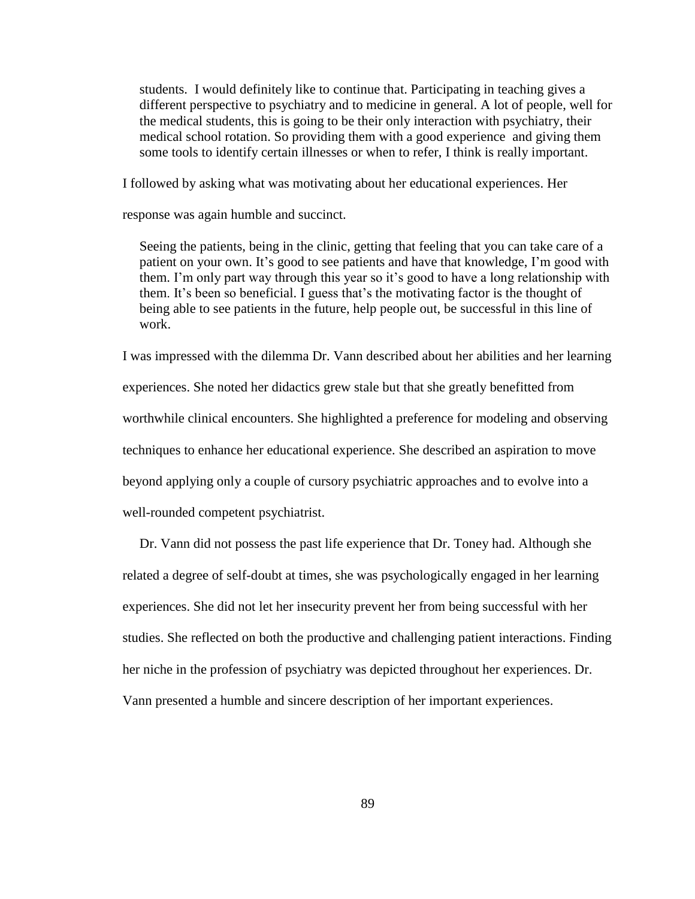> students. I would definitely like to continue that. Participating in teaching gives a different perspective to psychiatry and to medicine in general. A lot of people, well for the medical students, this is going to be their only interaction with psychiatry, their medical school rotation. So providing them with a good experience and giving them some tools to identify certain illnesses or when to refer, I think is really important.

I followed by asking what was motivating about her educational experiences. Her response was again humble and succinct.

> Seeing the patients, being in the clinic, getting that feeling that you can take care of a patient on your own. It's good to see patients and have that knowledge, I'm good with them. I'm only part way through this year so it's good to have a long relationship with them. It's been so beneficial. I guess that's the motivating factor is the thought of being able to see patients in the future, help people out, be successful in this line of work.

I was impressed with the dilemma Dr. Vann described about her abilities and her learning experiences. She noted her didactics grew stale but that she greatly benefitted from worthwhile clinical encounters. She highlighted a preference for modeling and observing techniques to enhance her educational experience. She described an aspiration to move beyond applying only a couple of cursory psychiatric approaches and to evolve into a well-rounded competent psychiatrist.

Dr. Vann did not possess the past life experience that Dr. Toney had. Although she related a degree of self-doubt at times, she was psychologically engaged in her learning experiences. She did not let her insecurity prevent her from being successful with her studies. She reflected on both the productive and challenging patient interactions. Finding her niche in the profession of psychiatry was depicted throughout her experiences. Dr. Vann presented a humble and sincere description of her important experiences.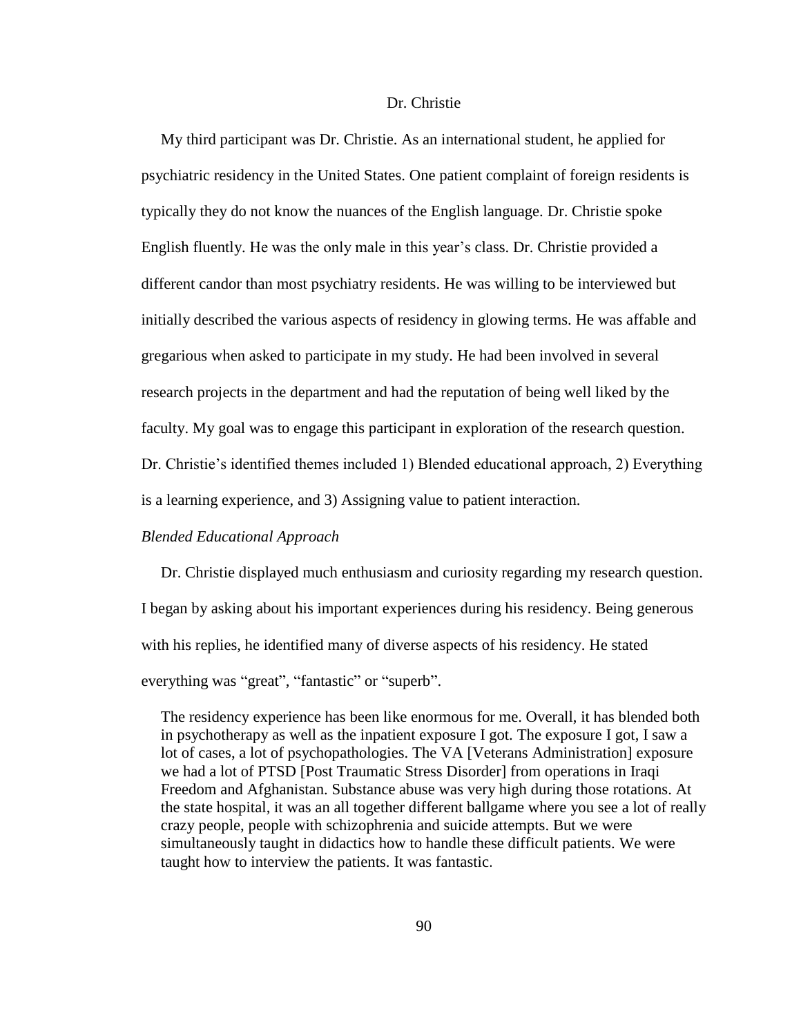## Dr. Christie

My third participant was Dr. Christie. As an international student, he applied for psychiatric residency in the United States. One patient complaint of foreign residents is typically they do not know the nuances of the English language. Dr. Christie spoke English fluently. He was the only male in this year's class. Dr. Christie provided a different candor than most psychiatry residents. He was willing to be interviewed but initially described the various aspects of residency in glowing terms. He was affable and gregarious when asked to participate in my study. He had been involved in several research projects in the department and had the reputation of being well liked by the faculty. My goal was to engage this participant in exploration of the research question. Dr. Christie's identified themes included 1) Blended educational approach, 2) Everything is a learning experience, and 3) Assigning value to patient interaction.

### *Blended Educational Approach*

Dr. Christie displayed much enthusiasm and curiosity regarding my research question. I began by asking about his important experiences during his residency. Being generous with his replies, he identified many of diverse aspects of his residency. He stated everything was "great", "fantastic" or "superb".

> The residency experience has been like enormous for me. Overall, it has blended both in psychotherapy as well as the inpatient exposure I got. The exposure I got, I saw a lot of cases, a lot of psychopathologies. The VA [Veterans Administration] exposure we had a lot of PTSD [Post Traumatic Stress Disorder] from operations in Iraqi Freedom and Afghanistan. Substance abuse was very high during those rotations. At the state hospital, it was an all together different ballgame where you see a lot of really crazy people, people with schizophrenia and suicide attempts. But we were simultaneously taught in didactics how to handle these difficult patients. We were taught how to interview the patients. It was fantastic.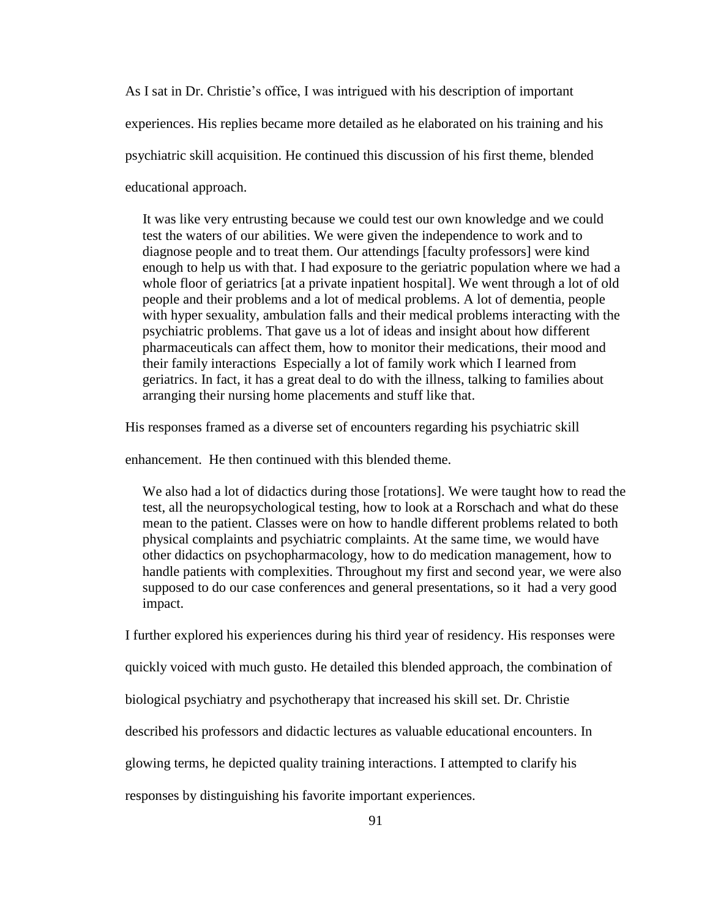As I sat in Dr. Christie's office, I was intrigued with his description of important experiences. His replies became more detailed as he elaborated on his training and his psychiatric skill acquisition. He continued this discussion of his first theme, blended educational approach.

> It was like very entrusting because we could test our own knowledge and we could test the waters of our abilities. We were given the independence to work and to diagnose people and to treat them. Our attendings [faculty professors] were kind enough to help us with that. I had exposure to the geriatric population where we had a whole floor of geriatrics [at a private inpatient hospital]. We went through a lot of old people and their problems and a lot of medical problems. A lot of dementia, people with hyper sexuality, ambulation falls and their medical problems interacting with the psychiatric problems. That gave us a lot of ideas and insight about how different pharmaceuticals can affect them, how to monitor their medications, their mood and their family interactions Especially a lot of family work which I learned from geriatrics. In fact, it has a great deal to do with the illness, talking to families about arranging their nursing home placements and stuff like that.

His responses framed as a diverse set of encounters regarding his psychiatric skill enhancement. He then continued with this blended theme.

> We also had a lot of didactics during those [rotations]. We were taught how to read the test, all the neuropsychological testing, how to look at a Rorschach and what do these mean to the patient. Classes were on how to handle different problems related to both physical complaints and psychiatric complaints. At the same time, we would have other didactics on psychopharmacology, how to do medication management, how to handle patients with complexities. Throughout my first and second year, we were also supposed to do our case conferences and general presentations, so it had a very good impact.

I further explored his experiences during his third year of residency. His responses were quickly voiced with much gusto. He detailed this blended approach, the combination of biological psychiatry and psychotherapy that increased his skill set. Dr. Christie described his professors and didactic lectures as valuable educational encounters. In glowing terms, he depicted quality training interactions. I attempted to clarify his responses by distinguishing his favorite important experiences.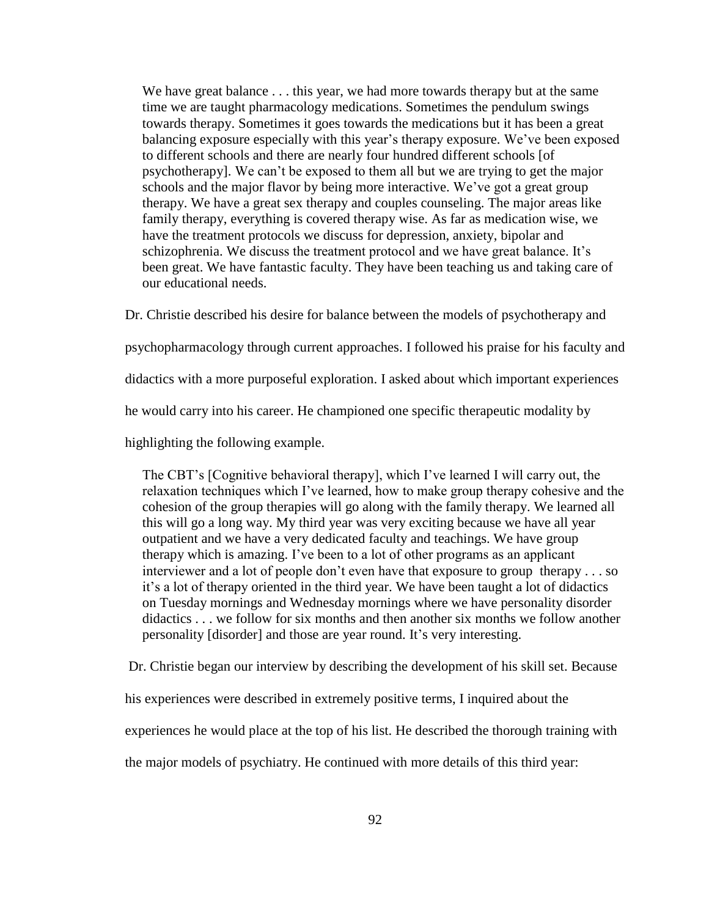> We have great balance . . . this year, we had more towards therapy but at the same time we are taught pharmacology medications. Sometimes the pendulum swings towards therapy. Sometimes it goes towards the medications but it has been a great balancing exposure especially with this year's therapy exposure. We've been exposed to different schools and there are nearly four hundred different schools [of psychotherapy]. We can't be exposed to them all but we are trying to get the major schools and the major flavor by being more interactive. We've got a great group therapy. We have a great sex therapy and couples counseling. The major areas like family therapy, everything is covered therapy wise. As far as medication wise, we have the treatment protocols we discuss for depression, anxiety, bipolar and schizophrenia. We discuss the treatment protocol and we have great balance. It's been great. We have fantastic faculty. They have been teaching us and taking care of our educational needs.

Dr. Christie described his desire for balance between the models of psychotherapy and psychopharmacology through current approaches. I followed his praise for his faculty and didactics with a more purposeful exploration. I asked about which important experiences he would carry into his career. He championed one specific therapeutic modality by highlighting the following example.

> The CBT's [Cognitive behavioral therapy], which I've learned I will carry out, the relaxation techniques which I've learned, how to make group therapy cohesive and the cohesion of the group therapies will go along with the family therapy. We learned all this will go a long way. My third year was very exciting because we have all year outpatient and we have a very dedicated faculty and teachings. We have group therapy which is amazing. I've been to a lot of other programs as an applicant interviewer and a lot of people don't even have that exposure to group therapy . . . so it's a lot of therapy oriented in the third year. We have been taught a lot of didactics on Tuesday mornings and Wednesday mornings where we have personality disorder didactics . . . we follow for six months and then another six months we follow another personality [disorder] and those are year round. It's very interesting.

Dr. Christie began our interview by describing the development of his skill set. Because his experiences were described in extremely positive terms, I inquired about the experiences he would place at the top of his list. He described the thorough training with the major models of psychiatry. He continued with more details of this third year: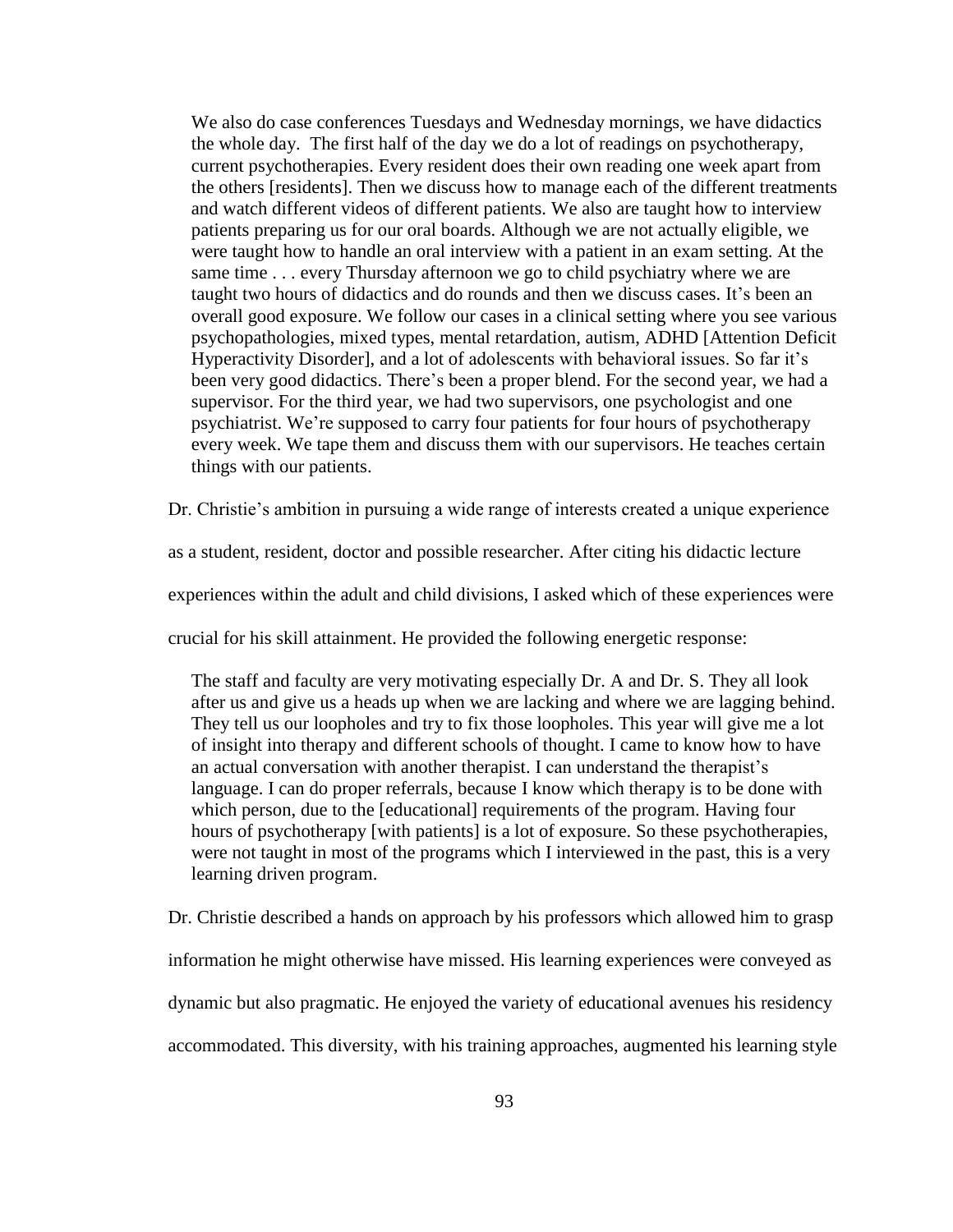> We also do case conferences Tuesdays and Wednesday mornings, we have didactics the whole day. The first half of the day we do a lot of readings on psychotherapy, current psychotherapies. Every resident does their own reading one week apart from the others [residents]. Then we discuss how to manage each of the different treatments and watch different videos of different patients. We also are taught how to interview patients preparing us for our oral boards. Although we are not actually eligible, we were taught how to handle an oral interview with a patient in an exam setting. At the same time . . . every Thursday afternoon we go to child psychiatry where we are taught two hours of didactics and do rounds and then we discuss cases. It's been an overall good exposure. We follow our cases in a clinical setting where you see various psychopathologies, mixed types, mental retardation, autism, ADHD [Attention Deficit Hyperactivity Disorder], and a lot of adolescents with behavioral issues. So far it's been very good didactics. There's been a proper blend. For the second year, we had a supervisor. For the third year, we had two supervisors, one psychologist and one psychiatrist. We're supposed to carry four patients for four hours of psychotherapy every week. We tape them and discuss them with our supervisors. He teaches certain things with our patients.

Dr. Christie's ambition in pursuing a wide range of interests created a unique experience as a student, resident, doctor and possible researcher. After citing his didactic lecture experiences within the adult and child divisions, I asked which of these experiences were crucial for his skill attainment. He provided the following energetic response:

> The staff and faculty are very motivating especially Dr. A and Dr. S. They all look after us and give us a heads up when we are lacking and where we are lagging behind. They tell us our loopholes and try to fix those loopholes. This year will give me a lot of insight into therapy and different schools of thought. I came to know how to have an actual conversation with another therapist. I can understand the therapist's language. I can do proper referrals, because I know which therapy is to be done with which person, due to the [educational] requirements of the program. Having four hours of psychotherapy [with patients] is a lot of exposure. So these psychotherapies, were not taught in most of the programs which I interviewed in the past, this is a very learning driven program.

Dr. Christie described a hands on approach by his professors which allowed him to grasp information he might otherwise have missed. His learning experiences were conveyed as dynamic but also pragmatic. He enjoyed the variety of educational avenues his residency accommodated. This diversity, with his training approaches, augmented his learning style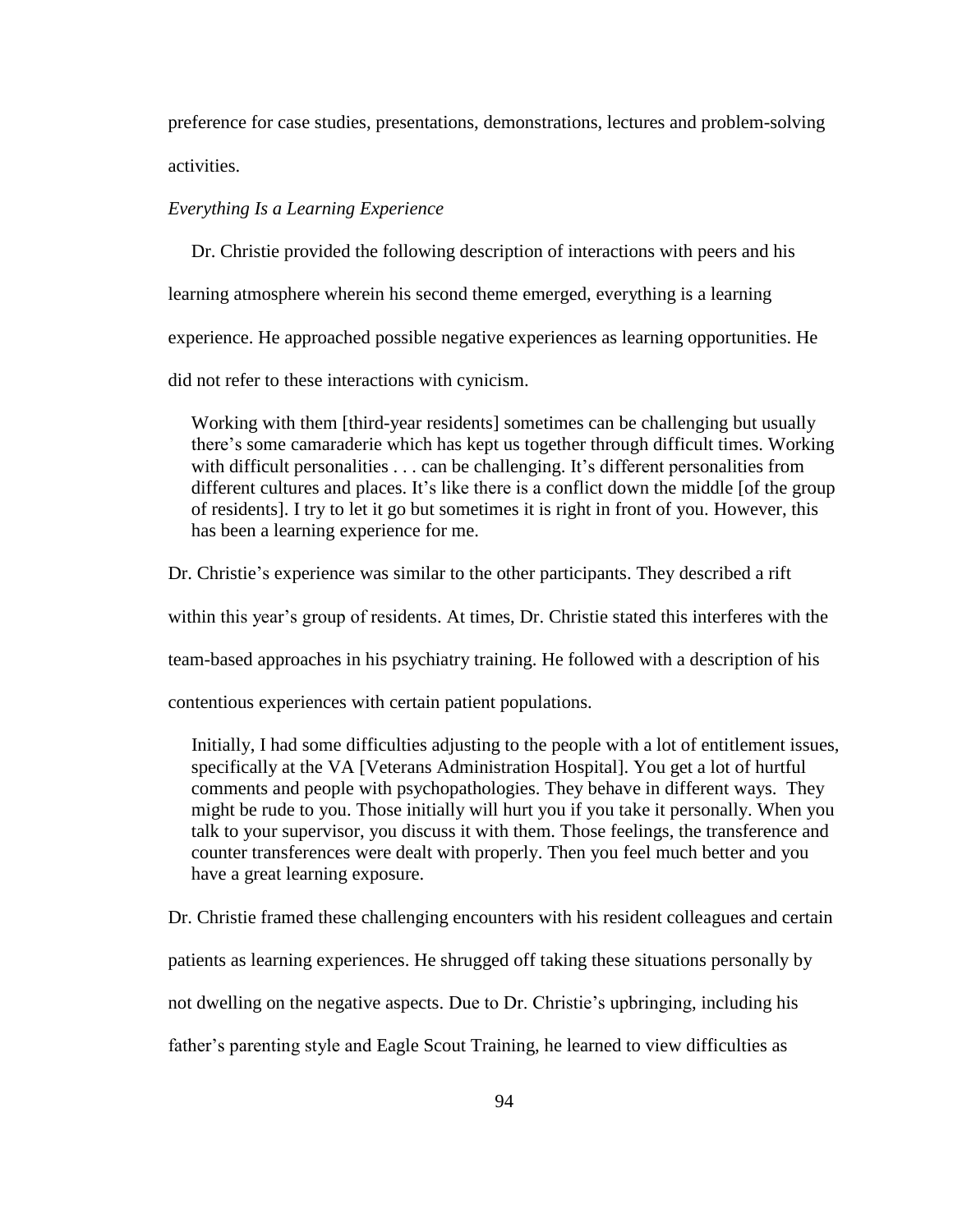preference for case studies, presentations, demonstrations, lectures and problem-solving activities.

*Everything Is a Learning Experience*

Dr. Christie provided the following description of interactions with peers and his learning atmosphere wherein his second theme emerged, everything is a learning experience. He approached possible negative experiences as learning opportunities. He did not refer to these interactions with cynicism.

> Working with them [third-year residents] sometimes can be challenging but usually there's some camaraderie which has kept us together through difficult times. Working with difficult personalities . . . can be challenging. It's different personalities from different cultures and places. It's like there is a conflict down the middle [of the group of residents]. I try to let it go but sometimes it is right in front of you. However, this has been a learning experience for me.

Dr. Christie's experience was similar to the other participants. They described a rift within this year's group of residents. At times, Dr. Christie stated this interferes with the team-based approaches in his psychiatry training. He followed with a description of his contentious experiences with certain patient populations.

> Initially, I had some difficulties adjusting to the people with a lot of entitlement issues, specifically at the VA [Veterans Administration Hospital]. You get a lot of hurtful comments and people with psychopathologies. They behave in different ways. They might be rude to you. Those initially will hurt you if you take it personally. When you talk to your supervisor, you discuss it with them. Those feelings, the transference and counter transferences were dealt with properly. Then you feel much better and you have a great learning exposure.

Dr. Christie framed these challenging encounters with his resident colleagues and certain patients as learning experiences. He shrugged off taking these situations personally by not dwelling on the negative aspects. Due to Dr. Christie's upbringing, including his father's parenting style and Eagle Scout Training, he learned to view difficulties as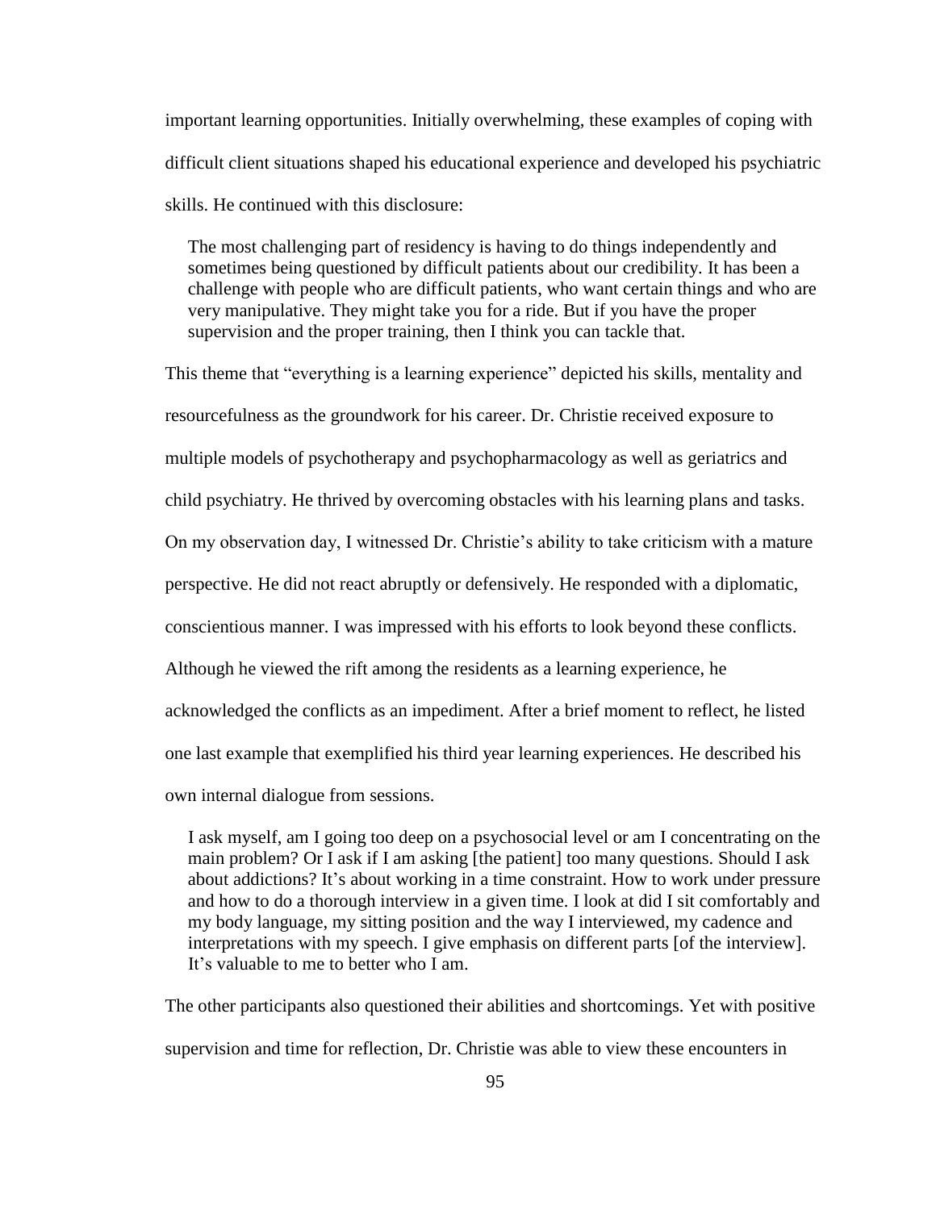important learning opportunities. Initially overwhelming, these examples of coping with difficult client situations shaped his educational experience and developed his psychiatric skills. He continued with this disclosure:

> The most challenging part of residency is having to do things independently and sometimes being questioned by difficult patients about our credibility. It has been a challenge with people who are difficult patients, who want certain things and who are very manipulative. They might take you for a ride. But if you have the proper supervision and the proper training, then I think you can tackle that.

This theme that "everything is a learning experience" depicted his skills, mentality and resourcefulness as the groundwork for his career. Dr. Christie received exposure to multiple models of psychotherapy and psychopharmacology as well as geriatrics and child psychiatry. He thrived by overcoming obstacles with his learning plans and tasks. On my observation day, I witnessed Dr. Christie's ability to take criticism with a mature perspective. He did not react abruptly or defensively. He responded with a diplomatic, conscientious manner. I was impressed with his efforts to look beyond these conflicts. Although he viewed the rift among the residents as a learning experience, he acknowledged the conflicts as an impediment. After a brief moment to reflect, he listed one last example that exemplified his third year learning experiences. He described his own internal dialogue from sessions.

> I ask myself, am I going too deep on a psychosocial level or am I concentrating on the main problem? Or I ask if I am asking [the patient] too many questions. Should I ask about addictions? It's about working in a time constraint. How to work under pressure and how to do a thorough interview in a given time. I look at did I sit comfortably and my body language, my sitting position and the way I interviewed, my cadence and interpretations with my speech. I give emphasis on different parts [of the interview]. It's valuable to me to better who I am.

The other participants also questioned their abilities and shortcomings. Yet with positive supervision and time for reflection, Dr. Christie was able to view these encounters in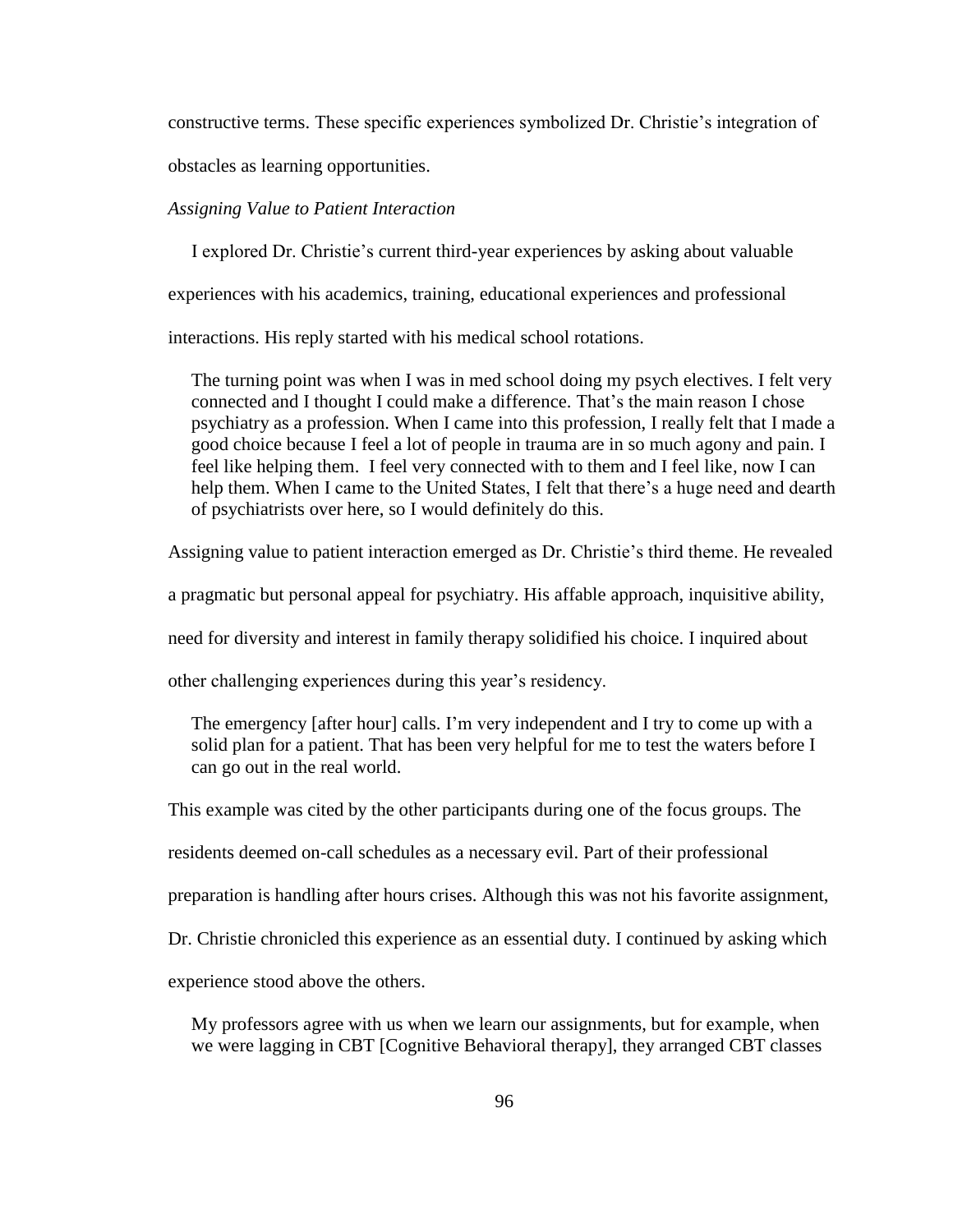constructive terms. These specific experiences symbolized Dr. Christie's integration of obstacles as learning opportunities.

*Assigning Value to Patient Interaction*

I explored Dr. Christie's current third-year experiences by asking about valuable experiences with his academics, training, educational experiences and professional interactions. His reply started with his medical school rotations.

> The turning point was when I was in med school doing my psych electives. I felt very connected and I thought I could make a difference. That's the main reason I chose psychiatry as a profession. When I came into this profession, I really felt that I made a good choice because I feel a lot of people in trauma are in so much agony and pain. I feel like helping them. I feel very connected with to them and I feel like, now I can help them. When I came to the United States, I felt that there's a huge need and dearth of psychiatrists over here, so I would definitely do this.

Assigning value to patient interaction emerged as Dr. Christie's third theme. He revealed a pragmatic but personal appeal for psychiatry. His affable approach, inquisitive ability, need for diversity and interest in family therapy solidified his choice. I inquired about other challenging experiences during this year's residency.

> The emergency [after hour] calls. I'm very independent and I try to come up with a solid plan for a patient. That has been very helpful for me to test the waters before I can go out in the real world.

This example was cited by the other participants during one of the focus groups. The residents deemed on-call schedules as a necessary evil. Part of their professional preparation is handling after hours crises. Although this was not his favorite assignment, Dr. Christie chronicled this experience as an essential duty. I continued by asking which experience stood above the others.

> My professors agree with us when we learn our assignments, but for example, when we were lagging in CBT [Cognitive Behavioral therapy], they arranged CBT classes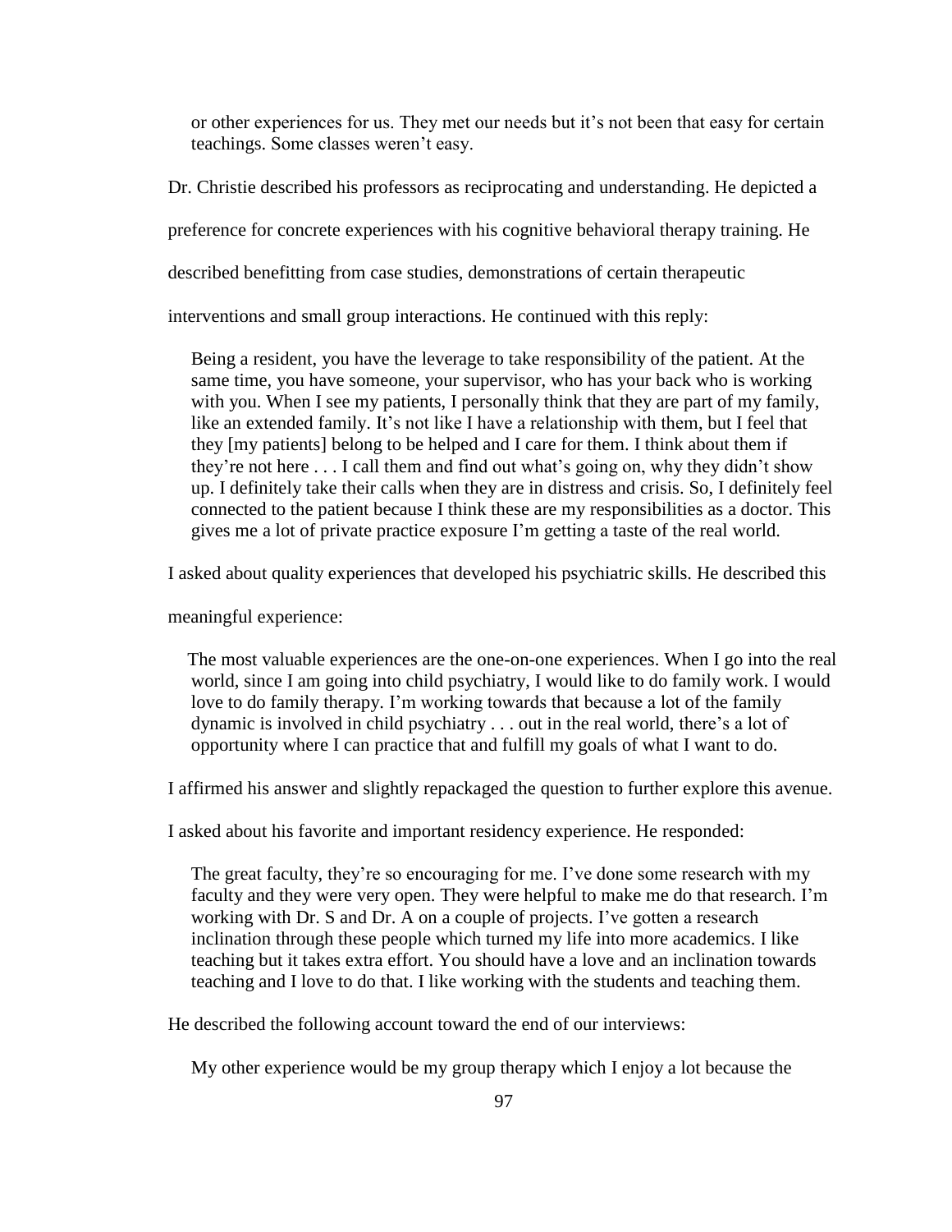> or other experiences for us. They met our needs but it's not been that easy for certain teachings. Some classes weren't easy.

Dr. Christie described his professors as reciprocating and understanding. He depicted a preference for concrete experiences with his cognitive behavioral therapy training. He described benefitting from case studies, demonstrations of certain therapeutic interventions and small group interactions. He continued with this reply:

> Being a resident, you have the leverage to take responsibility of the patient. At the same time, you have someone, your supervisor, who has your back who is working with you. When I see my patients, I personally think that they are part of my family, like an extended family. It's not like I have a relationship with them, but I feel that they [my patients] belong to be helped and I care for them. I think about them if they're not here . . . I call them and find out what's going on, why they didn't show up. I definitely take their calls when they are in distress and crisis. So, I definitely feel connected to the patient because I think these are my responsibilities as a doctor. This gives me a lot of private practice exposure I'm getting a taste of the real world.

I asked about quality experiences that developed his psychiatric skills. He described this meaningful experience:

> The most valuable experiences are the one-on-one experiences. When I go into the real world, since I am going into child psychiatry, I would like to do family work. I would love to do family therapy. I'm working towards that because a lot of the family dynamic is involved in child psychiatry . . . out in the real world, there's a lot of opportunity where I can practice that and fulfill my goals of what I want to do.

I affirmed his answer and slightly repackaged the question to further explore this avenue. I asked about his favorite and important residency experience. He responded:

> The great faculty, they're so encouraging for me. I've done some research with my faculty and they were very open. They were helpful to make me do that research. I'm working with Dr. S and Dr. A on a couple of projects. I've gotten a research inclination through these people which turned my life into more academics. I like teaching but it takes extra effort. You should have a love and an inclination towards teaching and I love to do that. I like working with the students and teaching them.

He described the following account toward the end of our interviews:

> My other experience would be my group therapy which I enjoy a lot because the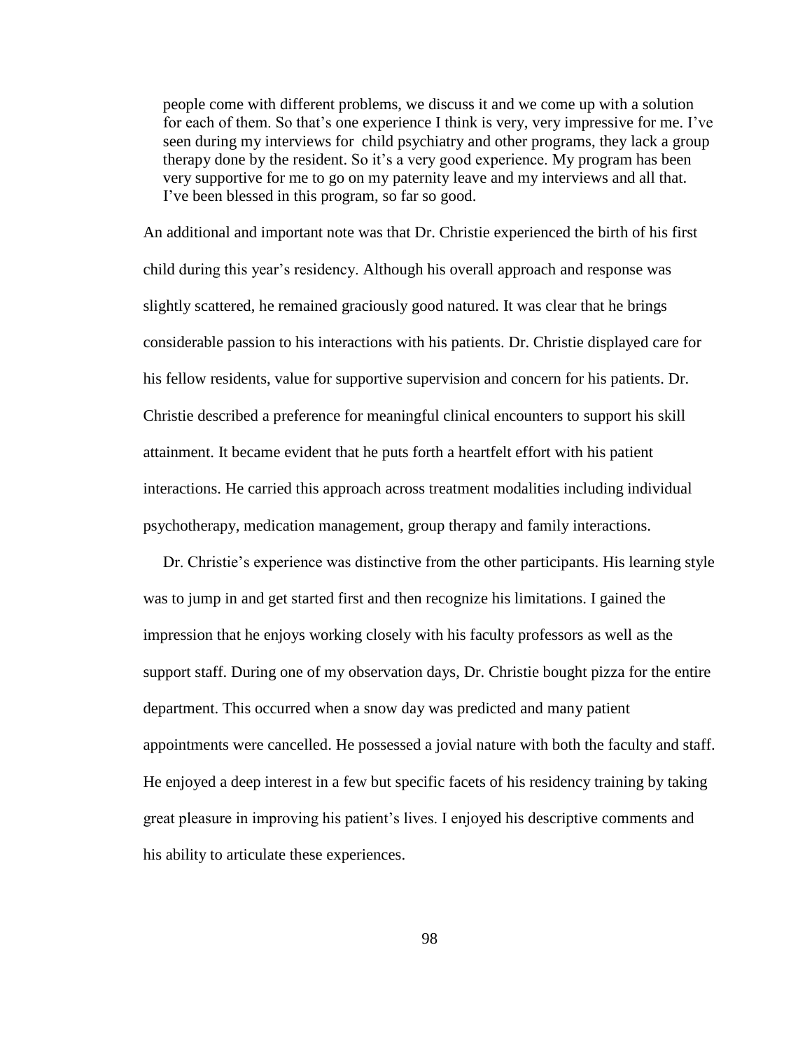> people come with different problems, we discuss it and we come up with a solution for each of them. So that's one experience I think is very, very impressive for me. I've seen during my interviews for child psychiatry and other programs, they lack a group therapy done by the resident. So it's a very good experience. My program has been very supportive for me to go on my paternity leave and my interviews and all that. I've been blessed in this program, so far so good.

An additional and important note was that Dr. Christie experienced the birth of his first child during this year's residency. Although his overall approach and response was slightly scattered, he remained graciously good natured. It was clear that he brings considerable passion to his interactions with his patients. Dr. Christie displayed care for his fellow residents, value for supportive supervision and concern for his patients. Dr. Christie described a preference for meaningful clinical encounters to support his skill attainment. It became evident that he puts forth a heartfelt effort with his patient interactions. He carried this approach across treatment modalities including individual psychotherapy, medication management, group therapy and family interactions.

Dr. Christie's experience was distinctive from the other participants. His learning style was to jump in and get started first and then recognize his limitations. I gained the impression that he enjoys working closely with his faculty professors as well as the support staff. During one of my observation days, Dr. Christie bought pizza for the entire department. This occurred when a snow day was predicted and many patient appointments were cancelled. He possessed a jovial nature with both the faculty and staff. He enjoyed a deep interest in a few but specific facets of his residency training by taking great pleasure in improving his patient's lives. I enjoyed his descriptive comments and his ability to articulate these experiences.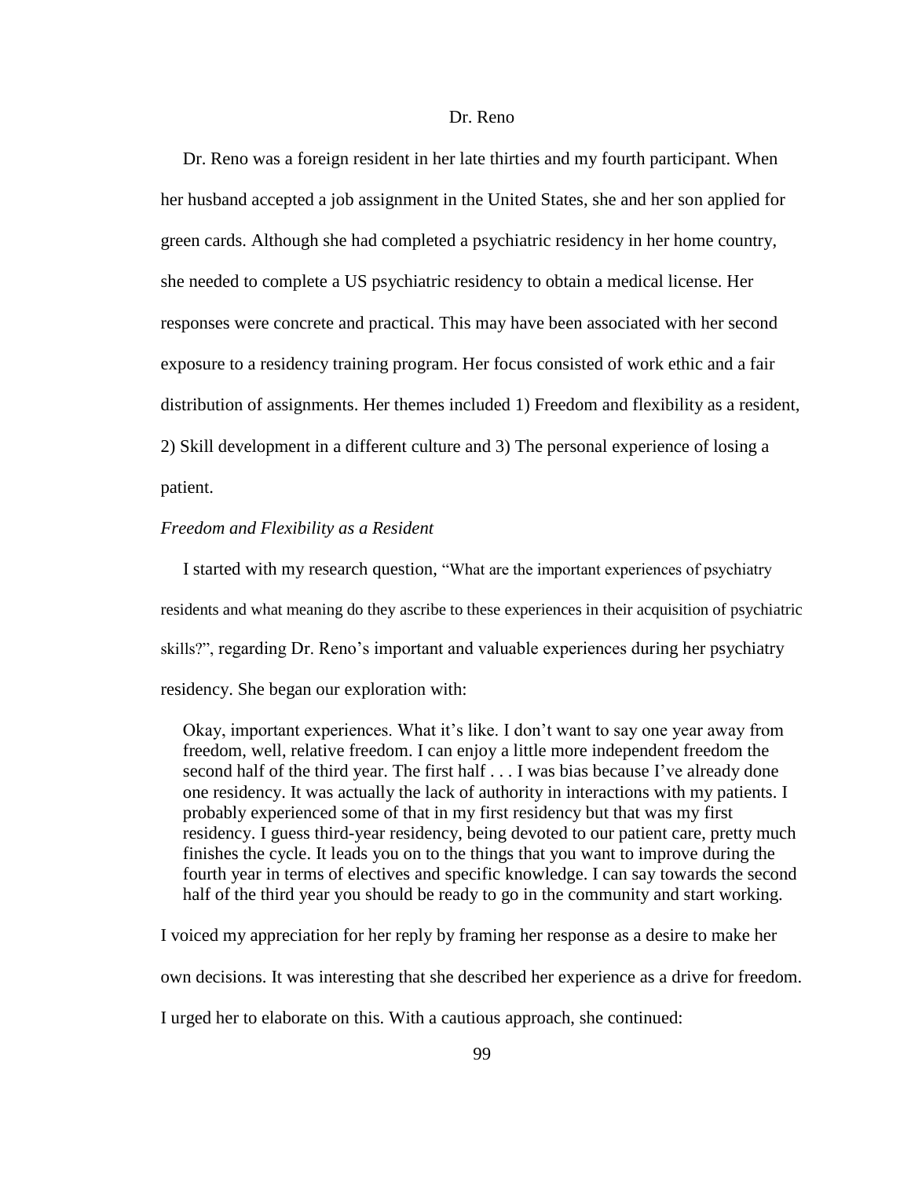## Dr. Reno

Dr. Reno was a foreign resident in her late thirties and my fourth participant. When her husband accepted a job assignment in the United States, she and her son applied for green cards. Although she had completed a psychiatric residency in her home country, she needed to complete a US psychiatric residency to obtain a medical license. Her responses were concrete and practical. This may have been associated with her second exposure to a residency training program. Her focus consisted of work ethic and a fair distribution of assignments. Her themes included 1) Freedom and flexibility as a resident, 2) Skill development in a different culture and 3) The personal experience of losing a patient.

*Freedom and Flexibility as a Resident*

I started with my research question, "What are the important experiences of psychiatry residents and what meaning do they ascribe to these experiences in their acquisition of psychiatric skills?", regarding Dr. Reno's important and valuable experiences during her psychiatry residency. She began our exploration with:

> Okay, important experiences. What it's like. I don't want to say one year away from freedom, well, relative freedom. I can enjoy a little more independent freedom the second half of the third year. The first half . . . I was bias because I've already done one residency. It was actually the lack of authority in interactions with my patients. I probably experienced some of that in my first residency but that was my first residency. I guess third-year residency, being devoted to our patient care, pretty much finishes the cycle. It leads you on to the things that you want to improve during the fourth year in terms of electives and specific knowledge. I can say towards the second half of the third year you should be ready to go in the community and start working.

I voiced my appreciation for her reply by framing her response as a desire to make her own decisions. It was interesting that she described her experience as a drive for freedom. I urged her to elaborate on this. With a cautious approach, she continued: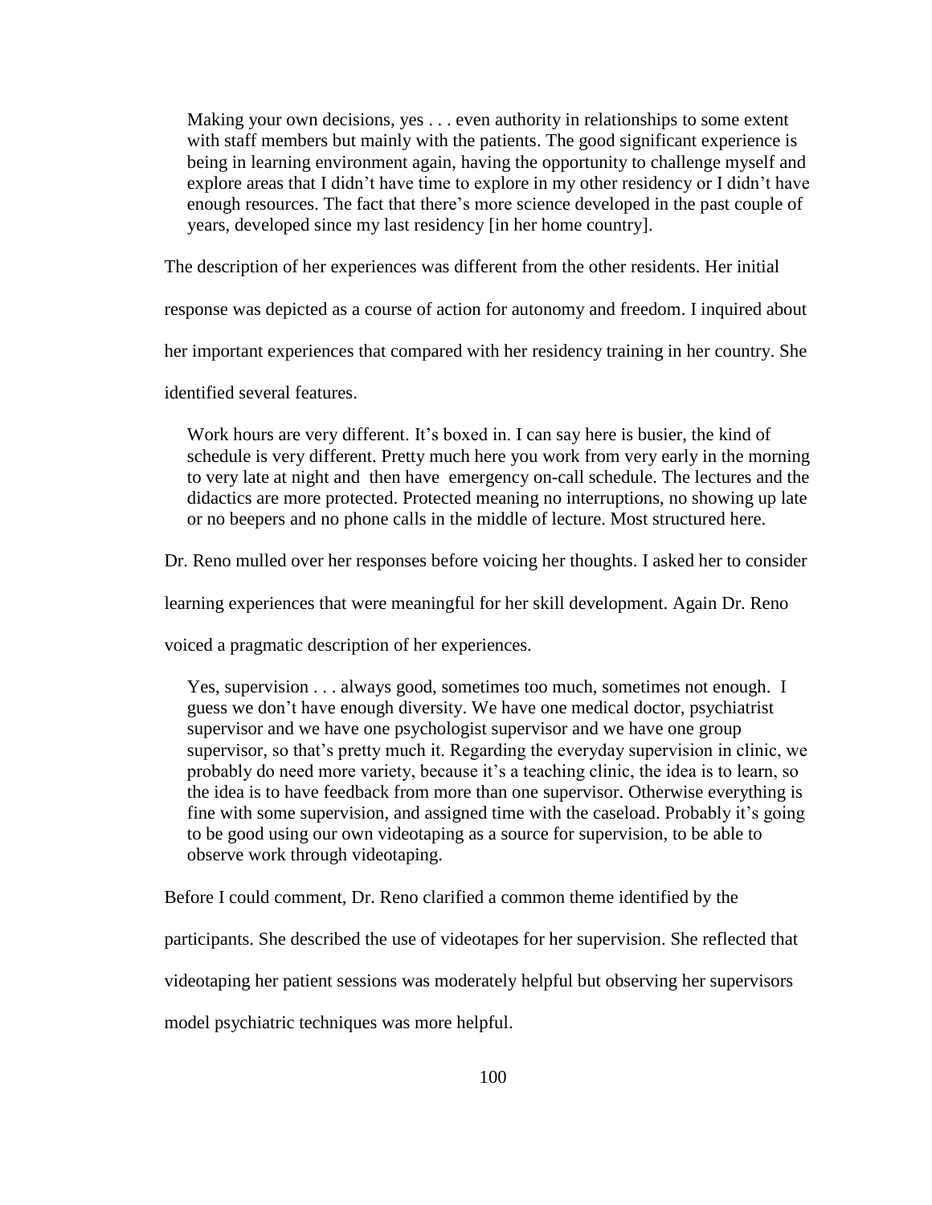> Making your own decisions, yes . . . even authority in relationships to some extent with staff members but mainly with the patients. The good significant experience is being in learning environment again, having the opportunity to challenge myself and explore areas that I didn't have time to explore in my other residency or I didn't have enough resources. The fact that there's more science developed in the past couple of years, developed since my last residency [in her home country].

The description of her experiences was different from the other residents. Her initial response was depicted as a course of action for autonomy and freedom. I inquired about her important experiences that compared with her residency training in her country. She identified several features.

> Work hours are very different. It's boxed in. I can say here is busier, the kind of schedule is very different. Pretty much here you work from very early in the morning to very late at night and then have emergency on-call schedule. The lectures and the didactics are more protected. Protected meaning no interruptions, no showing up late or no beepers and no phone calls in the middle of lecture. Most structured here.

Dr. Reno mulled over her responses before voicing her thoughts. I asked her to consider learning experiences that were meaningful for her skill development. Again Dr. Reno voiced a pragmatic description of her experiences.

> Yes, supervision . . . always good, sometimes too much, sometimes not enough. I guess we don't have enough diversity. We have one medical doctor, psychiatrist supervisor and we have one psychologist supervisor and we have one group supervisor, so that's pretty much it. Regarding the everyday supervision in clinic, we probably do need more variety, because it's a teaching clinic, the idea is to learn, so the idea is to have feedback from more than one supervisor. Otherwise everything is fine with some supervision, and assigned time with the caseload. Probably it's going to be good using our own videotaping as a source for supervision, to be able to observe work through videotaping.

Before I could comment, Dr. Reno clarified a common theme identified by the participants. She described the use of videotapes for her supervision. She reflected that videotaping her patient sessions was moderately helpful but observing her supervisors model psychiatric techniques was more helpful.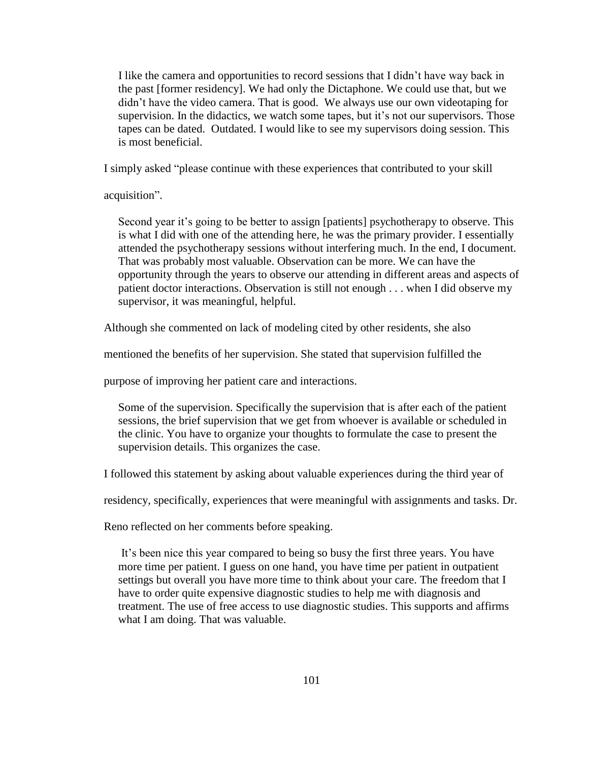> I like the camera and opportunities to record sessions that I didn't have way back in the past [former residency]. We had only the Dictaphone. We could use that, but we didn't have the video camera. That is good. We always use our own videotaping for supervision. In the didactics, we watch some tapes, but it's not our supervisors. Those tapes can be dated. Outdated. I would like to see my supervisors doing session. This is most beneficial.

I simply asked "please continue with these experiences that contributed to your skill acquisition".

> Second year it's going to be better to assign [patients] psychotherapy to observe. This is what I did with one of the attending here, he was the primary provider. I essentially attended the psychotherapy sessions without interfering much. In the end, I document. That was probably most valuable. Observation can be more. We can have the opportunity through the years to observe our attending in different areas and aspects of patient doctor interactions. Observation is still not enough . . . when I did observe my supervisor, it was meaningful, helpful.

Although she commented on lack of modeling cited by other residents, she also mentioned the benefits of her supervision. She stated that supervision fulfilled the purpose of improving her patient care and interactions.

> Some of the supervision. Specifically the supervision that is after each of the patient sessions, the brief supervision that we get from whoever is available or scheduled in the clinic. You have to organize your thoughts to formulate the case to present the supervision details. This organizes the case.

I followed this statement by asking about valuable experiences during the third year of residency, specifically, experiences that were meaningful with assignments and tasks. Dr. Reno reflected on her comments before speaking.

> It's been nice this year compared to being so busy the first three years. You have more time per patient. I guess on one hand, you have time per patient in outpatient settings but overall you have more time to think about your care. The freedom that I have to order quite expensive diagnostic studies to help me with diagnosis and treatment. The use of free access to use diagnostic studies. This supports and affirms what I am doing. That was valuable.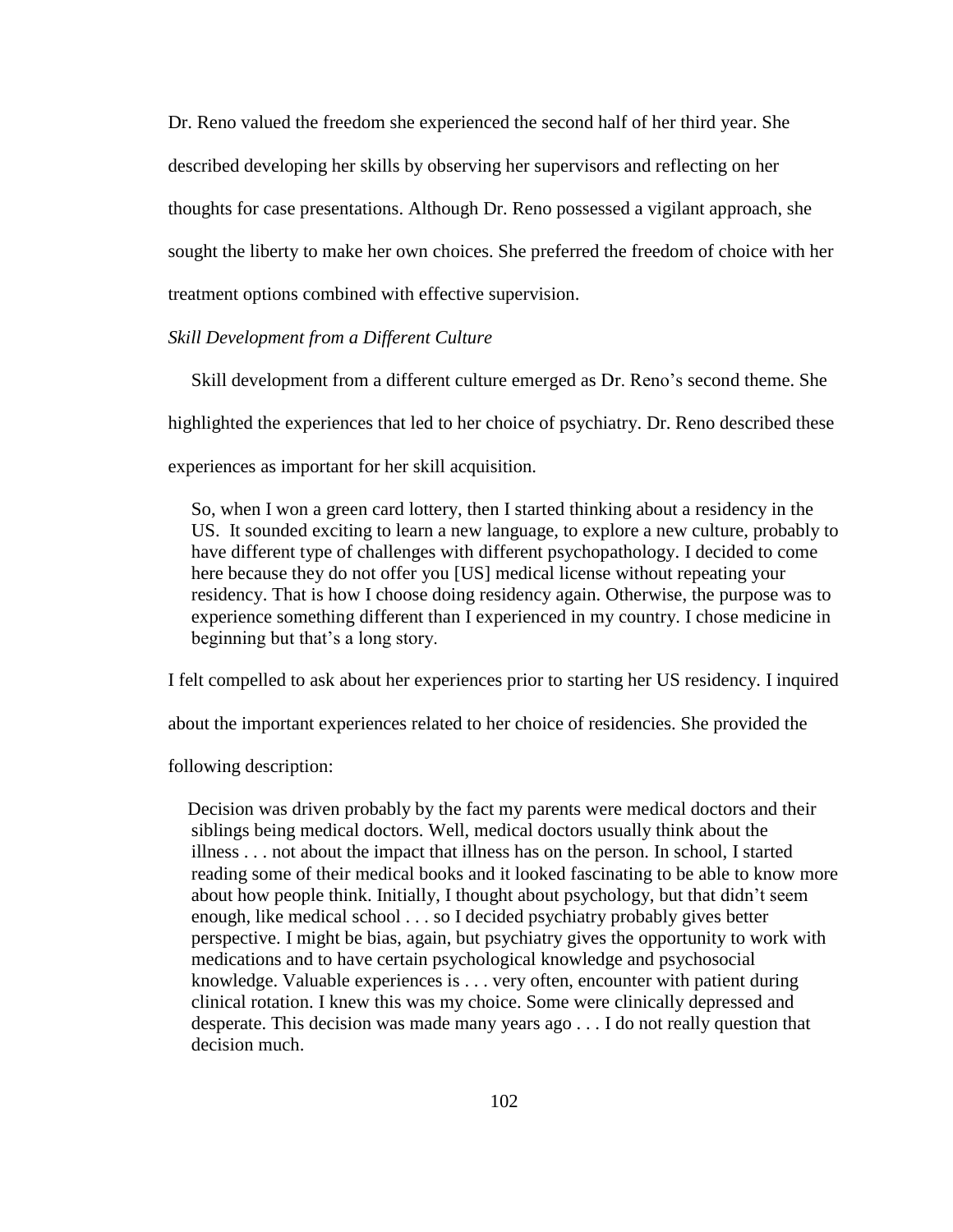Dr. Reno valued the freedom she experienced the second half of her third year. She described developing her skills by observing her supervisors and reflecting on her thoughts for case presentations. Although Dr. Reno possessed a vigilant approach, she sought the liberty to make her own choices. She preferred the freedom of choice with her treatment options combined with effective supervision.

*Skill Development from a Different Culture*

Skill development from a different culture emerged as Dr. Reno's second theme. She highlighted the experiences that led to her choice of psychiatry. Dr. Reno described these experiences as important for her skill acquisition.

> So, when I won a green card lottery, then I started thinking about a residency in the US. It sounded exciting to learn a new language, to explore a new culture, probably to have different type of challenges with different psychopathology. I decided to come here because they do not offer you [US] medical license without repeating your residency. That is how I choose doing residency again. Otherwise, the purpose was to experience something different than I experienced in my country. I chose medicine in beginning but that's a long story.

I felt compelled to ask about her experiences prior to starting her US residency. I inquired about the important experiences related to her choice of residencies. She provided the following description:

> Decision was driven probably by the fact my parents were medical doctors and their siblings being medical doctors. Well, medical doctors usually think about the illness . . . not about the impact that illness has on the person. In school, I started reading some of their medical books and it looked fascinating to be able to know more about how people think. Initially, I thought about psychology, but that didn't seem enough, like medical school . . . so I decided psychiatry probably gives better perspective. I might be bias, again, but psychiatry gives the opportunity to work with medications and to have certain psychological knowledge and psychosocial knowledge. Valuable experiences is . . . very often, encounter with patient during clinical rotation. I knew this was my choice. Some were clinically depressed and desperate. This decision was made many years ago . . . I do not really question that decision much.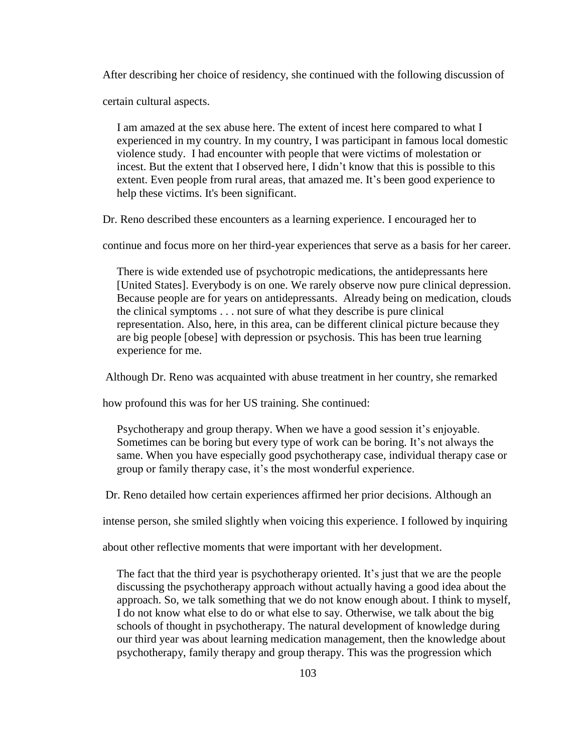After describing her choice of residency, she continued with the following discussion of certain cultural aspects.

> I am amazed at the sex abuse here. The extent of incest here compared to what I experienced in my country. In my country, I was participant in famous local domestic violence study. I had encounter with people that were victims of molestation or incest. But the extent that I observed here, I didn't know that this is possible to this extent. Even people from rural areas, that amazed me. It's been good experience to help these victims. It's been significant.

Dr. Reno described these encounters as a learning experience. I encouraged her to continue and focus more on her third-year experiences that serve as a basis for her career.

> There is wide extended use of psychotropic medications, the antidepressants here [United States]. Everybody is on one. We rarely observe now pure clinical depression. Because people are for years on antidepressants. Already being on medication, clouds the clinical symptoms . . . not sure of what they describe is pure clinical representation. Also, here, in this area, can be different clinical picture because they are big people [obese] with depression or psychosis. This has been true learning experience for me.

Although Dr. Reno was acquainted with abuse treatment in her country, she remarked how profound this was for her US training. She continued:

> Psychotherapy and group therapy. When we have a good session it's enjoyable. Sometimes can be boring but every type of work can be boring. It's not always the same. When you have especially good psychotherapy case, individual therapy case or group or family therapy case, it's the most wonderful experience.

Dr. Reno detailed how certain experiences affirmed her prior decisions. Although an intense person, she smiled slightly when voicing this experience. I followed by inquiring about other reflective moments that were important with her development.

> The fact that the third year is psychotherapy oriented. It's just that we are the people discussing the psychotherapy approach without actually having a good idea about the approach. So, we talk something that we do not know enough about. I think to myself, I do not know what else to do or what else to say. Otherwise, we talk about the big schools of thought in psychotherapy. The natural development of knowledge during our third year was about learning medication management, then the knowledge about psychotherapy, family therapy and group therapy. This was the progression which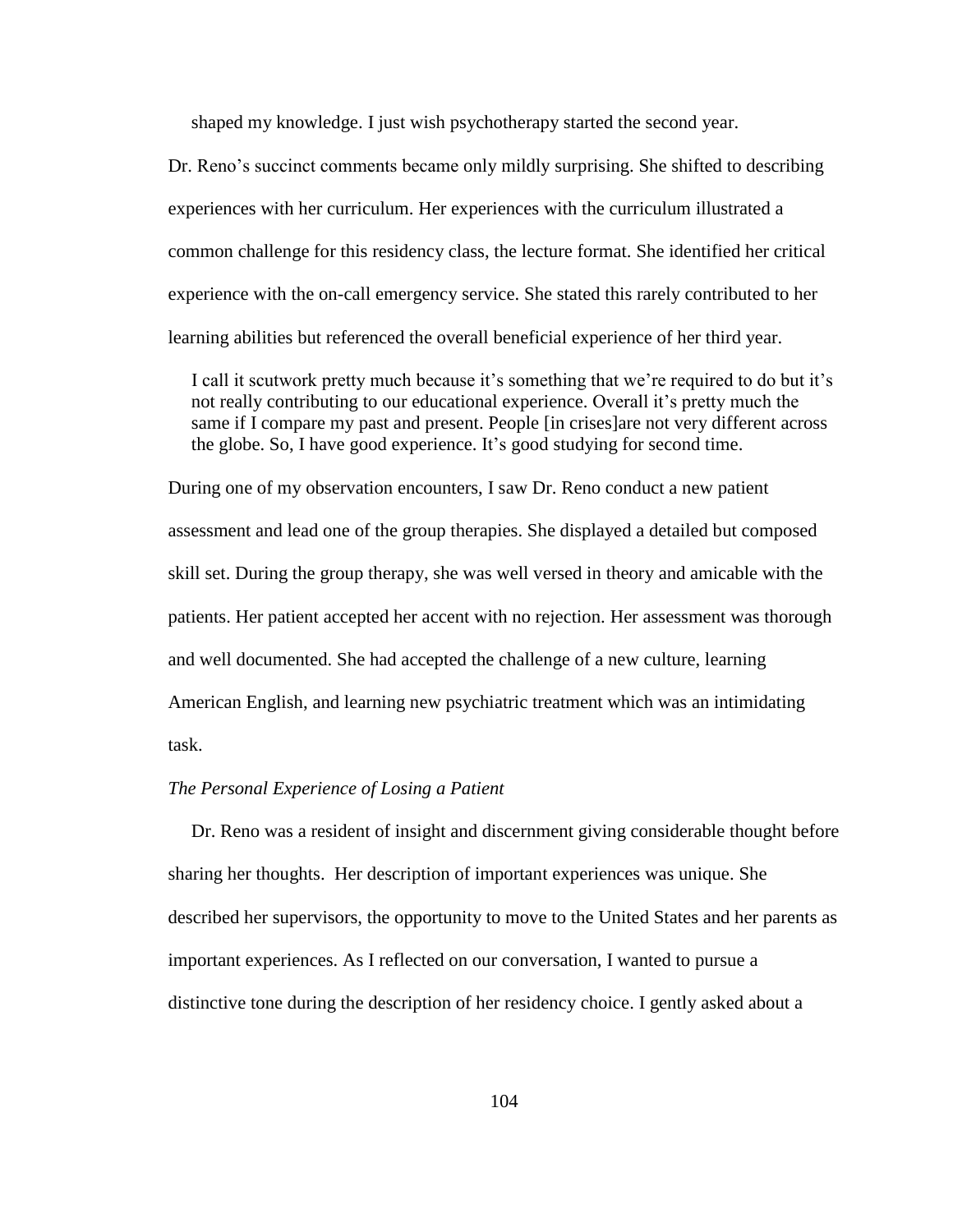shaped my knowledge. I just wish psychotherapy started the second year.

Dr. Reno's succinct comments became only mildly surprising. She shifted to describing experiences with her curriculum. Her experiences with the curriculum illustrated a common challenge for this residency class, the lecture format. She identified her critical experience with the on-call emergency service. She stated this rarely contributed to her learning abilities but referenced the overall beneficial experience of her third year.

> I call it scutwork pretty much because it's something that we're required to do but it's not really contributing to our educational experience. Overall it's pretty much the same if I compare my past and present. People [in crises]are not very different across the globe. So, I have good experience. It's good studying for second time.

During one of my observation encounters, I saw Dr. Reno conduct a new patient assessment and lead one of the group therapies. She displayed a detailed but composed skill set. During the group therapy, she was well versed in theory and amicable with the patients. Her patient accepted her accent with no rejection. Her assessment was thorough and well documented. She had accepted the challenge of a new culture, learning American English, and learning new psychiatric treatment which was an intimidating task.

*The Personal Experience of Losing a Patient*

Dr. Reno was a resident of insight and discernment giving considerable thought before sharing her thoughts. Her description of important experiences was unique. She described her supervisors, the opportunity to move to the United States and her parents as important experiences. As I reflected on our conversation, I wanted to pursue a distinctive tone during the description of her residency choice. I gently asked about a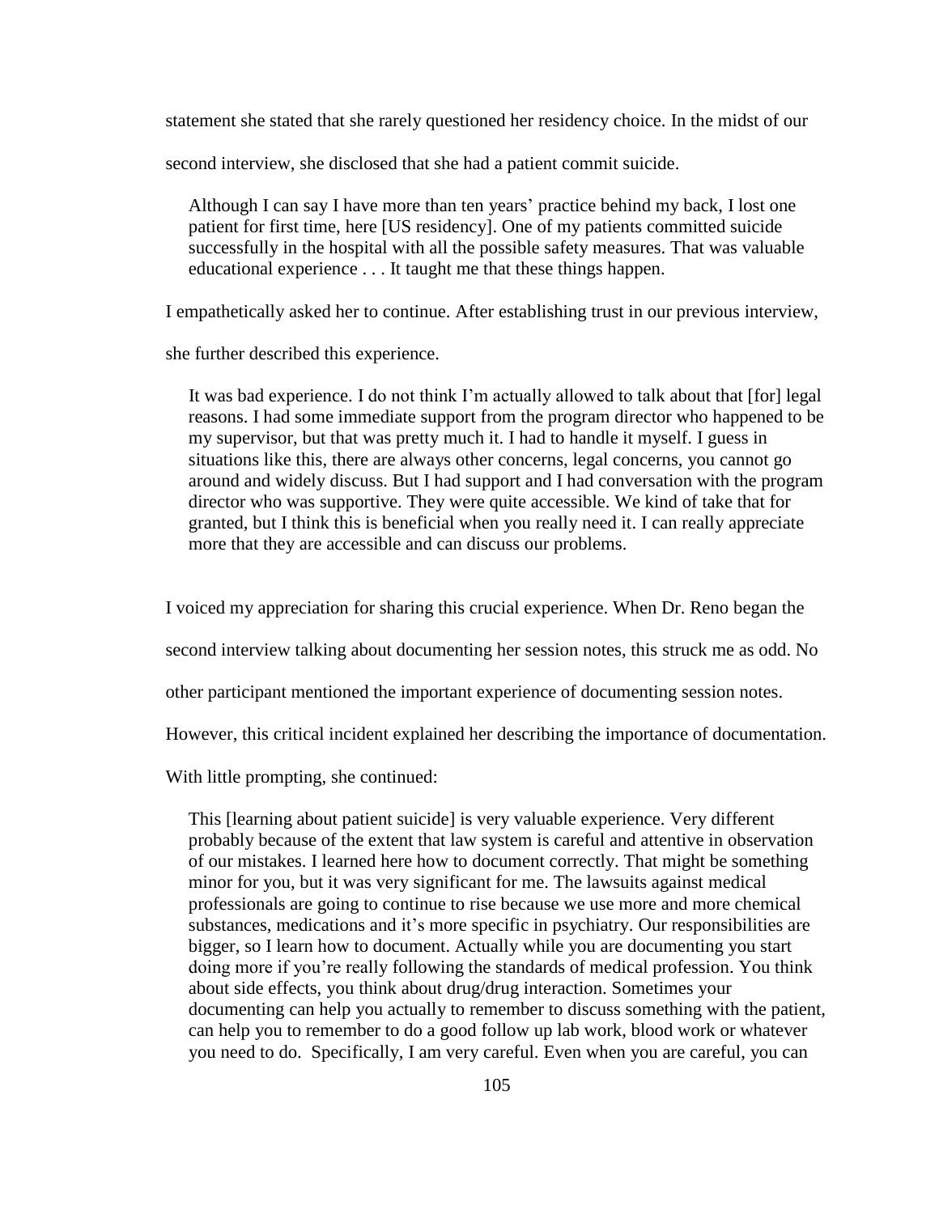statement she stated that she rarely questioned her residency choice. In the midst of our second interview, she disclosed that she had a patient commit suicide.

> Although I can say I have more than ten years' practice behind my back, I lost one patient for first time, here [US residency]. One of my patients committed suicide successfully in the hospital with all the possible safety measures. That was valuable educational experience . . . It taught me that these things happen.

I empathetically asked her to continue. After establishing trust in our previous interview, she further described this experience.

> It was bad experience. I do not think I'm actually allowed to talk about that [for] legal reasons. I had some immediate support from the program director who happened to be my supervisor, but that was pretty much it. I had to handle it myself. I guess in situations like this, there are always other concerns, legal concerns, you cannot go around and widely discuss. But I had support and I had conversation with the program director who was supportive. They were quite accessible. We kind of take that for granted, but I think this is beneficial when you really need it. I can really appreciate more that they are accessible and can discuss our problems.

I voiced my appreciation for sharing this crucial experience. When Dr. Reno began the second interview talking about documenting her session notes, this struck me as odd. No other participant mentioned the important experience of documenting session notes. However, this critical incident explained her describing the importance of documentation. With little prompting, she continued:

> This [learning about patient suicide] is very valuable experience. Very different probably because of the extent that law system is careful and attentive in observation of our mistakes. I learned here how to document correctly. That might be something minor for you, but it was very significant for me. The lawsuits against medical professionals are going to continue to rise because we use more and more chemical substances, medications and it's more specific in psychiatry. Our responsibilities are bigger, so I learn how to document. Actually while you are documenting you start doing more if you're really following the standards of medical profession. You think about side effects, you think about drug/drug interaction. Sometimes your documenting can help you actually to remember to discuss something with the patient, can help you to remember to do a good follow up lab work, blood work or whatever you need to do. Specifically, I am very careful. Even when you are careful, you can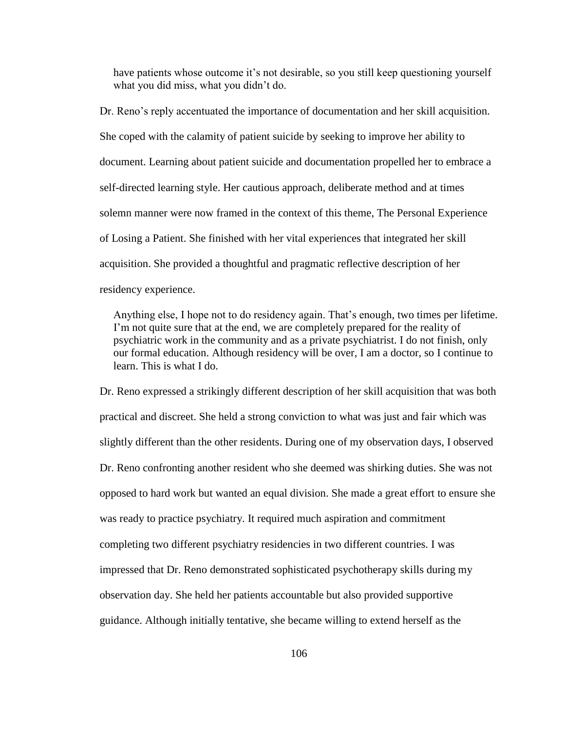> have patients whose outcome it's not desirable, so you still keep questioning yourself what you did miss, what you didn't do.

Dr. Reno's reply accentuated the importance of documentation and her skill acquisition. She coped with the calamity of patient suicide by seeking to improve her ability to document. Learning about patient suicide and documentation propelled her to embrace a self-directed learning style. Her cautious approach, deliberate method and at times solemn manner were now framed in the context of this theme, The Personal Experience of Losing a Patient. She finished with her vital experiences that integrated her skill acquisition. She provided a thoughtful and pragmatic reflective description of her residency experience.

> Anything else, I hope not to do residency again. That's enough, two times per lifetime. I'm not quite sure that at the end, we are completely prepared for the reality of psychiatric work in the community and as a private psychiatrist. I do not finish, only our formal education. Although residency will be over, I am a doctor, so I continue to learn. This is what I do.

Dr. Reno expressed a strikingly different description of her skill acquisition that was both practical and discreet. She held a strong conviction to what was just and fair which was slightly different than the other residents. During one of my observation days, I observed Dr. Reno confronting another resident who she deemed was shirking duties. She was not opposed to hard work but wanted an equal division. She made a great effort to ensure she was ready to practice psychiatry. It required much aspiration and commitment completing two different psychiatry residencies in two different countries. I was impressed that Dr. Reno demonstrated sophisticated psychotherapy skills during my observation day. She held her patients accountable but also provided supportive guidance. Although initially tentative, she became willing to extend herself as the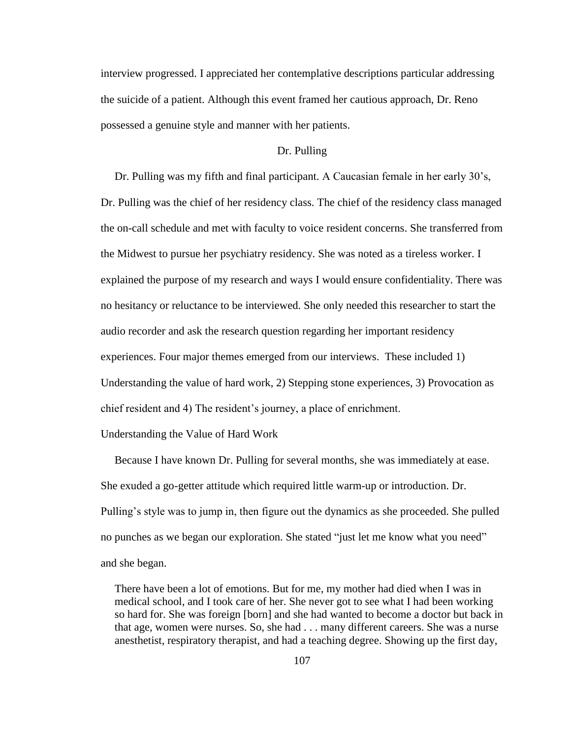interview progressed. I appreciated her contemplative descriptions particular addressing the suicide of a patient. Although this event framed her cautious approach, Dr. Reno possessed a genuine style and manner with her patients.

## Dr. Pulling

Dr. Pulling was my fifth and final participant. A Caucasian female in her early 30's, Dr. Pulling was the chief of her residency class. The chief of the residency class managed the on-call schedule and met with faculty to voice resident concerns. She transferred from the Midwest to pursue her psychiatry residency. She was noted as a tireless worker. I explained the purpose of my research and ways I would ensure confidentiality. There was no hesitancy or reluctance to be interviewed. She only needed this researcher to start the audio recorder and ask the research question regarding her important residency experiences. Four major themes emerged from our interviews. These included 1) Understanding the value of hard work, 2) Stepping stone experiences, 3) Provocation as chief resident and 4) The resident's journey, a place of enrichment.

### Understanding the Value of Hard Work

Because I have known Dr. Pulling for several months, she was immediately at ease. She exuded a go-getter attitude which required little warm-up or introduction. Dr. Pulling's style was to jump in, then figure out the dynamics as she proceeded. She pulled no punches as we began our exploration. She stated "just let me know what you need" and she began.

> There have been a lot of emotions. But for me, my mother had died when I was in medical school, and I took care of her. She never got to see what I had been working so hard for. She was foreign [born] and she had wanted to become a doctor but back in that age, women were nurses. So, she had . . . many different careers. She was a nurse anesthetist, respiratory therapist, and had a teaching degree. Showing up the first day,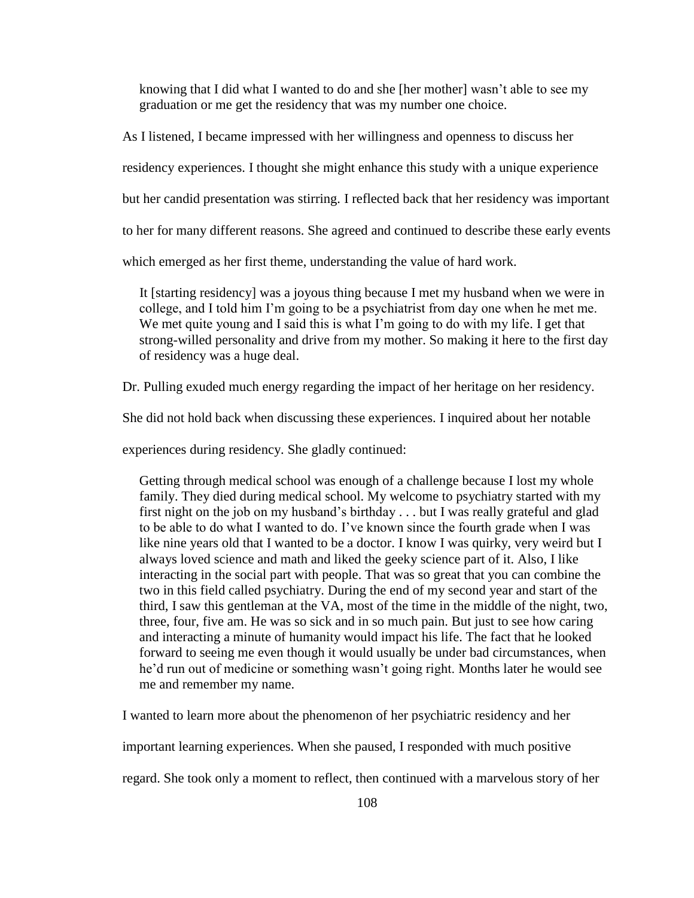> knowing that I did what I wanted to do and she [her mother] wasn't able to see my graduation or me get the residency that was my number one choice.

As I listened, I became impressed with her willingness and openness to discuss her residency experiences. I thought she might enhance this study with a unique experience but her candid presentation was stirring. I reflected back that her residency was important to her for many different reasons. She agreed and continued to describe these early events which emerged as her first theme, understanding the value of hard work.

> It [starting residency] was a joyous thing because I met my husband when we were in college, and I told him I'm going to be a psychiatrist from day one when he met me. We met quite young and I said this is what I'm going to do with my life. I get that strong-willed personality and drive from my mother. So making it here to the first day of residency was a huge deal.

Dr. Pulling exuded much energy regarding the impact of her heritage on her residency. She did not hold back when discussing these experiences. I inquired about her notable experiences during residency. She gladly continued:

> Getting through medical school was enough of a challenge because I lost my whole family. They died during medical school. My welcome to psychiatry started with my first night on the job on my husband's birthday . . . but I was really grateful and glad to be able to do what I wanted to do. I've known since the fourth grade when I was like nine years old that I wanted to be a doctor. I know I was quirky, very weird but I always loved science and math and liked the geeky science part of it. Also, I like interacting in the social part with people. That was so great that you can combine the two in this field called psychiatry. During the end of my second year and start of the third, I saw this gentleman at the VA, most of the time in the middle of the night, two, three, four, five am. He was so sick and in so much pain. But just to see how caring and interacting a minute of humanity would impact his life. The fact that he looked forward to seeing me even though it would usually be under bad circumstances, when he'd run out of medicine or something wasn't going right. Months later he would see me and remember my name.

I wanted to learn more about the phenomenon of her psychiatric residency and her important learning experiences. When she paused, I responded with much positive regard. She took only a moment to reflect, then continued with a marvelous story of her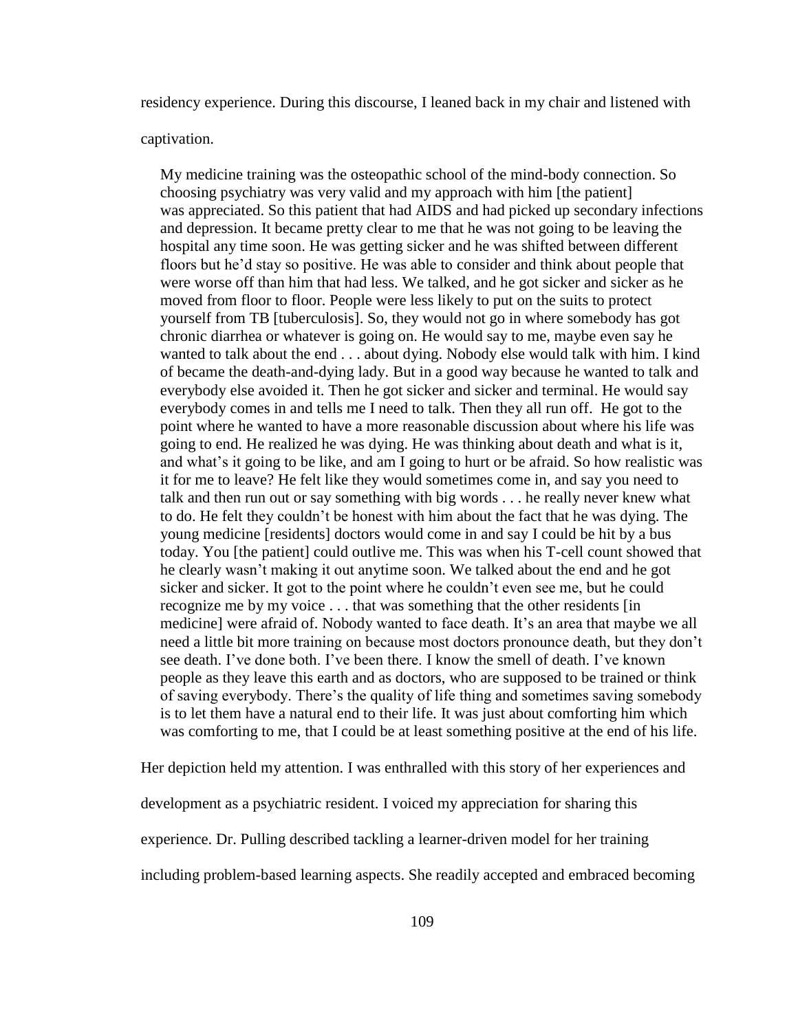residency experience. During this discourse, I leaned back in my chair and listened with captivation.

> My medicine training was the osteopathic school of the mind-body connection. So choosing psychiatry was very valid and my approach with him [the patient] was appreciated. So this patient that had AIDS and had picked up secondary infections and depression. It became pretty clear to me that he was not going to be leaving the hospital any time soon. He was getting sicker and he was shifted between different floors but he'd stay so positive. He was able to consider and think about people that were worse off than him that had less. We talked, and he got sicker and sicker as he moved from floor to floor. People were less likely to put on the suits to protect yourself from TB [tuberculosis]. So, they would not go in where somebody has got chronic diarrhea or whatever is going on. He would say to me, maybe even say he wanted to talk about the end . . . about dying. Nobody else would talk with him. I kind of became the death-and-dying lady. But in a good way because he wanted to talk and everybody else avoided it. Then he got sicker and sicker and terminal. He would say everybody comes in and tells me I need to talk. Then they all run off. He got to the point where he wanted to have a more reasonable discussion about where his life was going to end. He realized he was dying. He was thinking about death and what is it, and what's it going to be like, and am I going to hurt or be afraid. So how realistic was it for me to leave? He felt like they would sometimes come in, and say you need to talk and then run out or say something with big words . . . he really never knew what to do. He felt they couldn't be honest with him about the fact that he was dying. The young medicine [residents] doctors would come in and say I could be hit by a bus today. You [the patient] could outlive me. This was when his T-cell count showed that he clearly wasn't making it out anytime soon. We talked about the end and he got sicker and sicker. It got to the point where he couldn't even see me, but he could recognize me by my voice . . . that was something that the other residents [in medicine] were afraid of. Nobody wanted to face death. It's an area that maybe we all need a little bit more training on because most doctors pronounce death, but they don't see death. I've done both. I've been there. I know the smell of death. I've known people as they leave this earth and as doctors, who are supposed to be trained or think of saving everybody. There's the quality of life thing and sometimes saving somebody is to let them have a natural end to their life. It was just about comforting him which was comforting to me, that I could be at least something positive at the end of his life.

Her depiction held my attention. I was enthralled with this story of her experiences and development as a psychiatric resident. I voiced my appreciation for sharing this experience. Dr. Pulling described tackling a learner-driven model for her training including problem-based learning aspects. She readily accepted and embraced becoming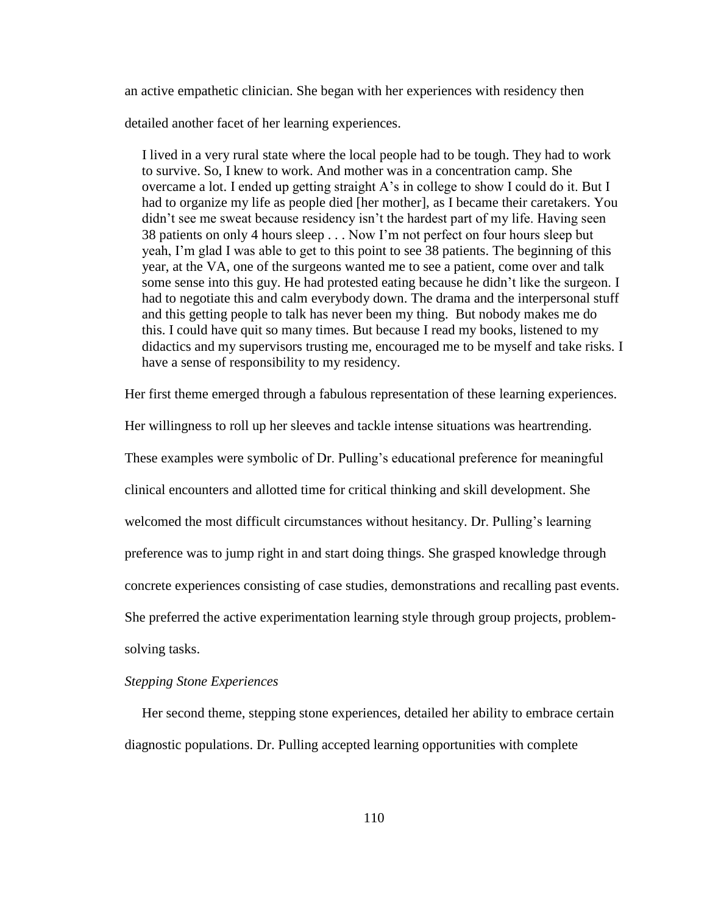an active empathetic clinician. She began with her experiences with residency then detailed another facet of her learning experiences.

> I lived in a very rural state where the local people had to be tough. They had to work to survive. So, I knew to work. And mother was in a concentration camp. She overcame a lot. I ended up getting straight A's in college to show I could do it. But I had to organize my life as people died [her mother], as I became their caretakers. You didn't see me sweat because residency isn't the hardest part of my life. Having seen 38 patients on only 4 hours sleep . . . Now I'm not perfect on four hours sleep but yeah, I'm glad I was able to get to this point to see 38 patients. The beginning of this year, at the VA, one of the surgeons wanted me to see a patient, come over and talk some sense into this guy. He had protested eating because he didn't like the surgeon. I had to negotiate this and calm everybody down. The drama and the interpersonal stuff and this getting people to talk has never been my thing. But nobody makes me do this. I could have quit so many times. But because I read my books, listened to my didactics and my supervisors trusting me, encouraged me to be myself and take risks. I have a sense of responsibility to my residency.

Her first theme emerged through a fabulous representation of these learning experiences. Her willingness to roll up her sleeves and tackle intense situations was heartrending. These examples were symbolic of Dr. Pulling's educational preference for meaningful clinical encounters and allotted time for critical thinking and skill development. She welcomed the most difficult circumstances without hesitancy. Dr. Pulling's learning preference was to jump right in and start doing things. She grasped knowledge through concrete experiences consisting of case studies, demonstrations and recalling past events. She preferred the active experimentation learning style through group projects, problem-solving tasks.

*Stepping Stone Experiences*

Her second theme, stepping stone experiences, detailed her ability to embrace certain diagnostic populations. Dr. Pulling accepted learning opportunities with complete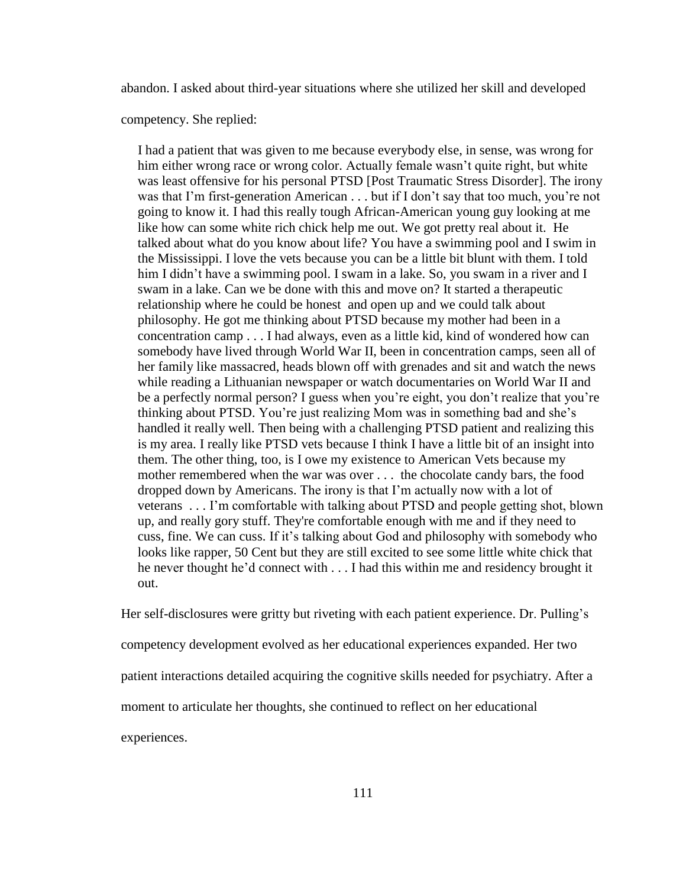abandon. I asked about third-year situations where she utilized her skill and developed competency. She replied:

> I had a patient that was given to me because everybody else, in sense, was wrong for him either wrong race or wrong color. Actually female wasn't quite right, but white was least offensive for his personal PTSD [Post Traumatic Stress Disorder]. The irony was that I'm first-generation American . . . but if I don't say that too much, you're not going to know it. I had this really tough African-American young guy looking at me like how can some white rich chick help me out. We got pretty real about it. He talked about what do you know about life? You have a swimming pool and I swim in the Mississippi. I love the vets because you can be a little bit blunt with them. I told him I didn't have a swimming pool. I swam in a lake. So, you swam in a river and I swam in a lake. Can we be done with this and move on? It started a therapeutic relationship where he could be honest and open up and we could talk about philosophy. He got me thinking about PTSD because my mother had been in a concentration camp . . . I had always, even as a little kid, kind of wondered how can somebody have lived through World War II, been in concentration camps, seen all of her family like massacred, heads blown off with grenades and sit and watch the news while reading a Lithuanian newspaper or watch documentaries on World War II and be a perfectly normal person? I guess when you're eight, you don't realize that you're thinking about PTSD. You're just realizing Mom was in something bad and she's handled it really well. Then being with a challenging PTSD patient and realizing this is my area. I really like PTSD vets because I think I have a little bit of an insight into them. The other thing, too, is I owe my existence to American Vets because my mother remembered when the war was over . . . the chocolate candy bars, the food dropped down by Americans. The irony is that I'm actually now with a lot of veterans . . . I'm comfortable with talking about PTSD and people getting shot, blown up, and really gory stuff. They're comfortable enough with me and if they need to cuss, fine. We can cuss. If it's talking about God and philosophy with somebody who looks like rapper, 50 Cent but they are still excited to see some little white chick that he never thought he'd connect with . . . I had this within me and residency brought it out.

Her self-disclosures were gritty but riveting with each patient experience. Dr. Pulling's competency development evolved as her educational experiences expanded. Her two patient interactions detailed acquiring the cognitive skills needed for psychiatry. After a moment to articulate her thoughts, she continued to reflect on her educational experiences.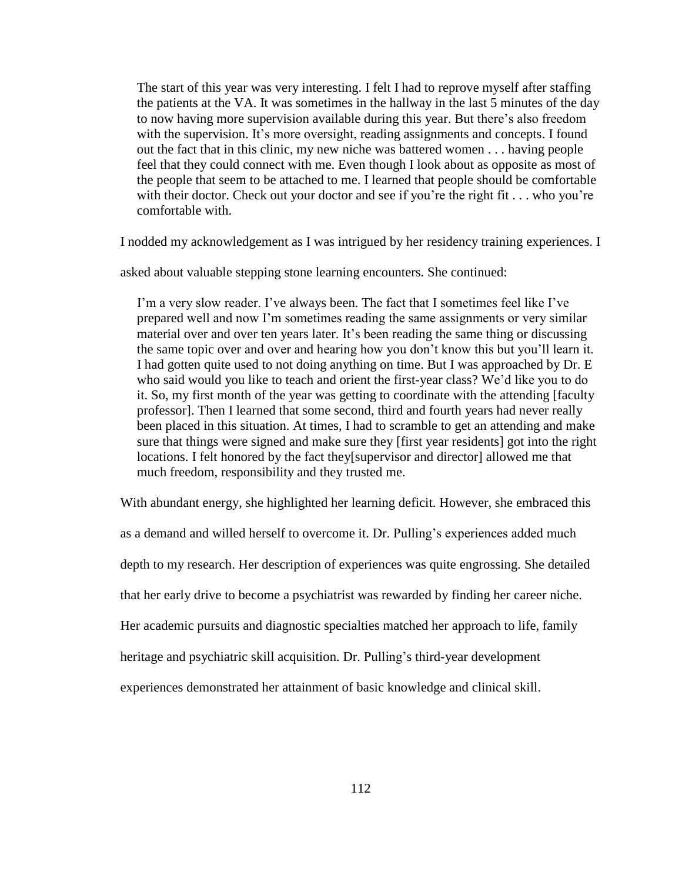> The start of this year was very interesting. I felt I had to reprove myself after staffing the patients at the VA. It was sometimes in the hallway in the last 5 minutes of the day to now having more supervision available during this year. But there's also freedom with the supervision. It's more oversight, reading assignments and concepts. I found out the fact that in this clinic, my new niche was battered women . . . having people feel that they could connect with me. Even though I look about as opposite as most of the people that seem to be attached to me. I learned that people should be comfortable with their doctor. Check out your doctor and see if you're the right fit . . . who you're comfortable with.

I nodded my acknowledgement as I was intrigued by her residency training experiences. I asked about valuable stepping stone learning encounters. She continued:

> I'm a very slow reader. I've always been. The fact that I sometimes feel like I've prepared well and now I'm sometimes reading the same assignments or very similar material over and over ten years later. It's been reading the same thing or discussing the same topic over and over and hearing how you don't know this but you'll learn it. I had gotten quite used to not doing anything on time. But I was approached by Dr. E who said would you like to teach and orient the first-year class? We'd like you to do it. So, my first month of the year was getting to coordinate with the attending [faculty professor]. Then I learned that some second, third and fourth years had never really been placed in this situation. At times, I had to scramble to get an attending and make sure that things were signed and make sure they [first year residents] got into the right locations. I felt honored by the fact they[supervisor and director] allowed me that much freedom, responsibility and they trusted me.

With abundant energy, she highlighted her learning deficit. However, she embraced this as a demand and willed herself to overcome it. Dr. Pulling's experiences added much depth to my research. Her description of experiences was quite engrossing. She detailed that her early drive to become a psychiatrist was rewarded by finding her career niche. Her academic pursuits and diagnostic specialties matched her approach to life, family heritage and psychiatric skill acquisition. Dr. Pulling's third-year development experiences demonstrated her attainment of basic knowledge and clinical skill.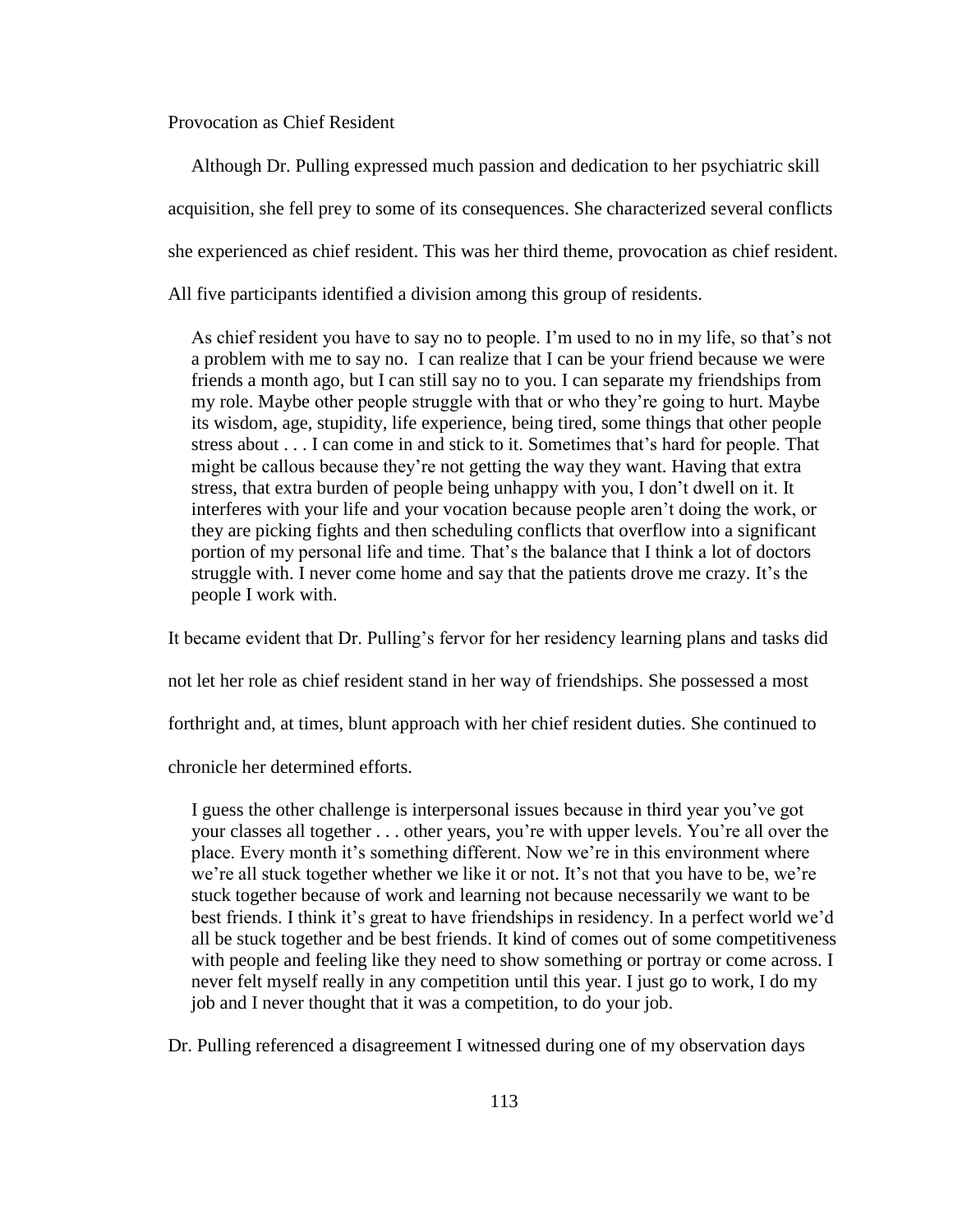Provocation as Chief Resident

Although Dr. Pulling expressed much passion and dedication to her psychiatric skill acquisition, she fell prey to some of its consequences. She characterized several conflicts she experienced as chief resident. This was her third theme, provocation as chief resident. All five participants identified a division among this group of residents.

> As chief resident you have to say no to people. I'm used to no in my life, so that's not a problem with me to say no. I can realize that I can be your friend because we were friends a month ago, but I can still say no to you. I can separate my friendships from my role. Maybe other people struggle with that or who they're going to hurt. Maybe its wisdom, age, stupidity, life experience, being tired, some things that other people stress about . . . I can come in and stick to it. Sometimes that's hard for people. That might be callous because they're not getting the way they want. Having that extra stress, that extra burden of people being unhappy with you, I don't dwell on it. It interferes with your life and your vocation because people aren't doing the work, or they are picking fights and then scheduling conflicts that overflow into a significant portion of my personal life and time. That's the balance that I think a lot of doctors struggle with. I never come home and say that the patients drove me crazy. It's the people I work with.

It became evident that Dr. Pulling's fervor for her residency learning plans and tasks did not let her role as chief resident stand in her way of friendships. She possessed a most forthright and, at times, blunt approach with her chief resident duties. She continued to chronicle her determined efforts.

> I guess the other challenge is interpersonal issues because in third year you've got your classes all together . . . other years, you're with upper levels. You're all over the place. Every month it's something different. Now we're in this environment where we're all stuck together whether we like it or not. It's not that you have to be, we're stuck together because of work and learning not because necessarily we want to be best friends. I think it's great to have friendships in residency. In a perfect world we'd all be stuck together and be best friends. It kind of comes out of some competitiveness with people and feeling like they need to show something or portray or come across. I never felt myself really in any competition until this year. I just go to work, I do my job and I never thought that it was a competition, to do your job.

Dr. Pulling referenced a disagreement I witnessed during one of my observation days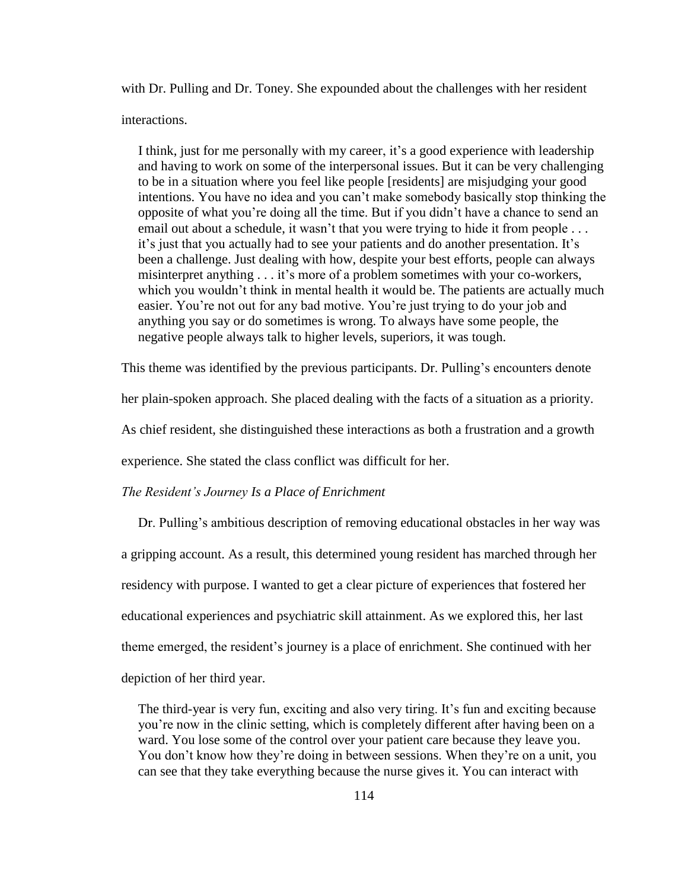with Dr. Pulling and Dr. Toney. She expounded about the challenges with her resident interactions.

> I think, just for me personally with my career, it's a good experience with leadership and having to work on some of the interpersonal issues. But it can be very challenging to be in a situation where you feel like people [residents] are misjudging your good intentions. You have no idea and you can't make somebody basically stop thinking the opposite of what you're doing all the time. But if you didn't have a chance to send an email out about a schedule, it wasn't that you were trying to hide it from people . . . it's just that you actually had to see your patients and do another presentation. It's been a challenge. Just dealing with how, despite your best efforts, people can always misinterpret anything . . . it's more of a problem sometimes with your co-workers, which you wouldn't think in mental health it would be. The patients are actually much easier. You're not out for any bad motive. You're just trying to do your job and anything you say or do sometimes is wrong. To always have some people, the negative people always talk to higher levels, superiors, it was tough.

This theme was identified by the previous participants. Dr. Pulling's encounters denote her plain-spoken approach. She placed dealing with the facts of a situation as a priority. As chief resident, she distinguished these interactions as both a frustration and a growth experience. She stated the class conflict was difficult for her.

*The Resident's Journey Is a Place of Enrichment*

Dr. Pulling's ambitious description of removing educational obstacles in her way was a gripping account. As a result, this determined young resident has marched through her residency with purpose. I wanted to get a clear picture of experiences that fostered her educational experiences and psychiatric skill attainment. As we explored this, her last theme emerged, the resident's journey is a place of enrichment. She continued with her depiction of her third year.

> The third-year is very fun, exciting and also very tiring. It's fun and exciting because you're now in the clinic setting, which is completely different after having been on a ward. You lose some of the control over your patient care because they leave you. You don't know how they're doing in between sessions. When they're on a unit, you can see that they take everything because the nurse gives it. You can interact with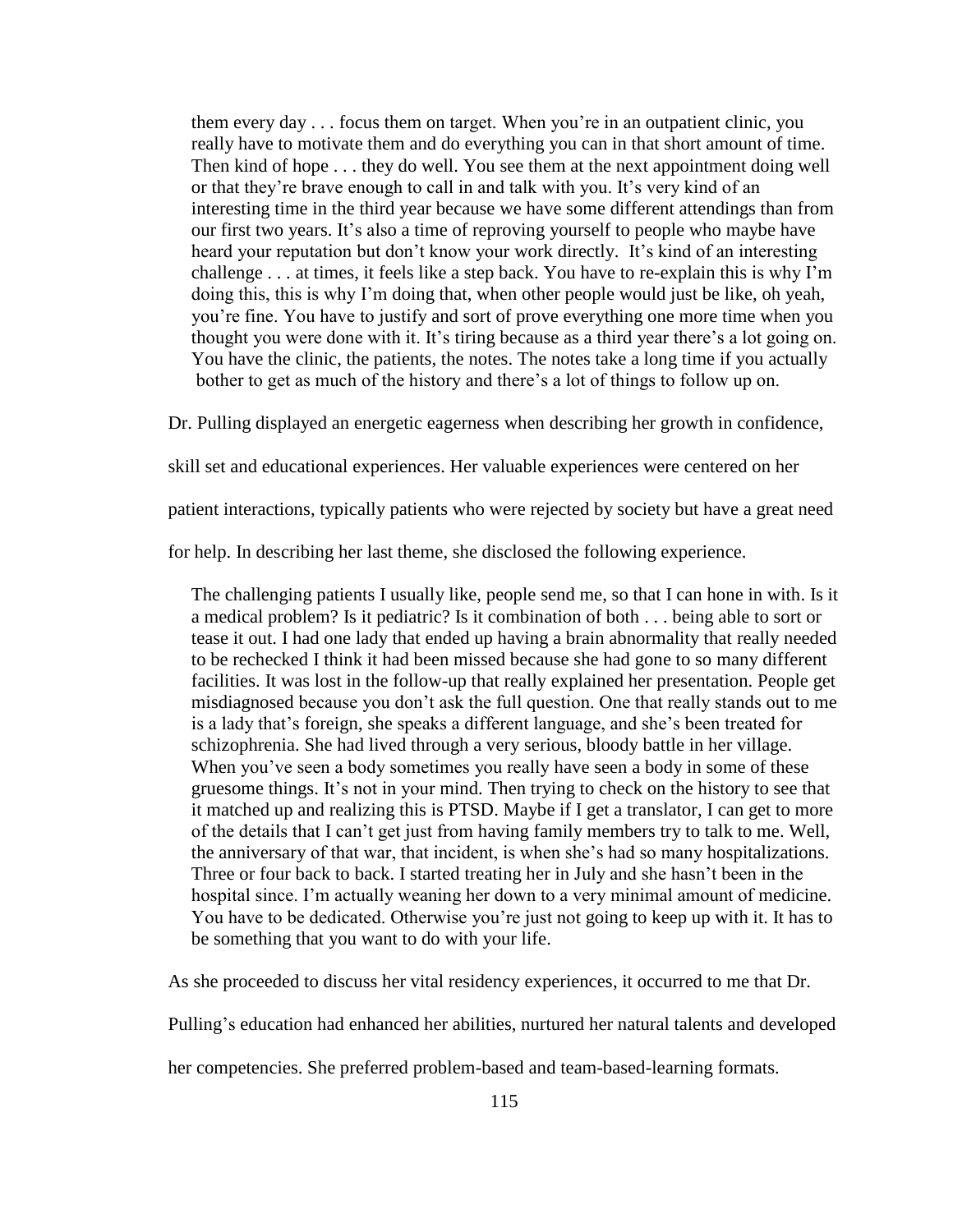> them every day . . . focus them on target. When you're in an outpatient clinic, you really have to motivate them and do everything you can in that short amount of time. Then kind of hope . . . they do well. You see them at the next appointment doing well or that they're brave enough to call in and talk with you. It's very kind of an interesting time in the third year because we have some different attendings than from our first two years. It's also a time of reproving yourself to people who maybe have heard your reputation but don't know your work directly. It's kind of an interesting challenge . . . at times, it feels like a step back. You have to re-explain this is why I'm doing this, this is why I'm doing that, when other people would just be like, oh yeah, you're fine. You have to justify and sort of prove everything one more time when you thought you were done with it. It's tiring because as a third year there's a lot going on. You have the clinic, the patients, the notes. The notes take a long time if you actually bother to get as much of the history and there's a lot of things to follow up on.

Dr. Pulling displayed an energetic eagerness when describing her growth in confidence, skill set and educational experiences. Her valuable experiences were centered on her patient interactions, typically patients who were rejected by society but have a great need for help. In describing her last theme, she disclosed the following experience.

> The challenging patients I usually like, people send me, so that I can hone in with. Is it a medical problem? Is it pediatric? Is it combination of both . . . being able to sort or tease it out. I had one lady that ended up having a brain abnormality that really needed to be rechecked I think it had been missed because she had gone to so many different facilities. It was lost in the follow-up that really explained her presentation. People get misdiagnosed because you don't ask the full question. One that really stands out to me is a lady that's foreign, she speaks a different language, and she's been treated for schizophrenia. She had lived through a very serious, bloody battle in her village. When you've seen a body sometimes you really have seen a body in some of these gruesome things. It's not in your mind. Then trying to check on the history to see that it matched up and realizing this is PTSD. Maybe if I get a translator, I can get to more of the details that I can't get just from having family members try to talk to me. Well, the anniversary of that war, that incident, is when she's had so many hospitalizations. Three or four back to back. I started treating her in July and she hasn't been in the hospital since. I'm actually weaning her down to a very minimal amount of medicine. You have to be dedicated. Otherwise you're just not going to keep up with it. It has to be something that you want to do with your life.

As she proceeded to discuss her vital residency experiences, it occurred to me that Dr. Pulling's education had enhanced her abilities, nurtured her natural talents and developed her competencies. She preferred problem-based and team-based-learning formats.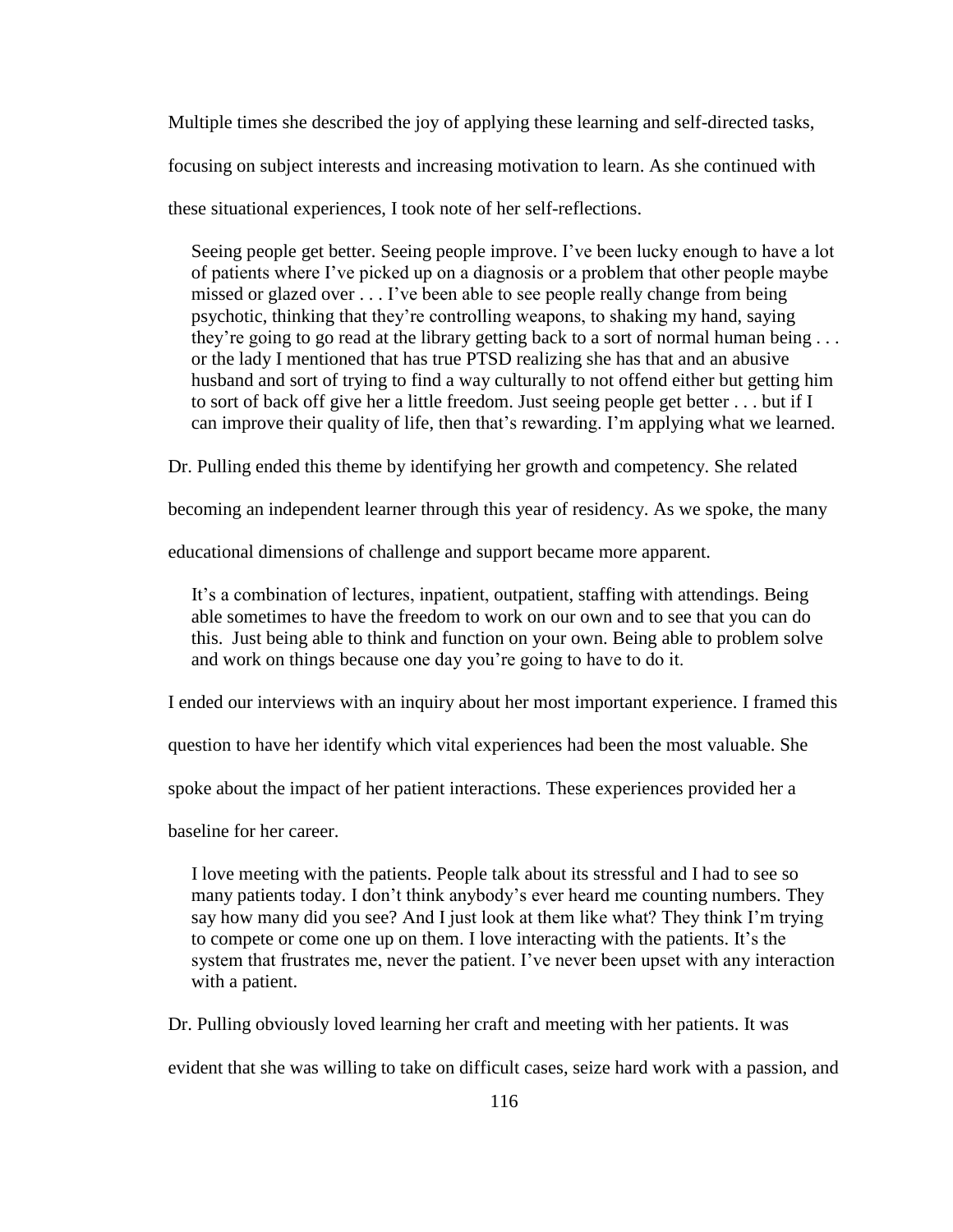Multiple times she described the joy of applying these learning and self-directed tasks, focusing on subject interests and increasing motivation to learn. As she continued with these situational experiences, I took note of her self-reflections.

> Seeing people get better. Seeing people improve. I've been lucky enough to have a lot of patients where I've picked up on a diagnosis or a problem that other people maybe missed or glazed over . . . I've been able to see people really change from being psychotic, thinking that they're controlling weapons, to shaking my hand, saying they're going to go read at the library getting back to a sort of normal human being . . . or the lady I mentioned that has true PTSD realizing she has that and an abusive husband and sort of trying to find a way culturally to not offend either but getting him to sort of back off give her a little freedom. Just seeing people get better . . . but if I can improve their quality of life, then that's rewarding. I'm applying what we learned.

Dr. Pulling ended this theme by identifying her growth and competency. She related becoming an independent learner through this year of residency. As we spoke, the many educational dimensions of challenge and support became more apparent.

> It's a combination of lectures, inpatient, outpatient, staffing with attendings. Being able sometimes to have the freedom to work on our own and to see that you can do this. Just being able to think and function on your own. Being able to problem solve and work on things because one day you're going to have to do it.

I ended our interviews with an inquiry about her most important experience. I framed this question to have her identify which vital experiences had been the most valuable. She spoke about the impact of her patient interactions. These experiences provided her a baseline for her career.

> I love meeting with the patients. People talk about its stressful and I had to see so many patients today. I don't think anybody's ever heard me counting numbers. They say how many did you see? And I just look at them like what? They think I'm trying to compete or come one up on them. I love interacting with the patients. It's the system that frustrates me, never the patient. I've never been upset with any interaction with a patient.

Dr. Pulling obviously loved learning her craft and meeting with her patients. It was evident that she was willing to take on difficult cases, seize hard work with a passion, and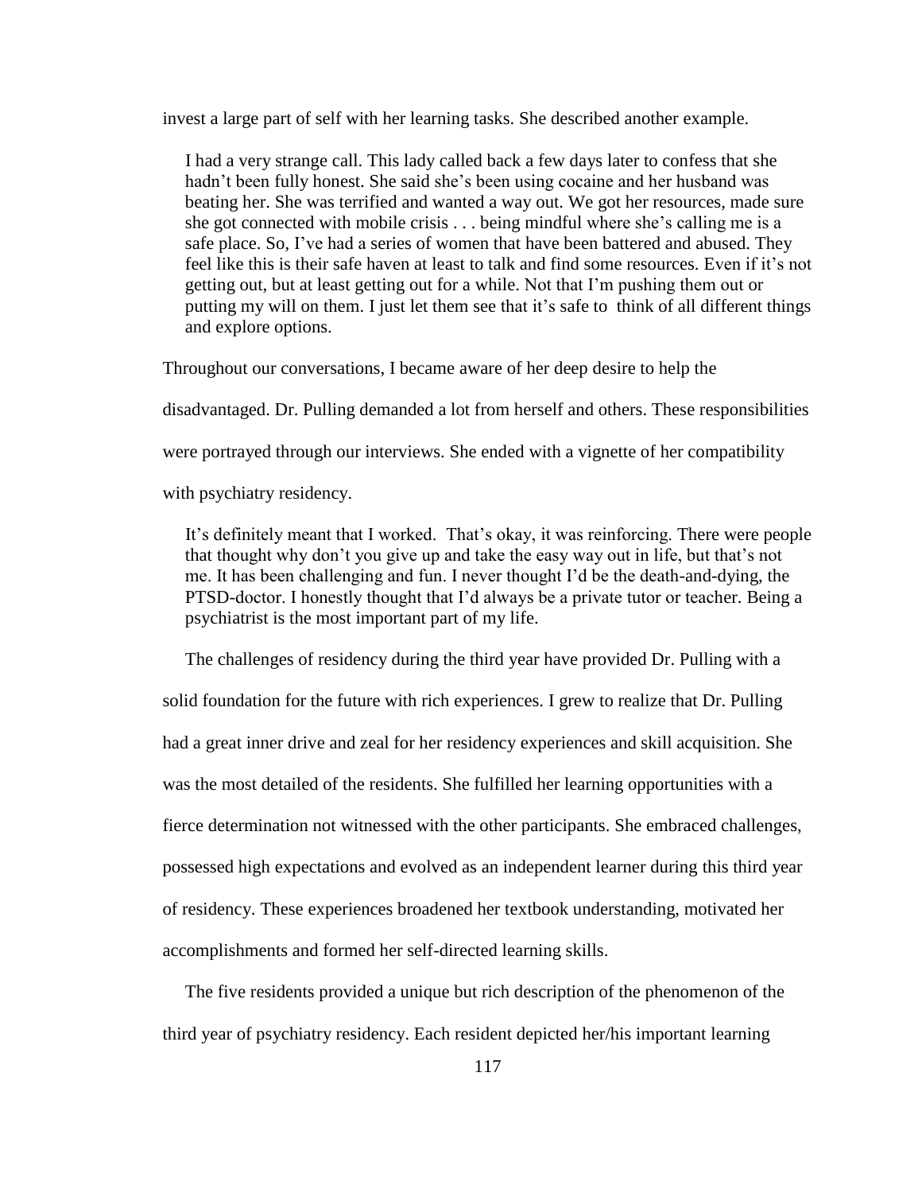invest a large part of self with her learning tasks. She described another example.

> I had a very strange call. This lady called back a few days later to confess that she hadn't been fully honest. She said she's been using cocaine and her husband was beating her. She was terrified and wanted a way out. We got her resources, made sure she got connected with mobile crisis . . . being mindful where she's calling me is a safe place. So, I've had a series of women that have been battered and abused. They feel like this is their safe haven at least to talk and find some resources. Even if it's not getting out, but at least getting out for a while. Not that I'm pushing them out or putting my will on them. I just let them see that it's safe to think of all different things and explore options.

Throughout our conversations, I became aware of her deep desire to help the disadvantaged. Dr. Pulling demanded a lot from herself and others. These responsibilities were portrayed through our interviews. She ended with a vignette of her compatibility with psychiatry residency.

> It's definitely meant that I worked. That's okay, it was reinforcing. There were people that thought why don't you give up and take the easy way out in life, but that's not me. It has been challenging and fun. I never thought I'd be the death-and-dying, the PTSD-doctor. I honestly thought that I'd always be a private tutor or teacher. Being a psychiatrist is the most important part of my life.

The challenges of residency during the third year have provided Dr. Pulling with a solid foundation for the future with rich experiences. I grew to realize that Dr. Pulling had a great inner drive and zeal for her residency experiences and skill acquisition. She was the most detailed of the residents. She fulfilled her learning opportunities with a fierce determination not witnessed with the other participants. She embraced challenges, possessed high expectations and evolved as an independent learner during this third year of residency. These experiences broadened her textbook understanding, motivated her accomplishments and formed her self-directed learning skills.

The five residents provided a unique but rich description of the phenomenon of the third year of psychiatry residency. Each resident depicted her/his important learning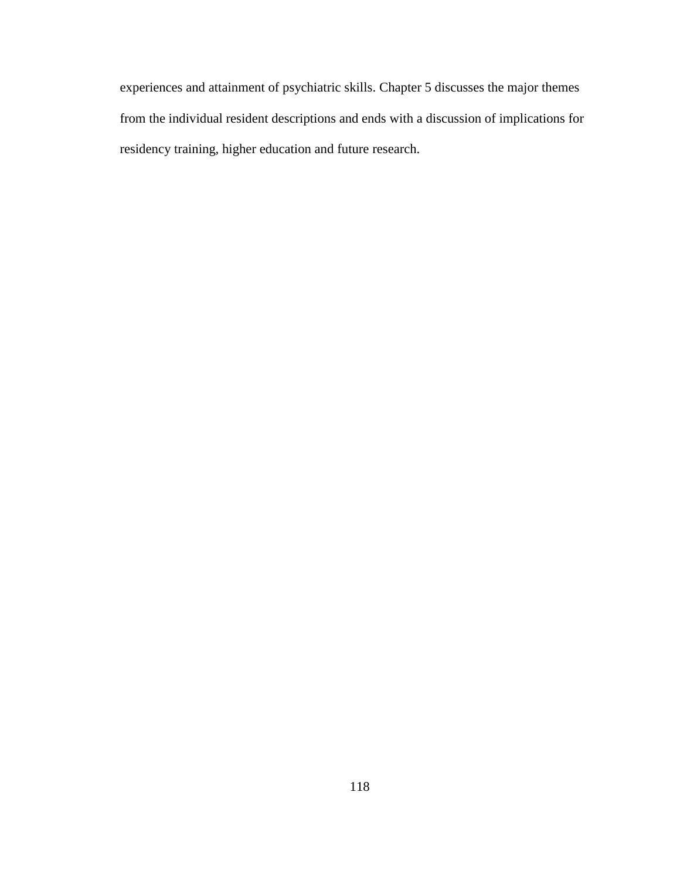experiences and attainment of psychiatric skills. Chapter 5 discusses the major themes from the individual resident descriptions and ends with a discussion of implications for residency training, higher education and future research.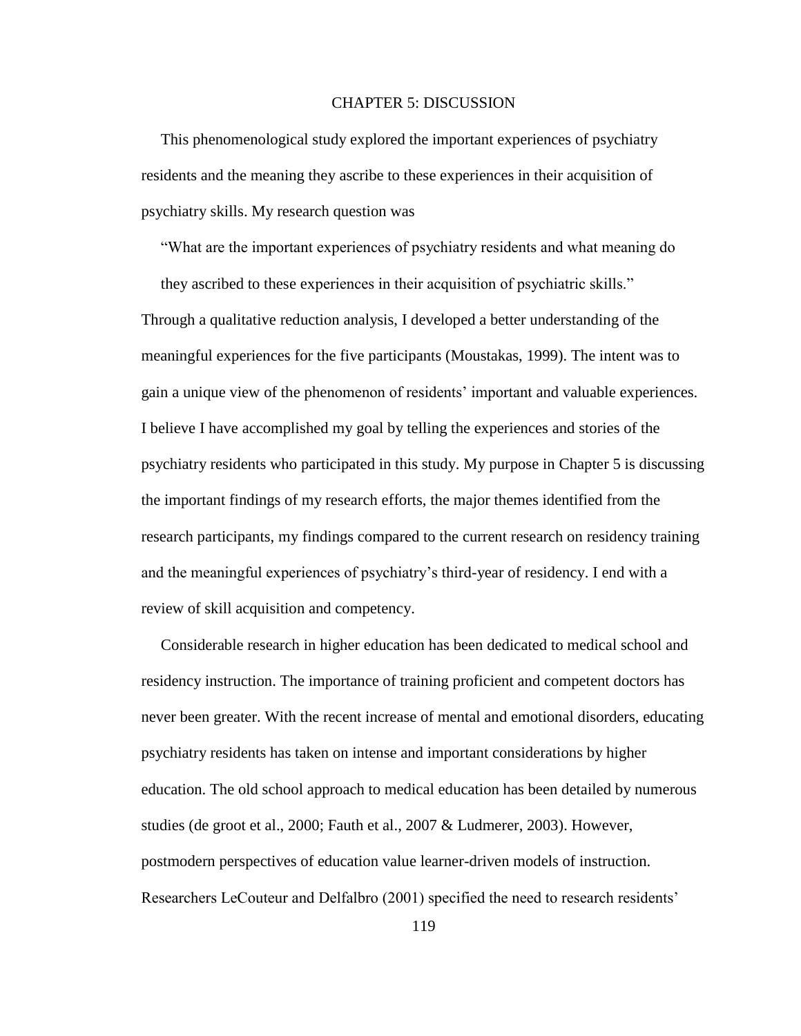# CHAPTER 5: DISCUSSION

This phenomenological study explored the important experiences of psychiatry residents and the meaning they ascribe to these experiences in their acquisition of psychiatry skills. My research question was

> "What are the important experiences of psychiatry residents and what meaning do they ascribed to these experiences in their acquisition of psychiatric skills."

Through a qualitative reduction analysis, I developed a better understanding of the meaningful experiences for the five participants (Moustakas, 1999). The intent was to gain a unique view of the phenomenon of residents' important and valuable experiences. I believe I have accomplished my goal by telling the experiences and stories of the psychiatry residents who participated in this study. My purpose in Chapter 5 is discussing the important findings of my research efforts, the major themes identified from the research participants, my findings compared to the current research on residency training and the meaningful experiences of psychiatry's third-year of residency. I end with a review of skill acquisition and competency.

Considerable research in higher education has been dedicated to medical school and residency instruction. The importance of training proficient and competent doctors has never been greater. With the recent increase of mental and emotional disorders, educating psychiatry residents has taken on intense and important considerations by higher education. The old school approach to medical education has been detailed by numerous studies (de groot et al., 2000; Fauth et al., 2007 & Ludmerer, 2003). However, postmodern perspectives of education value learner-driven models of instruction. Researchers LeCouteur and Delfalbro (2001) specified the need to research residents'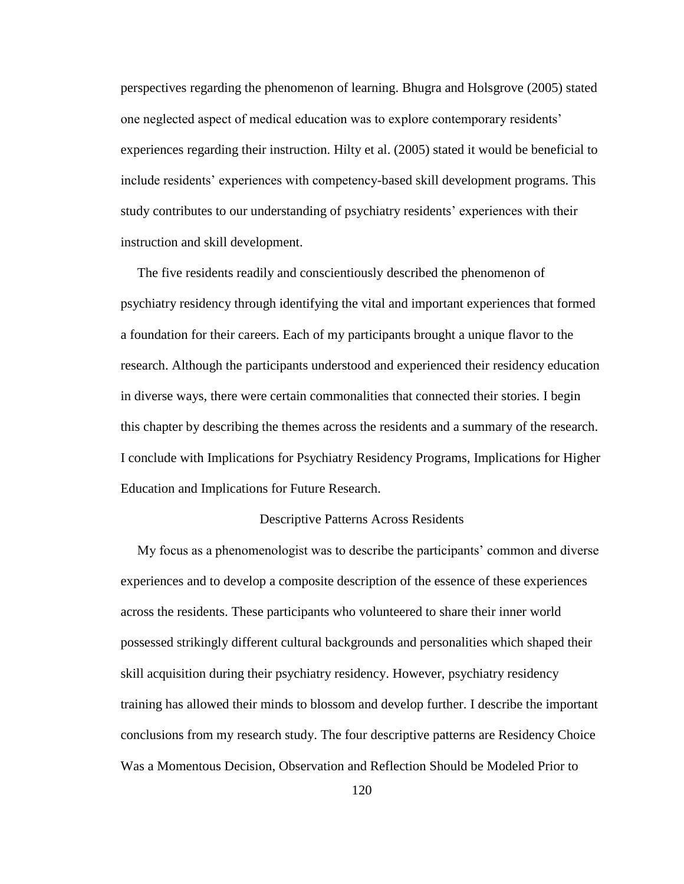perspectives regarding the phenomenon of learning. Bhugra and Holsgrove (2005) stated one neglected aspect of medical education was to explore contemporary residents' experiences regarding their instruction. Hilty et al. (2005) stated it would be beneficial to include residents' experiences with competency-based skill development programs. This study contributes to our understanding of psychiatry residents' experiences with their instruction and skill development.

The five residents readily and conscientiously described the phenomenon of psychiatry residency through identifying the vital and important experiences that formed a foundation for their careers. Each of my participants brought a unique flavor to the research. Although the participants understood and experienced their residency education in diverse ways, there were certain commonalities that connected their stories. I begin this chapter by describing the themes across the residents and a summary of the research. I conclude with Implications for Psychiatry Residency Programs, Implications for Higher Education and Implications for Future Research.

## Descriptive Patterns Across Residents

My focus as a phenomenologist was to describe the participants' common and diverse experiences and to develop a composite description of the essence of these experiences across the residents. These participants who volunteered to share their inner world possessed strikingly different cultural backgrounds and personalities which shaped their skill acquisition during their psychiatry residency. However, psychiatry residency training has allowed their minds to blossom and develop further. I describe the important conclusions from my research study. The four descriptive patterns are Residency Choice Was a Momentous Decision, Observation and Reflection Should be Modeled Prior to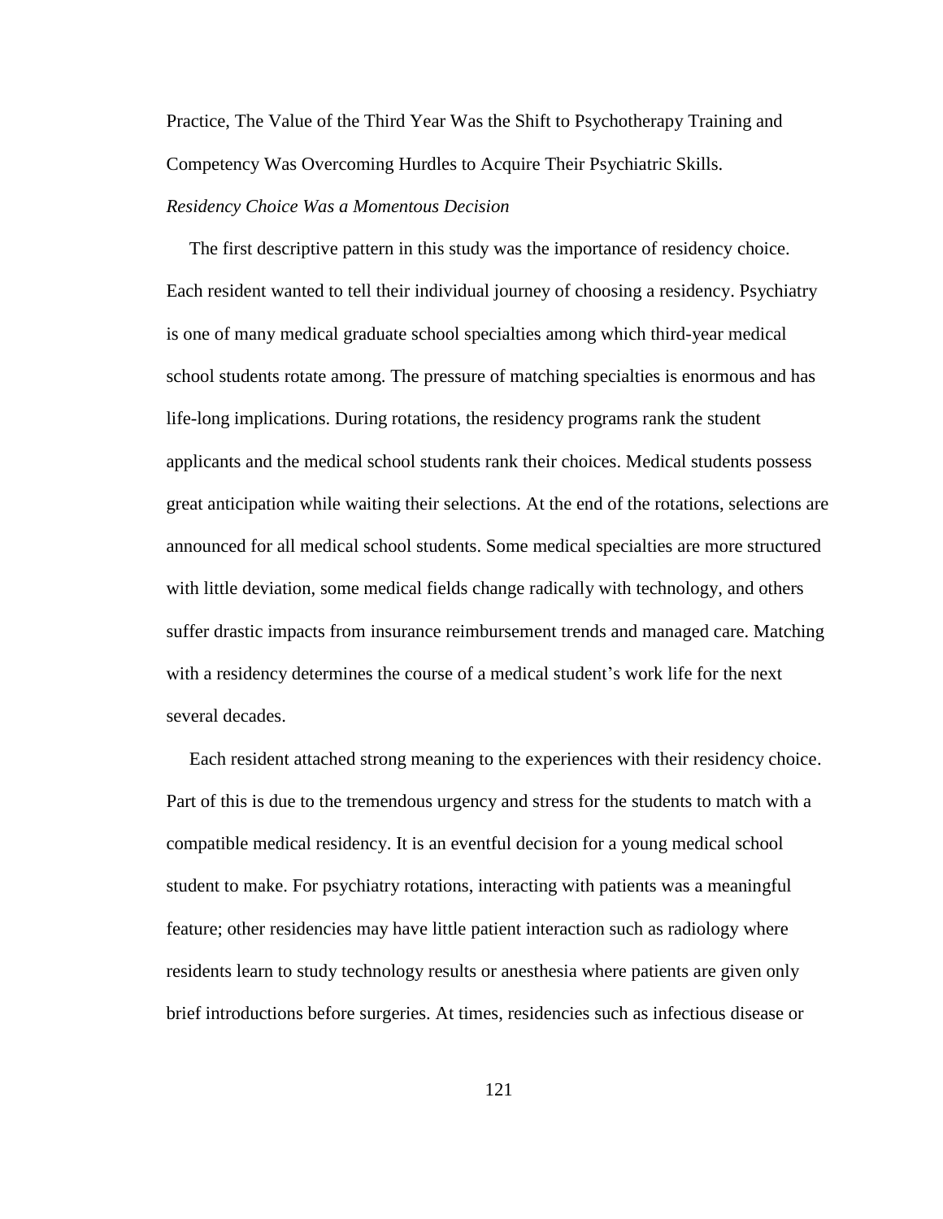Practice, The Value of the Third Year Was the Shift to Psychotherapy Training and Competency Was Overcoming Hurdles to Acquire Their Psychiatric Skills.

### *Residency Choice Was a Momentous Decision*

The first descriptive pattern in this study was the importance of residency choice. Each resident wanted to tell their individual journey of choosing a residency. Psychiatry is one of many medical graduate school specialties among which third-year medical school students rotate among. The pressure of matching specialties is enormous and has life-long implications. During rotations, the residency programs rank the student applicants and the medical school students rank their choices. Medical students possess great anticipation while waiting their selections. At the end of the rotations, selections are announced for all medical school students. Some medical specialties are more structured with little deviation, some medical fields change radically with technology, and others suffer drastic impacts from insurance reimbursement trends and managed care. Matching with a residency determines the course of a medical student's work life for the next several decades.

Each resident attached strong meaning to the experiences with their residency choice. Part of this is due to the tremendous urgency and stress for the students to match with a compatible medical residency. It is an eventful decision for a young medical school student to make. For psychiatry rotations, interacting with patients was a meaningful feature; other residencies may have little patient interaction such as radiology where residents learn to study technology results or anesthesia where patients are given only brief introductions before surgeries. At times, residencies such as infectious disease or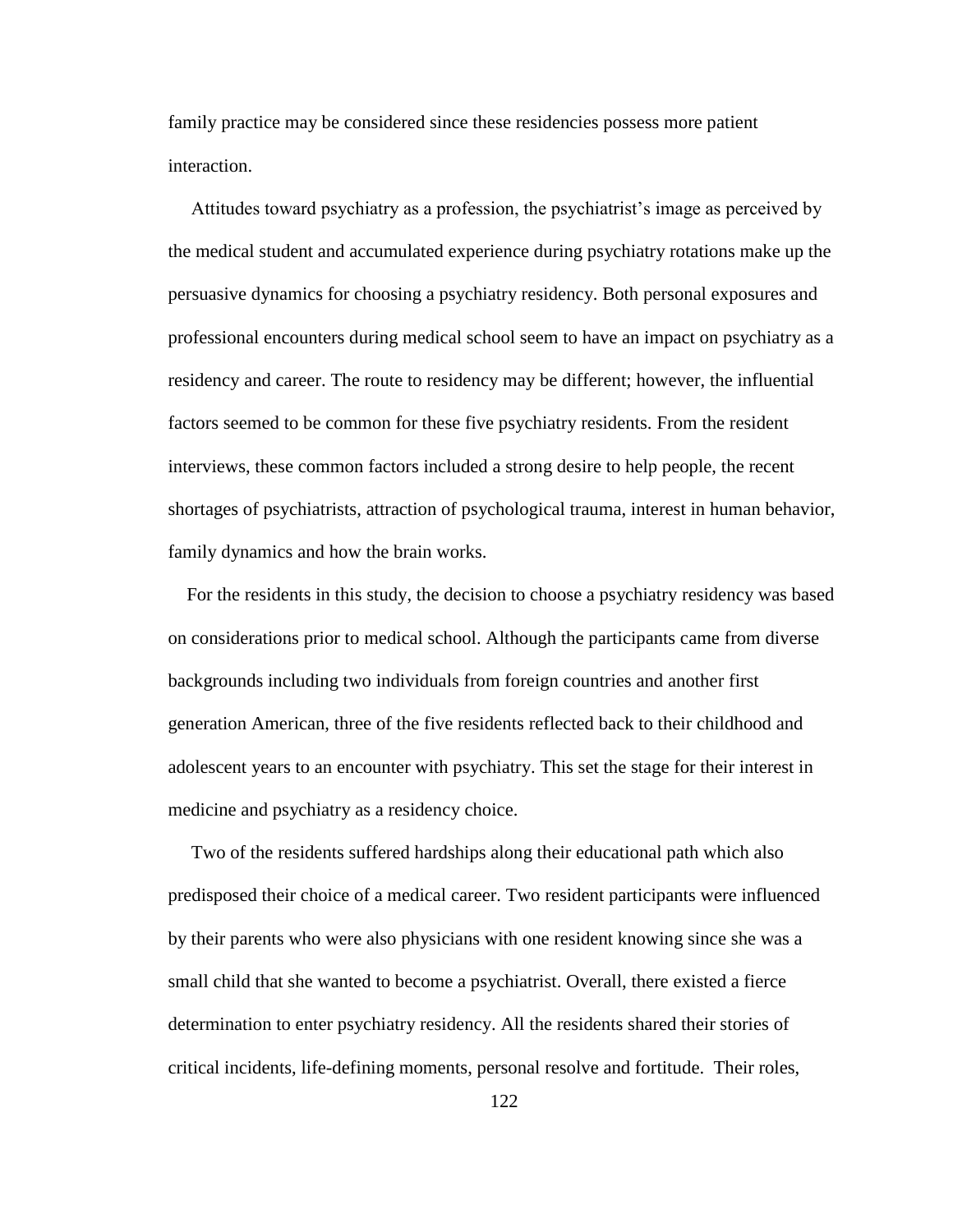family practice may be considered since these residencies possess more patient interaction.

Attitudes toward psychiatry as a profession, the psychiatrist's image as perceived by the medical student and accumulated experience during psychiatry rotations make up the persuasive dynamics for choosing a psychiatry residency. Both personal exposures and professional encounters during medical school seem to have an impact on psychiatry as a residency and career. The route to residency may be different; however, the influential factors seemed to be common for these five psychiatry residents. From the resident interviews, these common factors included a strong desire to help people, the recent shortages of psychiatrists, attraction of psychological trauma, interest in human behavior, family dynamics and how the brain works.

For the residents in this study, the decision to choose a psychiatry residency was based on considerations prior to medical school. Although the participants came from diverse backgrounds including two individuals from foreign countries and another first generation American, three of the five residents reflected back to their childhood and adolescent years to an encounter with psychiatry. This set the stage for their interest in medicine and psychiatry as a residency choice.

Two of the residents suffered hardships along their educational path which also predisposed their choice of a medical career. Two resident participants were influenced by their parents who were also physicians with one resident knowing since she was a small child that she wanted to become a psychiatrist. Overall, there existed a fierce determination to enter psychiatry residency. All the residents shared their stories of critical incidents, life-defining moments, personal resolve and fortitude. Their roles,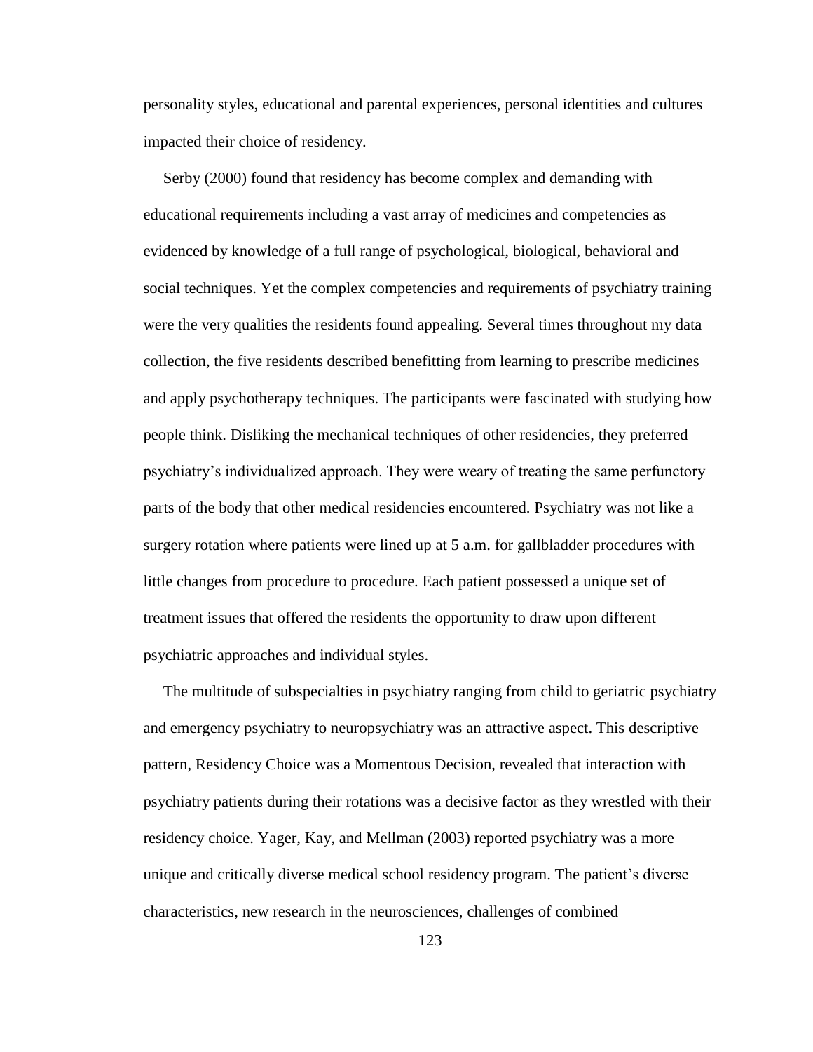personality styles, educational and parental experiences, personal identities and cultures impacted their choice of residency.

Serby (2000) found that residency has become complex and demanding with educational requirements including a vast array of medicines and competencies as evidenced by knowledge of a full range of psychological, biological, behavioral and social techniques. Yet the complex competencies and requirements of psychiatry training were the very qualities the residents found appealing. Several times throughout my data collection, the five residents described benefitting from learning to prescribe medicines and apply psychotherapy techniques. The participants were fascinated with studying how people think. Disliking the mechanical techniques of other residencies, they preferred psychiatry's individualized approach. They were weary of treating the same perfunctory parts of the body that other medical residencies encountered. Psychiatry was not like a surgery rotation where patients were lined up at 5 a.m. for gallbladder procedures with little changes from procedure to procedure. Each patient possessed a unique set of treatment issues that offered the residents the opportunity to draw upon different psychiatric approaches and individual styles.

The multitude of subspecialties in psychiatry ranging from child to geriatric psychiatry and emergency psychiatry to neuropsychiatry was an attractive aspect. This descriptive pattern, Residency Choice was a Momentous Decision, revealed that interaction with psychiatry patients during their rotations was a decisive factor as they wrestled with their residency choice. Yager, Kay, and Mellman (2003) reported psychiatry was a more unique and critically diverse medical school residency program. The patient's diverse characteristics, new research in the neurosciences, challenges of combined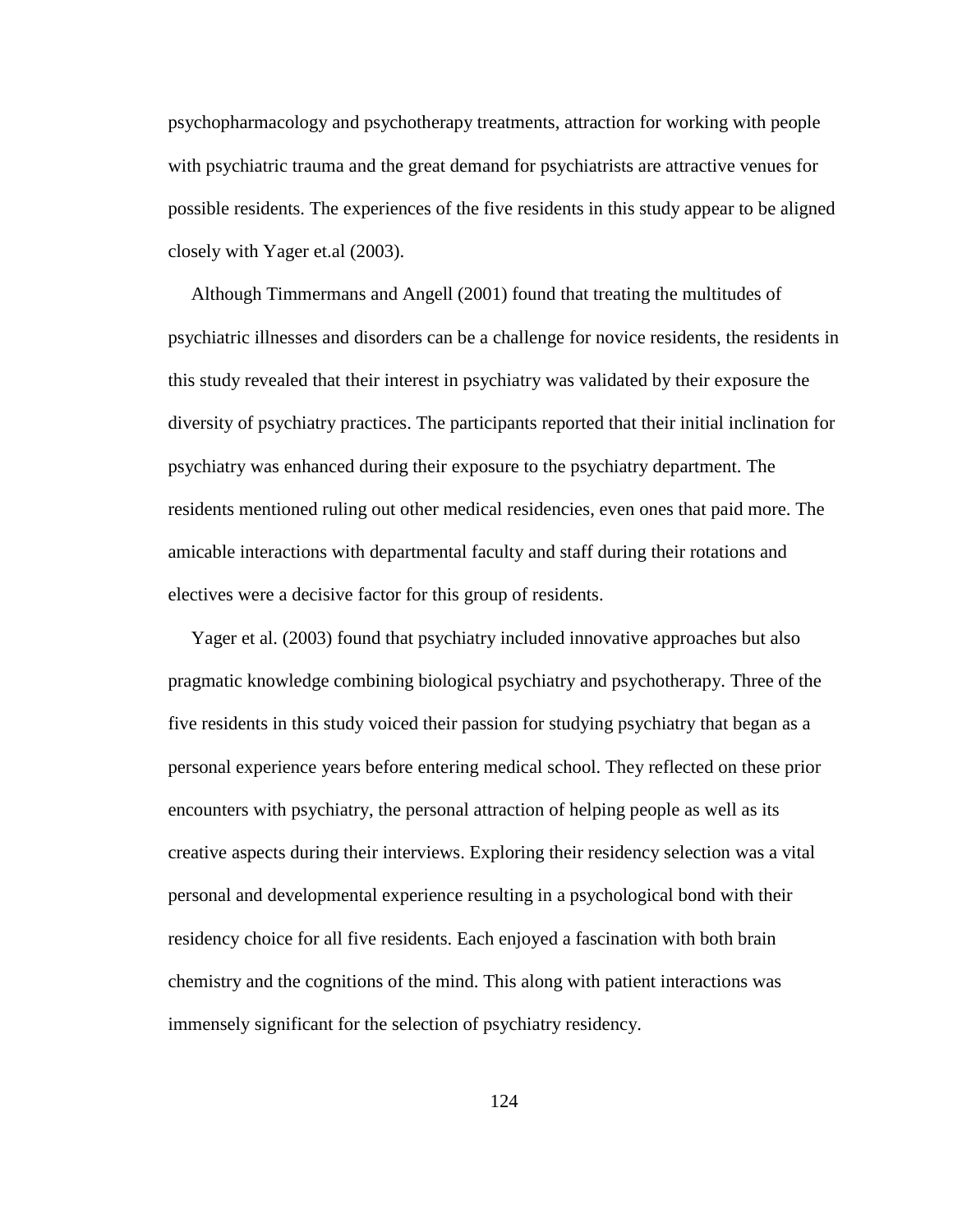psychopharmacology and psychotherapy treatments, attraction for working with people with psychiatric trauma and the great demand for psychiatrists are attractive venues for possible residents. The experiences of the five residents in this study appear to be aligned closely with Yager et.al (2003).

Although Timmermans and Angell (2001) found that treating the multitudes of psychiatric illnesses and disorders can be a challenge for novice residents, the residents in this study revealed that their interest in psychiatry was validated by their exposure the diversity of psychiatry practices. The participants reported that their initial inclination for psychiatry was enhanced during their exposure to the psychiatry department. The residents mentioned ruling out other medical residencies, even ones that paid more. The amicable interactions with departmental faculty and staff during their rotations and electives were a decisive factor for this group of residents.

Yager et al. (2003) found that psychiatry included innovative approaches but also pragmatic knowledge combining biological psychiatry and psychotherapy. Three of the five residents in this study voiced their passion for studying psychiatry that began as a personal experience years before entering medical school. They reflected on these prior encounters with psychiatry, the personal attraction of helping people as well as its creative aspects during their interviews. Exploring their residency selection was a vital personal and developmental experience resulting in a psychological bond with their residency choice for all five residents. Each enjoyed a fascination with both brain chemistry and the cognitions of the mind. This along with patient interactions was immensely significant for the selection of psychiatry residency.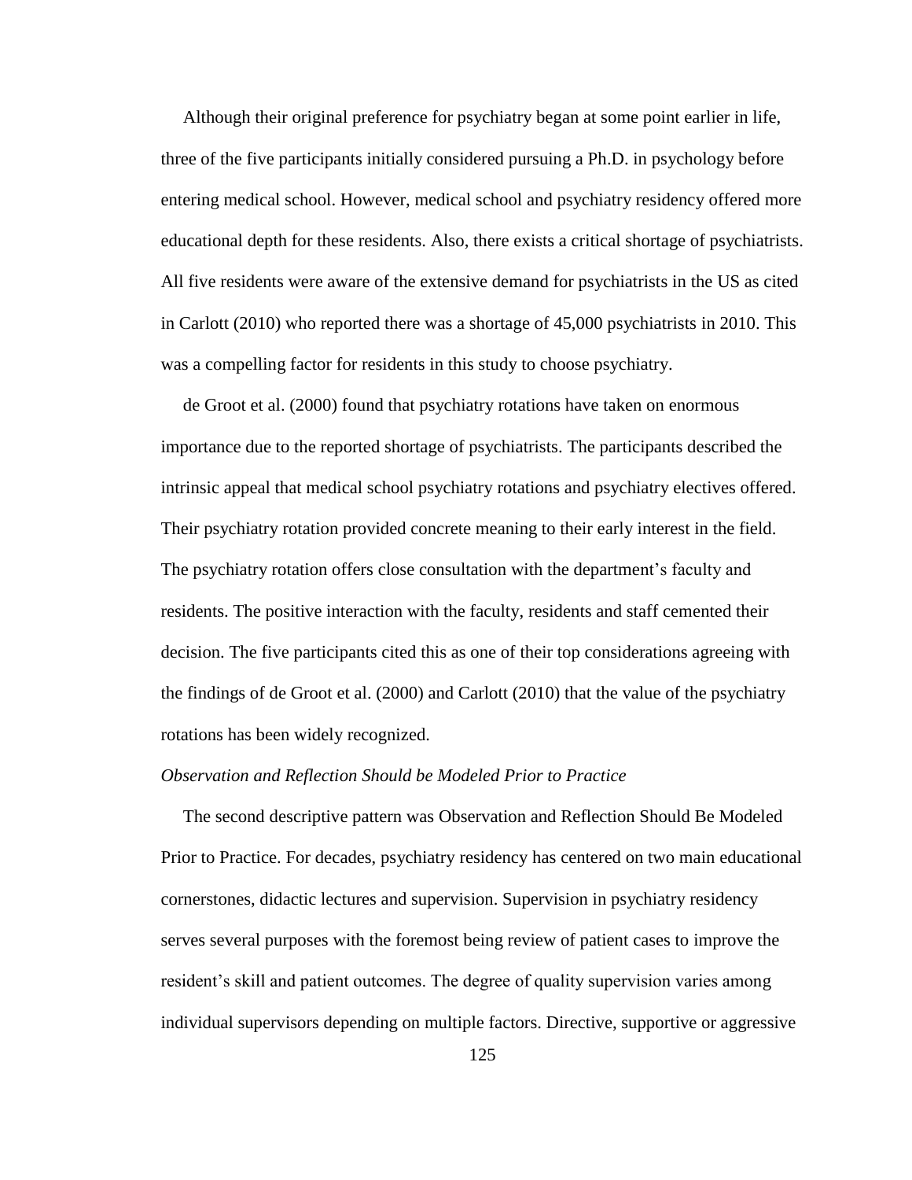Although their original preference for psychiatry began at some point earlier in life, three of the five participants initially considered pursuing a Ph.D. in psychology before entering medical school. However, medical school and psychiatry residency offered more educational depth for these residents. Also, there exists a critical shortage of psychiatrists. All five residents were aware of the extensive demand for psychiatrists in the US as cited in Carlott (2010) who reported there was a shortage of 45,000 psychiatrists in 2010. This was a compelling factor for residents in this study to choose psychiatry.

de Groot et al. (2000) found that psychiatry rotations have taken on enormous importance due to the reported shortage of psychiatrists. The participants described the intrinsic appeal that medical school psychiatry rotations and psychiatry electives offered. Their psychiatry rotation provided concrete meaning to their early interest in the field. The psychiatry rotation offers close consultation with the department's faculty and residents. The positive interaction with the faculty, residents and staff cemented their decision. The five participants cited this as one of their top considerations agreeing with the findings of de Groot et al. (2000) and Carlott (2010) that the value of the psychiatry rotations has been widely recognized.

*Observation and Reflection Should be Modeled Prior to Practice*

The second descriptive pattern was Observation and Reflection Should Be Modeled Prior to Practice. For decades, psychiatry residency has centered on two main educational cornerstones, didactic lectures and supervision. Supervision in psychiatry residency serves several purposes with the foremost being review of patient cases to improve the resident's skill and patient outcomes. The degree of quality supervision varies among individual supervisors depending on multiple factors. Directive, supportive or aggressive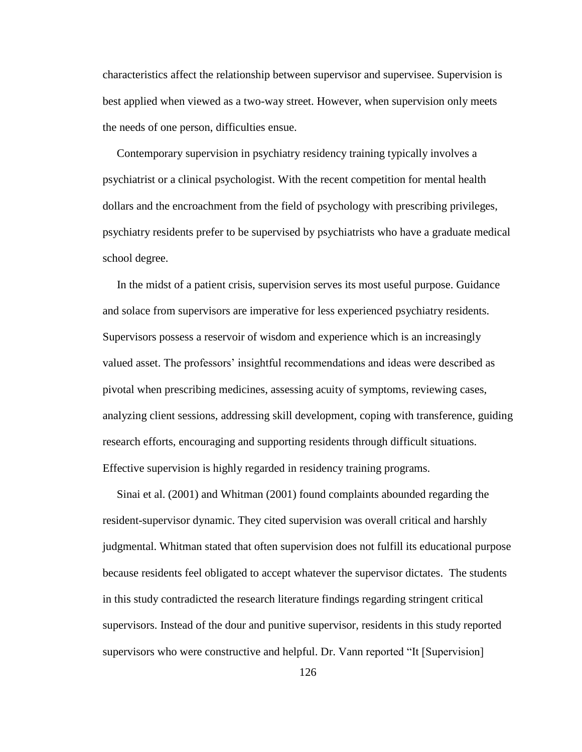characteristics affect the relationship between supervisor and supervisee. Supervision is best applied when viewed as a two-way street. However, when supervision only meets the needs of one person, difficulties ensue.

Contemporary supervision in psychiatry residency training typically involves a psychiatrist or a clinical psychologist. With the recent competition for mental health dollars and the encroachment from the field of psychology with prescribing privileges, psychiatry residents prefer to be supervised by psychiatrists who have a graduate medical school degree.

In the midst of a patient crisis, supervision serves its most useful purpose. Guidance and solace from supervisors are imperative for less experienced psychiatry residents. Supervisors possess a reservoir of wisdom and experience which is an increasingly valued asset. The professors' insightful recommendations and ideas were described as pivotal when prescribing medicines, assessing acuity of symptoms, reviewing cases, analyzing client sessions, addressing skill development, coping with transference, guiding research efforts, encouraging and supporting residents through difficult situations. Effective supervision is highly regarded in residency training programs.

Sinai et al. (2001) and Whitman (2001) found complaints abounded regarding the resident-supervisor dynamic. They cited supervision was overall critical and harshly judgmental. Whitman stated that often supervision does not fulfill its educational purpose because residents feel obligated to accept whatever the supervisor dictates. The students in this study contradicted the research literature findings regarding stringent critical supervisors. Instead of the dour and punitive supervisor, residents in this study reported supervisors who were constructive and helpful. Dr. Vann reported "It [Supervision]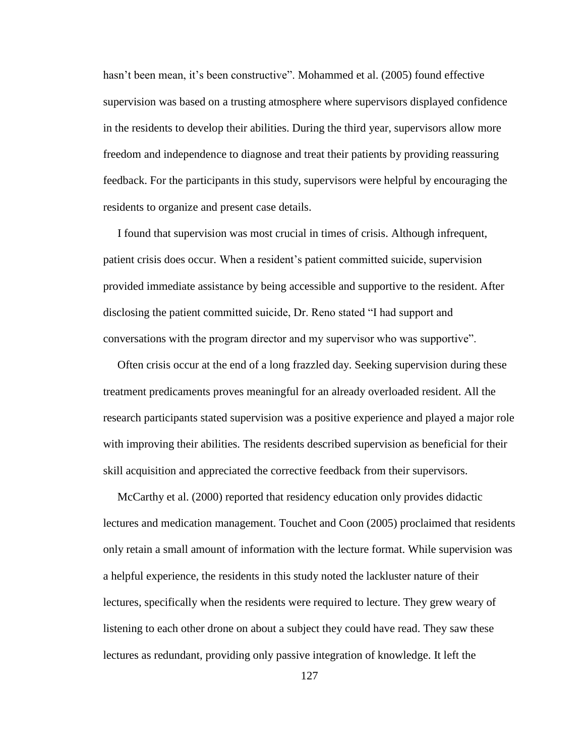hasn’t been mean, it’s been constructive”. Mohammed et al. (2005) found effective supervision was based on a trusting atmosphere where supervisors displayed confidence in the residents to develop their abilities. During the third year, supervisors allow more freedom and independence to diagnose and treat their patients by providing reassuring feedback. For the participants in this study, supervisors were helpful by encouraging the residents to organize and present case details.

I found that supervision was most crucial in times of crisis. Although infrequent, patient crisis does occur. When a resident’s patient committed suicide, supervision provided immediate assistance by being accessible and supportive to the resident. After disclosing the patient committed suicide, Dr. Reno stated “I had support and conversations with the program director and my supervisor who was supportive”.

Often crisis occur at the end of a long frazzled day. Seeking supervision during these treatment predicaments proves meaningful for an already overloaded resident. All the research participants stated supervision was a positive experience and played a major role with improving their abilities. The residents described supervision as beneficial for their skill acquisition and appreciated the corrective feedback from their supervisors.

McCarthy et al. (2000) reported that residency education only provides didactic lectures and medication management. Touchet and Coon (2005) proclaimed that residents only retain a small amount of information with the lecture format. While supervision was a helpful experience, the residents in this study noted the lackluster nature of their lectures, specifically when the residents were required to lecture. They grew weary of listening to each other drone on about a subject they could have read. They saw these lectures as redundant, providing only passive integration of knowledge. It left the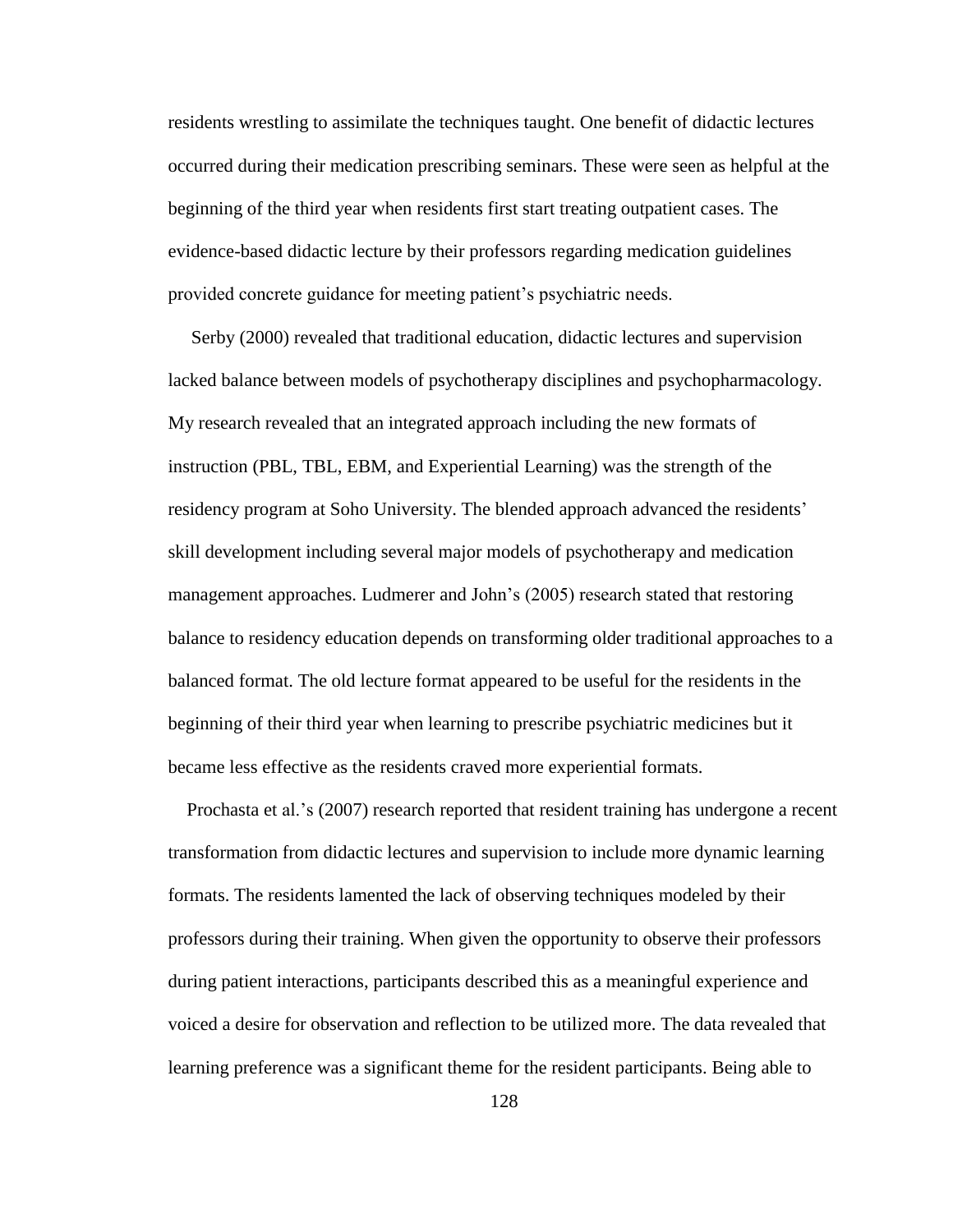residents wrestling to assimilate the techniques taught. One benefit of didactic lectures occurred during their medication prescribing seminars. These were seen as helpful at the beginning of the third year when residents first start treating outpatient cases. The evidence-based didactic lecture by their professors regarding medication guidelines provided concrete guidance for meeting patient's psychiatric needs.

Serby (2000) revealed that traditional education, didactic lectures and supervision lacked balance between models of psychotherapy disciplines and psychopharmacology. My research revealed that an integrated approach including the new formats of instruction (PBL, TBL, EBM, and Experiential Learning) was the strength of the residency program at Soho University. The blended approach advanced the residents' skill development including several major models of psychotherapy and medication management approaches. Ludmerer and John's (2005) research stated that restoring balance to residency education depends on transforming older traditional approaches to a balanced format. The old lecture format appeared to be useful for the residents in the beginning of their third year when learning to prescribe psychiatric medicines but it became less effective as the residents craved more experiential formats.

Prochasta et al.'s (2007) research reported that resident training has undergone a recent transformation from didactic lectures and supervision to include more dynamic learning formats. The residents lamented the lack of observing techniques modeled by their professors during their training. When given the opportunity to observe their professors during patient interactions, participants described this as a meaningful experience and voiced a desire for observation and reflection to be utilized more. The data revealed that learning preference was a significant theme for the resident participants. Being able to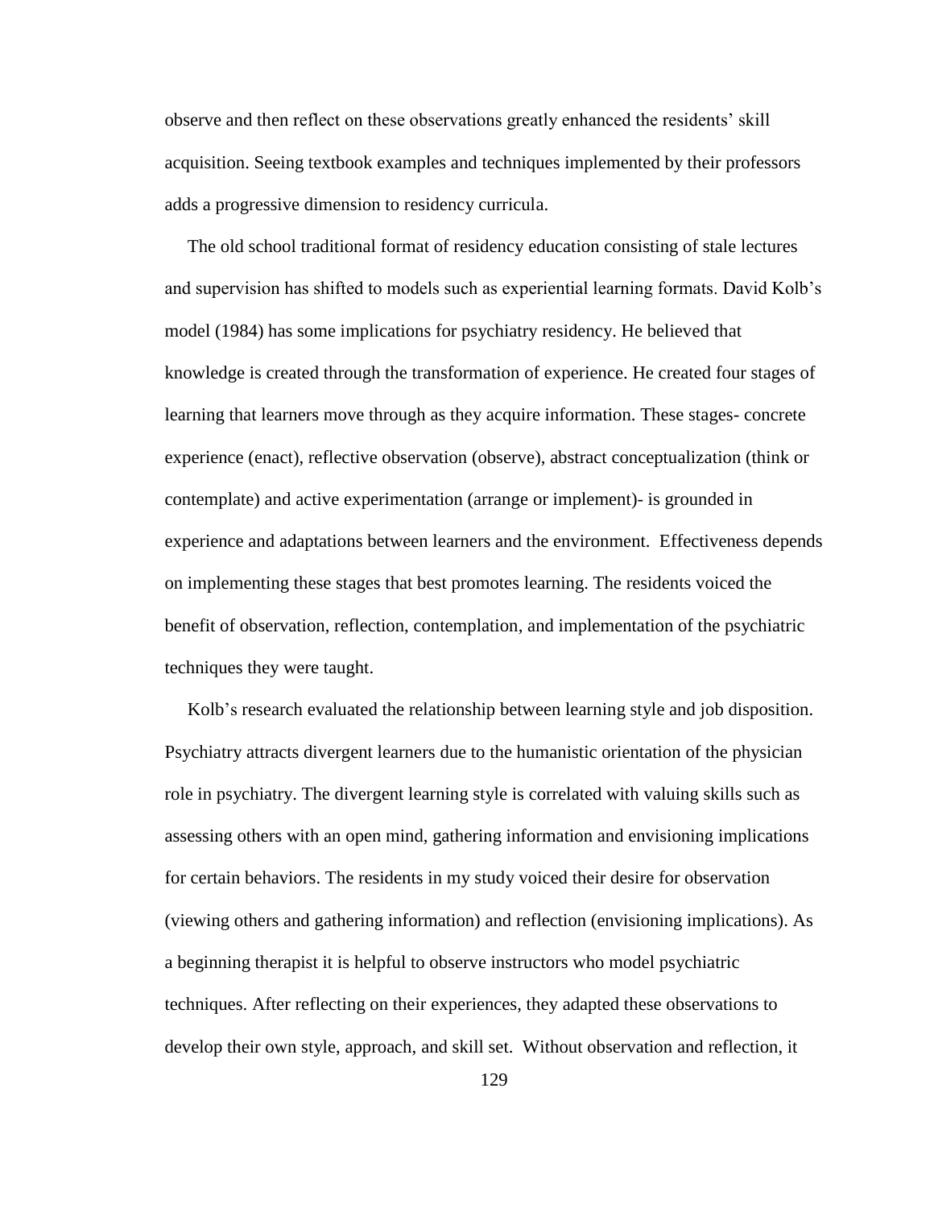observe and then reflect on these observations greatly enhanced the residents' skill acquisition. Seeing textbook examples and techniques implemented by their professors adds a progressive dimension to residency curricula.

The old school traditional format of residency education consisting of stale lectures and supervision has shifted to models such as experiential learning formats. David Kolb's model (1984) has some implications for psychiatry residency. He believed that knowledge is created through the transformation of experience. He created four stages of learning that learners move through as they acquire information. These stages- concrete experience (enact), reflective observation (observe), abstract conceptualization (think or contemplate) and active experimentation (arrange or implement)- is grounded in experience and adaptations between learners and the environment. Effectiveness depends on implementing these stages that best promotes learning. The residents voiced the benefit of observation, reflection, contemplation, and implementation of the psychiatric techniques they were taught.

Kolb's research evaluated the relationship between learning style and job disposition. Psychiatry attracts divergent learners due to the humanistic orientation of the physician role in psychiatry. The divergent learning style is correlated with valuing skills such as assessing others with an open mind, gathering information and envisioning implications for certain behaviors. The residents in my study voiced their desire for observation (viewing others and gathering information) and reflection (envisioning implications). As a beginning therapist it is helpful to observe instructors who model psychiatric techniques. After reflecting on their experiences, they adapted these observations to develop their own style, approach, and skill set. Without observation and reflection, it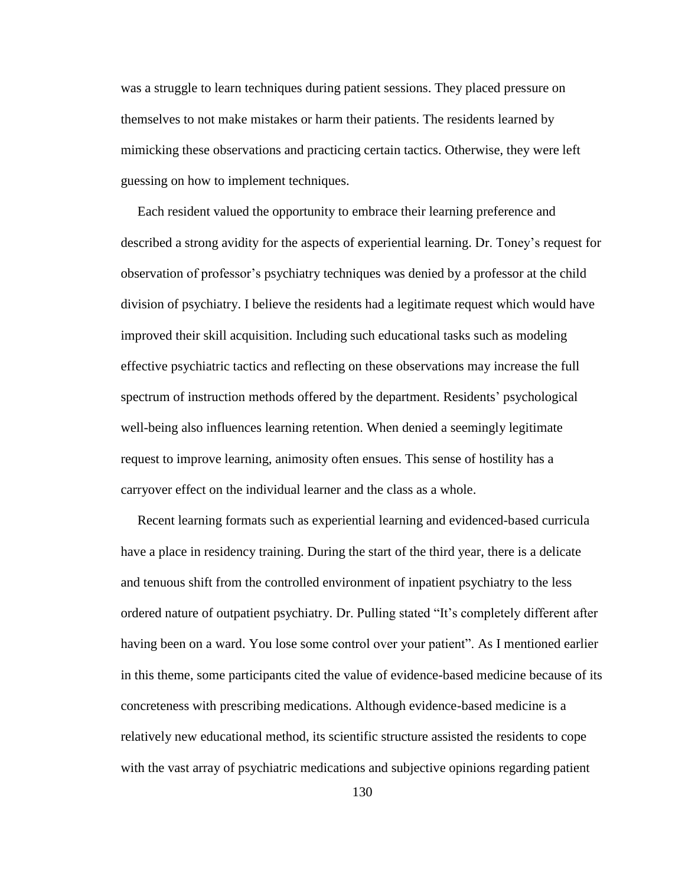was a struggle to learn techniques during patient sessions. They placed pressure on themselves to not make mistakes or harm their patients. The residents learned by mimicking these observations and practicing certain tactics. Otherwise, they were left guessing on how to implement techniques.

Each resident valued the opportunity to embrace their learning preference and described a strong avidity for the aspects of experiential learning. Dr. Toney's request for observation of professor's psychiatry techniques was denied by a professor at the child division of psychiatry. I believe the residents had a legitimate request which would have improved their skill acquisition. Including such educational tasks such as modeling effective psychiatric tactics and reflecting on these observations may increase the full spectrum of instruction methods offered by the department. Residents' psychological well-being also influences learning retention. When denied a seemingly legitimate request to improve learning, animosity often ensues. This sense of hostility has a carryover effect on the individual learner and the class as a whole.

Recent learning formats such as experiential learning and evidenced-based curricula have a place in residency training. During the start of the third year, there is a delicate and tenuous shift from the controlled environment of inpatient psychiatry to the less ordered nature of outpatient psychiatry. Dr. Pulling stated "It's completely different after having been on a ward. You lose some control over your patient". As I mentioned earlier in this theme, some participants cited the value of evidence-based medicine because of its concreteness with prescribing medications. Although evidence-based medicine is a relatively new educational method, its scientific structure assisted the residents to cope with the vast array of psychiatric medications and subjective opinions regarding patient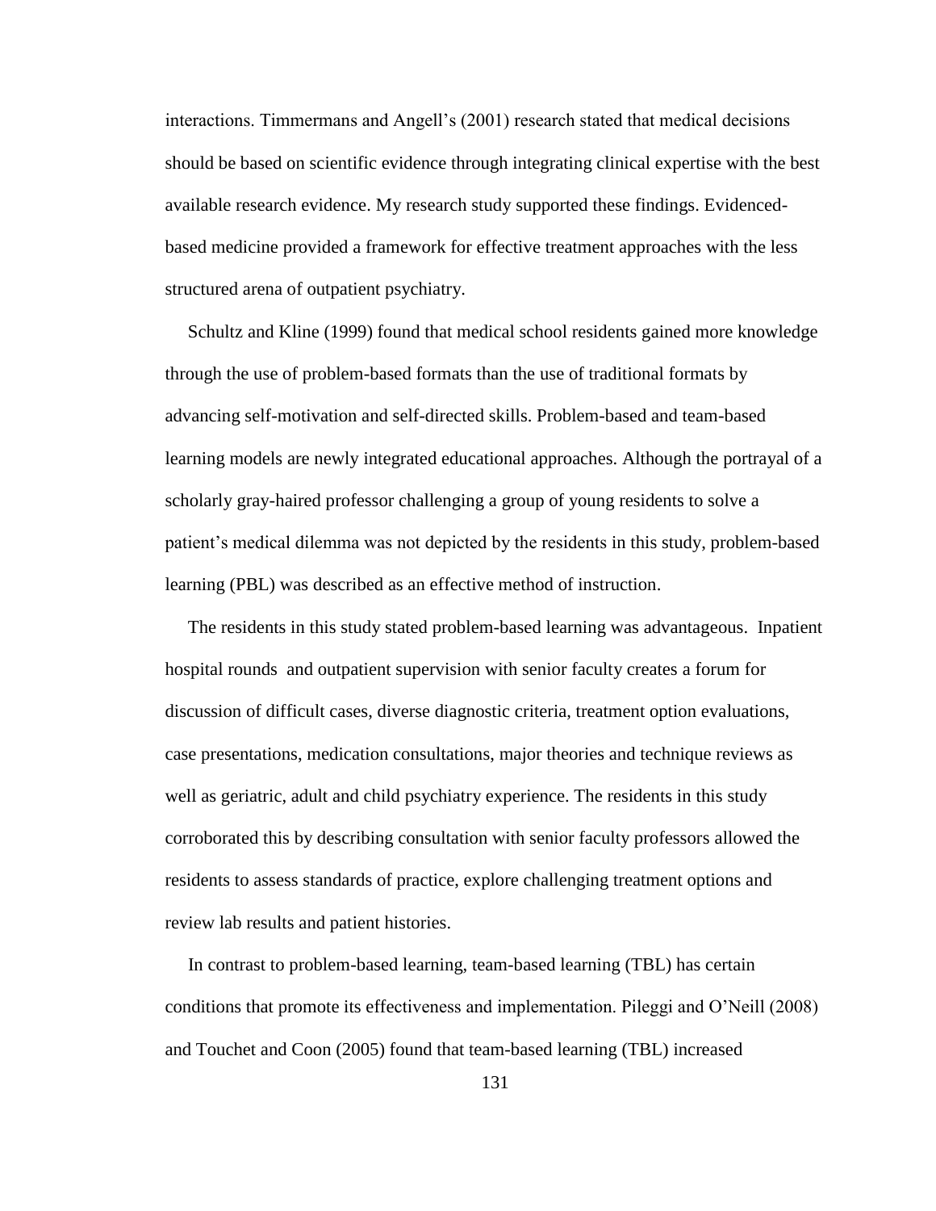interactions. Timmermans and Angell's (2001) research stated that medical decisions should be based on scientific evidence through integrating clinical expertise with the best available research evidence. My research study supported these findings. Evidenced-based medicine provided a framework for effective treatment approaches with the less structured arena of outpatient psychiatry.

Schultz and Kline (1999) found that medical school residents gained more knowledge through the use of problem-based formats than the use of traditional formats by advancing self-motivation and self-directed skills. Problem-based and team-based learning models are newly integrated educational approaches. Although the portrayal of a scholarly gray-haired professor challenging a group of young residents to solve a patient's medical dilemma was not depicted by the residents in this study, problem-based learning (PBL) was described as an effective method of instruction.

The residents in this study stated problem-based learning was advantageous. Inpatient hospital rounds and outpatient supervision with senior faculty creates a forum for discussion of difficult cases, diverse diagnostic criteria, treatment option evaluations, case presentations, medication consultations, major theories and technique reviews as well as geriatric, adult and child psychiatry experience. The residents in this study corroborated this by describing consultation with senior faculty professors allowed the residents to assess standards of practice, explore challenging treatment options and review lab results and patient histories.

In contrast to problem-based learning, team-based learning (TBL) has certain conditions that promote its effectiveness and implementation. Pileggi and O'Neill (2008) and Touchet and Coon (2005) found that team-based learning (TBL) increased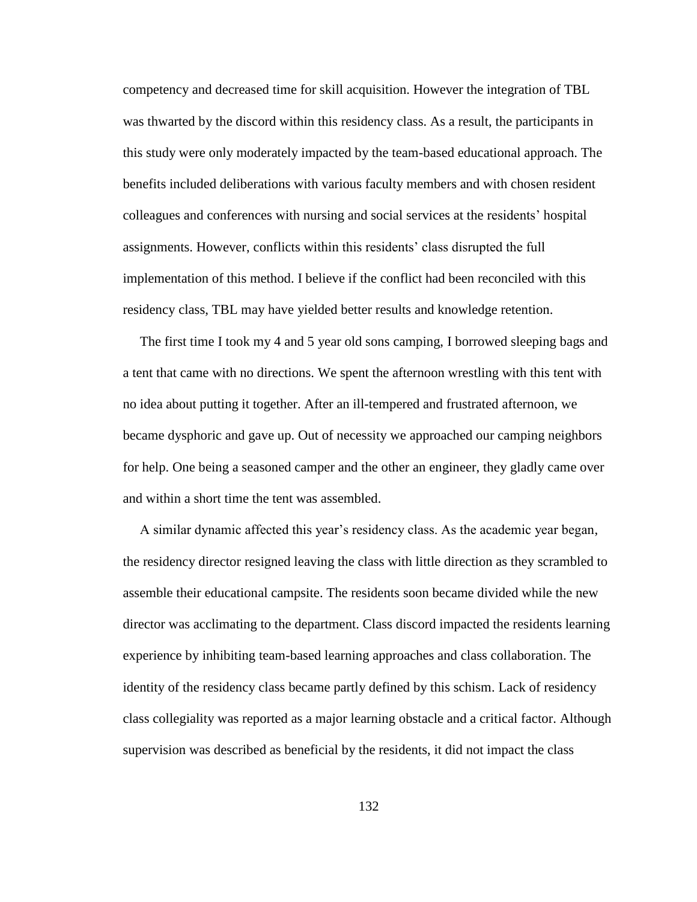competency and decreased time for skill acquisition. However the integration of TBL was thwarted by the discord within this residency class. As a result, the participants in this study were only moderately impacted by the team-based educational approach. The benefits included deliberations with various faculty members and with chosen resident colleagues and conferences with nursing and social services at the residents' hospital assignments. However, conflicts within this residents' class disrupted the full implementation of this method. I believe if the conflict had been reconciled with this residency class, TBL may have yielded better results and knowledge retention.

The first time I took my 4 and 5 year old sons camping, I borrowed sleeping bags and a tent that came with no directions. We spent the afternoon wrestling with this tent with no idea about putting it together. After an ill-tempered and frustrated afternoon, we became dysphoric and gave up. Out of necessity we approached our camping neighbors for help. One being a seasoned camper and the other an engineer, they gladly came over and within a short time the tent was assembled.

A similar dynamic affected this year's residency class. As the academic year began, the residency director resigned leaving the class with little direction as they scrambled to assemble their educational campsite. The residents soon became divided while the new director was acclimating to the department. Class discord impacted the residents learning experience by inhibiting team-based learning approaches and class collaboration. The identity of the residency class became partly defined by this schism. Lack of residency class collegiality was reported as a major learning obstacle and a critical factor. Although supervision was described as beneficial by the residents, it did not impact the class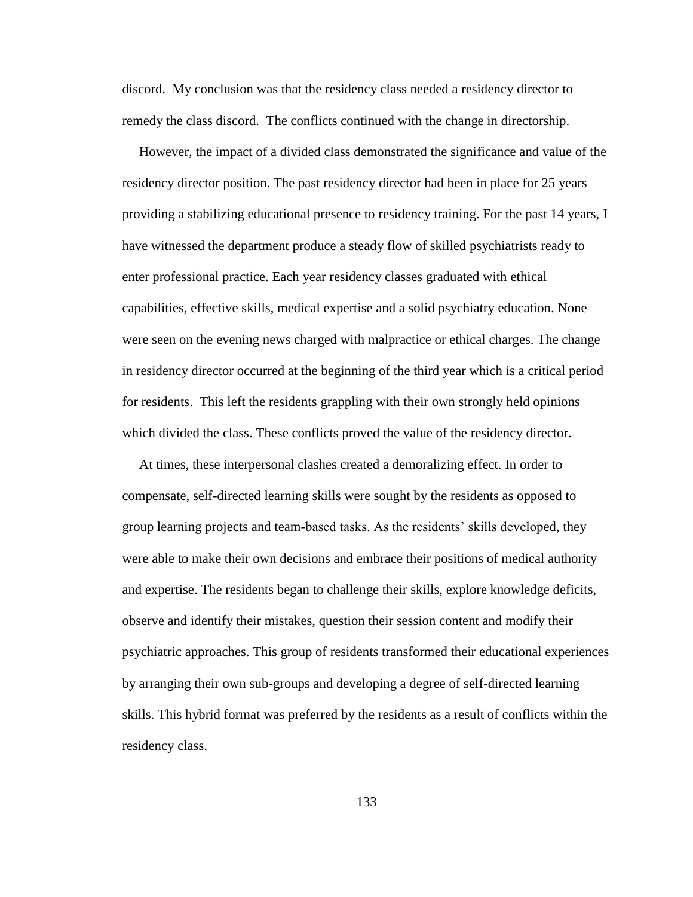discord. My conclusion was that the residency class needed a residency director to remedy the class discord. The conflicts continued with the change in directorship.

However, the impact of a divided class demonstrated the significance and value of the residency director position. The past residency director had been in place for 25 years providing a stabilizing educational presence to residency training. For the past 14 years, I have witnessed the department produce a steady flow of skilled psychiatrists ready to enter professional practice. Each year residency classes graduated with ethical capabilities, effective skills, medical expertise and a solid psychiatry education. None were seen on the evening news charged with malpractice or ethical charges. The change in residency director occurred at the beginning of the third year which is a critical period for residents. This left the residents grappling with their own strongly held opinions which divided the class. These conflicts proved the value of the residency director.

At times, these interpersonal clashes created a demoralizing effect. In order to compensate, self-directed learning skills were sought by the residents as opposed to group learning projects and team-based tasks. As the residents' skills developed, they were able to make their own decisions and embrace their positions of medical authority and expertise. The residents began to challenge their skills, explore knowledge deficits, observe and identify their mistakes, question their session content and modify their psychiatric approaches. This group of residents transformed their educational experiences by arranging their own sub-groups and developing a degree of self-directed learning skills. This hybrid format was preferred by the residents as a result of conflicts within the residency class.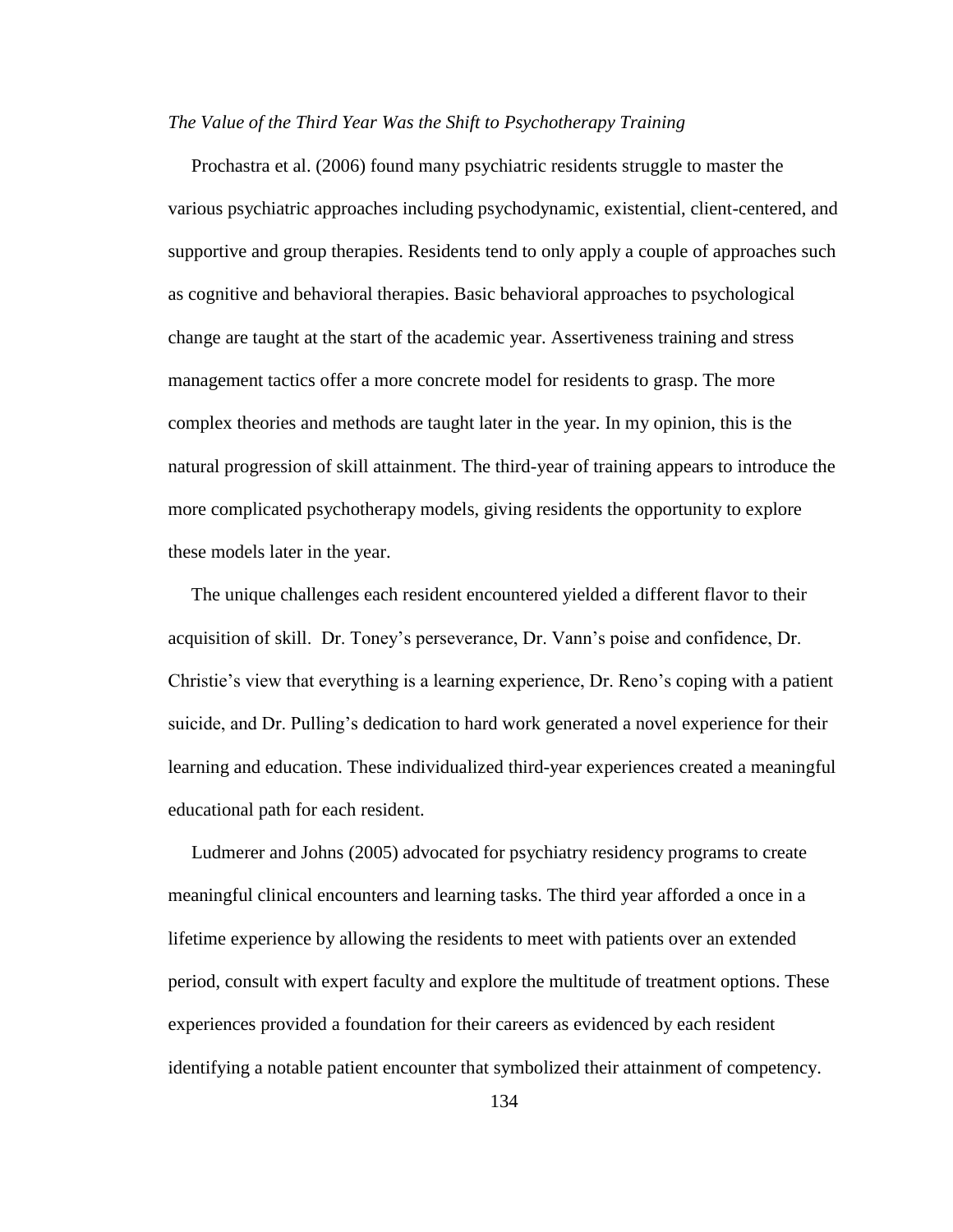*The Value of the Third Year Was the Shift to Psychotherapy Training*

Prochastra et al. (2006) found many psychiatric residents struggle to master the various psychiatric approaches including psychodynamic, existential, client-centered, and supportive and group therapies. Residents tend to only apply a couple of approaches such as cognitive and behavioral therapies. Basic behavioral approaches to psychological change are taught at the start of the academic year. Assertiveness training and stress management tactics offer a more concrete model for residents to grasp. The more complex theories and methods are taught later in the year. In my opinion, this is the natural progression of skill attainment. The third-year of training appears to introduce the more complicated psychotherapy models, giving residents the opportunity to explore these models later in the year.

The unique challenges each resident encountered yielded a different flavor to their acquisition of skill. Dr. Toney's perseverance, Dr. Vann's poise and confidence, Dr. Christie's view that everything is a learning experience, Dr. Reno's coping with a patient suicide, and Dr. Pulling's dedication to hard work generated a novel experience for their learning and education. These individualized third-year experiences created a meaningful educational path for each resident.

Ludmerer and Johns (2005) advocated for psychiatry residency programs to create meaningful clinical encounters and learning tasks. The third year afforded a once in a lifetime experience by allowing the residents to meet with patients over an extended period, consult with expert faculty and explore the multitude of treatment options. These experiences provided a foundation for their careers as evidenced by each resident identifying a notable patient encounter that symbolized their attainment of competency.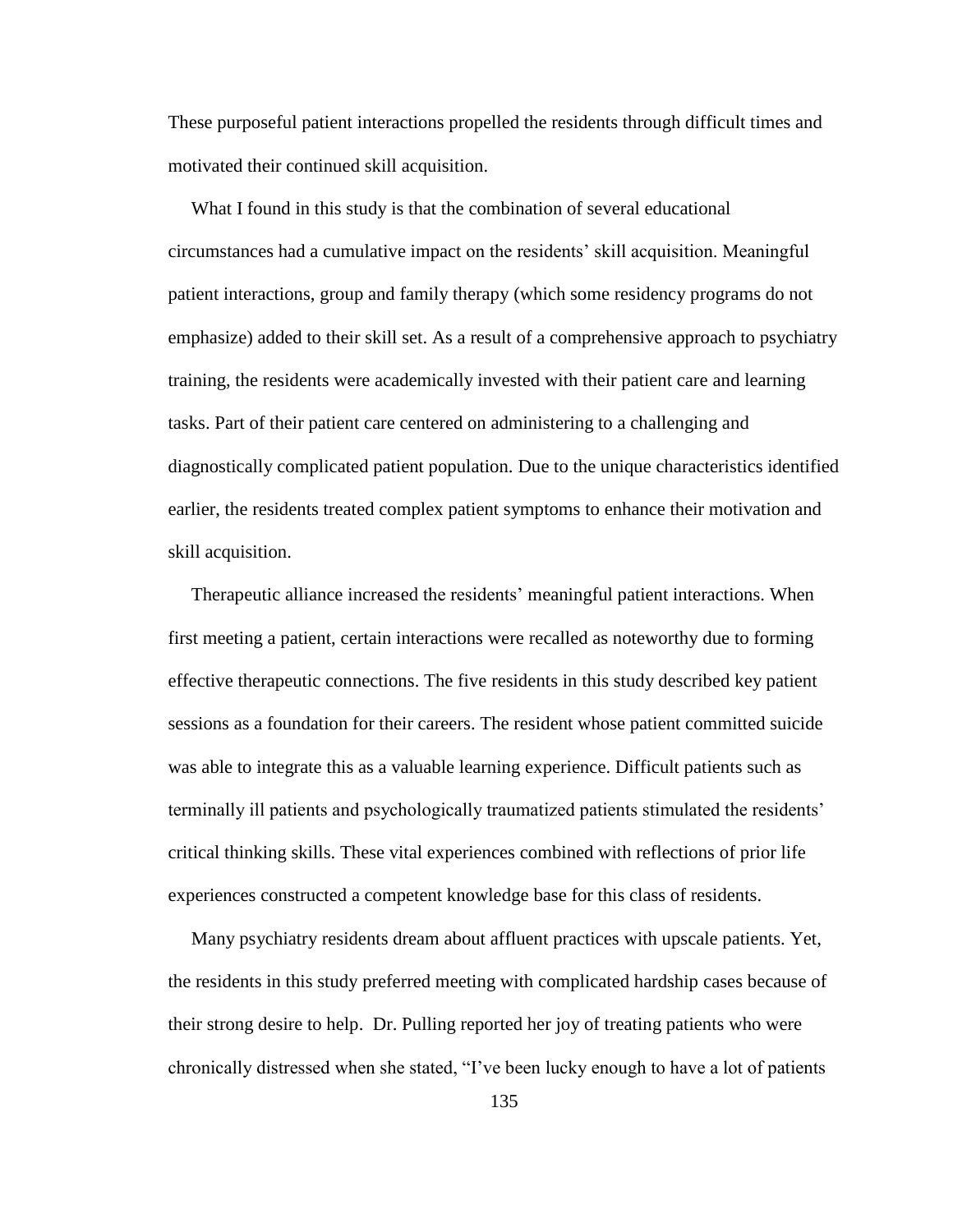These purposeful patient interactions propelled the residents through difficult times and motivated their continued skill acquisition.

What I found in this study is that the combination of several educational circumstances had a cumulative impact on the residents' skill acquisition. Meaningful patient interactions, group and family therapy (which some residency programs do not emphasize) added to their skill set. As a result of a comprehensive approach to psychiatry training, the residents were academically invested with their patient care and learning tasks. Part of their patient care centered on administering to a challenging and diagnostically complicated patient population. Due to the unique characteristics identified earlier, the residents treated complex patient symptoms to enhance their motivation and skill acquisition.

Therapeutic alliance increased the residents' meaningful patient interactions. When first meeting a patient, certain interactions were recalled as noteworthy due to forming effective therapeutic connections. The five residents in this study described key patient sessions as a foundation for their careers. The resident whose patient committed suicide was able to integrate this as a valuable learning experience. Difficult patients such as terminally ill patients and psychologically traumatized patients stimulated the residents' critical thinking skills. These vital experiences combined with reflections of prior life experiences constructed a competent knowledge base for this class of residents.

Many psychiatry residents dream about affluent practices with upscale patients. Yet, the residents in this study preferred meeting with complicated hardship cases because of their strong desire to help. Dr. Pulling reported her joy of treating patients who were chronically distressed when she stated, "I've been lucky enough to have a lot of patients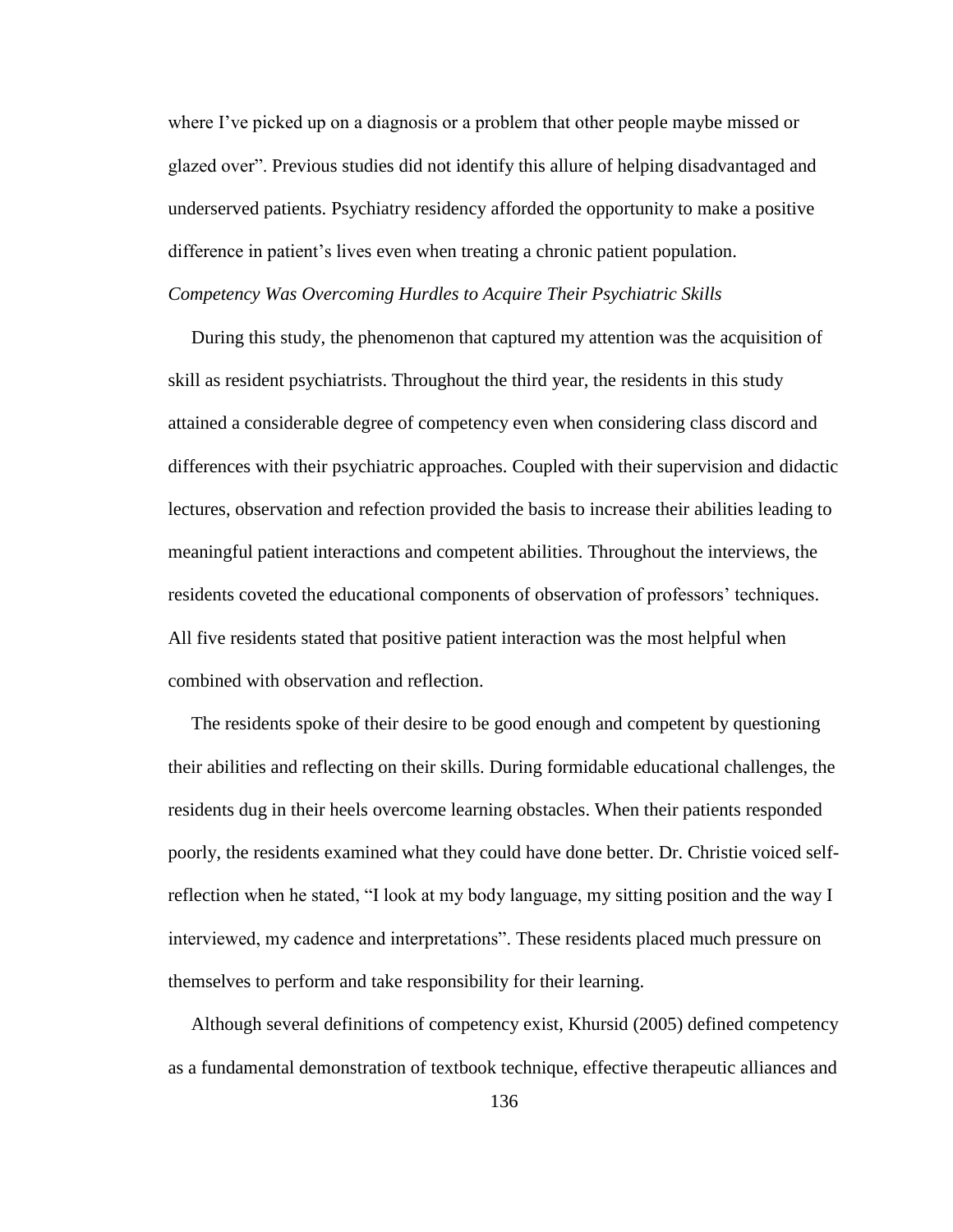where I've picked up on a diagnosis or a problem that other people maybe missed or glazed over". Previous studies did not identify this allure of helping disadvantaged and underserved patients. Psychiatry residency afforded the opportunity to make a positive difference in patient's lives even when treating a chronic patient population.

*Competency Was Overcoming Hurdles to Acquire Their Psychiatric Skills*

During this study, the phenomenon that captured my attention was the acquisition of skill as resident psychiatrists. Throughout the third year, the residents in this study attained a considerable degree of competency even when considering class discord and differences with their psychiatric approaches. Coupled with their supervision and didactic lectures, observation and refection provided the basis to increase their abilities leading to meaningful patient interactions and competent abilities. Throughout the interviews, the residents coveted the educational components of observation of professors' techniques. All five residents stated that positive patient interaction was the most helpful when combined with observation and reflection.

The residents spoke of their desire to be good enough and competent by questioning their abilities and reflecting on their skills. During formidable educational challenges, the residents dug in their heels overcome learning obstacles. When their patients responded poorly, the residents examined what they could have done better. Dr. Christie voiced self-reflection when he stated, "I look at my body language, my sitting position and the way I interviewed, my cadence and interpretations". These residents placed much pressure on themselves to perform and take responsibility for their learning.

Although several definitions of competency exist, Khursid (2005) defined competency as a fundamental demonstration of textbook technique, effective therapeutic alliances and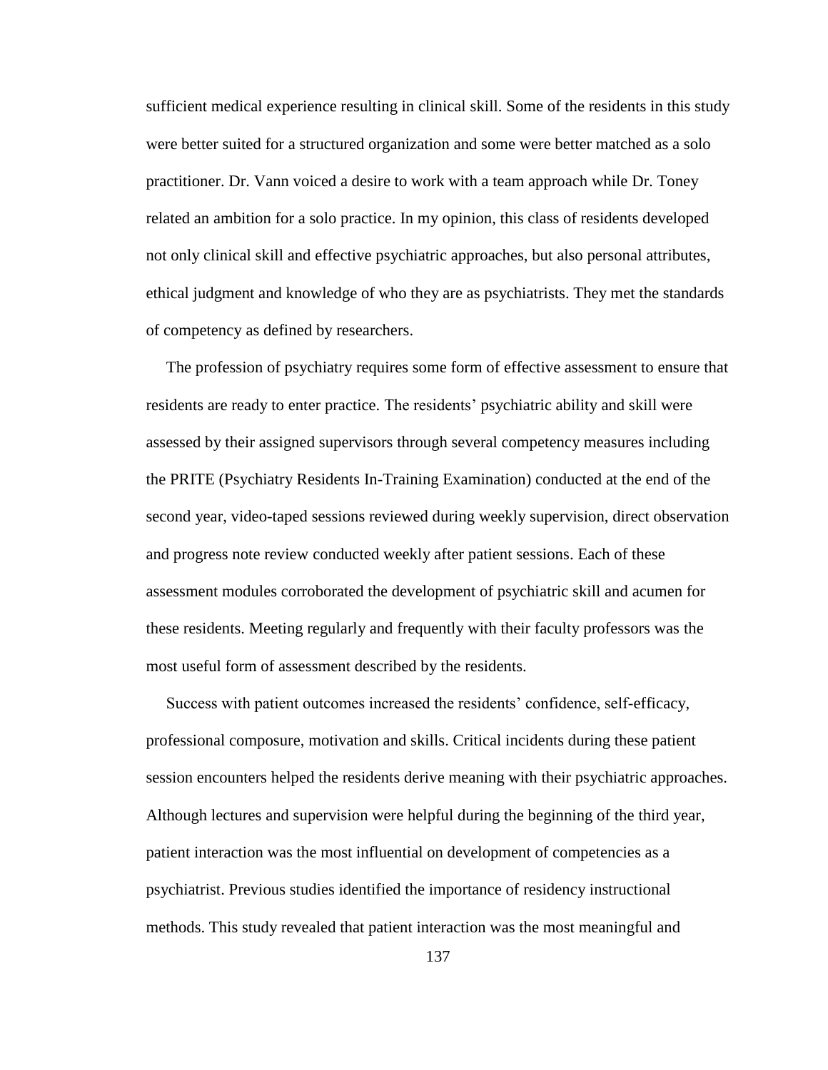sufficient medical experience resulting in clinical skill. Some of the residents in this study were better suited for a structured organization and some were better matched as a solo practitioner. Dr. Vann voiced a desire to work with a team approach while Dr. Toney related an ambition for a solo practice. In my opinion, this class of residents developed not only clinical skill and effective psychiatric approaches, but also personal attributes, ethical judgment and knowledge of who they are as psychiatrists. They met the standards of competency as defined by researchers.

The profession of psychiatry requires some form of effective assessment to ensure that residents are ready to enter practice. The residents' psychiatric ability and skill were assessed by their assigned supervisors through several competency measures including the PRITE (Psychiatry Residents In-Training Examination) conducted at the end of the second year, video-taped sessions reviewed during weekly supervision, direct observation and progress note review conducted weekly after patient sessions. Each of these assessment modules corroborated the development of psychiatric skill and acumen for these residents. Meeting regularly and frequently with their faculty professors was the most useful form of assessment described by the residents.

Success with patient outcomes increased the residents' confidence, self-efficacy, professional composure, motivation and skills. Critical incidents during these patient session encounters helped the residents derive meaning with their psychiatric approaches. Although lectures and supervision were helpful during the beginning of the third year, patient interaction was the most influential on development of competencies as a psychiatrist. Previous studies identified the importance of residency instructional methods. This study revealed that patient interaction was the most meaningful and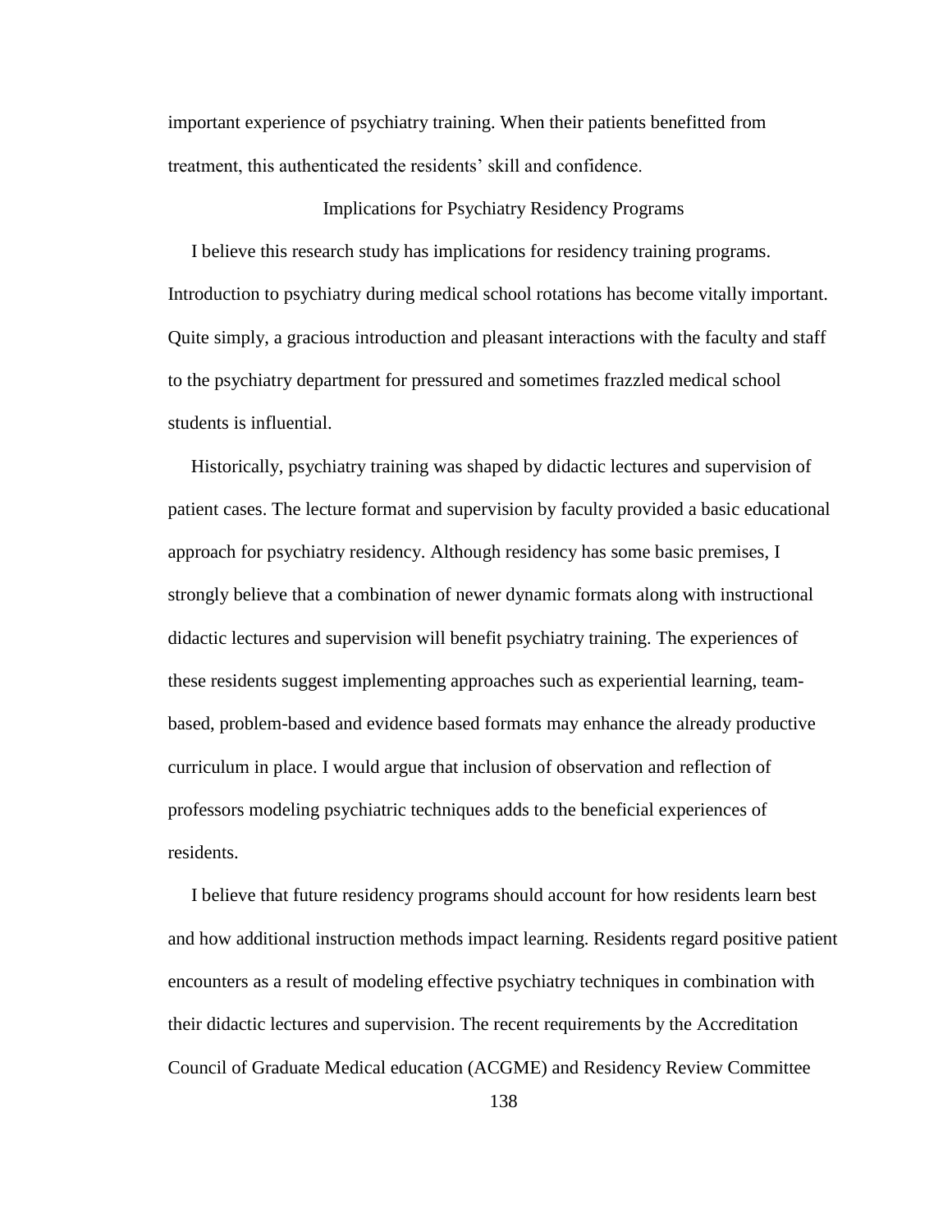important experience of psychiatry training. When their patients benefitted from treatment, this authenticated the residents' skill and confidence.

## Implications for Psychiatry Residency Programs

I believe this research study has implications for residency training programs. Introduction to psychiatry during medical school rotations has become vitally important. Quite simply, a gracious introduction and pleasant interactions with the faculty and staff to the psychiatry department for pressured and sometimes frazzled medical school students is influential.

Historically, psychiatry training was shaped by didactic lectures and supervision of patient cases. The lecture format and supervision by faculty provided a basic educational approach for psychiatry residency. Although residency has some basic premises, I strongly believe that a combination of newer dynamic formats along with instructional didactic lectures and supervision will benefit psychiatry training. The experiences of these residents suggest implementing approaches such as experiential learning, team-based, problem-based and evidence based formats may enhance the already productive curriculum in place. I would argue that inclusion of observation and reflection of professors modeling psychiatric techniques adds to the beneficial experiences of residents.

I believe that future residency programs should account for how residents learn best and how additional instruction methods impact learning. Residents regard positive patient encounters as a result of modeling effective psychiatry techniques in combination with their didactic lectures and supervision. The recent requirements by the Accreditation Council of Graduate Medical education (ACGME) and Residency Review Committee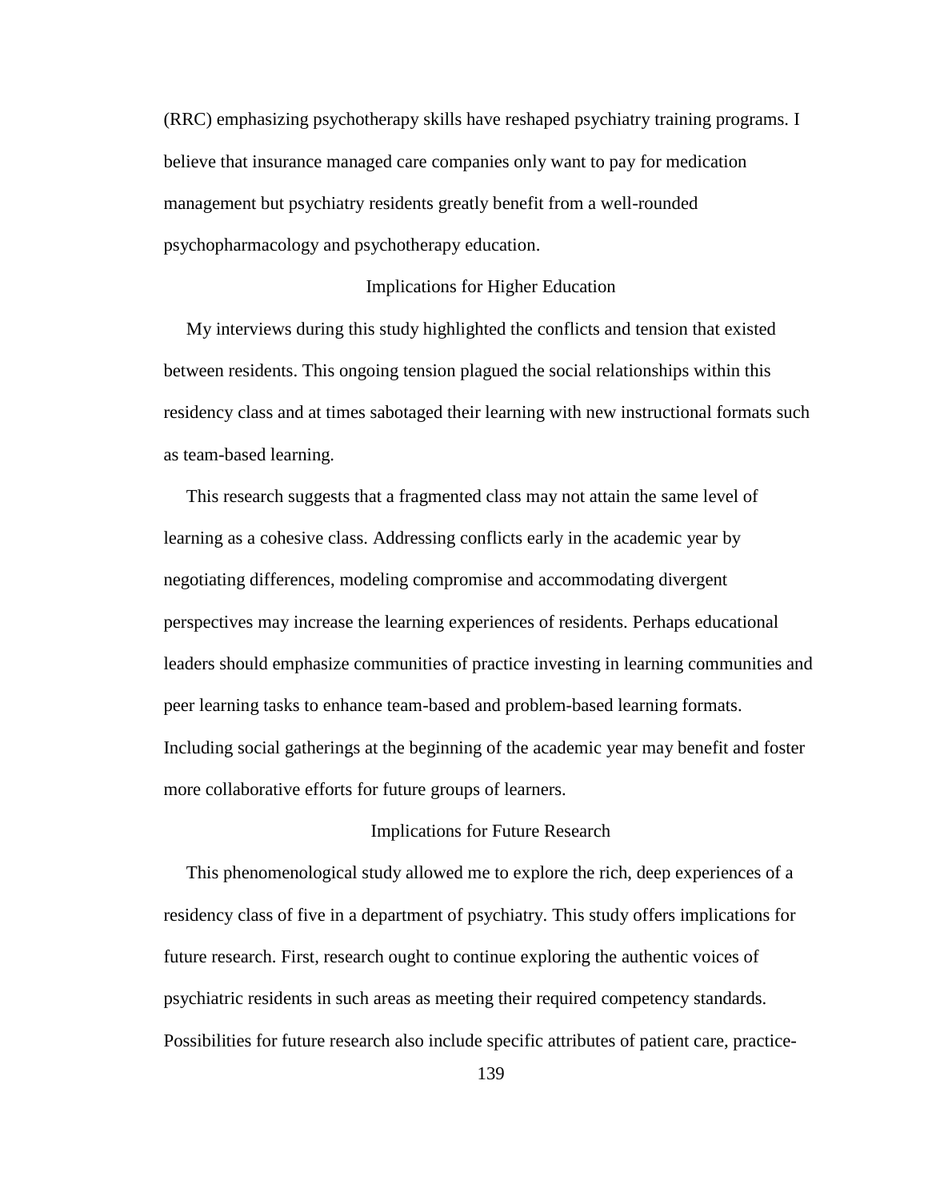(RRC) emphasizing psychotherapy skills have reshaped psychiatry training programs. I believe that insurance managed care companies only want to pay for medication management but psychiatry residents greatly benefit from a well-rounded psychopharmacology and psychotherapy education.

## Implications for Higher Education

My interviews during this study highlighted the conflicts and tension that existed between residents. This ongoing tension plagued the social relationships within this residency class and at times sabotaged their learning with new instructional formats such as team-based learning.

This research suggests that a fragmented class may not attain the same level of learning as a cohesive class. Addressing conflicts early in the academic year by negotiating differences, modeling compromise and accommodating divergent perspectives may increase the learning experiences of residents. Perhaps educational leaders should emphasize communities of practice investing in learning communities and peer learning tasks to enhance team-based and problem-based learning formats. Including social gatherings at the beginning of the academic year may benefit and foster more collaborative efforts for future groups of learners.

## Implications for Future Research

This phenomenological study allowed me to explore the rich, deep experiences of a residency class of five in a department of psychiatry. This study offers implications for future research. First, research ought to continue exploring the authentic voices of psychiatric residents in such areas as meeting their required competency standards. Possibilities for future research also include specific attributes of patient care, practice-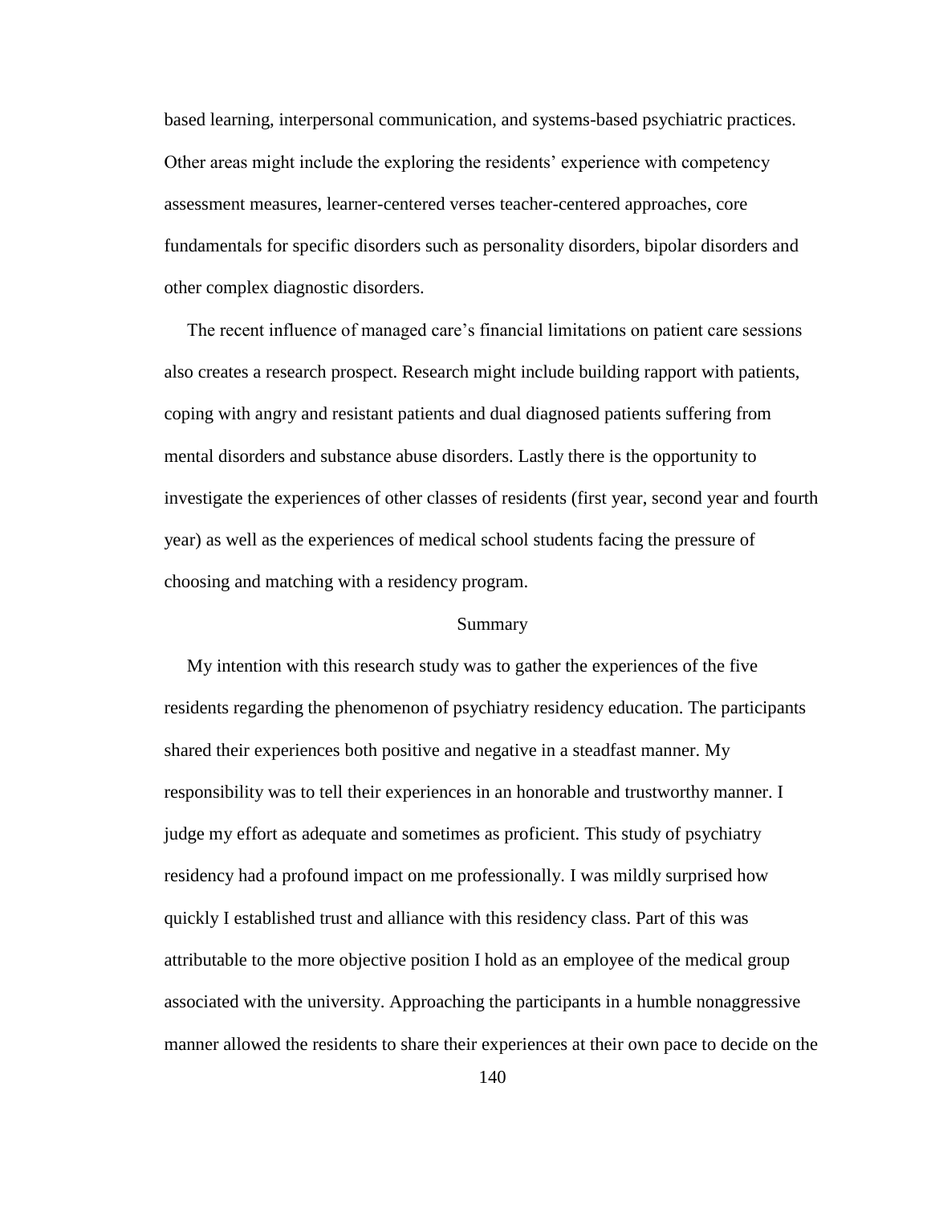based learning, interpersonal communication, and systems-based psychiatric practices. Other areas might include the exploring the residents' experience with competency assessment measures, learner-centered verses teacher-centered approaches, core fundamentals for specific disorders such as personality disorders, bipolar disorders and other complex diagnostic disorders.

The recent influence of managed care's financial limitations on patient care sessions also creates a research prospect. Research might include building rapport with patients, coping with angry and resistant patients and dual diagnosed patients suffering from mental disorders and substance abuse disorders. Lastly there is the opportunity to investigate the experiences of other classes of residents (first year, second year and fourth year) as well as the experiences of medical school students facing the pressure of choosing and matching with a residency program.

## Summary

My intention with this research study was to gather the experiences of the five residents regarding the phenomenon of psychiatry residency education. The participants shared their experiences both positive and negative in a steadfast manner. My responsibility was to tell their experiences in an honorable and trustworthy manner. I judge my effort as adequate and sometimes as proficient. This study of psychiatry residency had a profound impact on me professionally. I was mildly surprised how quickly I established trust and alliance with this residency class. Part of this was attributable to the more objective position I hold as an employee of the medical group associated with the university. Approaching the participants in a humble nonaggressive manner allowed the residents to share their experiences at their own pace to decide on the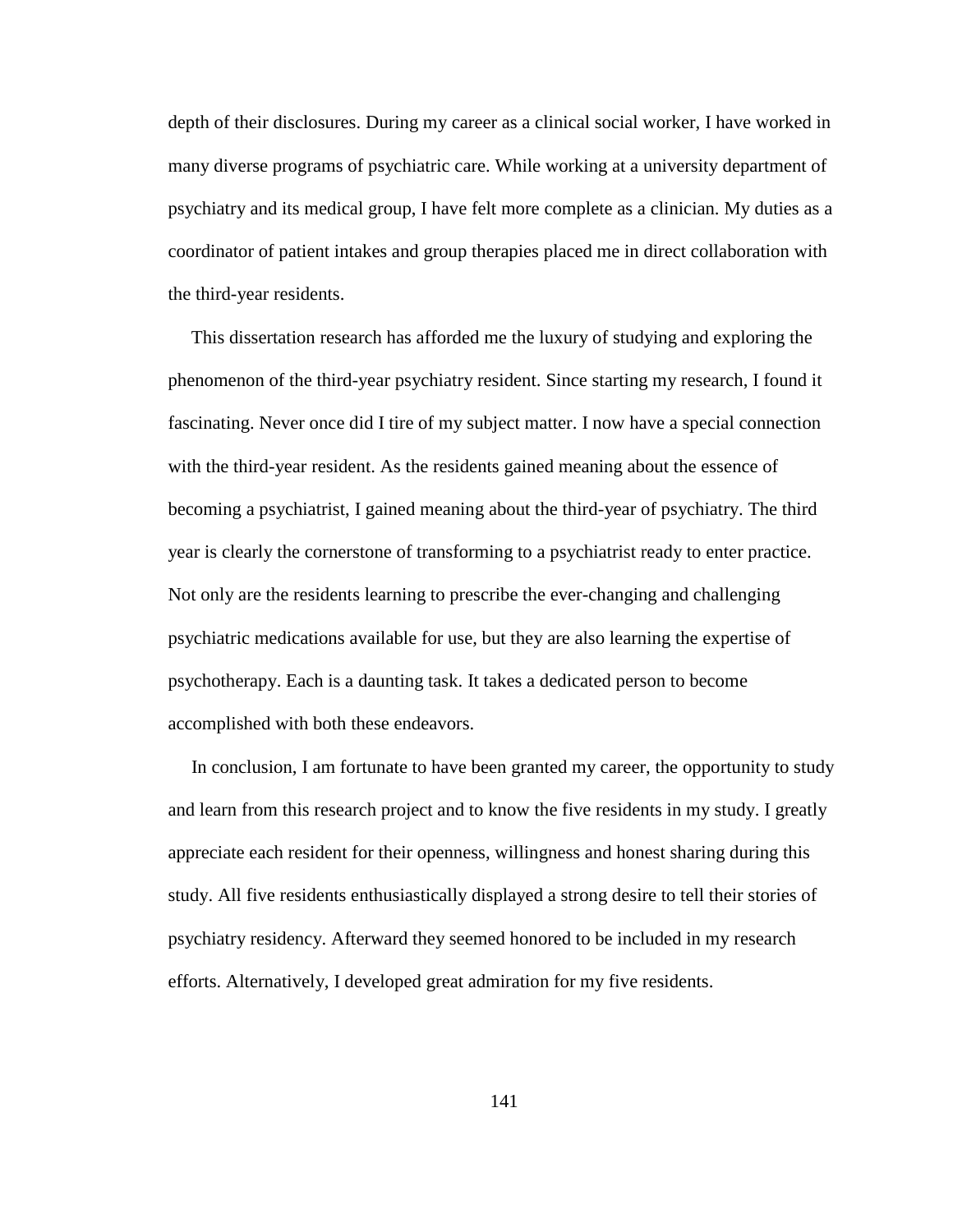depth of their disclosures. During my career as a clinical social worker, I have worked in many diverse programs of psychiatric care. While working at a university department of psychiatry and its medical group, I have felt more complete as a clinician. My duties as a coordinator of patient intakes and group therapies placed me in direct collaboration with the third-year residents.

This dissertation research has afforded me the luxury of studying and exploring the phenomenon of the third-year psychiatry resident. Since starting my research, I found it fascinating. Never once did I tire of my subject matter. I now have a special connection with the third-year resident. As the residents gained meaning about the essence of becoming a psychiatrist, I gained meaning about the third-year of psychiatry. The third year is clearly the cornerstone of transforming to a psychiatrist ready to enter practice. Not only are the residents learning to prescribe the ever-changing and challenging psychiatric medications available for use, but they are also learning the expertise of psychotherapy. Each is a daunting task. It takes a dedicated person to become accomplished with both these endeavors.

In conclusion, I am fortunate to have been granted my career, the opportunity to study and learn from this research project and to know the five residents in my study. I greatly appreciate each resident for their openness, willingness and honest sharing during this study. All five residents enthusiastically displayed a strong desire to tell their stories of psychiatry residency. Afterward they seemed honored to be included in my research efforts. Alternatively, I developed great admiration for my five residents.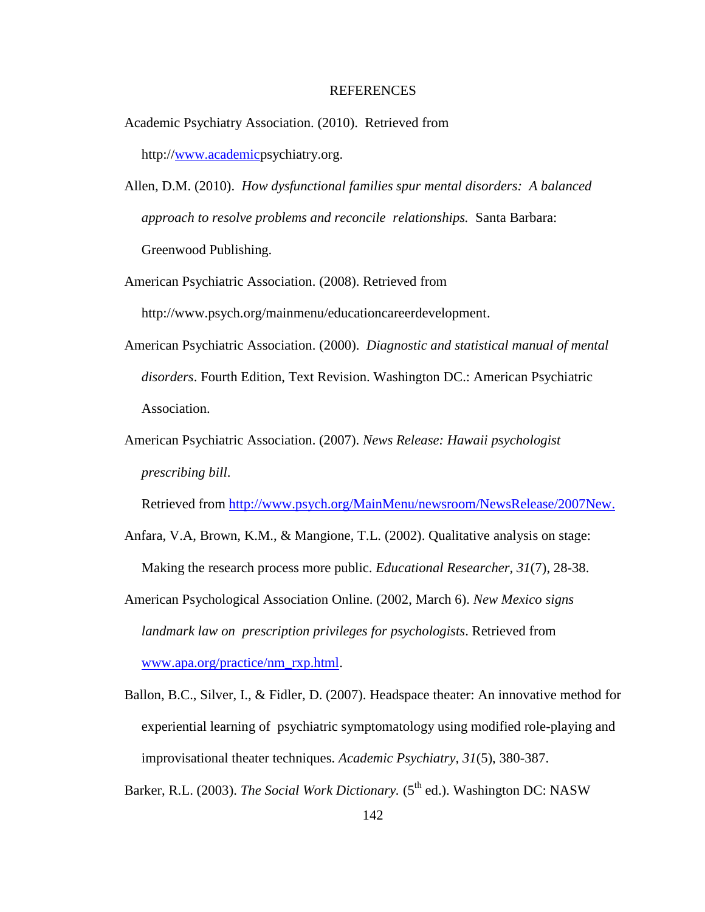# REFERENCES

Academic Psychiatry Association. (2010). Retrieved from http://www.academicpsychiatry.org.

Allen, D.M. (2010). *How dysfunctional families spur mental disorders: A balanced approach to resolve problems and reconcile relationships.* Santa Barbara: Greenwood Publishing.

American Psychiatric Association. (2008). Retrieved from http://www.psych.org/mainmenu/educationcareerdevelopment.

American Psychiatric Association. (2000). *Diagnostic and statistical manual of mental disorders*. Fourth Edition, Text Revision. Washington DC.: American Psychiatric Association.

American Psychiatric Association. (2007). *News Release: Hawaii psychologist prescribing bill*. Retrieved from http://www.psych.org/MainMenu/newsroom/NewsRelease/2007New.

Anfara, V.A, Brown, K.M., & Mangione, T.L. (2002). Qualitative analysis on stage: Making the research process more public. *Educational Researcher, 31*(7), 28-38.

American Psychological Association Online. (2002, March 6). *New Mexico signs landmark law on prescription privileges for psychologists*. Retrieved from www.apa.org/practice/nm_rxp.html.

Ballon, B.C., Silver, I., & Fidler, D. (2007). Headspace theater: An innovative method for experiential learning of psychiatric symptomatology using modified role-playing and improvisational theater techniques. *Academic Psychiatry, 31*(5), 380-387.

Barker, R.L. (2003). *The Social Work Dictionary.* (5th ed.). Washington DC: NASW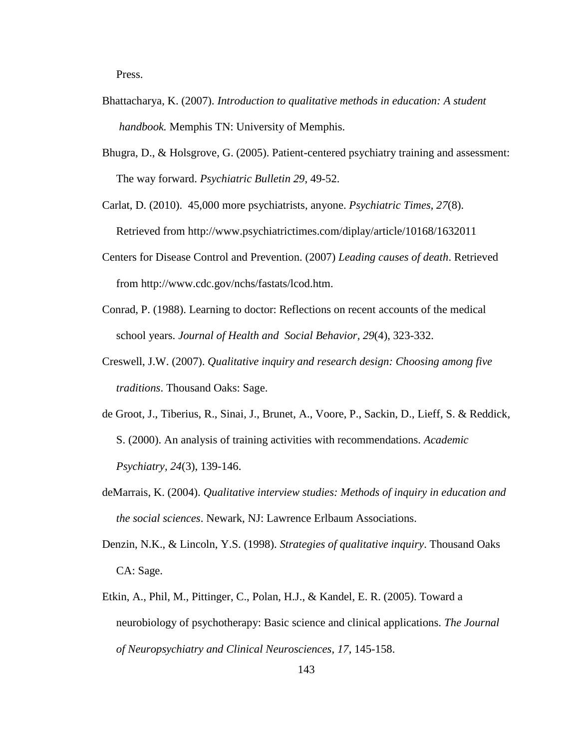Press.

Bhattacharya, K. (2007). *Introduction to qualitative methods in education: A student handbook.* Memphis TN: University of Memphis.

Bhugra, D., & Holsgrove, G. (2005). Patient-centered psychiatry training and assessment: The way forward. *Psychiatric Bulletin 29*, 49-52.

Carlat, D. (2010). 45,000 more psychiatrists, anyone. *Psychiatric Times, 27*(8). Retrieved from http://www.psychiatrictimes.com/diplay/article/10168/1632011

Centers for Disease Control and Prevention. (2007) *Leading causes of death*. Retrieved from http://www.cdc.gov/nchs/fastats/lcod.htm.

Conrad, P. (1988). Learning to doctor: Reflections on recent accounts of the medical school years. *Journal of Health and Social Behavior, 29*(4), 323-332.

Creswell, J.W. (2007). *Qualitative inquiry and research design: Choosing among five traditions*. Thousand Oaks: Sage.

de Groot, J., Tiberius, R., Sinai, J., Brunet, A., Voore, P., Sackin, D., Lieff, S. & Reddick, S. (2000). An analysis of training activities with recommendations. *Academic Psychiatry, 24*(3), 139-146.

deMarrais, K. (2004). *Qualitative interview studies: Methods of inquiry in education and the social sciences*. Newark, NJ: Lawrence Erlbaum Associations.

Denzin, N.K., & Lincoln, Y.S. (1998). *Strategies of qualitative inquiry*. Thousand Oaks CA: Sage.

Etkin, A., Phil, M., Pittinger, C., Polan, H.J., & Kandel, E. R. (2005). Toward a neurobiology of psychotherapy: Basic science and clinical applications. *The Journal of Neuropsychiatry and Clinical Neurosciences, 17*, 145-158.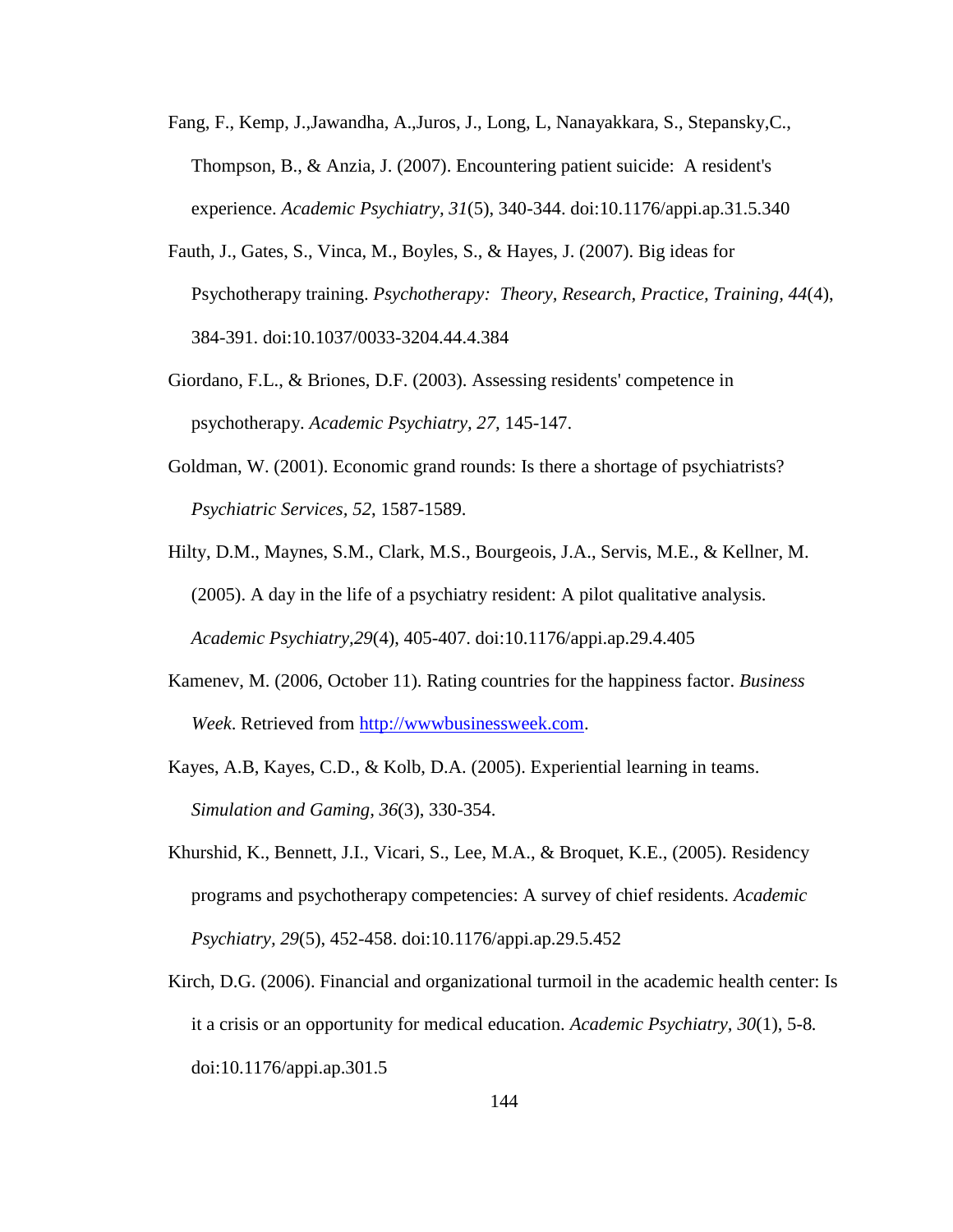Fang, F., Kemp, J.,Jawandha, A.,Juros, J., Long, L, Nanayakkara, S., Stepansky,C., Thompson, B., & Anzia, J. (2007). Encountering patient suicide: A resident's experience. *Academic Psychiatry, 31*(5), 340-344. doi:10.1176/appi.ap.31.5.340

Fauth, J., Gates, S., Vinca, M., Boyles, S., & Hayes, J. (2007). Big ideas for Psychotherapy training. *Psychotherapy: Theory, Research, Practice, Training, 44*(4), 384-391. doi:10.1037/0033-3204.44.4.384

Giordano, F.L., & Briones, D.F. (2003). Assessing residents' competence in psychotherapy. *Academic Psychiatry, 27,* 145-147.

Goldman, W. (2001). Economic grand rounds: Is there a shortage of psychiatrists? *Psychiatric Services, 52*, 1587-1589.

Hilty, D.M., Maynes, S.M., Clark, M.S., Bourgeois, J.A., Servis, M.E., & Kellner, M. (2005). A day in the life of a psychiatry resident: A pilot qualitative analysis. *Academic Psychiatry,29*(4), 405-407. doi:10.1176/appi.ap.29.4.405

Kamenev, M. (2006, October 11). Rating countries for the happiness factor. *Business Week.* Retrieved from http://wwwbusinessweek.com.

Kayes, A.B, Kayes, C.D., & Kolb, D.A. (2005). Experiential learning in teams. *Simulation and Gaming, 36*(3), 330-354.

Khurshid, K., Bennett, J.I., Vicari, S., Lee, M.A., & Broquet, K.E., (2005). Residency programs and psychotherapy competencies: A survey of chief residents. *Academic Psychiatry, 29*(5), 452-458. doi:10.1176/appi.ap.29.5.452

Kirch, D.G. (2006). Financial and organizational turmoil in the academic health center: Is it a crisis or an opportunity for medical education. *Academic Psychiatry, 30*(1), 5-8. doi:10.1176/appi.ap.301.5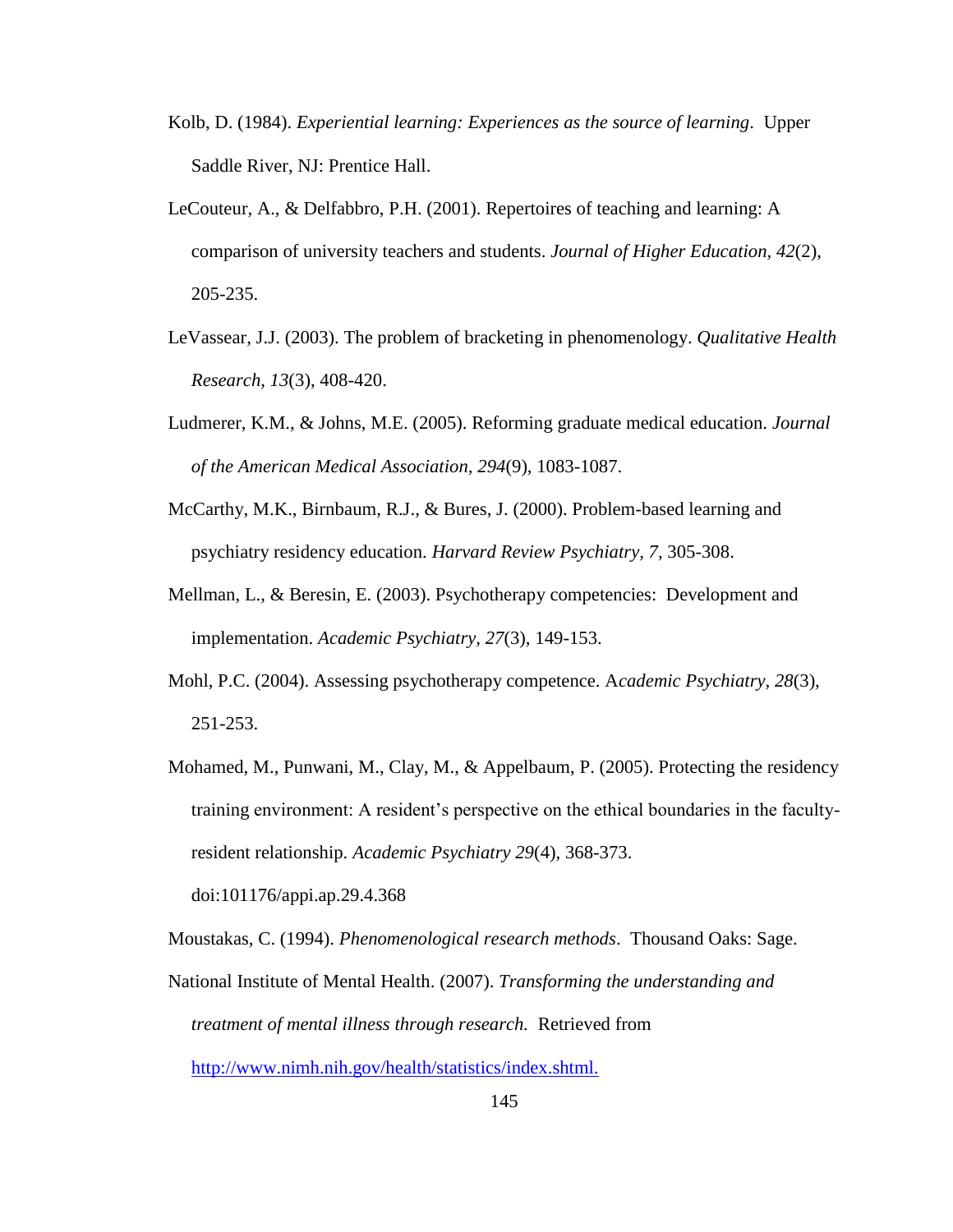Kolb, D. (1984). *Experiential learning: Experiences as the source of learning*. Upper Saddle River, NJ: Prentice Hall.

LeCouteur, A., & Delfabbro, P.H. (2001). Repertoires of teaching and learning: A comparison of university teachers and students. *Journal of Higher Education, 42*(2), 205-235.

LeVassear, J.J. (2003). The problem of bracketing in phenomenology. *Qualitative Health Research, 13*(3), 408-420.

Ludmerer, K.M., & Johns, M.E. (2005). Reforming graduate medical education. *Journal of the American Medical Association, 294*(9), 1083-1087.

McCarthy, M.K., Birnbaum, R.J., & Bures, J. (2000). Problem-based learning and psychiatry residency education. *Harvard Review Psychiatry, 7,* 305-308.

Mellman, L., & Beresin, E. (2003). Psychotherapy competencies: Development and implementation. *Academic Psychiatry, 27*(3), 149-153.

Mohl, P.C. (2004). Assessing psychotherapy competence. A*cademic Psychiatry, 28*(3), 251-253.

Mohamed, M., Punwani, M., Clay, M., & Appelbaum, P. (2005). Protecting the residency training environment: A resident's perspective on the ethical boundaries in the faculty-resident relationship. *Academic Psychiatry 29*(4), 368-373. doi:101176/appi.ap.29.4.368

Moustakas, C. (1994). *Phenomenological research methods*. Thousand Oaks: Sage.

National Institute of Mental Health. (2007). *Transforming the understanding and treatment of mental illness through research.* Retrieved from http://www.nimh.nih.gov/health/statistics/index.shtml.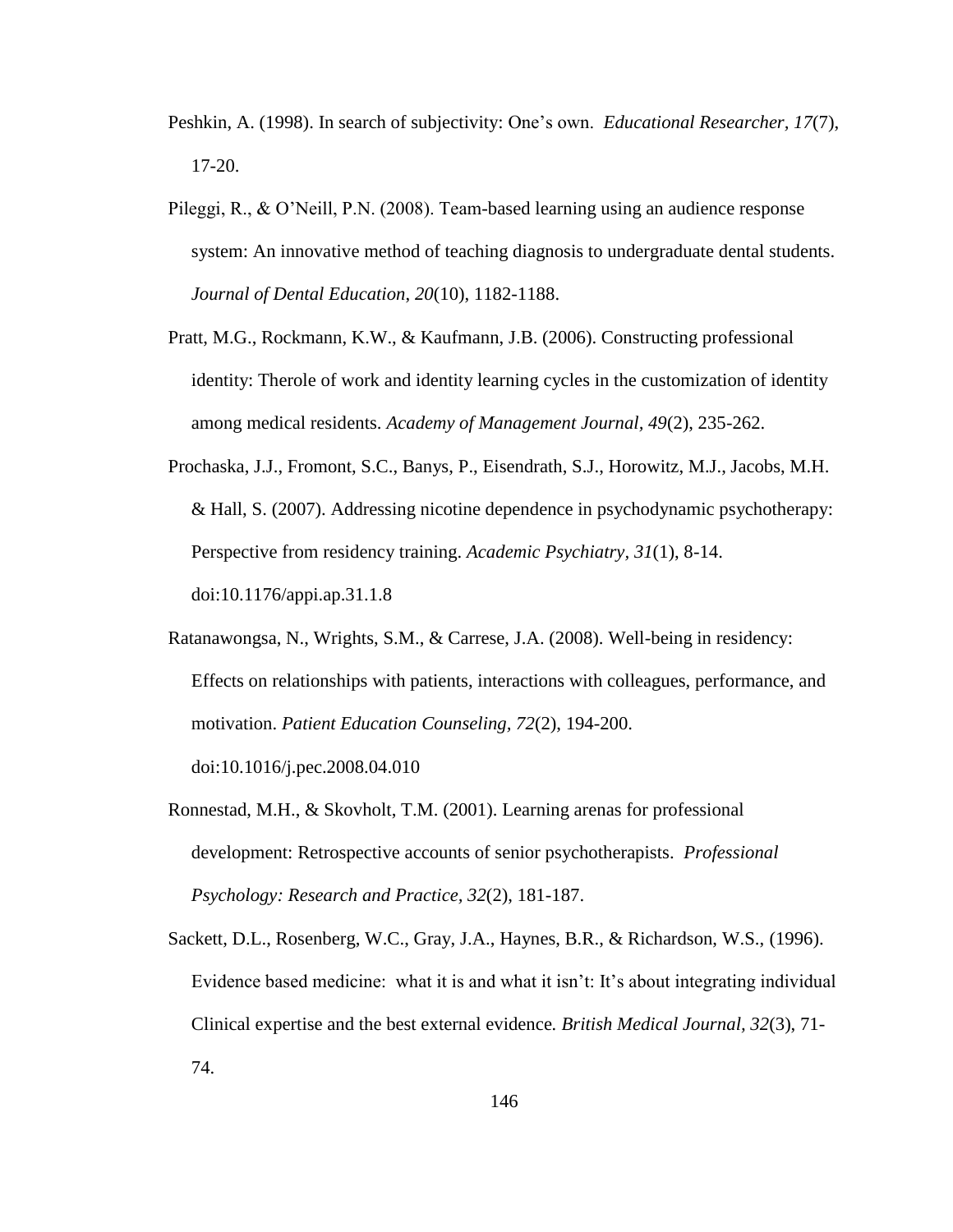Peshkin, A. (1998). In search of subjectivity: One's own. *Educational Researcher, 17*(7), 17-20.

Pileggi, R., & O'Neill, P.N. (2008). Team-based learning using an audience response system: An innovative method of teaching diagnosis to undergraduate dental students. *Journal of Dental Education, 20*(10), 1182-1188.

Pratt, M.G., Rockmann, K.W., & Kaufmann, J.B. (2006). Constructing professional identity: Therole of work and identity learning cycles in the customization of identity among medical residents. *Academy of Management Journal, 49*(2), 235-262.

Prochaska, J.J., Fromont, S.C., Banys, P., Eisendrath, S.J., Horowitz, M.J., Jacobs, M.H. & Hall, S. (2007). Addressing nicotine dependence in psychodynamic psychotherapy: Perspective from residency training. *Academic Psychiatry, 31*(1), 8-14. doi:10.1176/appi.ap.31.1.8

Ratanawongsa, N., Wrights, S.M., & Carrese, J.A. (2008). Well-being in residency: Effects on relationships with patients, interactions with colleagues, performance, and motivation. *Patient Education Counseling, 72*(2), 194-200. doi:10.1016/j.pec.2008.04.010

Ronnestad, M.H., & Skovholt, T.M. (2001). Learning arenas for professional development: Retrospective accounts of senior psychotherapists. *Professional Psychology: Research and Practice, 32*(2), 181-187.

Sackett, D.L., Rosenberg, W.C., Gray, J.A., Haynes, B.R., & Richardson, W.S., (1996). Evidence based medicine: what it is and what it isn't: It's about integrating individual Clinical expertise and the best external evidence. *British Medical Journal, 32*(3), 71-74.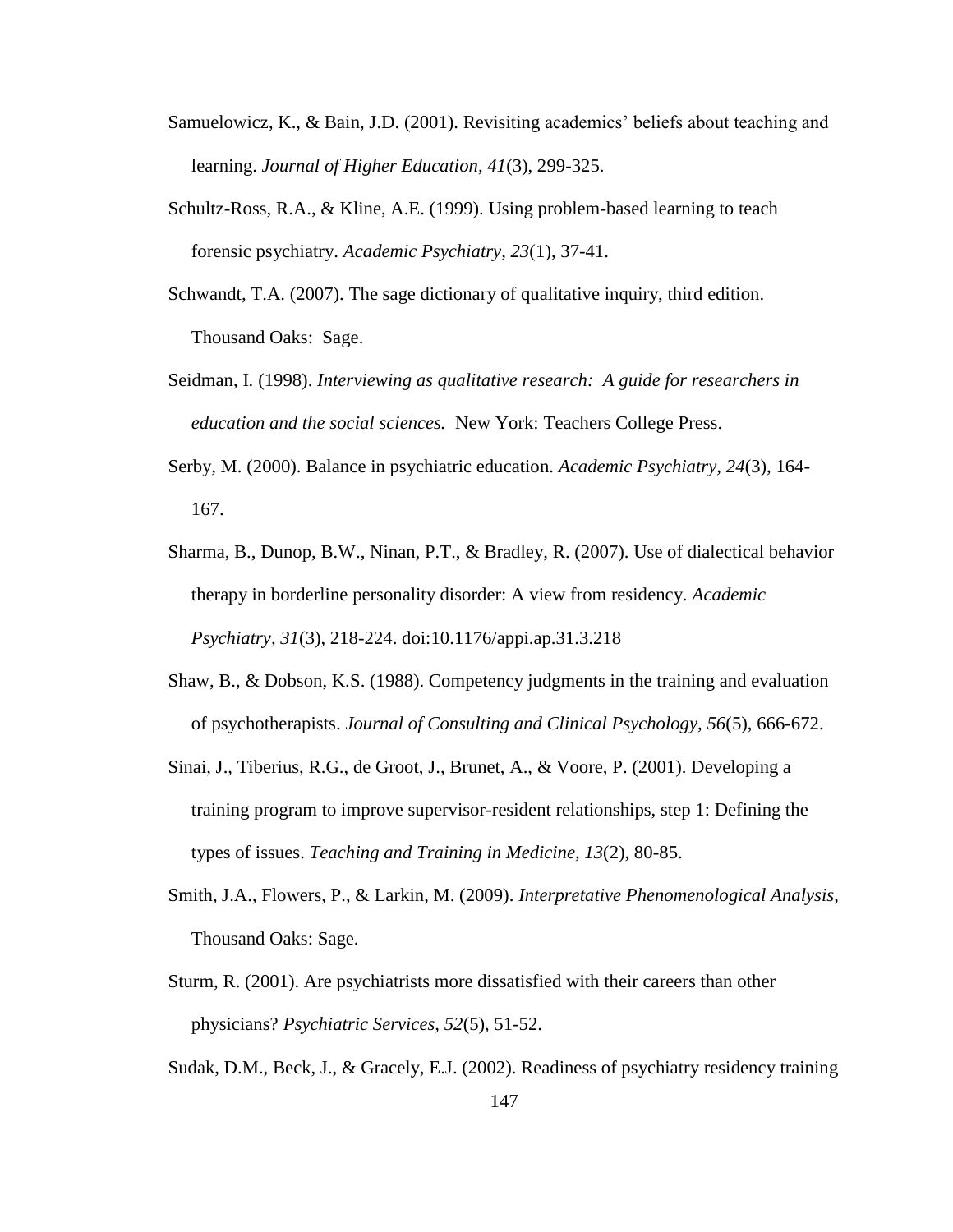Samuelowicz, K., & Bain, J.D. (2001). Revisiting academics' beliefs about teaching and learning. *Journal of Higher Education, 41*(3), 299-325.

Schultz-Ross, R.A., & Kline, A.E. (1999). Using problem-based learning to teach forensic psychiatry. *Academic Psychiatry, 23*(1), 37-41.

Schwandt, T.A. (2007). The sage dictionary of qualitative inquiry, third edition. Thousand Oaks: Sage.

Seidman, I. (1998). *Interviewing as qualitative research: A guide for researchers in education and the social sciences.* New York: Teachers College Press.

Serby, M. (2000). Balance in psychiatric education. *Academic Psychiatry, 24*(3), 164-167.

Sharma, B., Dunop, B.W., Ninan, P.T., & Bradley, R. (2007). Use of dialectical behavior therapy in borderline personality disorder: A view from residency. *Academic Psychiatry, 31*(3), 218-224. doi:10.1176/appi.ap.31.3.218

Shaw, B., & Dobson, K.S. (1988). Competency judgments in the training and evaluation of psychotherapists. *Journal of Consulting and Clinical Psychology, 56*(5), 666-672.

Sinai, J., Tiberius, R.G., de Groot, J., Brunet, A., & Voore, P. (2001). Developing a training program to improve supervisor-resident relationships, step 1: Defining the types of issues. *Teaching and Training in Medicine, 13*(2), 80-85.

Smith, J.A., Flowers, P., & Larkin, M. (2009). *Interpretative Phenomenological Analysis*, Thousand Oaks: Sage.

Sturm, R. (2001). Are psychiatrists more dissatisfied with their careers than other physicians? *Psychiatric Services, 52*(5), 51-52.

Sudak, D.M., Beck, J., & Gracely, E.J. (2002). Readiness of psychiatry residency training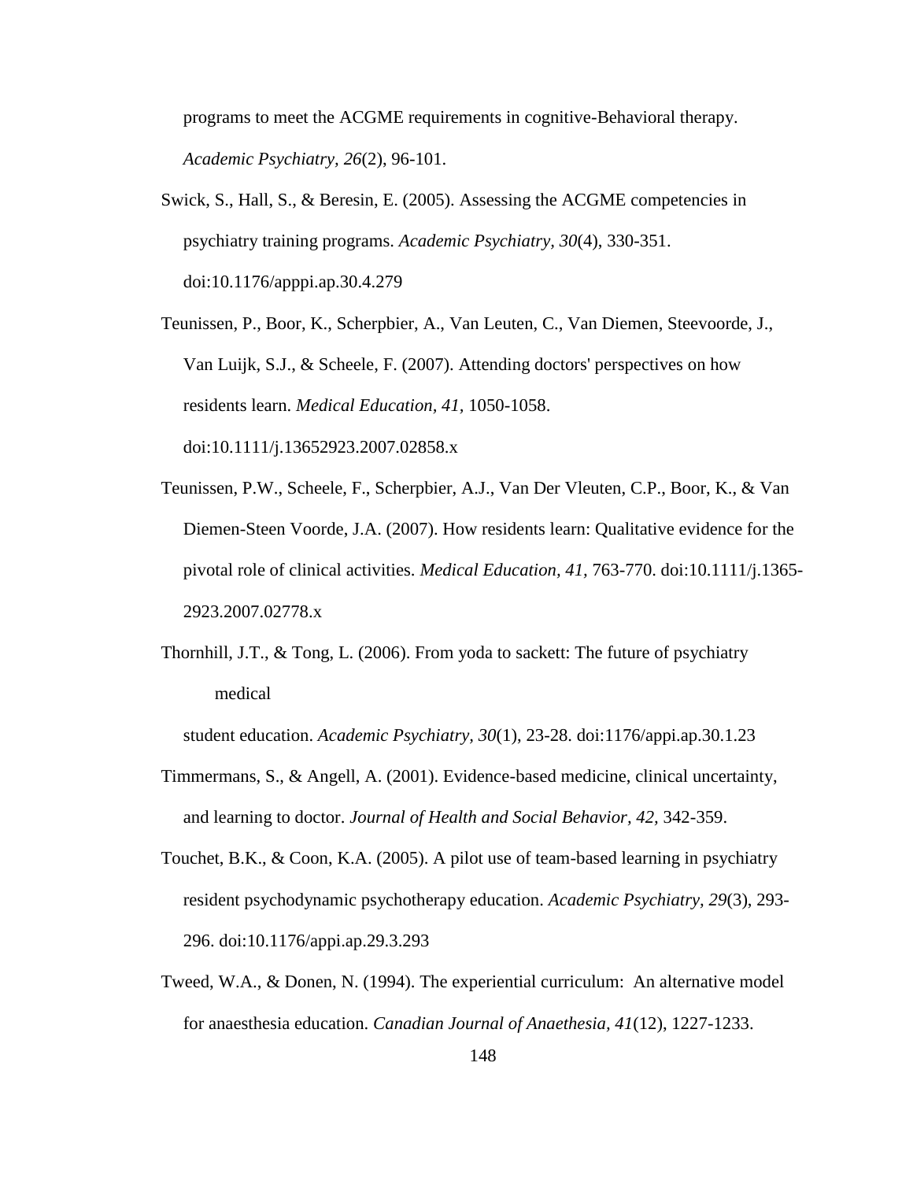programs to meet the ACGME requirements in cognitive-Behavioral therapy. *Academic Psychiatry, 26*(2), 96-101.

Swick, S., Hall, S., & Beresin, E. (2005). Assessing the ACGME competencies in psychiatry training programs. *Academic Psychiatry, 30*(4), 330-351. doi:10.1176/apppi.ap.30.4.279

Teunissen, P., Boor, K., Scherpbier, A., Van Leuten, C., Van Diemen, Steevoorde, J., Van Luijk, S.J., & Scheele, F. (2007). Attending doctors' perspectives on how residents learn. *Medical Education, 41*, 1050-1058. doi:10.1111/j.13652923.2007.02858.x

Teunissen, P.W., Scheele, F., Scherpbier, A.J., Van Der Vleuten, C.P., Boor, K., & Van Diemen-Steen Voorde, J.A. (2007). How residents learn: Qualitative evidence for the pivotal role of clinical activities. *Medical Education, 41*, 763-770. doi:10.1111/j.1365-2923.2007.02778.x

Thornhill, J.T., & Tong, L. (2006). From yoda to sackett: The future of psychiatry medical

student education. *Academic Psychiatry, 30*(1), 23-28. doi:1176/appi.ap.30.1.23

Timmermans, S., & Angell, A. (2001). Evidence-based medicine, clinical uncertainty, and learning to doctor. *Journal of Health and Social Behavior, 42*, 342-359.

Touchet, B.K., & Coon, K.A. (2005). A pilot use of team-based learning in psychiatry resident psychodynamic psychotherapy education. *Academic Psychiatry, 29*(3), 293-296. doi:10.1176/appi.ap.29.3.293

Tweed, W.A., & Donen, N. (1994). The experiential curriculum: An alternative model for anaesthesia education. *Canadian Journal of Anaethesia, 41*(12), 1227-1233.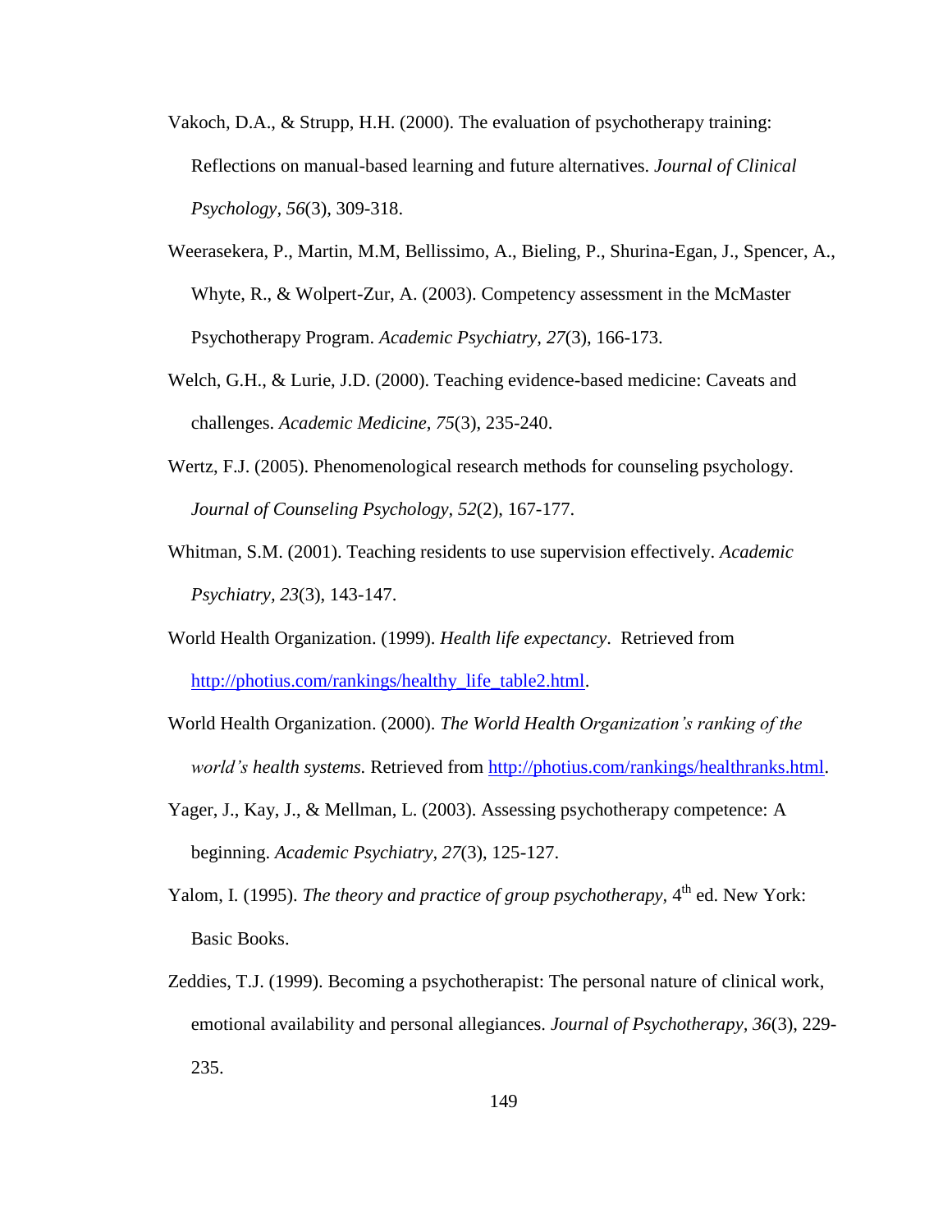Vakoch, D.A., & Strupp, H.H. (2000). The evaluation of psychotherapy training: Reflections on manual-based learning and future alternatives. *Journal of Clinical Psychology*, *56*(3), 309-318.

Weerasekera, P., Martin, M.M, Bellissimo, A., Bieling, P., Shurina-Egan, J., Spencer, A., Whyte, R., & Wolpert-Zur, A. (2003). Competency assessment in the McMaster Psychotherapy Program. *Academic Psychiatry*, *27*(3), 166-173.

Welch, G.H., & Lurie, J.D. (2000). Teaching evidence-based medicine: Caveats and challenges. *Academic Medicine*, *75*(3), 235-240.

Wertz, F.J. (2005). Phenomenological research methods for counseling psychology. *Journal of Counseling Psychology*, *52*(2), 167-177.

Whitman, S.M. (2001). Teaching residents to use supervision effectively. *Academic Psychiatry*, *23*(3), 143-147.

World Health Organization. (1999). *Health life expectancy*. Retrieved from http://photius.com/rankings/healthy_life_table2.html.

World Health Organization. (2000). *The World Health Organization's ranking of the world's health systems.* Retrieved from http://photius.com/rankings/healthranks.html.

Yager, J., Kay, J., & Mellman, L. (2003). Assessing psychotherapy competence: A beginning. *Academic Psychiatry*, *27*(3), 125-127.

Yalom, I. (1995). *The theory and practice of group psychotherapy*, 4th ed. New York: Basic Books.

Zeddies, T.J. (1999). Becoming a psychotherapist: The personal nature of clinical work, emotional availability and personal allegiances. *Journal of Psychotherapy*, *36*(3), 229-235.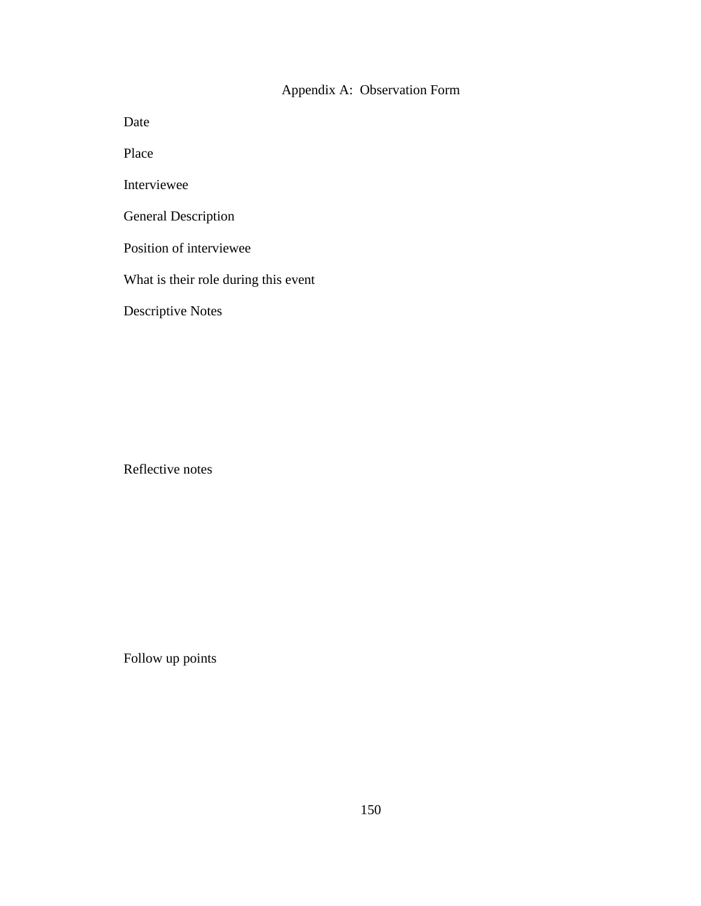# Appendix A: Observation Form

Date

Place

Interviewee

General Description

Position of interviewee

What is their role during this event

Descriptive Notes

Reflective notes

Follow up points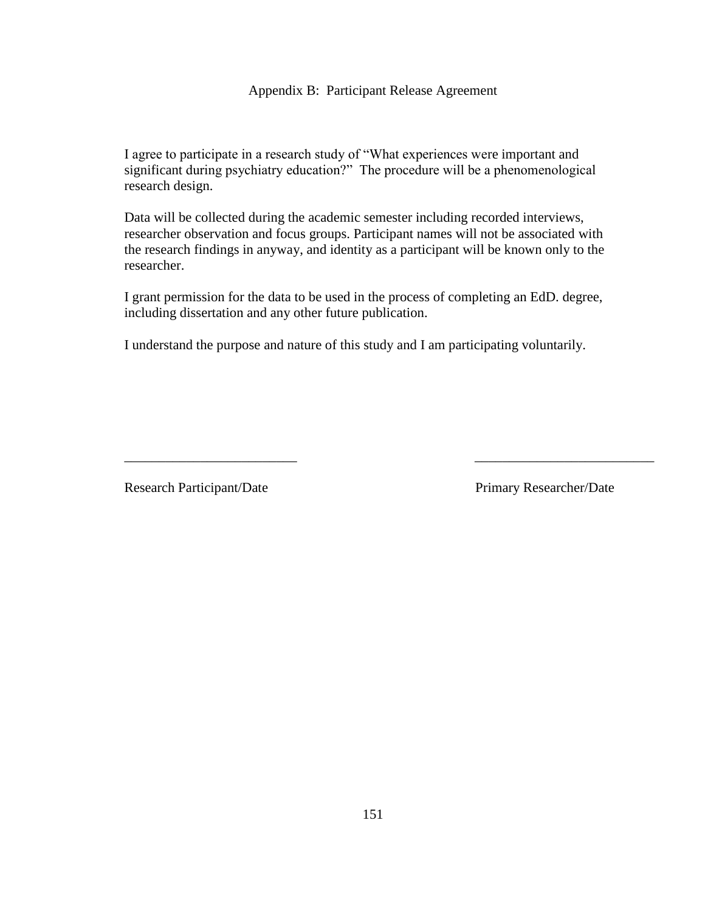# Appendix B: Participant Release Agreement

I agree to participate in a research study of "What experiences were important and significant during psychiatry education?" The procedure will be a phenomenological research design.

Data will be collected during the academic semester including recorded interviews, researcher observation and focus groups. Participant names will not be associated with the research findings in anyway, and identity as a participant will be known only to the researcher.

I grant permission for the data to be used in the process of completing an EdD. degree, including dissertation and any other future publication.

I understand the purpose and nature of this study and I am participating voluntarily.

_________________________ _________________________

Research Participant/Date Primary Researcher/Date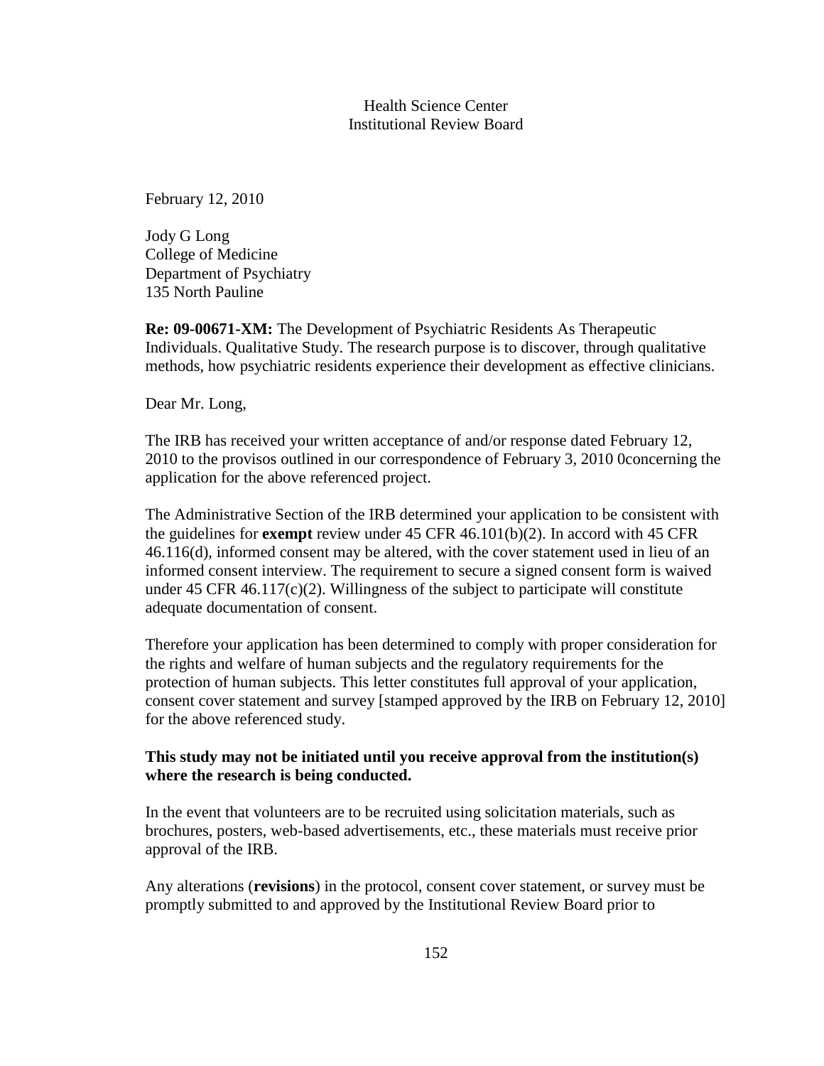Health Science Center
Institutional Review Board

February 12, 2010

Jody G Long
College of Medicine
Department of Psychiatry
135 North Pauline

**Re: 09-00671-XM:** The Development of Psychiatric Residents As Therapeutic Individuals. Qualitative Study. The research purpose is to discover, through qualitative methods, how psychiatric residents experience their development as effective clinicians.

Dear Mr. Long,

The IRB has received your written acceptance of and/or response dated February 12, 2010 to the provisos outlined in our correspondence of February 3, 2010 0concerning the application for the above referenced project.

The Administrative Section of the IRB determined your application to be consistent with the guidelines for **exempt** review under 45 CFR 46.101(b)(2). In accord with 45 CFR 46.116(d), informed consent may be altered, with the cover statement used in lieu of an informed consent interview. The requirement to secure a signed consent form is waived under 45 CFR 46.117(c)(2). Willingness of the subject to participate will constitute adequate documentation of consent.

Therefore your application has been determined to comply with proper consideration for the rights and welfare of human subjects and the regulatory requirements for the protection of human subjects. This letter constitutes full approval of your application, consent cover statement and survey [stamped approved by the IRB on February 12, 2010] for the above referenced study.

**This study may not be initiated until you receive approval from the institution(s) where the research is being conducted.**

In the event that volunteers are to be recruited using solicitation materials, such as brochures, posters, web-based advertisements, etc., these materials must receive prior approval of the IRB.

Any alterations (**revisions**) in the protocol, consent cover statement, or survey must be promptly submitted to and approved by the Institutional Review Board prior to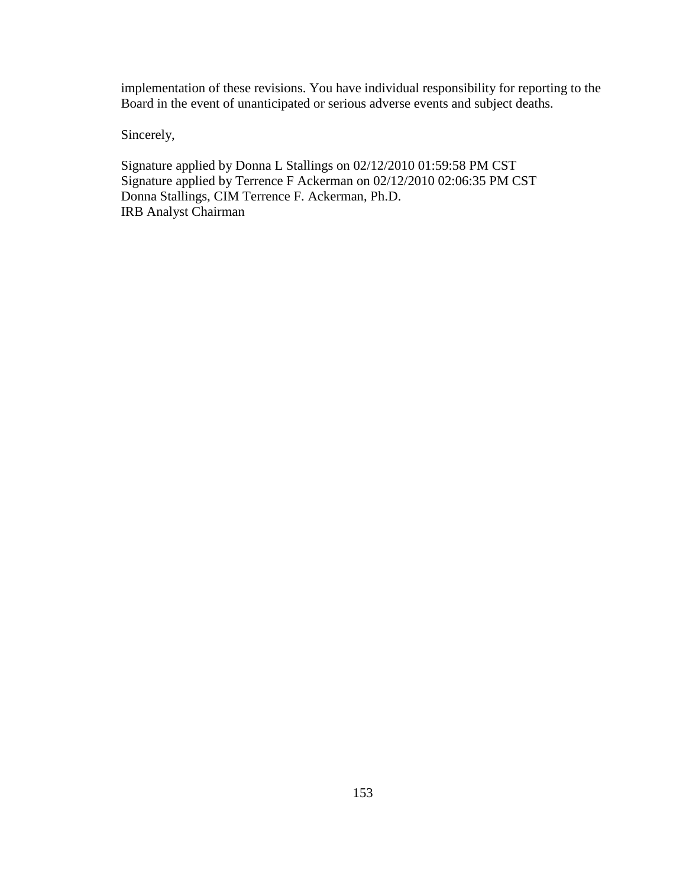implementation of these revisions. You have individual responsibility for reporting to the Board in the event of unanticipated or serious adverse events and subject deaths.

Sincerely,

Signature applied by Donna L Stallings on 02/12/2010 01:59:58 PM CST
Signature applied by Terrence F Ackerman on 02/12/2010 02:06:35 PM CST
Donna Stallings, CIM Terrence F. Ackerman, Ph.D.
IRB Analyst Chairman